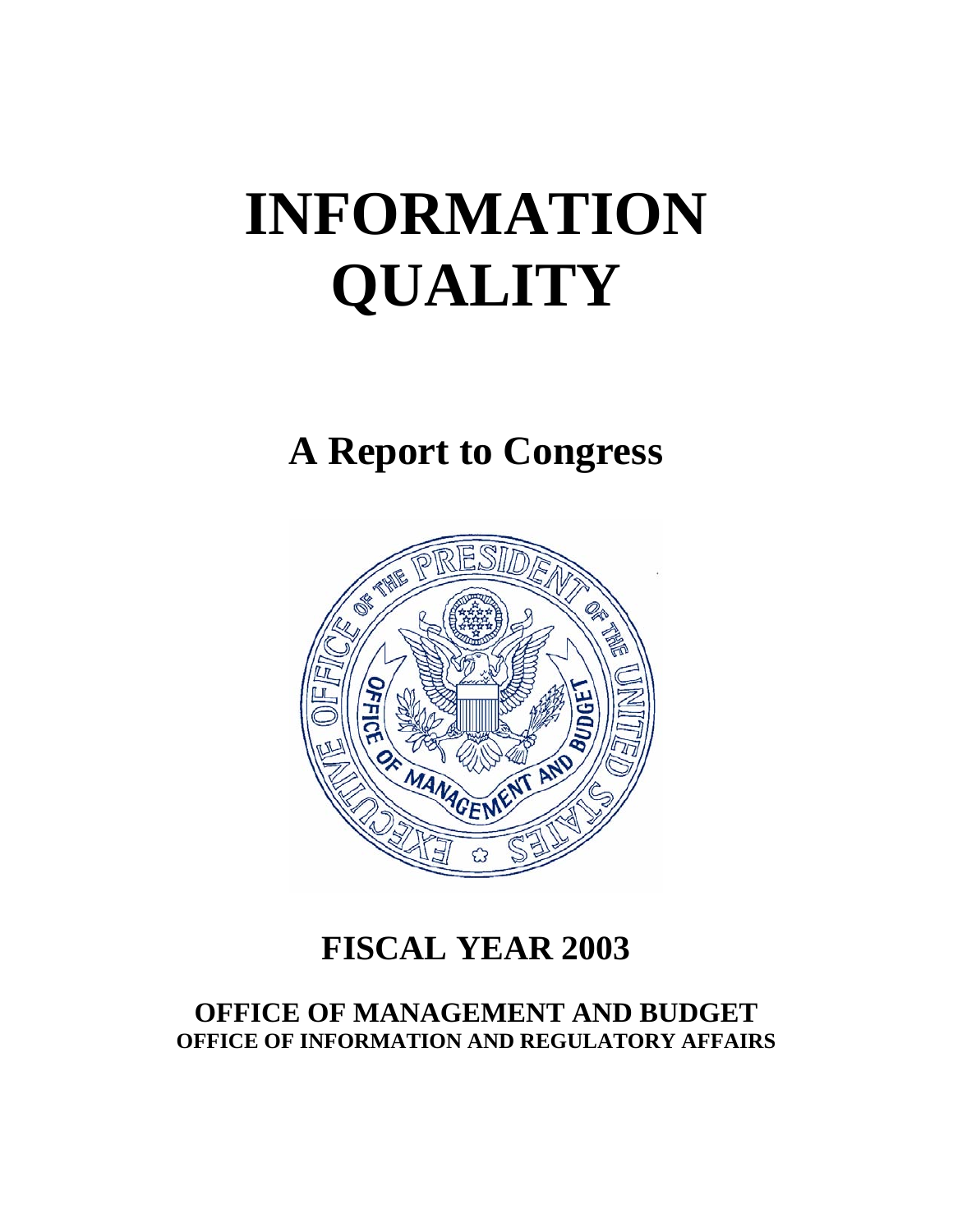# INFORMATION QUALITY

## A Report to Congress

## FISCAL YEAR 2003

**OFFICE OF MANAGEMENT AND BUDGET**
**OFFICE OF INFORMATION AND REGULATORY AFFAIRS**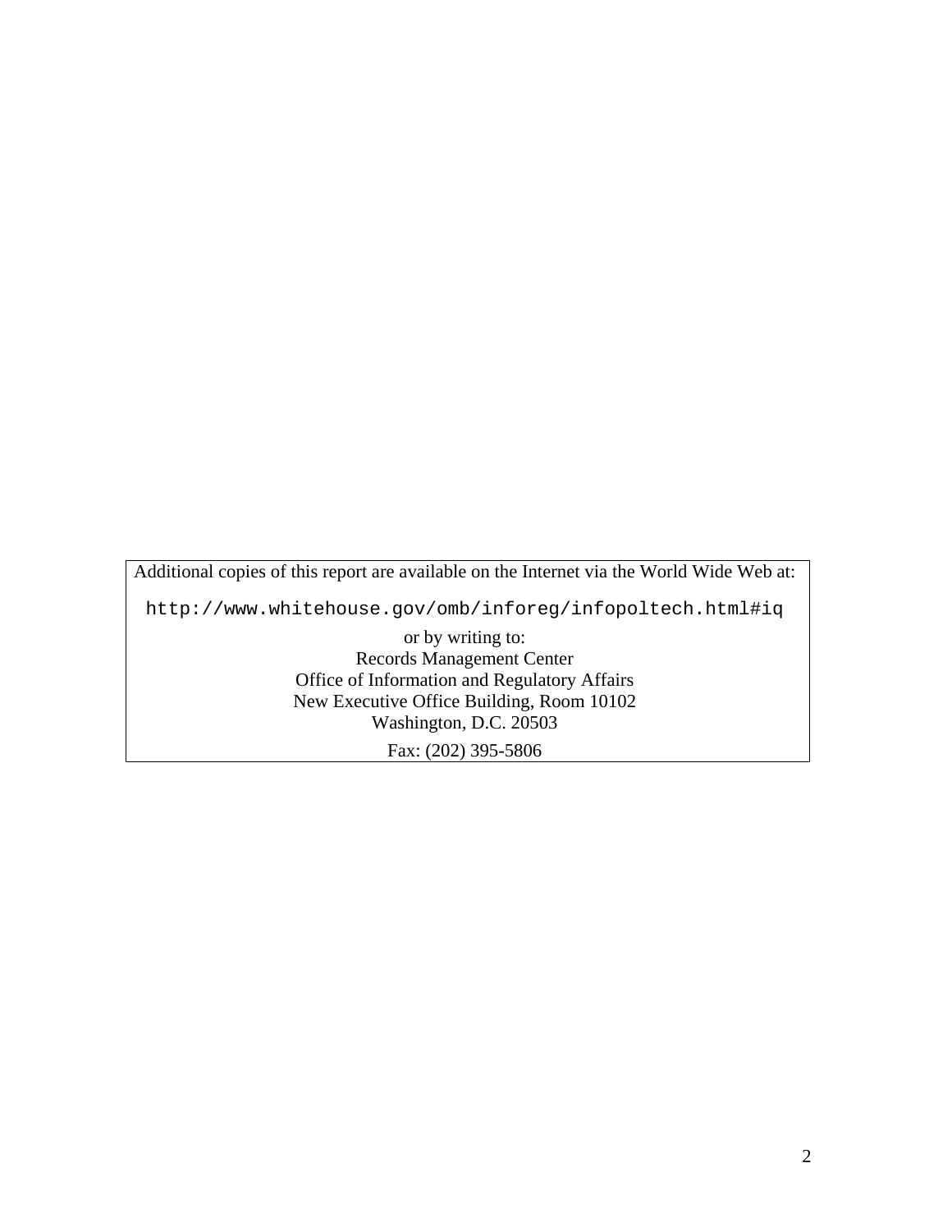Additional copies of this report are available on the Internet via the World Wide Web at:

http://www.whitehouse.gov/omb/inforeg/infopoltech.html#iq

or by writing to:
Records Management Center
Office of Information and Regulatory Affairs
New Executive Office Building, Room 10102
Washington, D.C. 20503

Fax: (202) 395-5806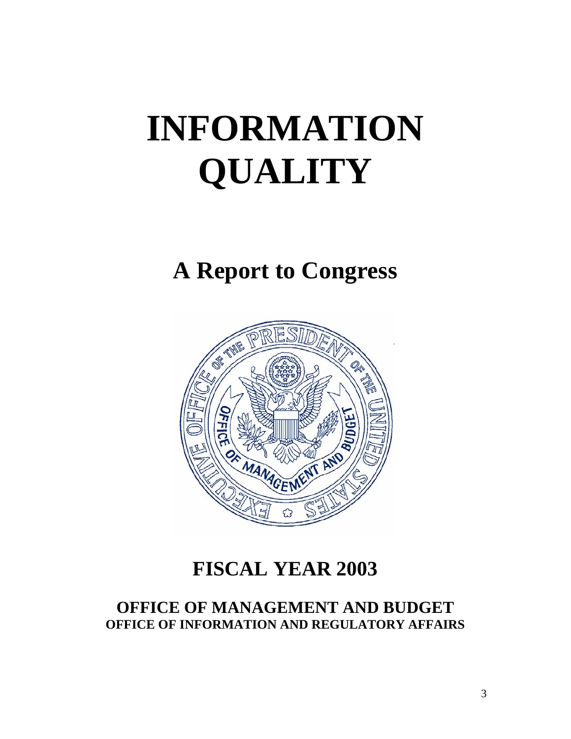# INFORMATION QUALITY

## A Report to Congress

## FISCAL YEAR 2003

**OFFICE OF MANAGEMENT AND BUDGET**
**OFFICE OF INFORMATION AND REGULATORY AFFAIRS**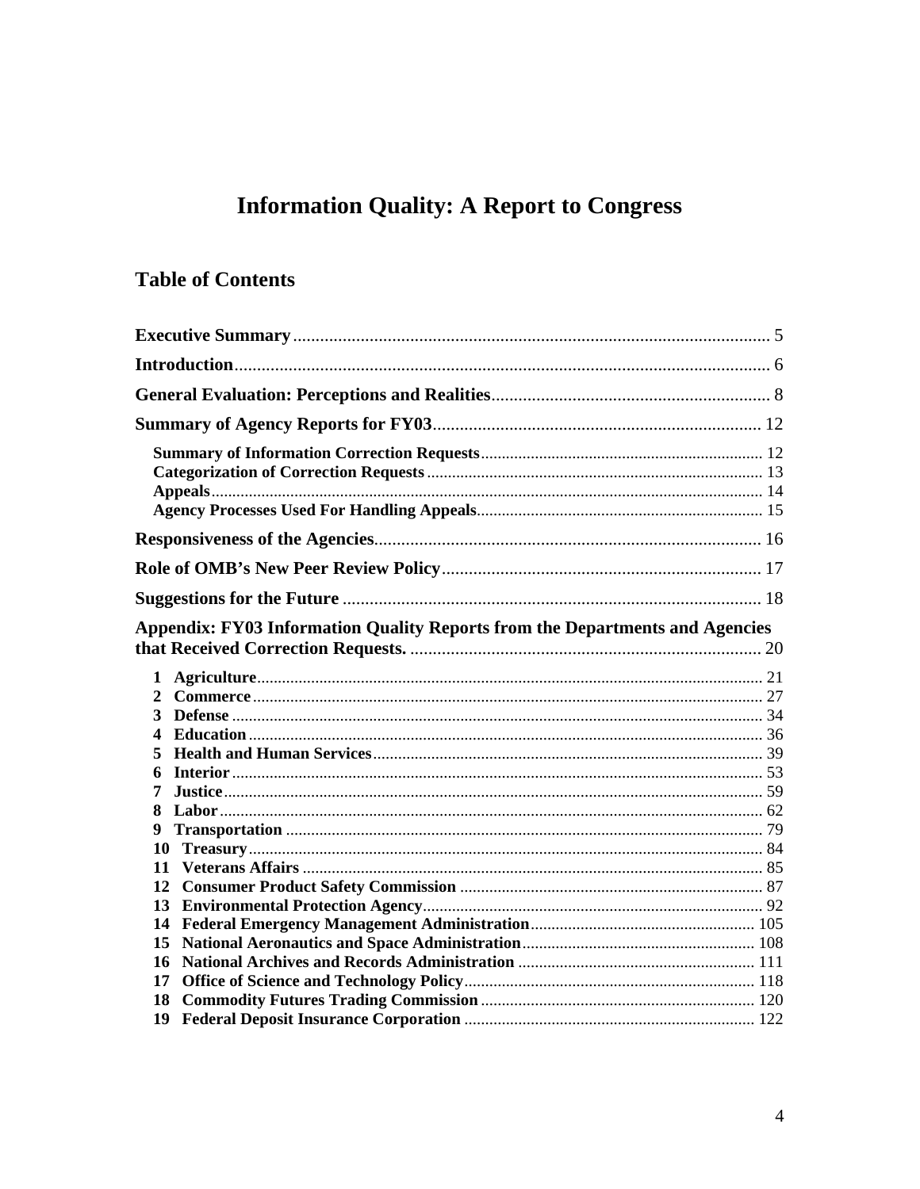# Information Quality: A Report to Congress

## Table of Contents

**Executive Summary** .......... 5

**Introduction** .......... 6

**General Evaluation: Perceptions and Realities** .......... 8

**Summary of Agency Reports for FY03** .......... 12

- **Summary of Information Correction Requests** .......... 12
- **Categorization of Correction Requests** .......... 13
- **Appeals** .......... 14
- **Agency Processes Used For Handling Appeals** .......... 15

**Responsiveness of the Agencies** .......... 16

**Role of OMB's New Peer Review Policy** .......... 17

**Suggestions for the Future** .......... 18

**Appendix: FY03 Information Quality Reports from the Departments and Agencies that Received Correction Requests.** .......... 20

1. **Agriculture** .......... 21
2. **Commerce** .......... 27
3. **Defense** .......... 34
4. **Education** .......... 36
5. **Health and Human Services** .......... 39
6. **Interior** .......... 53
7. **Justice** .......... 59
8. **Labor** .......... 62
9. **Transportation** .......... 79
10. **Treasury** .......... 84
11. **Veterans Affairs** .......... 85
12. **Consumer Product Safety Commission** .......... 87
13. **Environmental Protection Agency** .......... 92
14. **Federal Emergency Management Administration** .......... 105
15. **National Aeronautics and Space Administration** .......... 108
16. **National Archives and Records Administration** .......... 111
17. **Office of Science and Technology Policy** .......... 118
18. **Commodity Futures Trading Commission** .......... 120
19. **Federal Deposit Insurance Corporation** .......... 122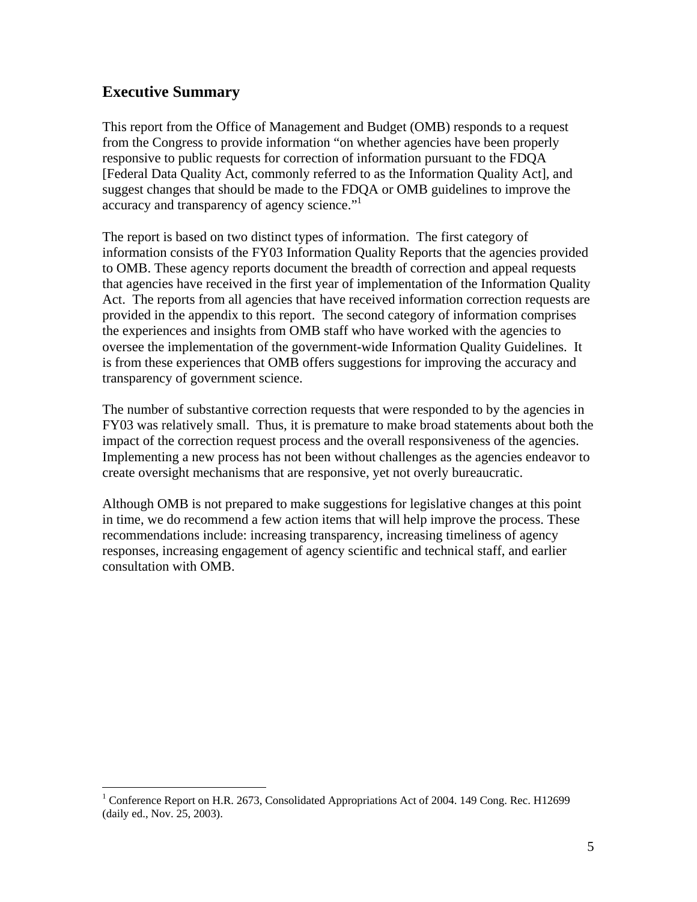## Executive Summary

This report from the Office of Management and Budget (OMB) responds to a request from the Congress to provide information "on whether agencies have been properly responsive to public requests for correction of information pursuant to the FDQA [Federal Data Quality Act, commonly referred to as the Information Quality Act], and suggest changes that should be made to the FDQA or OMB guidelines to improve the accuracy and transparency of agency science."[1]

The report is based on two distinct types of information. The first category of information consists of the FY03 Information Quality Reports that the agencies provided to OMB. These agency reports document the breadth of correction and appeal requests that agencies have received in the first year of implementation of the Information Quality Act. The reports from all agencies that have received information correction requests are provided in the appendix to this report. The second category of information comprises the experiences and insights from OMB staff who have worked with the agencies to oversee the implementation of the government-wide Information Quality Guidelines. It is from these experiences that OMB offers suggestions for improving the accuracy and transparency of government science.

The number of substantive correction requests that were responded to by the agencies in FY03 was relatively small. Thus, it is premature to make broad statements about both the impact of the correction request process and the overall responsiveness of the agencies. Implementing a new process has not been without challenges as the agencies endeavor to create oversight mechanisms that are responsive, yet not overly bureaucratic.

Although OMB is not prepared to make suggestions for legislative changes at this point in time, we do recommend a few action items that will help improve the process. These recommendations include: increasing transparency, increasing timeliness of agency responses, increasing engagement of agency scientific and technical staff, and earlier consultation with OMB.

---

[1] Conference Report on H.R. 2673, Consolidated Appropriations Act of 2004. 149 Cong. Rec. H12699 (daily ed., Nov. 25, 2003).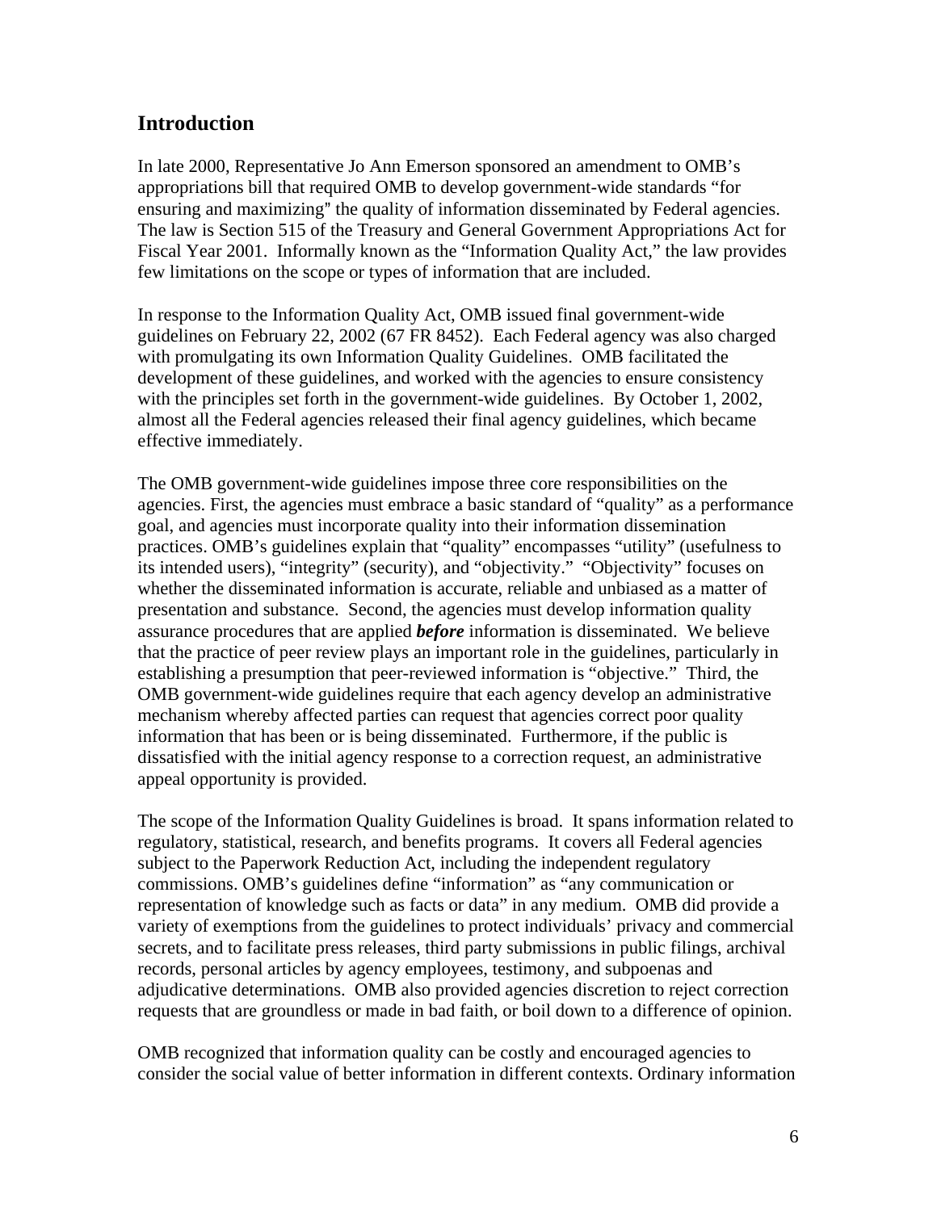## Introduction

In late 2000, Representative Jo Ann Emerson sponsored an amendment to OMB's appropriations bill that required OMB to develop government-wide standards "for ensuring and maximizing" the quality of information disseminated by Federal agencies. The law is Section 515 of the Treasury and General Government Appropriations Act for Fiscal Year 2001. Informally known as the "Information Quality Act," the law provides few limitations on the scope or types of information that are included.

In response to the Information Quality Act, OMB issued final government-wide guidelines on February 22, 2002 (67 FR 8452). Each Federal agency was also charged with promulgating its own Information Quality Guidelines. OMB facilitated the development of these guidelines, and worked with the agencies to ensure consistency with the principles set forth in the government-wide guidelines. By October 1, 2002, almost all the Federal agencies released their final agency guidelines, which became effective immediately.

The OMB government-wide guidelines impose three core responsibilities on the agencies. First, the agencies must embrace a basic standard of "quality" as a performance goal, and agencies must incorporate quality into their information dissemination practices. OMB's guidelines explain that "quality" encompasses "utility" (usefulness to its intended users), "integrity" (security), and "objectivity." "Objectivity" focuses on whether the disseminated information is accurate, reliable and unbiased as a matter of presentation and substance. Second, the agencies must develop information quality assurance procedures that are applied ***before*** information is disseminated. We believe that the practice of peer review plays an important role in the guidelines, particularly in establishing a presumption that peer-reviewed information is "objective." Third, the OMB government-wide guidelines require that each agency develop an administrative mechanism whereby affected parties can request that agencies correct poor quality information that has been or is being disseminated. Furthermore, if the public is dissatisfied with the initial agency response to a correction request, an administrative appeal opportunity is provided.

The scope of the Information Quality Guidelines is broad. It spans information related to regulatory, statistical, research, and benefits programs. It covers all Federal agencies subject to the Paperwork Reduction Act, including the independent regulatory commissions. OMB's guidelines define "information" as "any communication or representation of knowledge such as facts or data" in any medium. OMB did provide a variety of exemptions from the guidelines to protect individuals' privacy and commercial secrets, and to facilitate press releases, third party submissions in public filings, archival records, personal articles by agency employees, testimony, and subpoenas and adjudicative determinations. OMB also provided agencies discretion to reject correction requests that are groundless or made in bad faith, or boil down to a difference of opinion.

OMB recognized that information quality can be costly and encouraged agencies to consider the social value of better information in different contexts. Ordinary information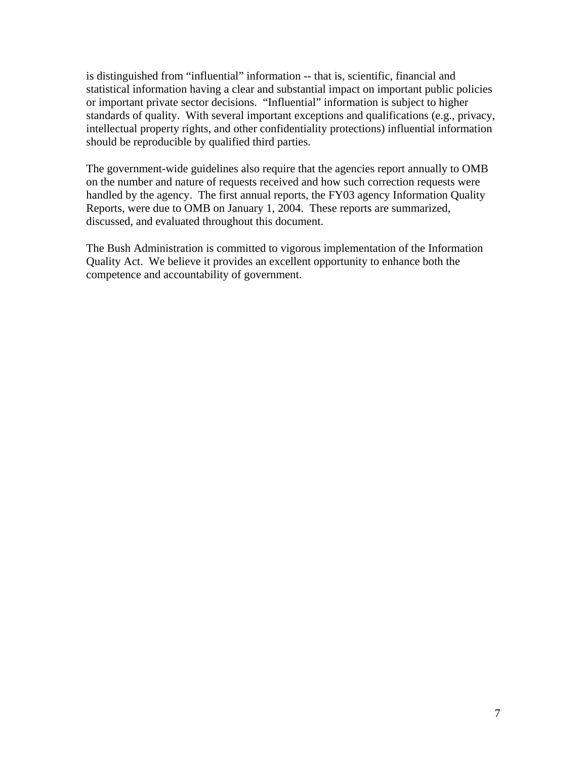is distinguished from "influential" information -- that is, scientific, financial and statistical information having a clear and substantial impact on important public policies or important private sector decisions. "Influential" information is subject to higher standards of quality. With several important exceptions and qualifications (e.g., privacy, intellectual property rights, and other confidentiality protections) influential information should be reproducible by qualified third parties.

The government-wide guidelines also require that the agencies report annually to OMB on the number and nature of requests received and how such correction requests were handled by the agency. The first annual reports, the FY03 agency Information Quality Reports, were due to OMB on January 1, 2004. These reports are summarized, discussed, and evaluated throughout this document.

The Bush Administration is committed to vigorous implementation of the Information Quality Act. We believe it provides an excellent opportunity to enhance both the competence and accountability of government.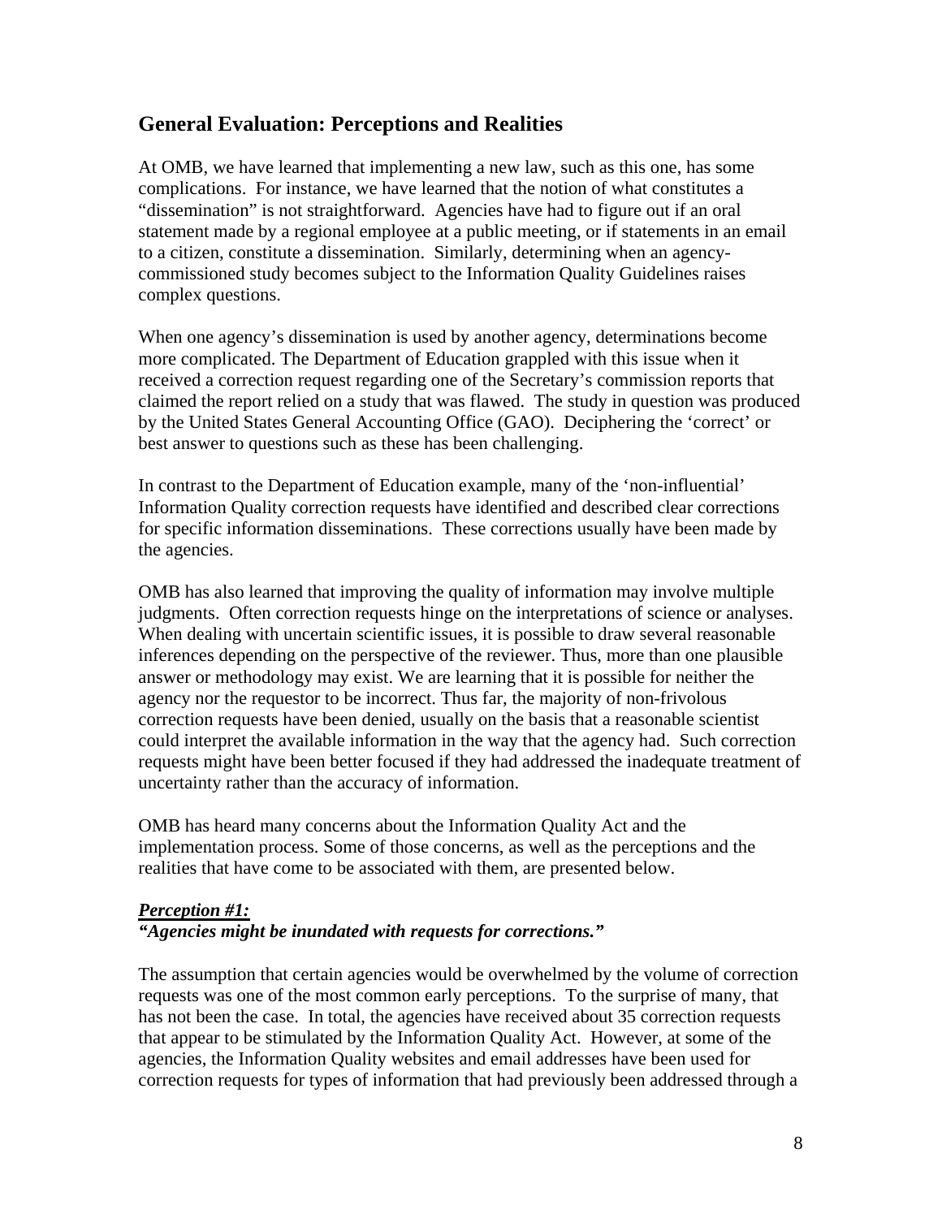## General Evaluation: Perceptions and Realities

At OMB, we have learned that implementing a new law, such as this one, has some complications. For instance, we have learned that the notion of what constitutes a "dissemination" is not straightforward. Agencies have had to figure out if an oral statement made by a regional employee at a public meeting, or if statements in an email to a citizen, constitute a dissemination. Similarly, determining when an agency-commissioned study becomes subject to the Information Quality Guidelines raises complex questions.

When one agency's dissemination is used by another agency, determinations become more complicated. The Department of Education grappled with this issue when it received a correction request regarding one of the Secretary's commission reports that claimed the report relied on a study that was flawed. The study in question was produced by the United States General Accounting Office (GAO). Deciphering the 'correct' or best answer to questions such as these has been challenging.

In contrast to the Department of Education example, many of the 'non-influential' Information Quality correction requests have identified and described clear corrections for specific information disseminations. These corrections usually have been made by the agencies.

OMB has also learned that improving the quality of information may involve multiple judgments. Often correction requests hinge on the interpretations of science or analyses. When dealing with uncertain scientific issues, it is possible to draw several reasonable inferences depending on the perspective of the reviewer. Thus, more than one plausible answer or methodology may exist. We are learning that it is possible for neither the agency nor the requestor to be incorrect. Thus far, the majority of non-frivolous correction requests have been denied, usually on the basis that a reasonable scientist could interpret the available information in the way that the agency had. Such correction requests might have been better focused if they had addressed the inadequate treatment of uncertainty rather than the accuracy of information.

OMB has heard many concerns about the Information Quality Act and the implementation process. Some of those concerns, as well as the perceptions and the realities that have come to be associated with them, are presented below.

***Perception #1:***
***"Agencies might be inundated with requests for corrections."***

The assumption that certain agencies would be overwhelmed by the volume of correction requests was one of the most common early perceptions. To the surprise of many, that has not been the case. In total, the agencies have received about 35 correction requests that appear to be stimulated by the Information Quality Act. However, at some of the agencies, the Information Quality websites and email addresses have been used for correction requests for types of information that had previously been addressed through a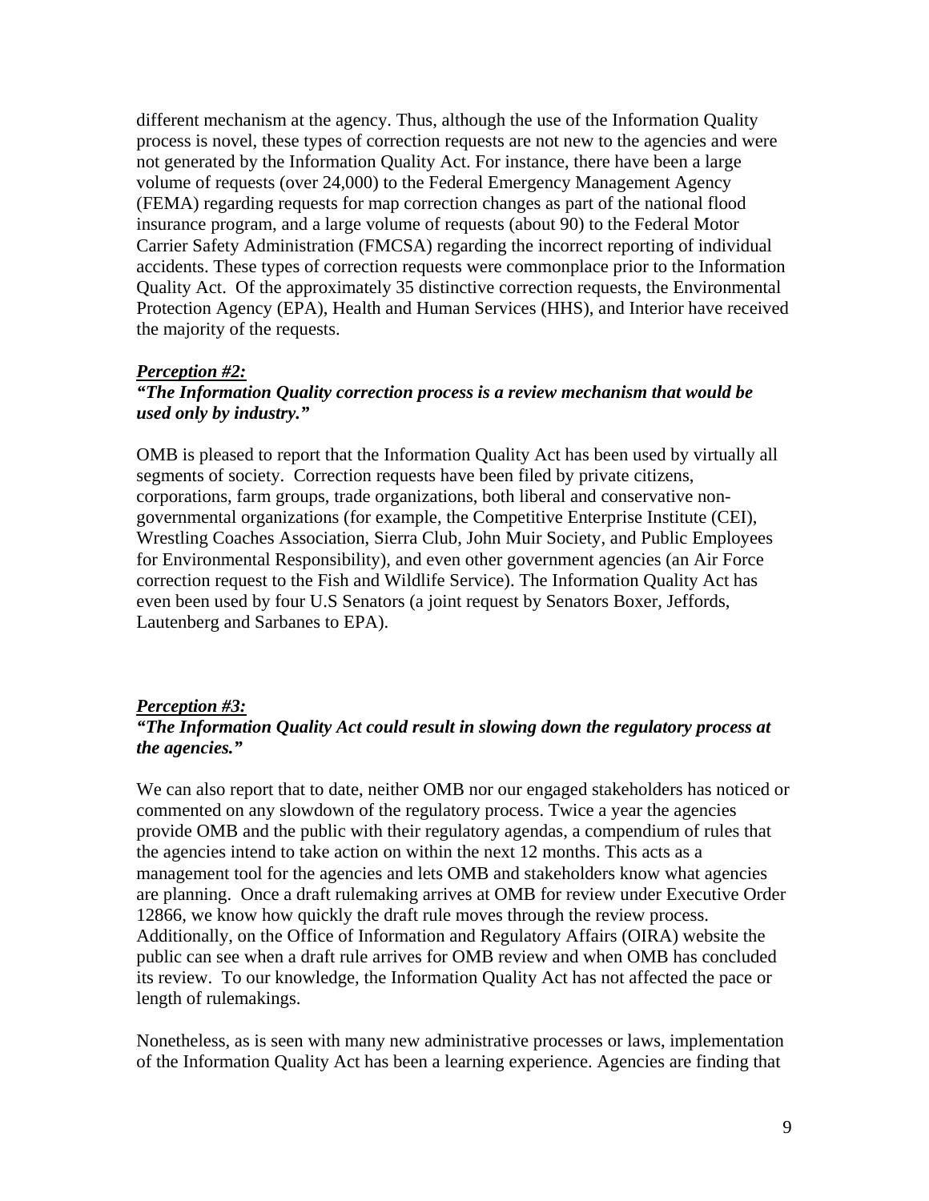different mechanism at the agency. Thus, although the use of the Information Quality process is novel, these types of correction requests are not new to the agencies and were not generated by the Information Quality Act. For instance, there have been a large volume of requests (over 24,000) to the Federal Emergency Management Agency (FEMA) regarding requests for map correction changes as part of the national flood insurance program, and a large volume of requests (about 90) to the Federal Motor Carrier Safety Administration (FMCSA) regarding the incorrect reporting of individual accidents. These types of correction requests were commonplace prior to the Information Quality Act. Of the approximately 35 distinctive correction requests, the Environmental Protection Agency (EPA), Health and Human Services (HHS), and Interior have received the majority of the requests.

***Perception #2:***

***"The Information Quality correction process is a review mechanism that would be used only by industry."***

OMB is pleased to report that the Information Quality Act has been used by virtually all segments of society. Correction requests have been filed by private citizens, corporations, farm groups, trade organizations, both liberal and conservative non-governmental organizations (for example, the Competitive Enterprise Institute (CEI), Wrestling Coaches Association, Sierra Club, John Muir Society, and Public Employees for Environmental Responsibility), and even other government agencies (an Air Force correction request to the Fish and Wildlife Service). The Information Quality Act has even been used by four U.S Senators (a joint request by Senators Boxer, Jeffords, Lautenberg and Sarbanes to EPA).

***Perception #3:***

***"The Information Quality Act could result in slowing down the regulatory process at the agencies."***

We can also report that to date, neither OMB nor our engaged stakeholders has noticed or commented on any slowdown of the regulatory process. Twice a year the agencies provide OMB and the public with their regulatory agendas, a compendium of rules that the agencies intend to take action on within the next 12 months. This acts as a management tool for the agencies and lets OMB and stakeholders know what agencies are planning. Once a draft rulemaking arrives at OMB for review under Executive Order 12866, we know how quickly the draft rule moves through the review process. Additionally, on the Office of Information and Regulatory Affairs (OIRA) website the public can see when a draft rule arrives for OMB review and when OMB has concluded its review. To our knowledge, the Information Quality Act has not affected the pace or length of rulemakings.

Nonetheless, as is seen with many new administrative processes or laws, implementation of the Information Quality Act has been a learning experience. Agencies are finding that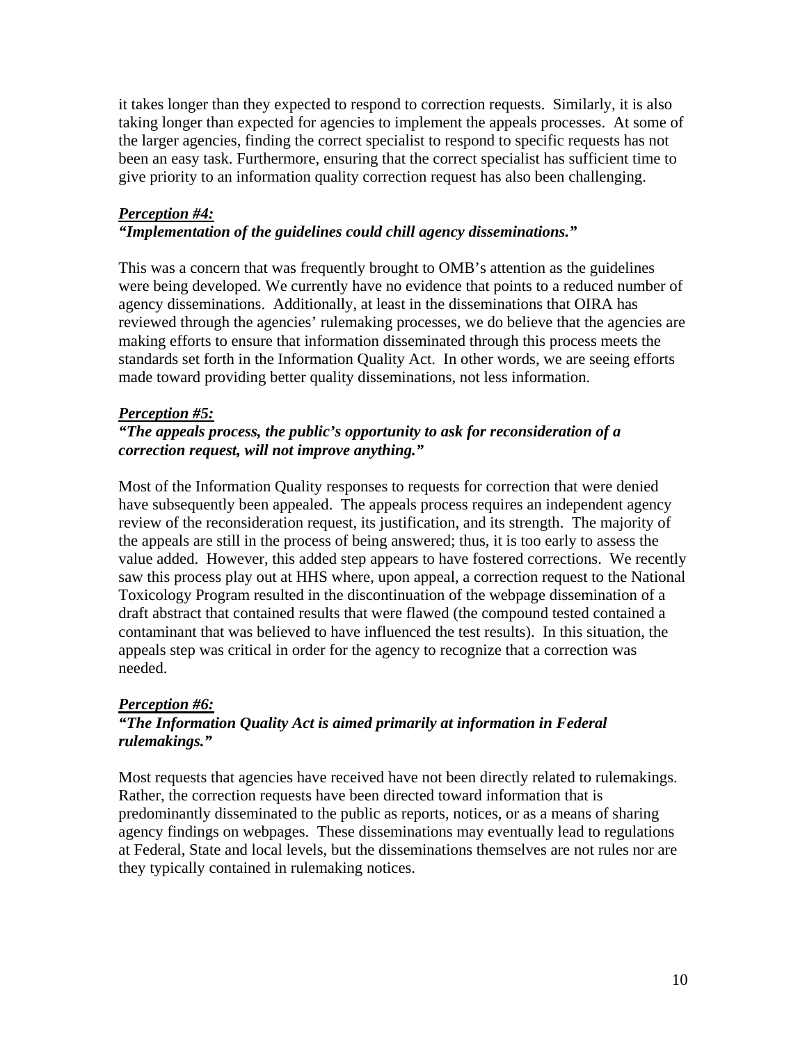it takes longer than they expected to respond to correction requests. Similarly, it is also taking longer than expected for agencies to implement the appeals processes. At some of the larger agencies, finding the correct specialist to respond to specific requests has not been an easy task. Furthermore, ensuring that the correct specialist has sufficient time to give priority to an information quality correction request has also been challenging.

***Perception #4:***
***"Implementation of the guidelines could chill agency disseminations."***

This was a concern that was frequently brought to OMB's attention as the guidelines were being developed. We currently have no evidence that points to a reduced number of agency disseminations. Additionally, at least in the disseminations that OIRA has reviewed through the agencies' rulemaking processes, we do believe that the agencies are making efforts to ensure that information disseminated through this process meets the standards set forth in the Information Quality Act. In other words, we are seeing efforts made toward providing better quality disseminations, not less information.

***Perception #5:***
***"The appeals process, the public's opportunity to ask for reconsideration of a correction request, will not improve anything."***

Most of the Information Quality responses to requests for correction that were denied have subsequently been appealed. The appeals process requires an independent agency review of the reconsideration request, its justification, and its strength. The majority of the appeals are still in the process of being answered; thus, it is too early to assess the value added. However, this added step appears to have fostered corrections. We recently saw this process play out at HHS where, upon appeal, a correction request to the National Toxicology Program resulted in the discontinuation of the webpage dissemination of a draft abstract that contained results that were flawed (the compound tested contained a contaminant that was believed to have influenced the test results). In this situation, the appeals step was critical in order for the agency to recognize that a correction was needed.

***Perception #6:***
***"The Information Quality Act is aimed primarily at information in Federal rulemakings."***

Most requests that agencies have received have not been directly related to rulemakings. Rather, the correction requests have been directed toward information that is predominantly disseminated to the public as reports, notices, or as a means of sharing agency findings on webpages. These disseminations may eventually lead to regulations at Federal, State and local levels, but the disseminations themselves are not rules nor are they typically contained in rulemaking notices.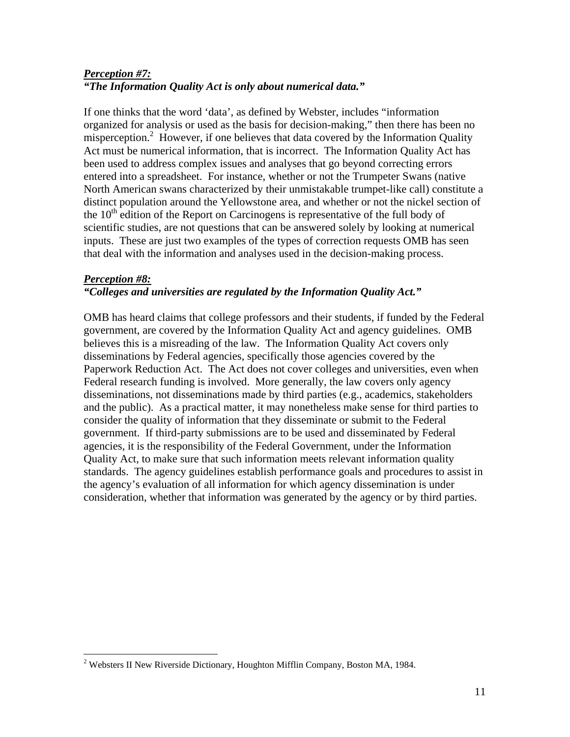***Perception #7:***
***"The Information Quality Act is only about numerical data."***

If one thinks that the word 'data', as defined by Webster, includes "information organized for analysis or used as the basis for decision-making," then there has been no misperception.[2] However, if one believes that data covered by the Information Quality Act must be numerical information, that is incorrect. The Information Quality Act has been used to address complex issues and analyses that go beyond correcting errors entered into a spreadsheet. For instance, whether or not the Trumpeter Swans (native North American swans characterized by their unmistakable trumpet-like call) constitute a distinct population around the Yellowstone area, and whether or not the nickel section of the 10th edition of the Report on Carcinogens is representative of the full body of scientific studies, are not questions that can be answered solely by looking at numerical inputs. These are just two examples of the types of correction requests OMB has seen that deal with the information and analyses used in the decision-making process.

***Perception #8:***
***"Colleges and universities are regulated by the Information Quality Act."***

OMB has heard claims that college professors and their students, if funded by the Federal government, are covered by the Information Quality Act and agency guidelines. OMB believes this is a misreading of the law. The Information Quality Act covers only disseminations by Federal agencies, specifically those agencies covered by the Paperwork Reduction Act. The Act does not cover colleges and universities, even when Federal research funding is involved. More generally, the law covers only agency disseminations, not disseminations made by third parties (e.g., academics, stakeholders and the public). As a practical matter, it may nonetheless make sense for third parties to consider the quality of information that they disseminate or submit to the Federal government. If third-party submissions are to be used and disseminated by Federal agencies, it is the responsibility of the Federal Government, under the Information Quality Act, to make sure that such information meets relevant information quality standards. The agency guidelines establish performance goals and procedures to assist in the agency's evaluation of all information for which agency dissemination is under consideration, whether that information was generated by the agency or by third parties.

[2] Websters II New Riverside Dictionary, Houghton Mifflin Company, Boston MA, 1984.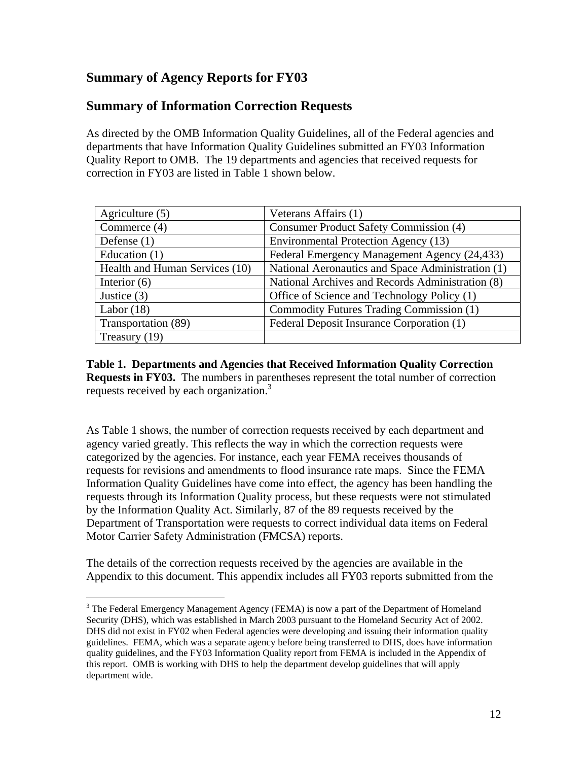## Summary of Agency Reports for FY03

## Summary of Information Correction Requests

As directed by the OMB Information Quality Guidelines, all of the Federal agencies and departments that have Information Quality Guidelines submitted an FY03 Information Quality Report to OMB. The 19 departments and agencies that received requests for correction in FY03 are listed in Table 1 shown below.

| | |
|---|---|
| Agriculture (5) | Veterans Affairs (1) |
| Commerce (4) | Consumer Product Safety Commission (4) |
| Defense (1) | Environmental Protection Agency (13) |
| Education (1) | Federal Emergency Management Agency (24,433) |
| Health and Human Services (10) | National Aeronautics and Space Administration (1) |
| Interior (6) | National Archives and Records Administration (8) |
| Justice (3) | Office of Science and Technology Policy (1) |
| Labor (18) | Commodity Futures Trading Commission (1) |
| Transportation (89) | Federal Deposit Insurance Corporation (1) |
| Treasury (19) | |

**Table 1. Departments and Agencies that Received Information Quality Correction Requests in FY03.** The numbers in parentheses represent the total number of correction requests received by each organization.[3]

As Table 1 shows, the number of correction requests received by each department and agency varied greatly. This reflects the way in which the correction requests were categorized by the agencies. For instance, each year FEMA receives thousands of requests for revisions and amendments to flood insurance rate maps. Since the FEMA Information Quality Guidelines have come into effect, the agency has been handling the requests through its Information Quality process, but these requests were not stimulated by the Information Quality Act. Similarly, 87 of the 89 requests received by the Department of Transportation were requests to correct individual data items on Federal Motor Carrier Safety Administration (FMCSA) reports.

The details of the correction requests received by the agencies are available in the Appendix to this document. This appendix includes all FY03 reports submitted from the

[3] The Federal Emergency Management Agency (FEMA) is now a part of the Department of Homeland Security (DHS), which was established in March 2003 pursuant to the Homeland Security Act of 2002. DHS did not exist in FY02 when Federal agencies were developing and issuing their information quality guidelines. FEMA, which was a separate agency before being transferred to DHS, does have information quality guidelines, and the FY03 Information Quality report from FEMA is included in the Appendix of this report. OMB is working with DHS to help the department develop guidelines that will apply department wide.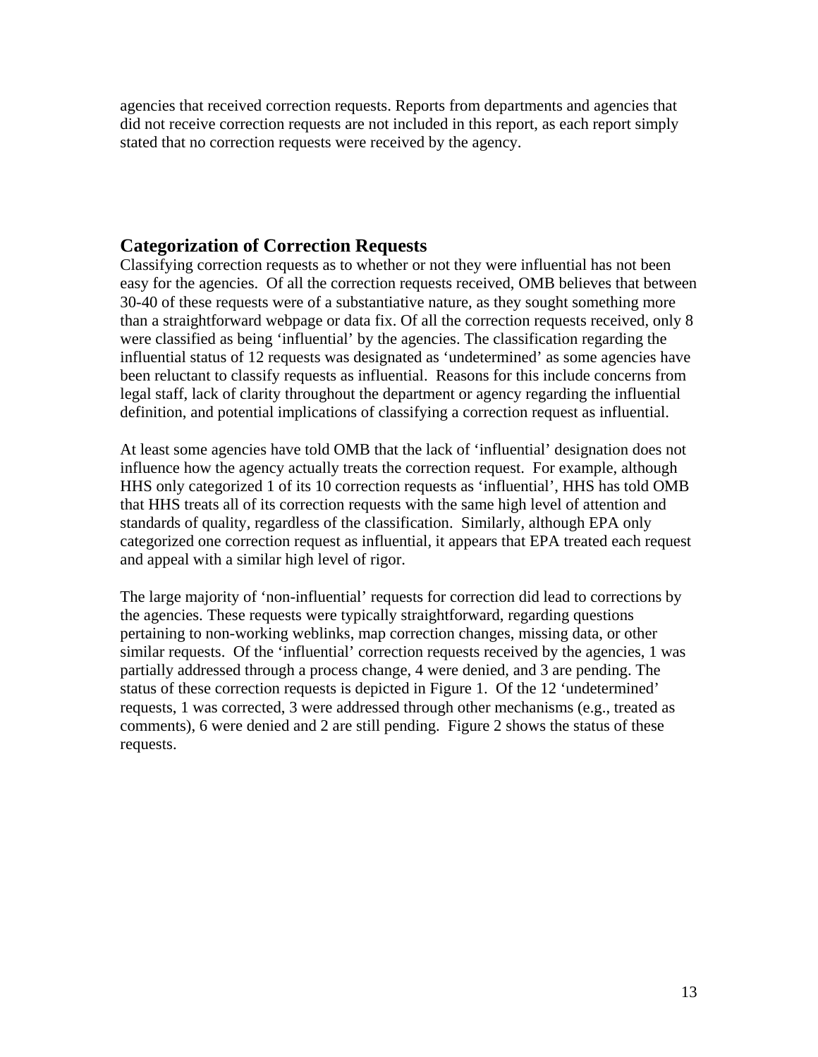agencies that received correction requests. Reports from departments and agencies that did not receive correction requests are not included in this report, as each report simply stated that no correction requests were received by the agency.

## Categorization of Correction Requests

Classifying correction requests as to whether or not they were influential has not been easy for the agencies. Of all the correction requests received, OMB believes that between 30-40 of these requests were of a substantiative nature, as they sought something more than a straightforward webpage or data fix. Of all the correction requests received, only 8 were classified as being 'influential' by the agencies. The classification regarding the influential status of 12 requests was designated as 'undetermined' as some agencies have been reluctant to classify requests as influential. Reasons for this include concerns from legal staff, lack of clarity throughout the department or agency regarding the influential definition, and potential implications of classifying a correction request as influential.

At least some agencies have told OMB that the lack of 'influential' designation does not influence how the agency actually treats the correction request. For example, although HHS only categorized 1 of its 10 correction requests as 'influential', HHS has told OMB that HHS treats all of its correction requests with the same high level of attention and standards of quality, regardless of the classification. Similarly, although EPA only categorized one correction request as influential, it appears that EPA treated each request and appeal with a similar high level of rigor.

The large majority of 'non-influential' requests for correction did lead to corrections by the agencies. These requests were typically straightforward, regarding questions pertaining to non-working weblinks, map correction changes, missing data, or other similar requests. Of the 'influential' correction requests received by the agencies, 1 was partially addressed through a process change, 4 were denied, and 3 are pending. The status of these correction requests is depicted in Figure 1. Of the 12 'undetermined' requests, 1 was corrected, 3 were addressed through other mechanisms (e.g., treated as comments), 6 were denied and 2 are still pending. Figure 2 shows the status of these requests.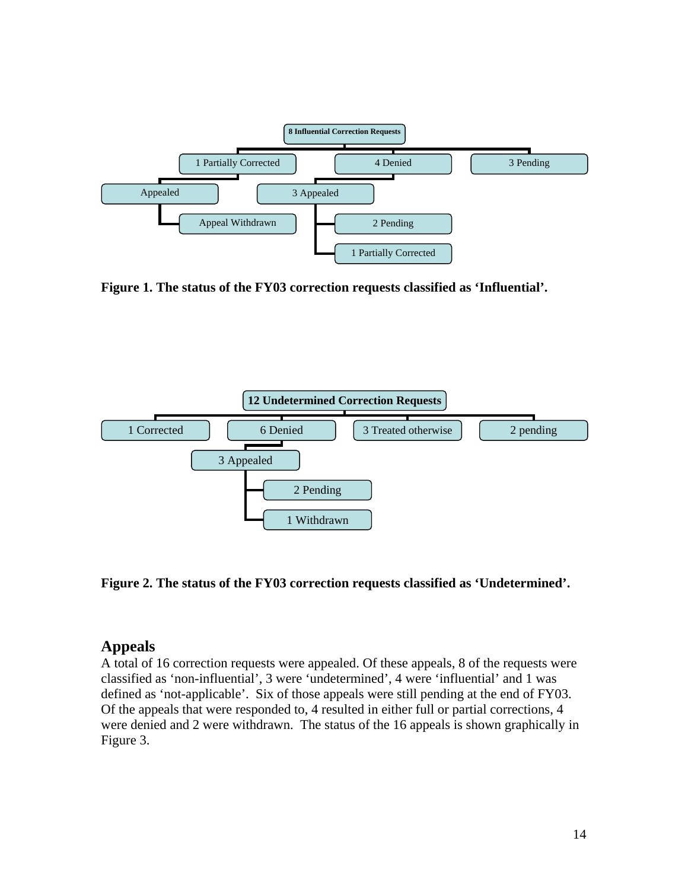8 Influential Correction Requests

1 Partially Corrected

4 Denied

3 Pending

Appealed

3 Appealed

Appeal Withdrawn

2 Pending

1 Partially Corrected

**Figure 1. The status of the FY03 correction requests classified as 'Influential'.**

12 Undetermined Correction Requests

1 Corrected

6 Denied

3 Treated otherwise

2 pending

3 Appealed

2 Pending

1 Withdrawn

**Figure 2. The status of the FY03 correction requests classified as 'Undetermined'.**

## Appeals

A total of 16 correction requests were appealed. Of these appeals, 8 of the requests were classified as 'non-influential', 3 were 'undetermined', 4 were 'influential' and 1 was defined as 'not-applicable'. Six of those appeals were still pending at the end of FY03. Of the appeals that were responded to, 4 resulted in either full or partial corrections, 4 were denied and 2 were withdrawn. The status of the 16 appeals is shown graphically in Figure 3.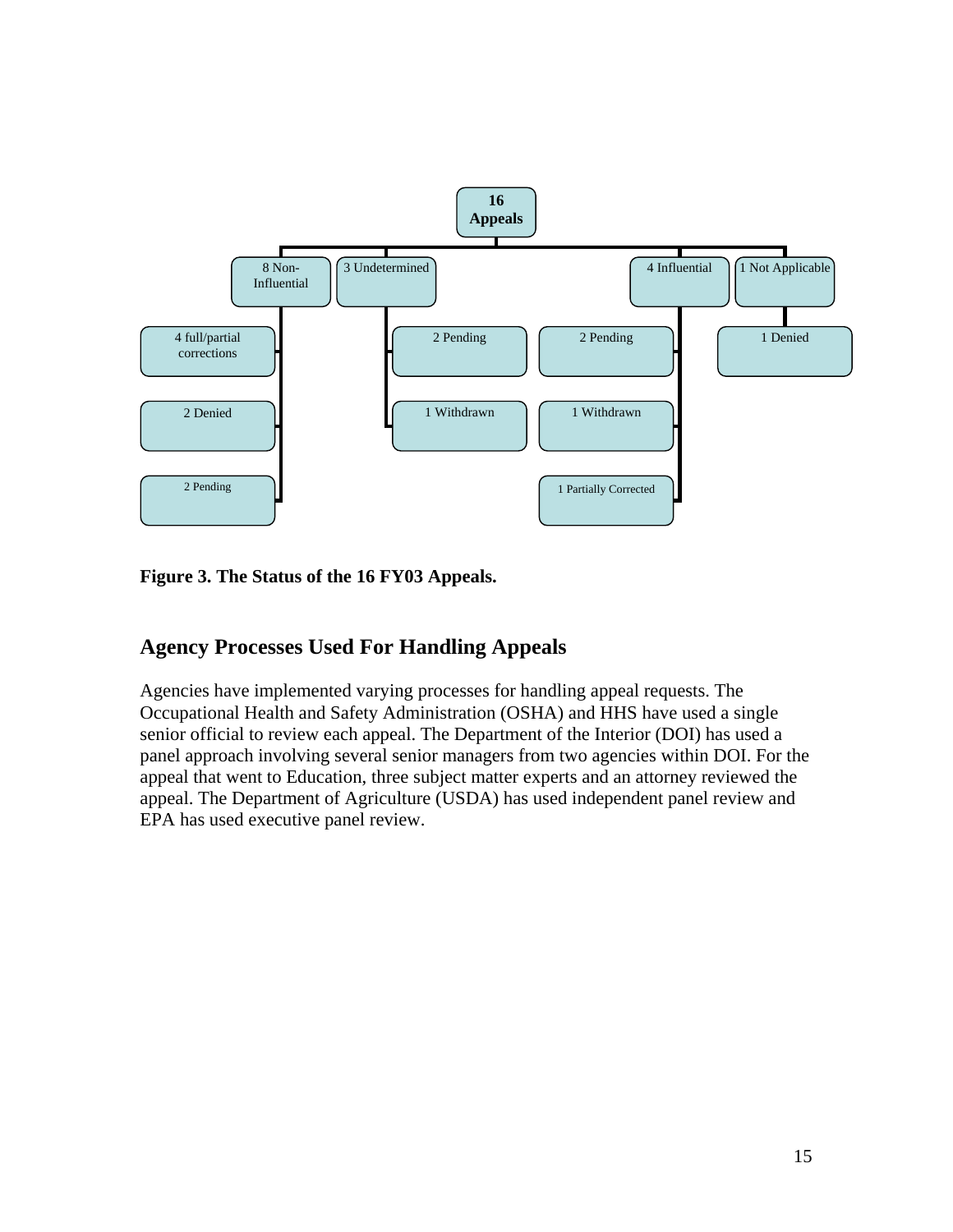16 Appeals

8 Non-Influential

3 Undetermined

4 Influential

1 Not Applicable

4 full/partial corrections

2 Denied

2 Pending

2 Pending

1 Withdrawn

2 Pending

1 Withdrawn

1 Partially Corrected

1 Denied

**Figure 3. The Status of the 16 FY03 Appeals.**

## Agency Processes Used For Handling Appeals

Agencies have implemented varying processes for handling appeal requests. The Occupational Health and Safety Administration (OSHA) and HHS have used a single senior official to review each appeal. The Department of the Interior (DOI) has used a panel approach involving several senior managers from two agencies within DOI. For the appeal that went to Education, three subject matter experts and an attorney reviewed the appeal. The Department of Agriculture (USDA) has used independent panel review and EPA has used executive panel review.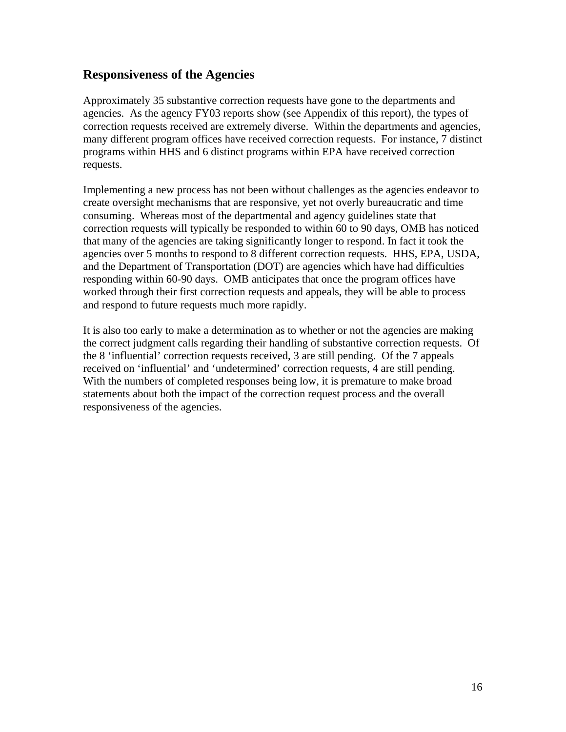## Responsiveness of the Agencies

Approximately 35 substantive correction requests have gone to the departments and agencies. As the agency FY03 reports show (see Appendix of this report), the types of correction requests received are extremely diverse. Within the departments and agencies, many different program offices have received correction requests. For instance, 7 distinct programs within HHS and 6 distinct programs within EPA have received correction requests.

Implementing a new process has not been without challenges as the agencies endeavor to create oversight mechanisms that are responsive, yet not overly bureaucratic and time consuming. Whereas most of the departmental and agency guidelines state that correction requests will typically be responded to within 60 to 90 days, OMB has noticed that many of the agencies are taking significantly longer to respond. In fact it took the agencies over 5 months to respond to 8 different correction requests. HHS, EPA, USDA, and the Department of Transportation (DOT) are agencies which have had difficulties responding within 60-90 days. OMB anticipates that once the program offices have worked through their first correction requests and appeals, they will be able to process and respond to future requests much more rapidly.

It is also too early to make a determination as to whether or not the agencies are making the correct judgment calls regarding their handling of substantive correction requests. Of the 8 'influential' correction requests received, 3 are still pending. Of the 7 appeals received on 'influential' and 'undetermined' correction requests, 4 are still pending. With the numbers of completed responses being low, it is premature to make broad statements about both the impact of the correction request process and the overall responsiveness of the agencies.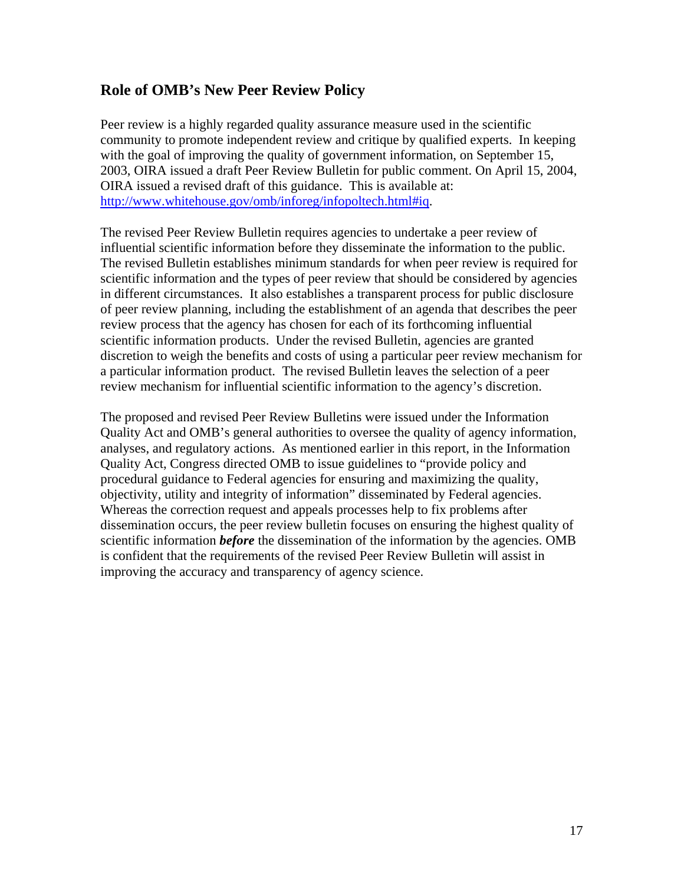## Role of OMB's New Peer Review Policy

Peer review is a highly regarded quality assurance measure used in the scientific community to promote independent review and critique by qualified experts. In keeping with the goal of improving the quality of government information, on September 15, 2003, OIRA issued a draft Peer Review Bulletin for public comment. On April 15, 2004, OIRA issued a revised draft of this guidance. This is available at: http://www.whitehouse.gov/omb/inforeg/infopoltech.html#iq.

The revised Peer Review Bulletin requires agencies to undertake a peer review of influential scientific information before they disseminate the information to the public. The revised Bulletin establishes minimum standards for when peer review is required for scientific information and the types of peer review that should be considered by agencies in different circumstances. It also establishes a transparent process for public disclosure of peer review planning, including the establishment of an agenda that describes the peer review process that the agency has chosen for each of its forthcoming influential scientific information products. Under the revised Bulletin, agencies are granted discretion to weigh the benefits and costs of using a particular peer review mechanism for a particular information product. The revised Bulletin leaves the selection of a peer review mechanism for influential scientific information to the agency's discretion.

The proposed and revised Peer Review Bulletins were issued under the Information Quality Act and OMB's general authorities to oversee the quality of agency information, analyses, and regulatory actions. As mentioned earlier in this report, in the Information Quality Act, Congress directed OMB to issue guidelines to "provide policy and procedural guidance to Federal agencies for ensuring and maximizing the quality, objectivity, utility and integrity of information" disseminated by Federal agencies. Whereas the correction request and appeals processes help to fix problems after dissemination occurs, the peer review bulletin focuses on ensuring the highest quality of scientific information ***before*** the dissemination of the information by the agencies. OMB is confident that the requirements of the revised Peer Review Bulletin will assist in improving the accuracy and transparency of agency science.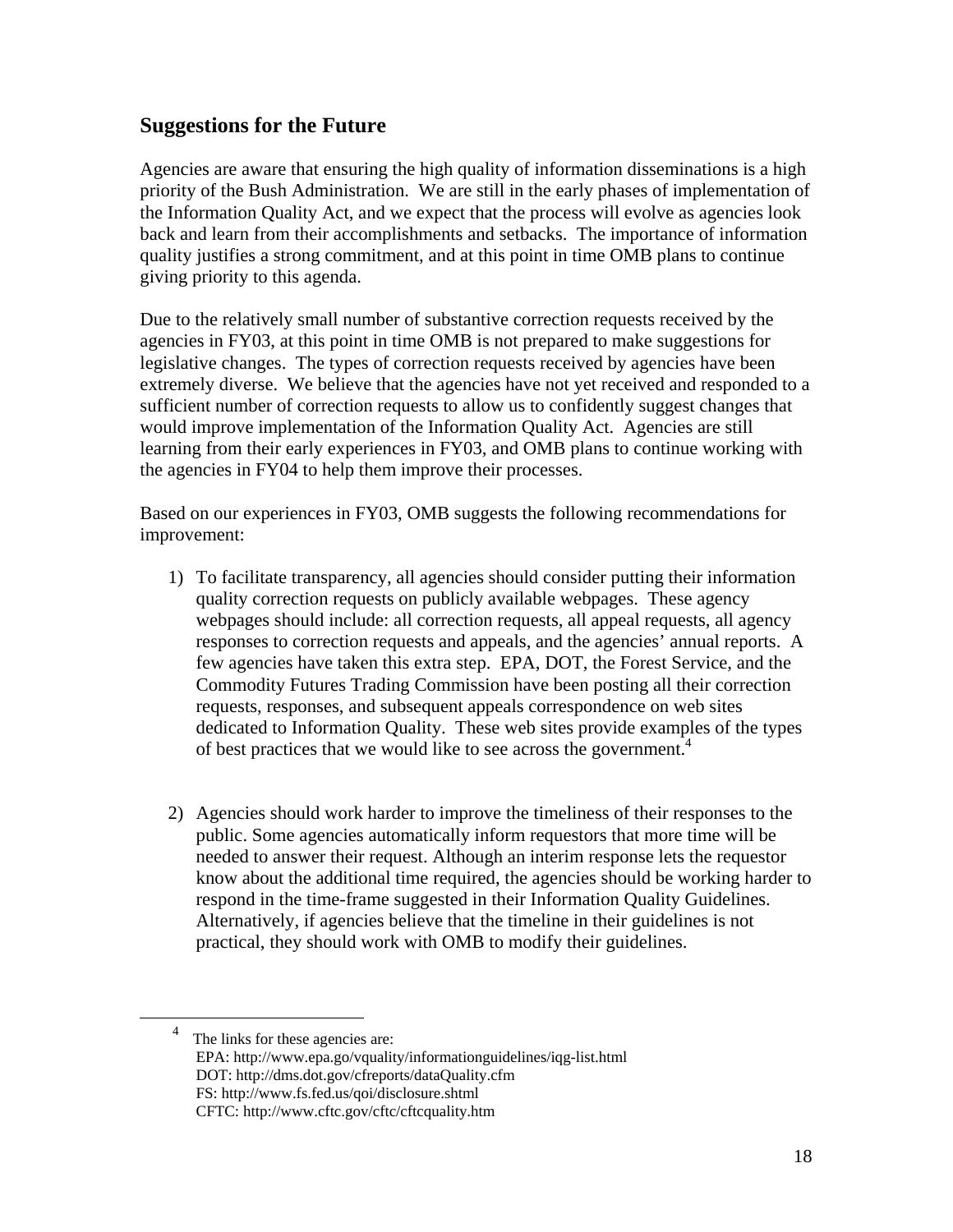## Suggestions for the Future

Agencies are aware that ensuring the high quality of information disseminations is a high priority of the Bush Administration. We are still in the early phases of implementation of the Information Quality Act, and we expect that the process will evolve as agencies look back and learn from their accomplishments and setbacks. The importance of information quality justifies a strong commitment, and at this point in time OMB plans to continue giving priority to this agenda.

Due to the relatively small number of substantive correction requests received by the agencies in FY03, at this point in time OMB is not prepared to make suggestions for legislative changes. The types of correction requests received by agencies have been extremely diverse. We believe that the agencies have not yet received and responded to a sufficient number of correction requests to allow us to confidently suggest changes that would improve implementation of the Information Quality Act. Agencies are still learning from their early experiences in FY03, and OMB plans to continue working with the agencies in FY04 to help them improve their processes.

Based on our experiences in FY03, OMB suggests the following recommendations for improvement:

1) To facilitate transparency, all agencies should consider putting their information quality correction requests on publicly available webpages. These agency webpages should include: all correction requests, all appeal requests, all agency responses to correction requests and appeals, and the agencies' annual reports. A few agencies have taken this extra step. EPA, DOT, the Forest Service, and the Commodity Futures Trading Commission have been posting all their correction requests, responses, and subsequent appeals correspondence on web sites dedicated to Information Quality. These web sites provide examples of the types of best practices that we would like to see across the government.[4]

2) Agencies should work harder to improve the timeliness of their responses to the public. Some agencies automatically inform requestors that more time will be needed to answer their request. Although an interim response lets the requestor know about the additional time required, the agencies should be working harder to respond in the time-frame suggested in their Information Quality Guidelines. Alternatively, if agencies believe that the timeline in their guidelines is not practical, they should work with OMB to modify their guidelines.

---

[4] The links for these agencies are:
EPA: http://www.epa.go/vquality/informationguidelines/iqg-list.html
DOT: http://dms.dot.gov/cfreports/dataQuality.cfm
FS: http://www.fs.fed.us/qoi/disclosure.shtml
CFTC: http://www.cftc.gov/cftc/cftcquality.htm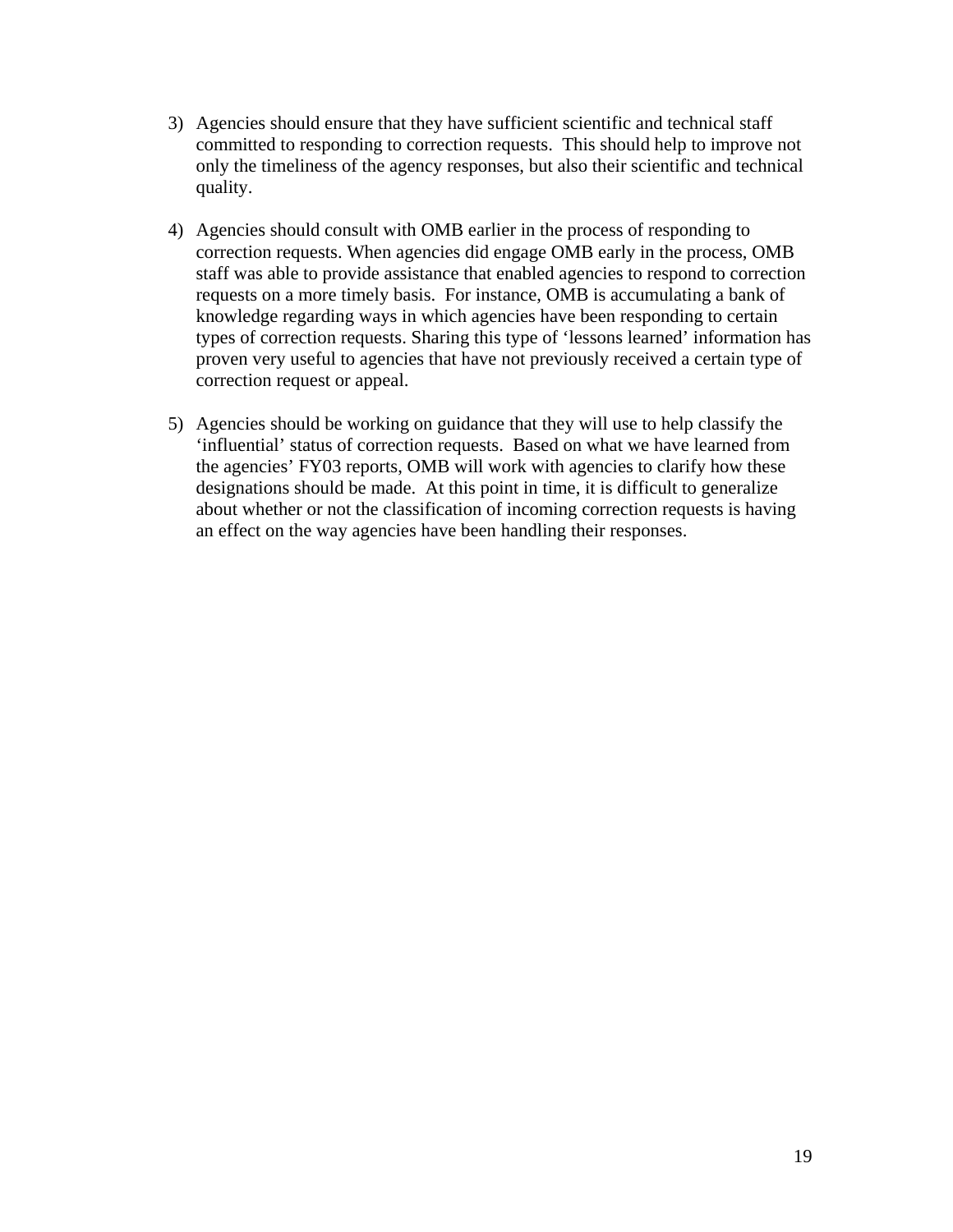3) Agencies should ensure that they have sufficient scientific and technical staff committed to responding to correction requests. This should help to improve not only the timeliness of the agency responses, but also their scientific and technical quality.

4) Agencies should consult with OMB earlier in the process of responding to correction requests. When agencies did engage OMB early in the process, OMB staff was able to provide assistance that enabled agencies to respond to correction requests on a more timely basis. For instance, OMB is accumulating a bank of knowledge regarding ways in which agencies have been responding to certain types of correction requests. Sharing this type of 'lessons learned' information has proven very useful to agencies that have not previously received a certain type of correction request or appeal.

5) Agencies should be working on guidance that they will use to help classify the 'influential' status of correction requests. Based on what we have learned from the agencies' FY03 reports, OMB will work with agencies to clarify how these designations should be made. At this point in time, it is difficult to generalize about whether or not the classification of incoming correction requests is having an effect on the way agencies have been handling their responses.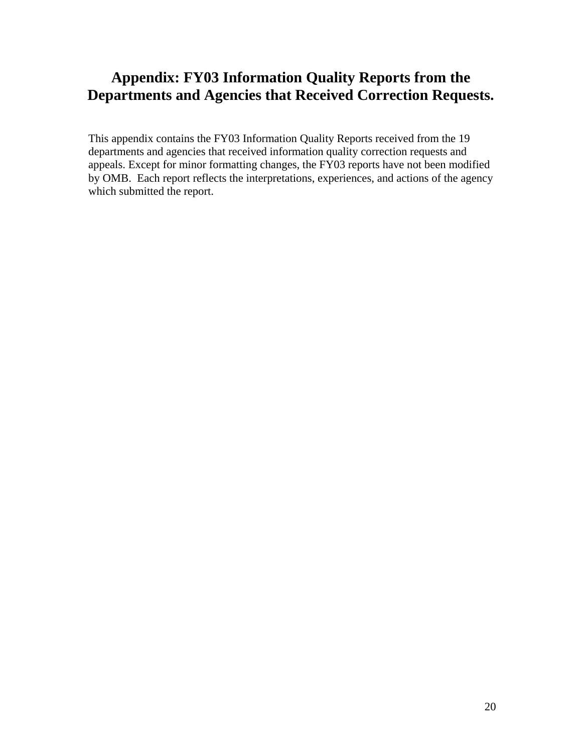# Appendix: FY03 Information Quality Reports from the Departments and Agencies that Received Correction Requests.

This appendix contains the FY03 Information Quality Reports received from the 19 departments and agencies that received information quality correction requests and appeals. Except for minor formatting changes, the FY03 reports have not been modified by OMB. Each report reflects the interpretations, experiences, and actions of the agency which submitted the report.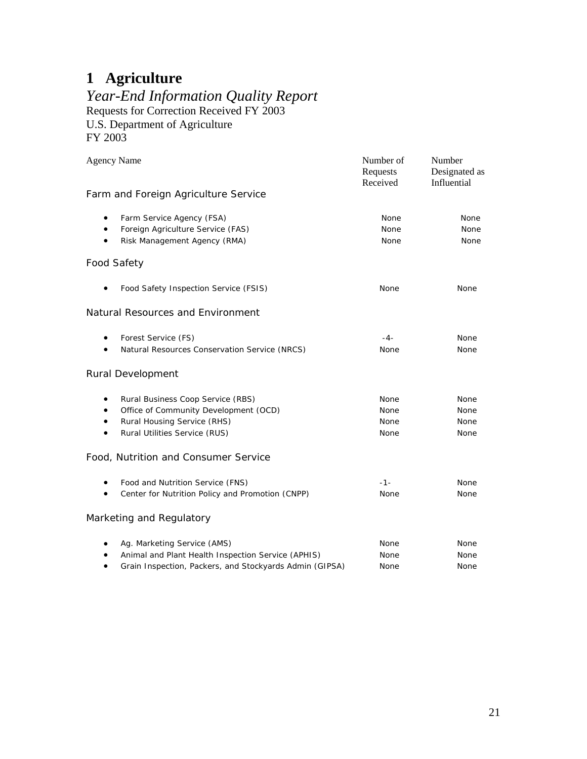# 1 Agriculture

*Year-End Information Quality Report*

Requests for Correction Received FY 2003
U.S. Department of Agriculture
FY 2003

| Agency Name | Number of Requests Received | Number Designated as Influential |
|---|---|---|
| **Farm and Foreign Agriculture Service** | | |
| • Farm Service Agency (FSA) | None | None |
| • Foreign Agriculture Service (FAS) | None | None |
| • Risk Management Agency (RMA) | None | None |
| **Food Safety** | | |
| • Food Safety Inspection Service (FSIS) | None | None |
| **Natural Resources and Environment** | | |
| • Forest Service (FS) | -4- | None |
| • Natural Resources Conservation Service (NRCS) | None | None |
| **Rural Development** | | |
| • Rural Business Coop Service (RBS) | None | None |
| • Office of Community Development (OCD) | None | None |
| • Rural Housing Service (RHS) | None | None |
| • Rural Utilities Service (RUS) | None | None |
| **Food, Nutrition and Consumer Service** | | |
| • Food and Nutrition Service (FNS) | -1- | None |
| • Center for Nutrition Policy and Promotion (CNPP) | None | None |
| **Marketing and Regulatory** | | |
| • Ag. Marketing Service (AMS) | None | None |
| • Animal and Plant Health Inspection Service (APHIS) | None | None |
| • Grain Inspection, Packers, and Stockyards Admin (GIPSA) | None | None |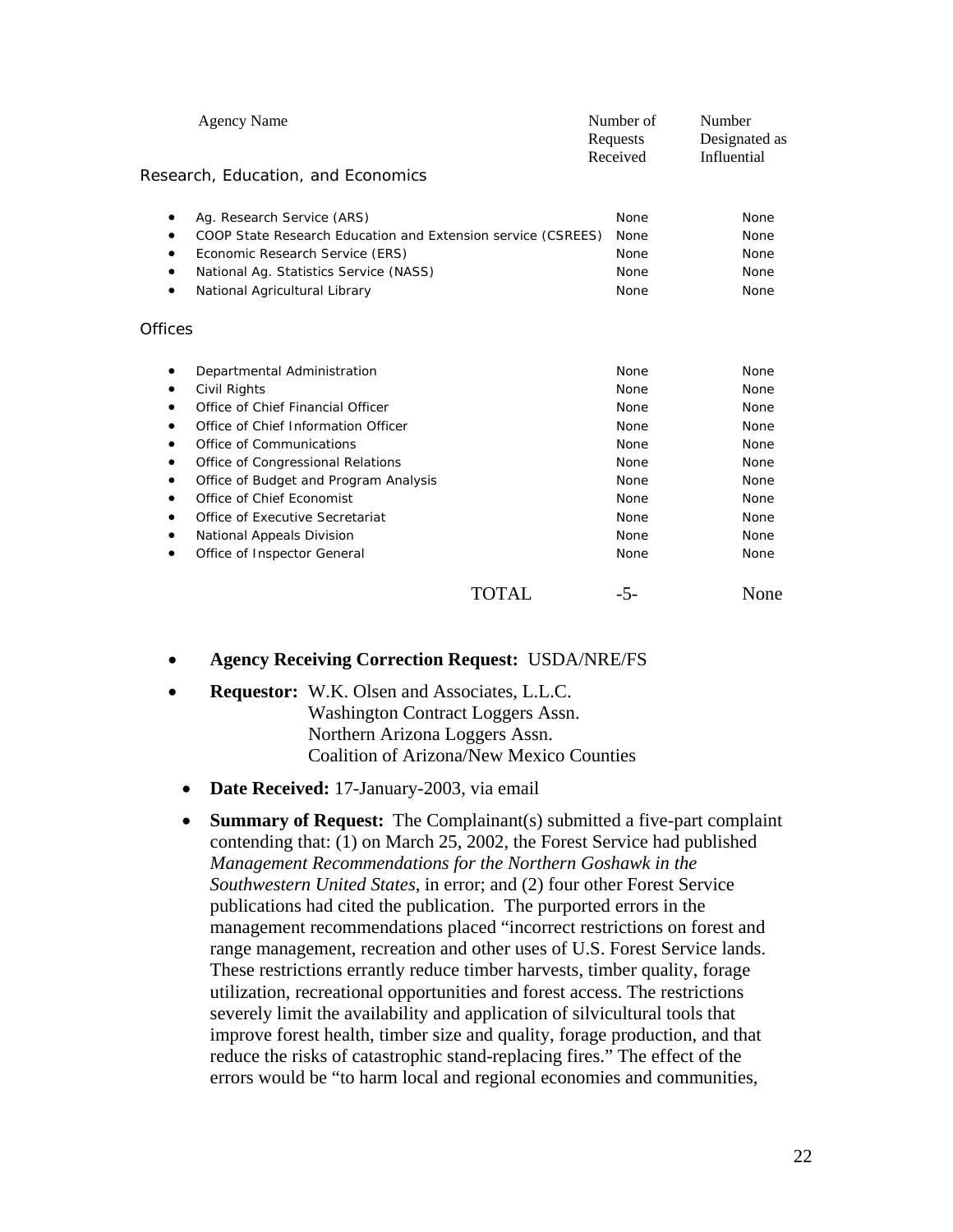| Agency Name | Number of Requests Received | Number Designated as Influential |
|---|---|---|
| **Research, Education, and Economics** | | |
| • Ag. Research Service (ARS) | None | None |
| • COOP State Research Education and Extension service (CSREES) | None | None |
| • Economic Research Service (ERS) | None | None |
| • National Ag. Statistics Service (NASS) | None | None |
| • National Agricultural Library | None | None |
| **Offices** | | |
| • Departmental Administration | None | None |
| • Civil Rights | None | None |
| • Office of Chief Financial Officer | None | None |
| • Office of Chief Information Officer | None | None |
| • Office of Communications | None | None |
| • Office of Congressional Relations | None | None |
| • Office of Budget and Program Analysis | None | None |
| • Office of Chief Economist | None | None |
| • Office of Executive Secretariat | None | None |
| • National Appeals Division | None | None |
| • Office of Inspector General | None | None |
| TOTAL | -5- | None |

- **Agency Receiving Correction Request:** USDA/NRE/FS
- **Requestor:** W.K. Olsen and Associates, L.L.C.
  Washington Contract Loggers Assn.
  Northern Arizona Loggers Assn.
  Coalition of Arizona/New Mexico Counties
- **Date Received:** 17-January-2003, via email
- **Summary of Request:** The Complainant(s) submitted a five-part complaint contending that: (1) on March 25, 2002, the Forest Service had published *Management Recommendations for the Northern Goshawk in the Southwestern United States*, in error; and (2) four other Forest Service publications had cited the publication. The purported errors in the management recommendations placed "incorrect restrictions on forest and range management, recreation and other uses of U.S. Forest Service lands. These restrictions errantly reduce timber harvests, timber quality, forage utilization, recreational opportunities and forest access. The restrictions severely limit the availability and application of silvicultural tools that improve forest health, timber size and quality, forage production, and that reduce the risks of catastrophic stand-replacing fires." The effect of the errors would be "to harm local and regional economies and communities,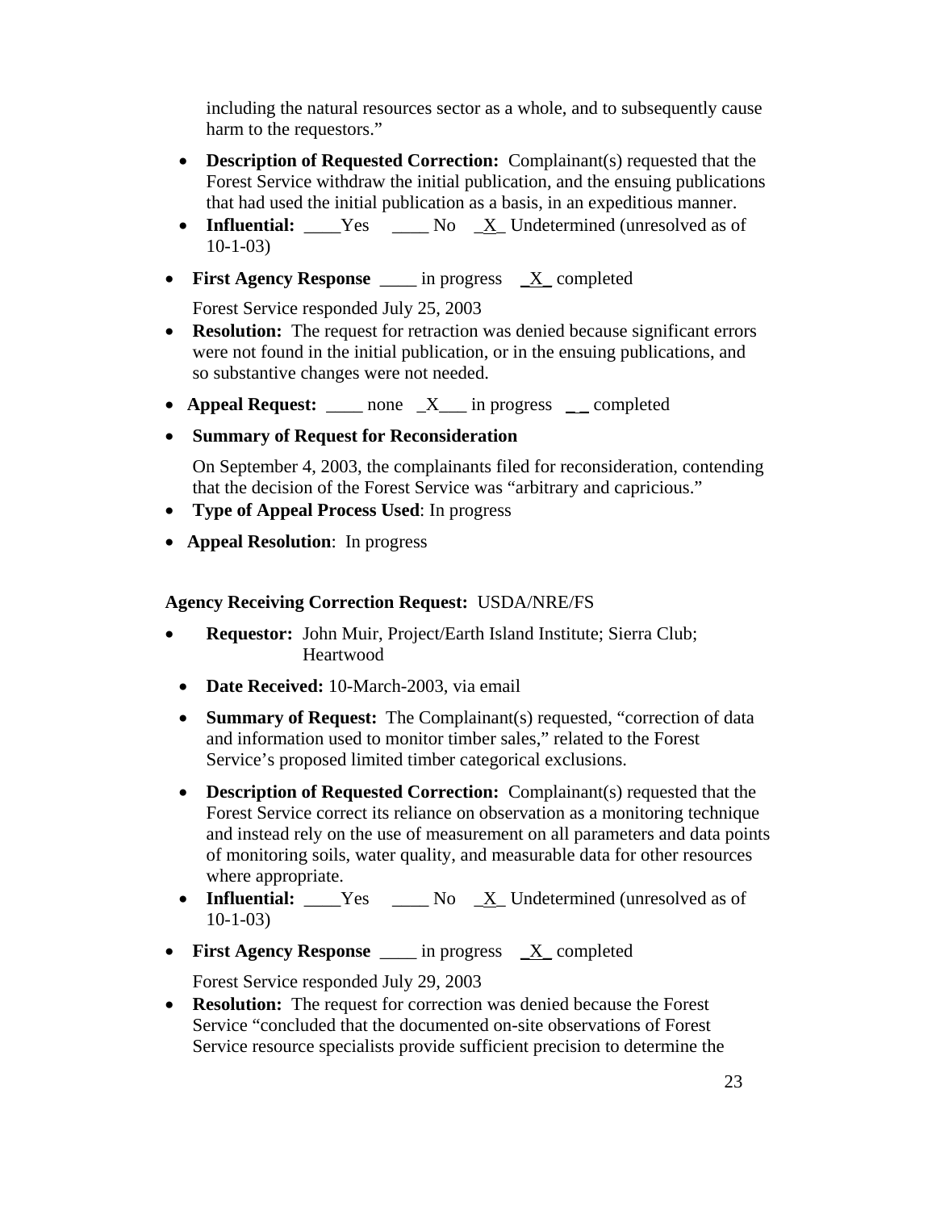including the natural resources sector as a whole, and to subsequently cause harm to the requestors."

- **Description of Requested Correction:** Complainant(s) requested that the Forest Service withdraw the initial publication, and the ensuing publications that had used the initial publication as a basis, in an expeditious manner.
- **Influential:** ____Yes ____ No _X_ Undetermined (unresolved as of 10-1-03)

- **First Agency Response** ____ in progress _X_ completed

  Forest Service responded July 25, 2003
- **Resolution:** The request for retraction was denied because significant errors were not found in the initial publication, or in the ensuing publications, and so substantive changes were not needed.
- **Appeal Request:** ____ none _X___ in progress _ _ completed
- **Summary of Request for Reconsideration**

  On September 4, 2003, the complainants filed for reconsideration, contending that the decision of the Forest Service was "arbitrary and capricious."
- **Type of Appeal Process Used**: In progress
- **Appeal Resolution**: In progress

**Agency Receiving Correction Request:** USDA/NRE/FS

- **Requestor:** John Muir, Project/Earth Island Institute; Sierra Club; Heartwood
  - **Date Received:** 10-March-2003, via email
  - **Summary of Request:** The Complainant(s) requested, "correction of data and information used to monitor timber sales," related to the Forest Service's proposed limited timber categorical exclusions.
  - **Description of Requested Correction:** Complainant(s) requested that the Forest Service correct its reliance on observation as a monitoring technique and instead rely on the use of measurement on all parameters and data points of monitoring soils, water quality, and measurable data for other resources where appropriate.
  - **Influential:** ____Yes ____ No _X_ Undetermined (unresolved as of 10-1-03)
- **First Agency Response** ____ in progress _X_ completed

  Forest Service responded July 29, 2003
- **Resolution:** The request for correction was denied because the Forest Service "concluded that the documented on-site observations of Forest Service resource specialists provide sufficient precision to determine the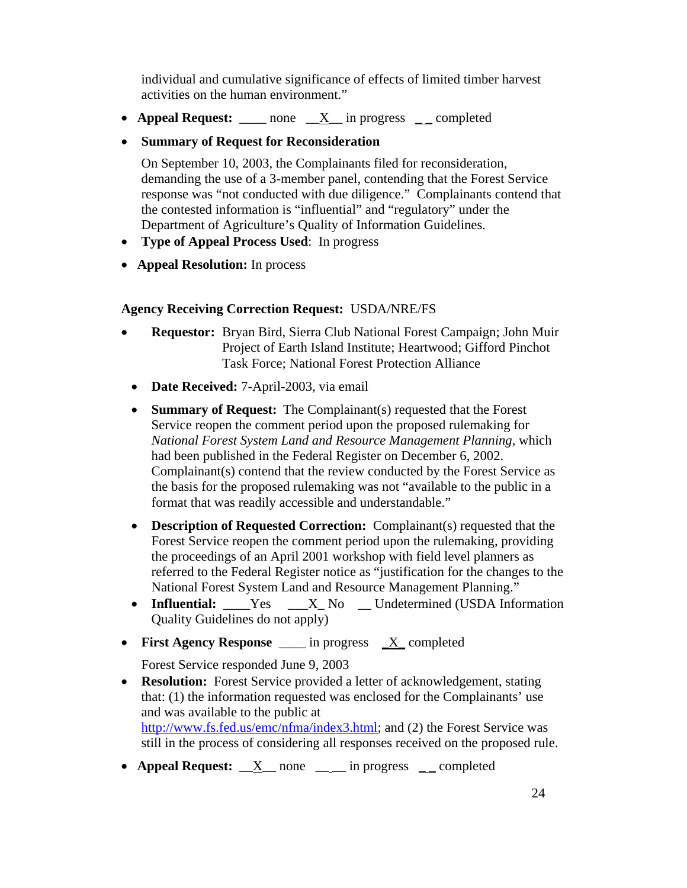individual and cumulative significance of effects of limited timber harvest activities on the human environment."

- **Appeal Request:** ____ none __X__ in progress __ completed
- **Summary of Request for Reconsideration**

  On September 10, 2003, the Complainants filed for reconsideration, demanding the use of a 3-member panel, contending that the Forest Service response was "not conducted with due diligence." Complainants contend that the contested information is "influential" and "regulatory" under the Department of Agriculture's Quality of Information Guidelines.
- **Type of Appeal Process Used**: In progress
- **Appeal Resolution:** In process

**Agency Receiving Correction Request:** USDA/NRE/FS

- **Requestor:** Bryan Bird, Sierra Club National Forest Campaign; John Muir Project of Earth Island Institute; Heartwood; Gifford Pinchot Task Force; National Forest Protection Alliance
- **Date Received:** 7-April-2003, via email
- **Summary of Request:** The Complainant(s) requested that the Forest Service reopen the comment period upon the proposed rulemaking for *National Forest System Land and Resource Management Planning*, which had been published in the Federal Register on December 6, 2002. Complainant(s) contend that the review conducted by the Forest Service as the basis for the proposed rulemaking was not "available to the public in a format that was readily accessible and understandable."
- **Description of Requested Correction:** Complainant(s) requested that the Forest Service reopen the comment period upon the rulemaking, providing the proceedings of an April 2001 workshop with field level planners as referred to the Federal Register notice as "justification for the changes to the National Forest System Land and Resource Management Planning."
- **Influential:** ____Yes ___X_ No __ Undetermined (USDA Information Quality Guidelines do not apply)
- **First Agency Response** ____ in progress _X_ completed

  Forest Service responded June 9, 2003
- **Resolution:** Forest Service provided a letter of acknowledgement, stating that: (1) the information requested was enclosed for the Complainants' use and was available to the public at http://www.fs.fed.us/emc/nfma/index3.html; and (2) the Forest Service was still in the process of considering all responses received on the proposed rule.
- **Appeal Request:** __X__ none ____ in progress __ completed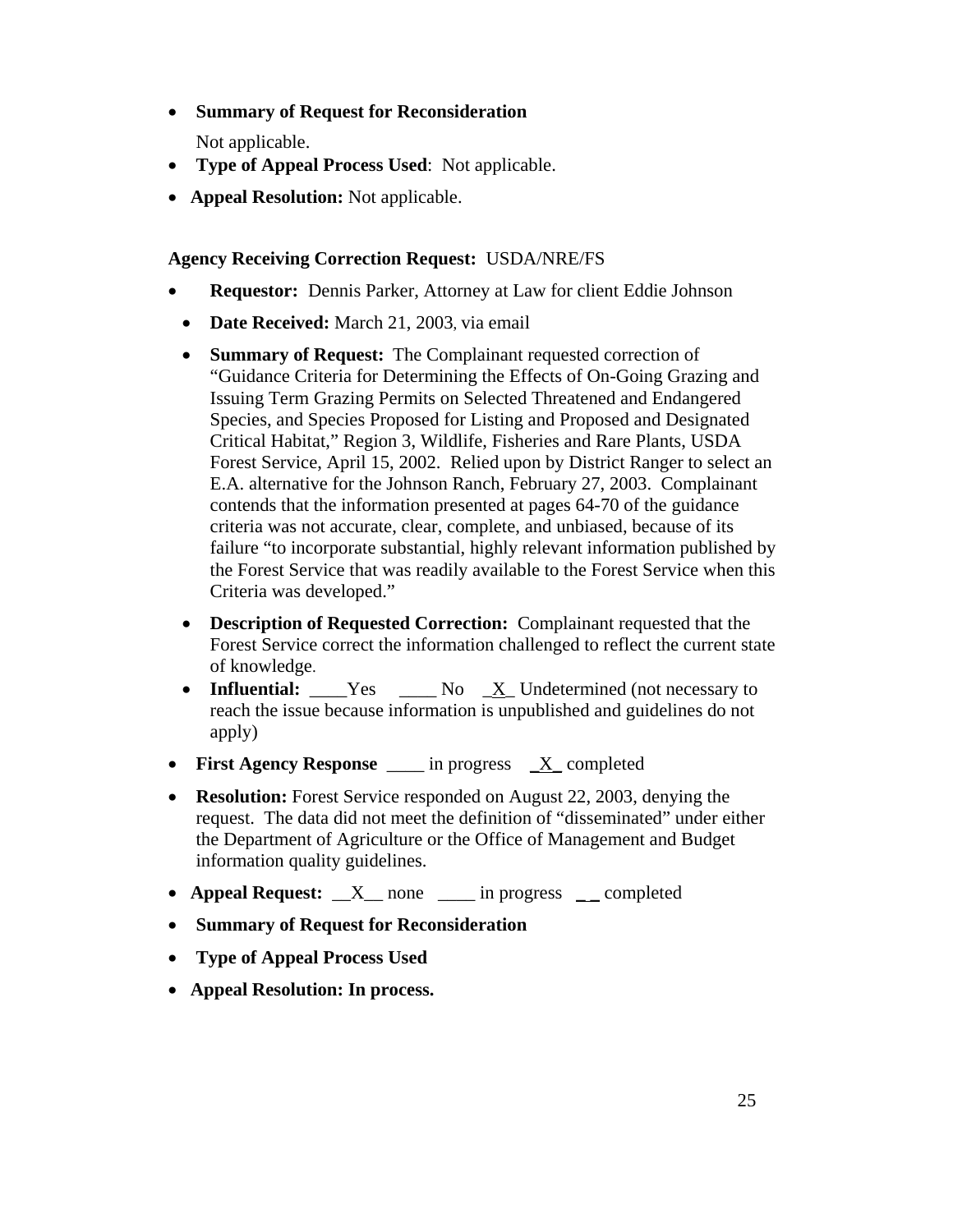- **Summary of Request for Reconsideration**

  Not applicable.
- **Type of Appeal Process Used**: Not applicable.
- **Appeal Resolution:** Not applicable.

**Agency Receiving Correction Request:** USDA/NRE/FS

- **Requestor:** Dennis Parker, Attorney at Law for client Eddie Johnson
  - **Date Received:** March 21, 2003, via email
  - **Summary of Request:** The Complainant requested correction of "Guidance Criteria for Determining the Effects of On-Going Grazing and Issuing Term Grazing Permits on Selected Threatened and Endangered Species, and Species Proposed for Listing and Proposed and Designated Critical Habitat," Region 3, Wildlife, Fisheries and Rare Plants, USDA Forest Service, April 15, 2002. Relied upon by District Ranger to select an E.A. alternative for the Johnson Ranch, February 27, 2003. Complainant contends that the information presented at pages 64-70 of the guidance criteria was not accurate, clear, complete, and unbiased, because of its failure "to incorporate substantial, highly relevant information published by the Forest Service that was readily available to the Forest Service when this Criteria was developed."
  - **Description of Requested Correction:** Complainant requested that the Forest Service correct the information challenged to reflect the current state of knowledge.
  - **Influential:** ____Yes ____ No _X_ Undetermined (not necessary to reach the issue because information is unpublished and guidelines do not apply)
- **First Agency Response** ____ in progress _X_ completed
- **Resolution:** Forest Service responded on August 22, 2003, denying the request. The data did not meet the definition of "disseminated" under either the Department of Agriculture or the Office of Management and Budget information quality guidelines.
- **Appeal Request:** __X__ none ____ in progress _ _ completed
- **Summary of Request for Reconsideration**
- **Type of Appeal Process Used**
- **Appeal Resolution: In process.**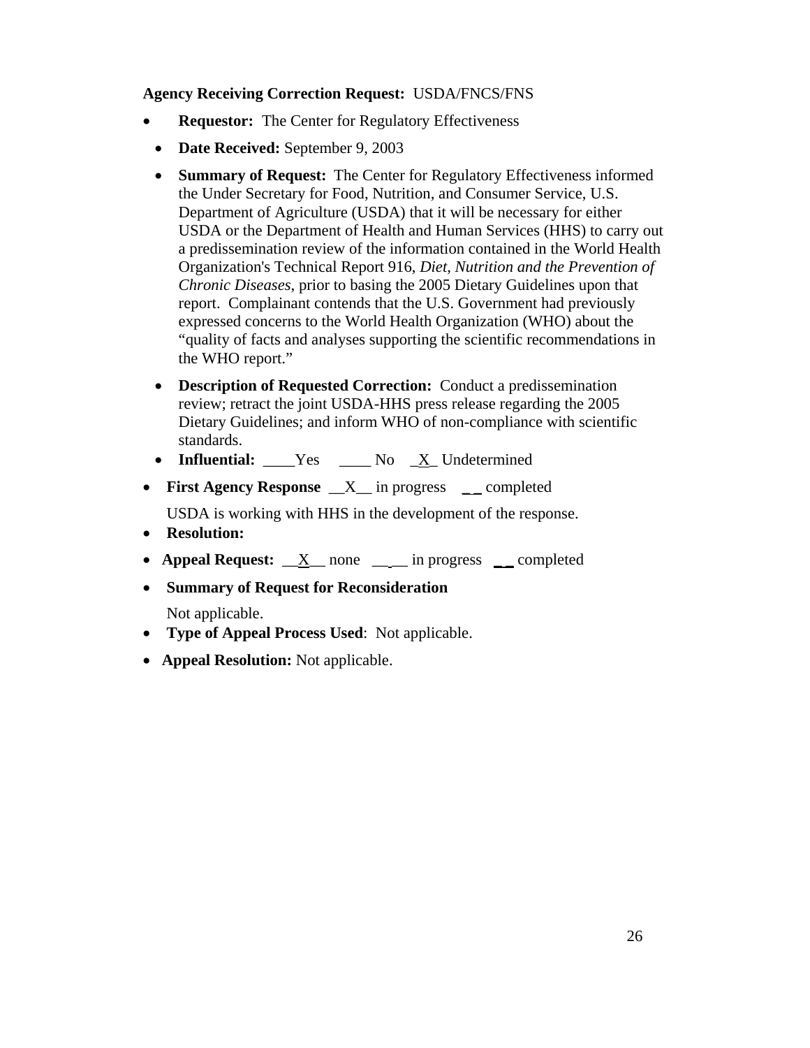**Agency Receiving Correction Request:** USDA/FNCS/FNS

- **Requestor:** The Center for Regulatory Effectiveness
- **Date Received:** September 9, 2003
- **Summary of Request:** The Center for Regulatory Effectiveness informed the Under Secretary for Food, Nutrition, and Consumer Service, U.S. Department of Agriculture (USDA) that it will be necessary for either USDA or the Department of Health and Human Services (HHS) to carry out a predissemination review of the information contained in the World Health Organization's Technical Report 916, *Diet, Nutrition and the Prevention of Chronic Diseases*, prior to basing the 2005 Dietary Guidelines upon that report. Complainant contends that the U.S. Government had previously expressed concerns to the World Health Organization (WHO) about the "quality of facts and analyses supporting the scientific recommendations in the WHO report."
- **Description of Requested Correction:** Conduct a predissemination review; retract the joint USDA-HHS press release regarding the 2005 Dietary Guidelines; and inform WHO of non-compliance with scientific standards.
- **Influential:** ____Yes ____ No _X_ Undetermined
- **First Agency Response** __X__ in progress __ completed

  USDA is working with HHS in the development of the response.
- **Resolution:**
- **Appeal Request:** __X__ none _____ in progress __ completed
- **Summary of Request for Reconsideration**

  Not applicable.
- **Type of Appeal Process Used**: Not applicable.
- **Appeal Resolution:** Not applicable.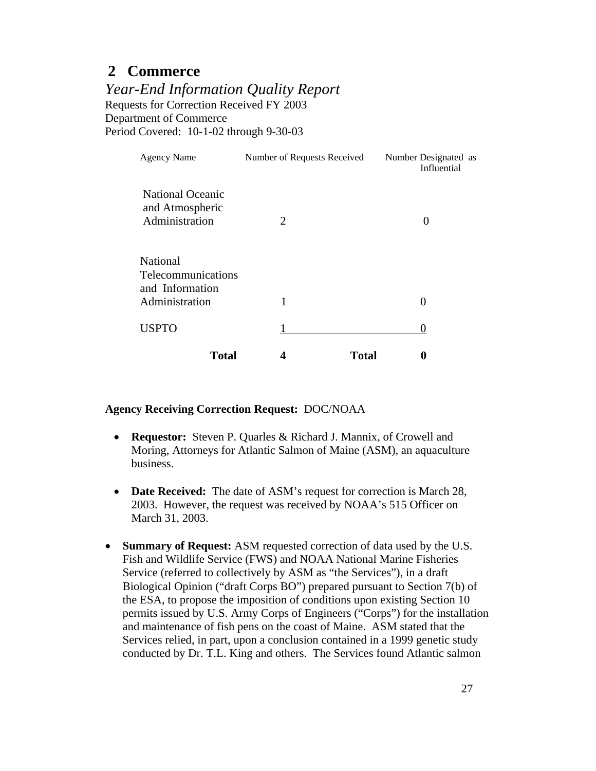# 2 Commerce

*Year-End Information Quality Report*

Requests for Correction Received FY 2003
Department of Commerce
Period Covered: 10-1-02 through 9-30-03

| Agency Name | Number of Requests Received | | Number Designated as Influential |
|---|---|---|---|
| National Oceanic and Atmospheric Administration | 2 | | 0 |
| National Telecommunications and Information Administration | 1 | | 0 |
| USPTO | 1 | | 0 |
| **Total** | **4** | **Total** | **0** |

**Agency Receiving Correction Request:** DOC/NOAA

- **Requestor:** Steven P. Quarles & Richard J. Mannix, of Crowell and Moring, Attorneys for Atlantic Salmon of Maine (ASM), an aquaculture business.

- **Date Received:** The date of ASM's request for correction is March 28, 2003. However, the request was received by NOAA's 515 Officer on March 31, 2003.

- **Summary of Request:** ASM requested correction of data used by the U.S. Fish and Wildlife Service (FWS) and NOAA National Marine Fisheries Service (referred to collectively by ASM as "the Services"), in a draft Biological Opinion ("draft Corps BO") prepared pursuant to Section 7(b) of the ESA, to propose the imposition of conditions upon existing Section 10 permits issued by U.S. Army Corps of Engineers ("Corps") for the installation and maintenance of fish pens on the coast of Maine. ASM stated that the Services relied, in part, upon a conclusion contained in a 1999 genetic study conducted by Dr. T.L. King and others. The Services found Atlantic salmon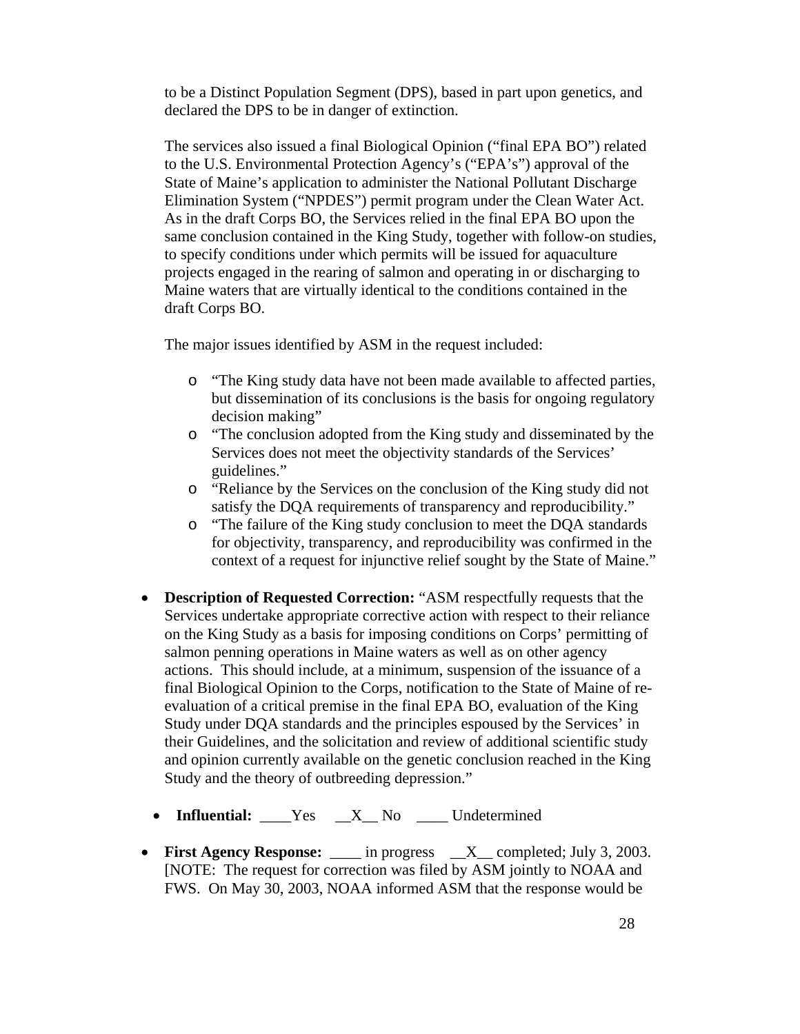to be a Distinct Population Segment (DPS), based in part upon genetics, and declared the DPS to be in danger of extinction.

The services also issued a final Biological Opinion ("final EPA BO") related to the U.S. Environmental Protection Agency's ("EPA's") approval of the State of Maine's application to administer the National Pollutant Discharge Elimination System ("NPDES") permit program under the Clean Water Act. As in the draft Corps BO, the Services relied in the final EPA BO upon the same conclusion contained in the King Study, together with follow-on studies, to specify conditions under which permits will be issued for aquaculture projects engaged in the rearing of salmon and operating in or discharging to Maine waters that are virtually identical to the conditions contained in the draft Corps BO.

The major issues identified by ASM in the request included:

- "The King study data have not been made available to affected parties, but dissemination of its conclusions is the basis for ongoing regulatory decision making"
- "The conclusion adopted from the King study and disseminated by the Services does not meet the objectivity standards of the Services' guidelines."
- "Reliance by the Services on the conclusion of the King study did not satisfy the DQA requirements of transparency and reproducibility."
- "The failure of the King study conclusion to meet the DQA standards for objectivity, transparency, and reproducibility was confirmed in the context of a request for injunctive relief sought by the State of Maine."

- **Description of Requested Correction:** "ASM respectfully requests that the Services undertake appropriate corrective action with respect to their reliance on the King Study as a basis for imposing conditions on Corps' permitting of salmon penning operations in Maine waters as well as on other agency actions. This should include, at a minimum, suspension of the issuance of a final Biological Opinion to the Corps, notification to the State of Maine of re-evaluation of a critical premise in the final EPA BO, evaluation of the King Study under DQA standards and the principles espoused by the Services' in their Guidelines, and the solicitation and review of additional scientific study and opinion currently available on the genetic conclusion reached in the King Study and the theory of outbreeding depression."

  - **Influential:** ____Yes __X__ No ____ Undetermined

- **First Agency Response:** ____ in progress __X__ completed; July 3, 2003. [NOTE: The request for correction was filed by ASM jointly to NOAA and FWS. On May 30, 2003, NOAA informed ASM that the response would be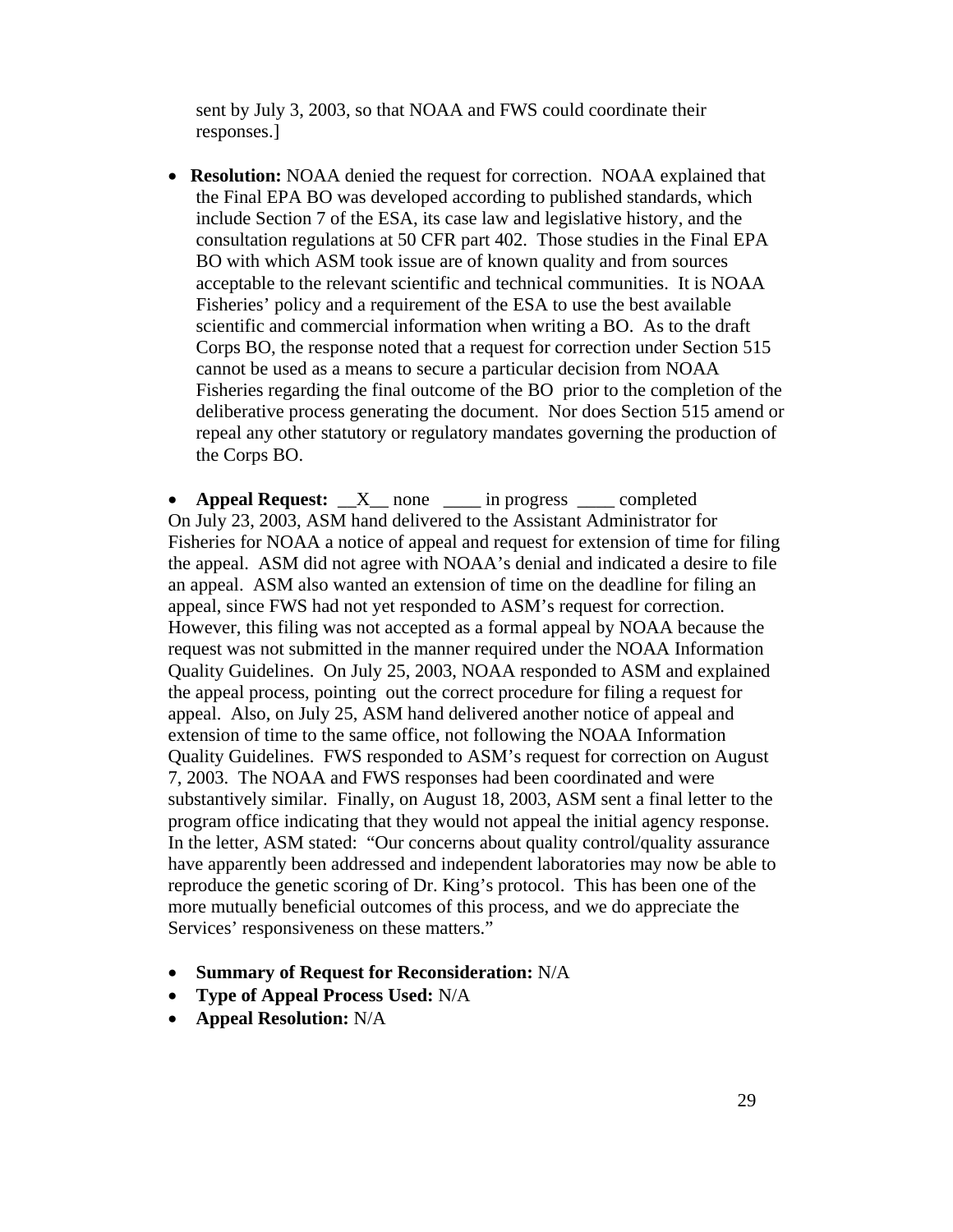sent by July 3, 2003, so that NOAA and FWS could coordinate their responses.]

- **Resolution:** NOAA denied the request for correction. NOAA explained that the Final EPA BO was developed according to published standards, which include Section 7 of the ESA, its case law and legislative history, and the consultation regulations at 50 CFR part 402. Those studies in the Final EPA BO with which ASM took issue are of known quality and from sources acceptable to the relevant scientific and technical communities. It is NOAA Fisheries' policy and a requirement of the ESA to use the best available scientific and commercial information when writing a BO. As to the draft Corps BO, the response noted that a request for correction under Section 515 cannot be used as a means to secure a particular decision from NOAA Fisheries regarding the final outcome of the BO prior to the completion of the deliberative process generating the document. Nor does Section 515 amend or repeal any other statutory or regulatory mandates governing the production of the Corps BO.

- **Appeal Request:** __X__ none ____ in progress ____ completed

On July 23, 2003, ASM hand delivered to the Assistant Administrator for Fisheries for NOAA a notice of appeal and request for extension of time for filing the appeal. ASM did not agree with NOAA's denial and indicated a desire to file an appeal. ASM also wanted an extension of time on the deadline for filing an appeal, since FWS had not yet responded to ASM's request for correction. However, this filing was not accepted as a formal appeal by NOAA because the request was not submitted in the manner required under the NOAA Information Quality Guidelines. On July 25, 2003, NOAA responded to ASM and explained the appeal process, pointing out the correct procedure for filing a request for appeal. Also, on July 25, ASM hand delivered another notice of appeal and extension of time to the same office, not following the NOAA Information Quality Guidelines. FWS responded to ASM's request for correction on August 7, 2003. The NOAA and FWS responses had been coordinated and were substantively similar. Finally, on August 18, 2003, ASM sent a final letter to the program office indicating that they would not appeal the initial agency response. In the letter, ASM stated: "Our concerns about quality control/quality assurance have apparently been addressed and independent laboratories may now be able to reproduce the genetic scoring of Dr. King's protocol. This has been one of the more mutually beneficial outcomes of this process, and we do appreciate the Services' responsiveness on these matters."

- **Summary of Request for Reconsideration:** N/A
- **Type of Appeal Process Used:** N/A
- **Appeal Resolution:** N/A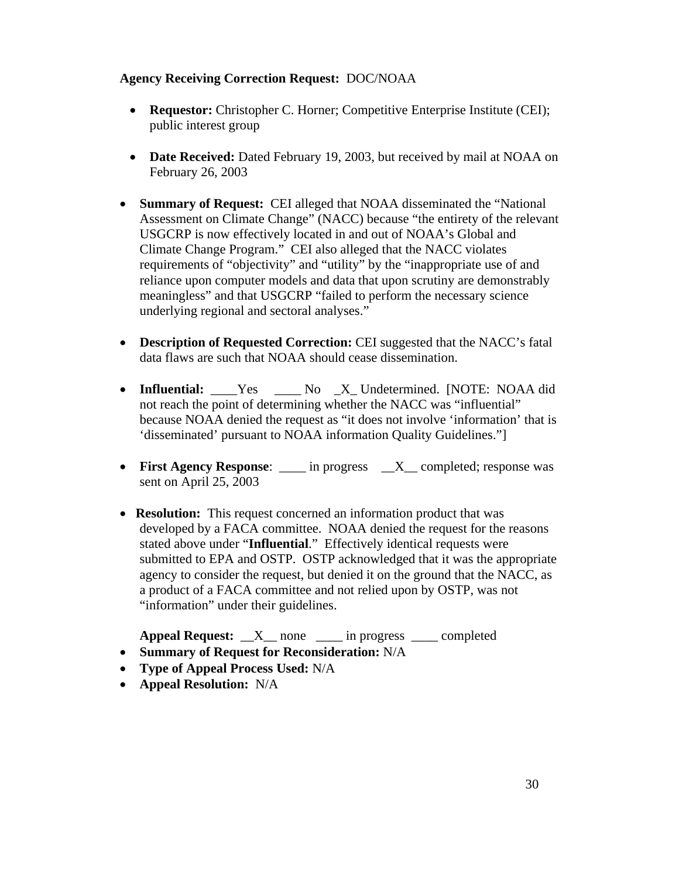**Agency Receiving Correction Request:** DOC/NOAA

- **Requestor:** Christopher C. Horner; Competitive Enterprise Institute (CEI); public interest group
- **Date Received:** Dated February 19, 2003, but received by mail at NOAA on February 26, 2003

- **Summary of Request:** CEI alleged that NOAA disseminated the "National Assessment on Climate Change" (NACC) because "the entirety of the relevant USGCRP is now effectively located in and out of NOAA's Global and Climate Change Program." CEI also alleged that the NACC violates requirements of "objectivity" and "utility" by the "inappropriate use of and reliance upon computer models and data that upon scrutiny are demonstrably meaningless" and that USGCRP "failed to perform the necessary science underlying regional and sectoral analyses."

- **Description of Requested Correction:** CEI suggested that the NACC's fatal data flaws are such that NOAA should cease dissemination.

- **Influential:** ____Yes ____ No _X_ Undetermined. [NOTE: NOAA did not reach the point of determining whether the NACC was "influential" because NOAA denied the request as "it does not involve 'information' that is 'disseminated' pursuant to NOAA information Quality Guidelines."]

- **First Agency Response**: ____ in progress __X__ completed; response was sent on April 25, 2003

- **Resolution:** This request concerned an information product that was developed by a FACA committee. NOAA denied the request for the reasons stated above under "**Influential**." Effectively identical requests were submitted to EPA and OSTP. OSTP acknowledged that it was the appropriate agency to consider the request, but denied it on the ground that the NACC, as a product of a FACA committee and not relied upon by OSTP, was not "information" under their guidelines.

**Appeal Request:** __X__ none ____ in progress ____ completed

- **Summary of Request for Reconsideration:** N/A
- **Type of Appeal Process Used:** N/A
- **Appeal Resolution:** N/A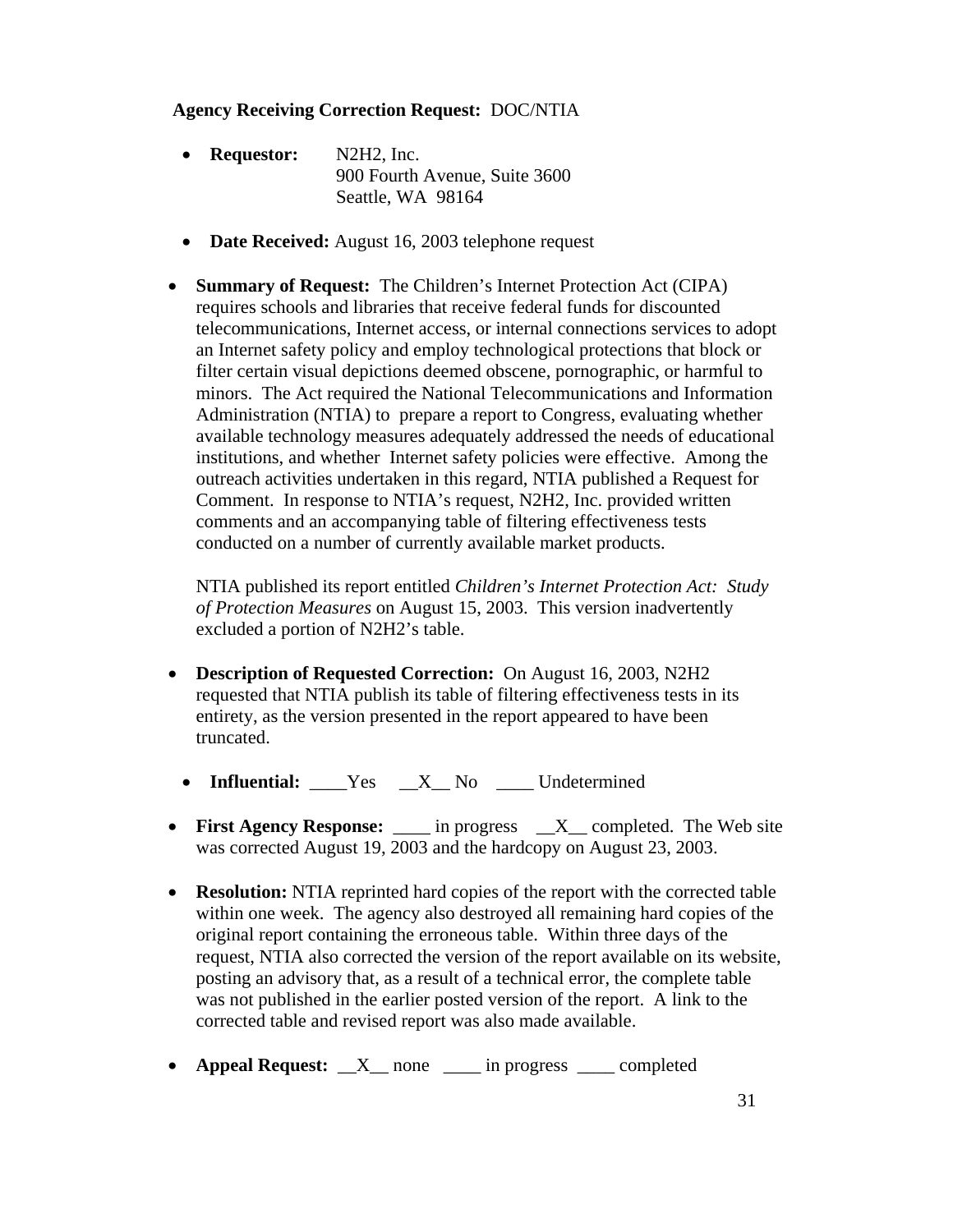**Agency Receiving Correction Request:** DOC/NTIA

- **Requestor:** N2H2, Inc.
  900 Fourth Avenue, Suite 3600
  Seattle, WA 98164

- **Date Received:** August 16, 2003 telephone request

- **Summary of Request:** The Children's Internet Protection Act (CIPA) requires schools and libraries that receive federal funds for discounted telecommunications, Internet access, or internal connections services to adopt an Internet safety policy and employ technological protections that block or filter certain visual depictions deemed obscene, pornographic, or harmful to minors. The Act required the National Telecommunications and Information Administration (NTIA) to prepare a report to Congress, evaluating whether available technology measures adequately addressed the needs of educational institutions, and whether Internet safety policies were effective. Among the outreach activities undertaken in this regard, NTIA published a Request for Comment. In response to NTIA's request, N2H2, Inc. provided written comments and an accompanying table of filtering effectiveness tests conducted on a number of currently available market products.

  NTIA published its report entitled *Children's Internet Protection Act: Study of Protection Measures* on August 15, 2003. This version inadvertently excluded a portion of N2H2's table.

- **Description of Requested Correction:** On August 16, 2003, N2H2 requested that NTIA publish its table of filtering effectiveness tests in its entirety, as the version presented in the report appeared to have been truncated.

- **Influential:** ____Yes __X__ No ____ Undetermined

- **First Agency Response:** ____ in progress __X__ completed. The Web site was corrected August 19, 2003 and the hardcopy on August 23, 2003.

- **Resolution:** NTIA reprinted hard copies of the report with the corrected table within one week. The agency also destroyed all remaining hard copies of the original report containing the erroneous table. Within three days of the request, NTIA also corrected the version of the report available on its website, posting an advisory that, as a result of a technical error, the complete table was not published in the earlier posted version of the report. A link to the corrected table and revised report was also made available.

- **Appeal Request:** __X__ none ____ in progress ____ completed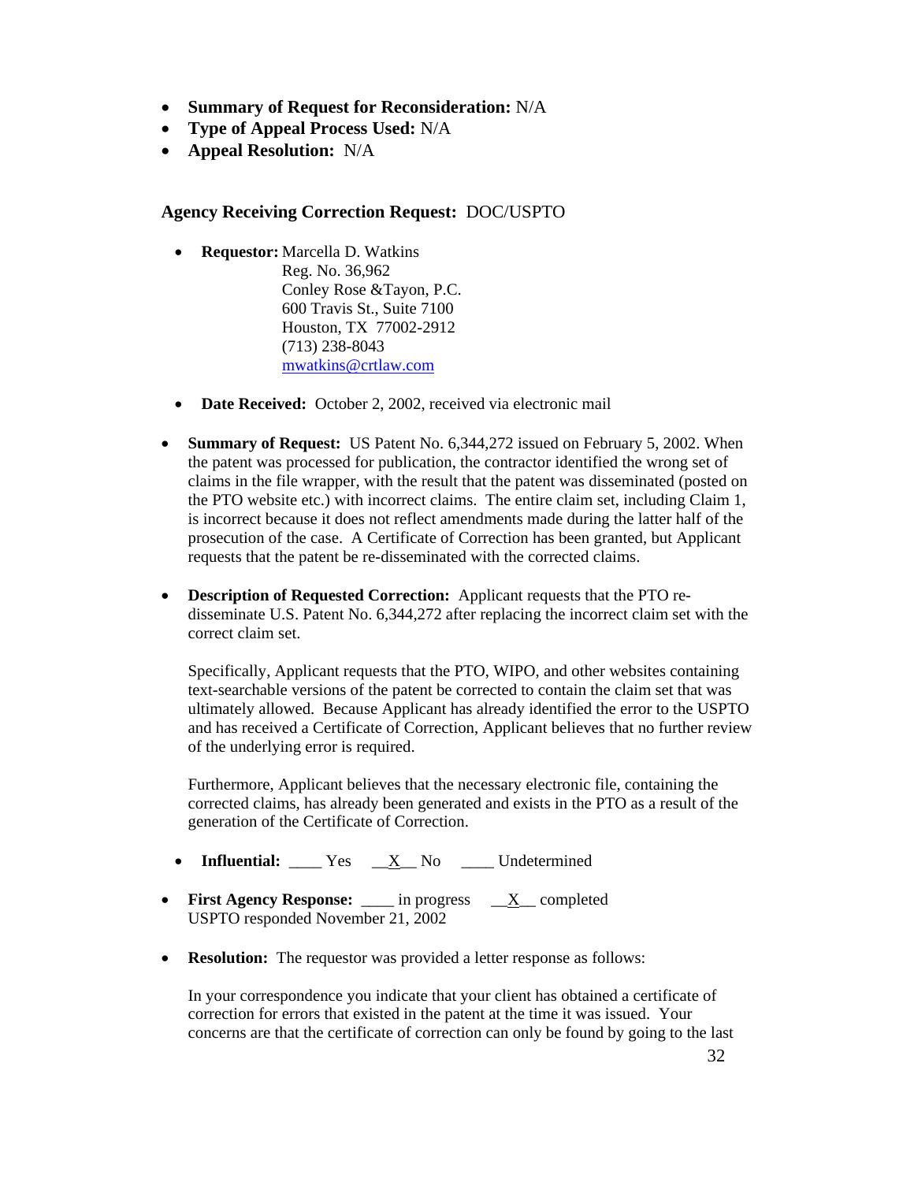- **Summary of Request for Reconsideration:** N/A
- **Type of Appeal Process Used:** N/A
- **Appeal Resolution:** N/A

**Agency Receiving Correction Request:** DOC/USPTO

- **Requestor:** Marcella D. Watkins
  Reg. No. 36,962
  Conley Rose &Tayon, P.C.
  600 Travis St., Suite 7100
  Houston, TX 77002-2912
  (713) 238-8043
  mwatkins@crtlaw.com

- **Date Received:** October 2, 2002, received via electronic mail

- **Summary of Request:** US Patent No. 6,344,272 issued on February 5, 2002. When the patent was processed for publication, the contractor identified the wrong set of claims in the file wrapper, with the result that the patent was disseminated (posted on the PTO website etc.) with incorrect claims. The entire claim set, including Claim 1, is incorrect because it does not reflect amendments made during the latter half of the prosecution of the case. A Certificate of Correction has been granted, but Applicant requests that the patent be re-disseminated with the corrected claims.

- **Description of Requested Correction:** Applicant requests that the PTO re-disseminate U.S. Patent No. 6,344,272 after replacing the incorrect claim set with the correct claim set.

  Specifically, Applicant requests that the PTO, WIPO, and other websites containing text-searchable versions of the patent be corrected to contain the claim set that was ultimately allowed. Because Applicant has already identified the error to the USPTO and has received a Certificate of Correction, Applicant believes that no further review of the underlying error is required.

  Furthermore, Applicant believes that the necessary electronic file, containing the corrected claims, has already been generated and exists in the PTO as a result of the generation of the Certificate of Correction.

- **Influential:** ____ Yes __X__ No ____ Undetermined

- **First Agency Response:** ____ in progress __X__ completed
  USPTO responded November 21, 2002

- **Resolution:** The requestor was provided a letter response as follows:

  In your correspondence you indicate that your client has obtained a certificate of correction for errors that existed in the patent at the time it was issued. Your concerns are that the certificate of correction can only be found by going to the last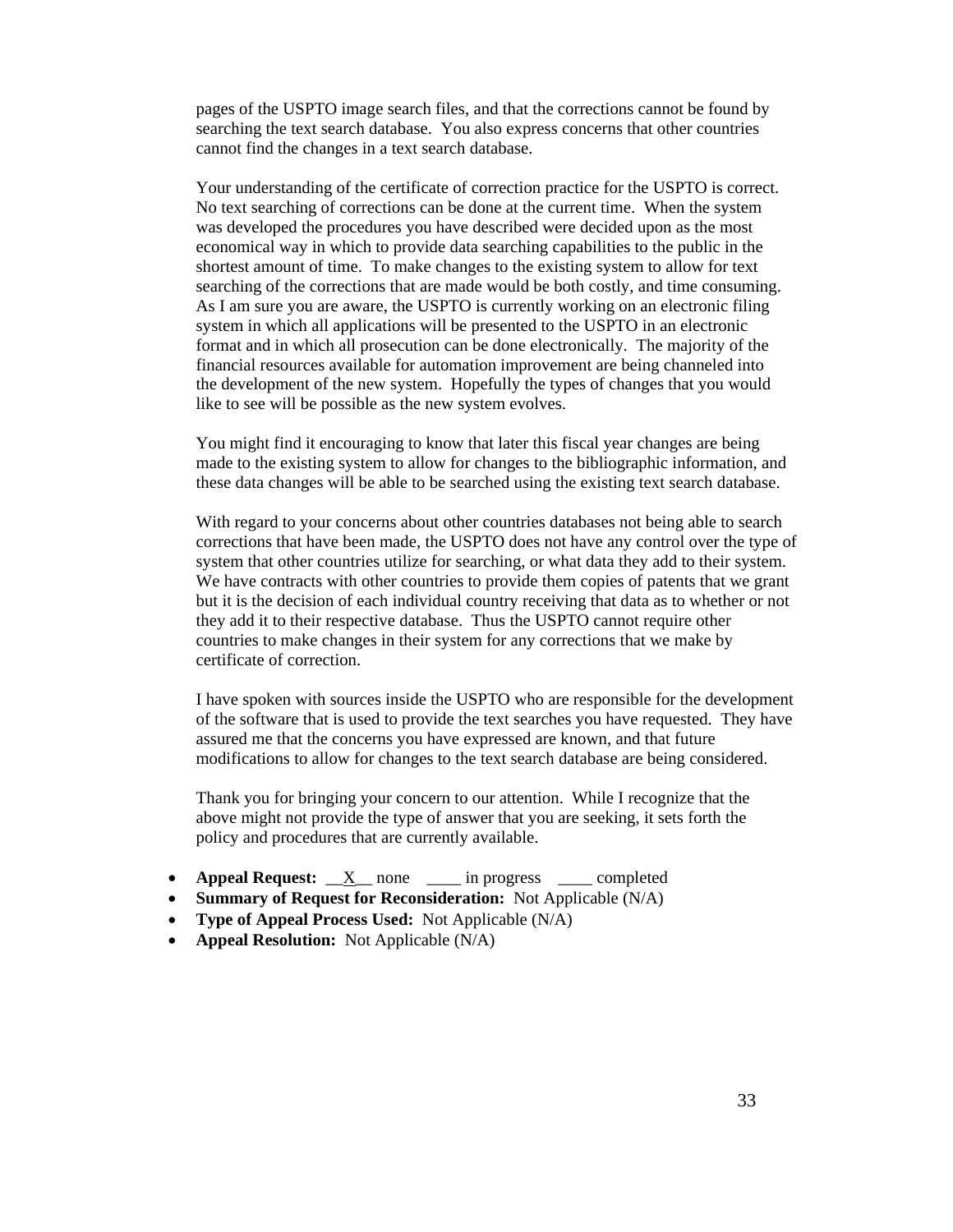pages of the USPTO image search files, and that the corrections cannot be found by searching the text search database. You also express concerns that other countries cannot find the changes in a text search database.

Your understanding of the certificate of correction practice for the USPTO is correct. No text searching of corrections can be done at the current time. When the system was developed the procedures you have described were decided upon as the most economical way in which to provide data searching capabilities to the public in the shortest amount of time. To make changes to the existing system to allow for text searching of the corrections that are made would be both costly, and time consuming. As I am sure you are aware, the USPTO is currently working on an electronic filing system in which all applications will be presented to the USPTO in an electronic format and in which all prosecution can be done electronically. The majority of the financial resources available for automation improvement are being channeled into the development of the new system. Hopefully the types of changes that you would like to see will be possible as the new system evolves.

You might find it encouraging to know that later this fiscal year changes are being made to the existing system to allow for changes to the bibliographic information, and these data changes will be able to be searched using the existing text search database.

With regard to your concerns about other countries databases not being able to search corrections that have been made, the USPTO does not have any control over the type of system that other countries utilize for searching, or what data they add to their system. We have contracts with other countries to provide them copies of patents that we grant but it is the decision of each individual country receiving that data as to whether or not they add it to their respective database. Thus the USPTO cannot require other countries to make changes in their system for any corrections that we make by certificate of correction.

I have spoken with sources inside the USPTO who are responsible for the development of the software that is used to provide the text searches you have requested. They have assured me that the concerns you have expressed are known, and that future modifications to allow for changes to the text search database are being considered.

Thank you for bringing your concern to our attention. While I recognize that the above might not provide the type of answer that you are seeking, it sets forth the policy and procedures that are currently available.

- **Appeal Request:** __X__ none ____ in progress ____ completed
- **Summary of Request for Reconsideration:** Not Applicable (N/A)
- **Type of Appeal Process Used:** Not Applicable (N/A)
- **Appeal Resolution:** Not Applicable (N/A)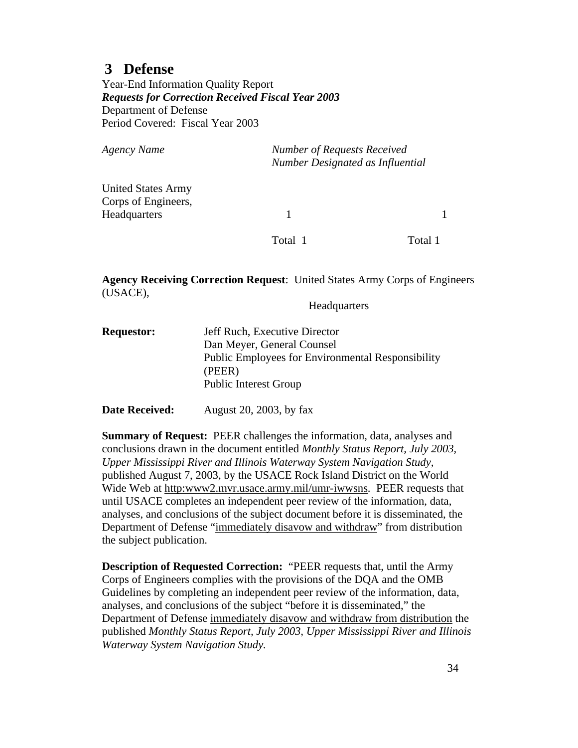# 3 Defense

Year-End Information Quality Report
***Requests for Correction Received Fiscal Year 2003***
Department of Defense
Period Covered: Fiscal Year 2003

| *Agency Name* | *Number of Requests Received* | *Number Designated as Influential* |
|---|---|---|
| United States Army Corps of Engineers, Headquarters | 1 | 1 |
| | Total 1 | Total 1 |

**Agency Receiving Correction Request**: United States Army Corps of Engineers (USACE), Headquarters

**Requestor:** Jeff Ruch, Executive Director
Dan Meyer, General Counsel
Public Employees for Environmental Responsibility (PEER)
Public Interest Group

**Date Received:** August 20, 2003, by fax

**Summary of Request:** PEER challenges the information, data, analyses and conclusions drawn in the document entitled *Monthly Status Report, July 2003, Upper Mississippi River and Illinois Waterway System Navigation Study*, published August 7, 2003, by the USACE Rock Island District on the World Wide Web at http:www2.mvr.usace.army.mil/umr-iwwsns. PEER requests that until USACE completes an independent peer review of the information, data, analyses, and conclusions of the subject document before it is disseminated, the Department of Defense "immediately disavow and withdraw" from distribution the subject publication.

**Description of Requested Correction:** "PEER requests that, until the Army Corps of Engineers complies with the provisions of the DQA and the OMB Guidelines by completing an independent peer review of the information, data, analyses, and conclusions of the subject "before it is disseminated," the Department of Defense immediately disavow and withdraw from distribution the published *Monthly Status Report, July 2003, Upper Mississippi River and Illinois Waterway System Navigation Study.*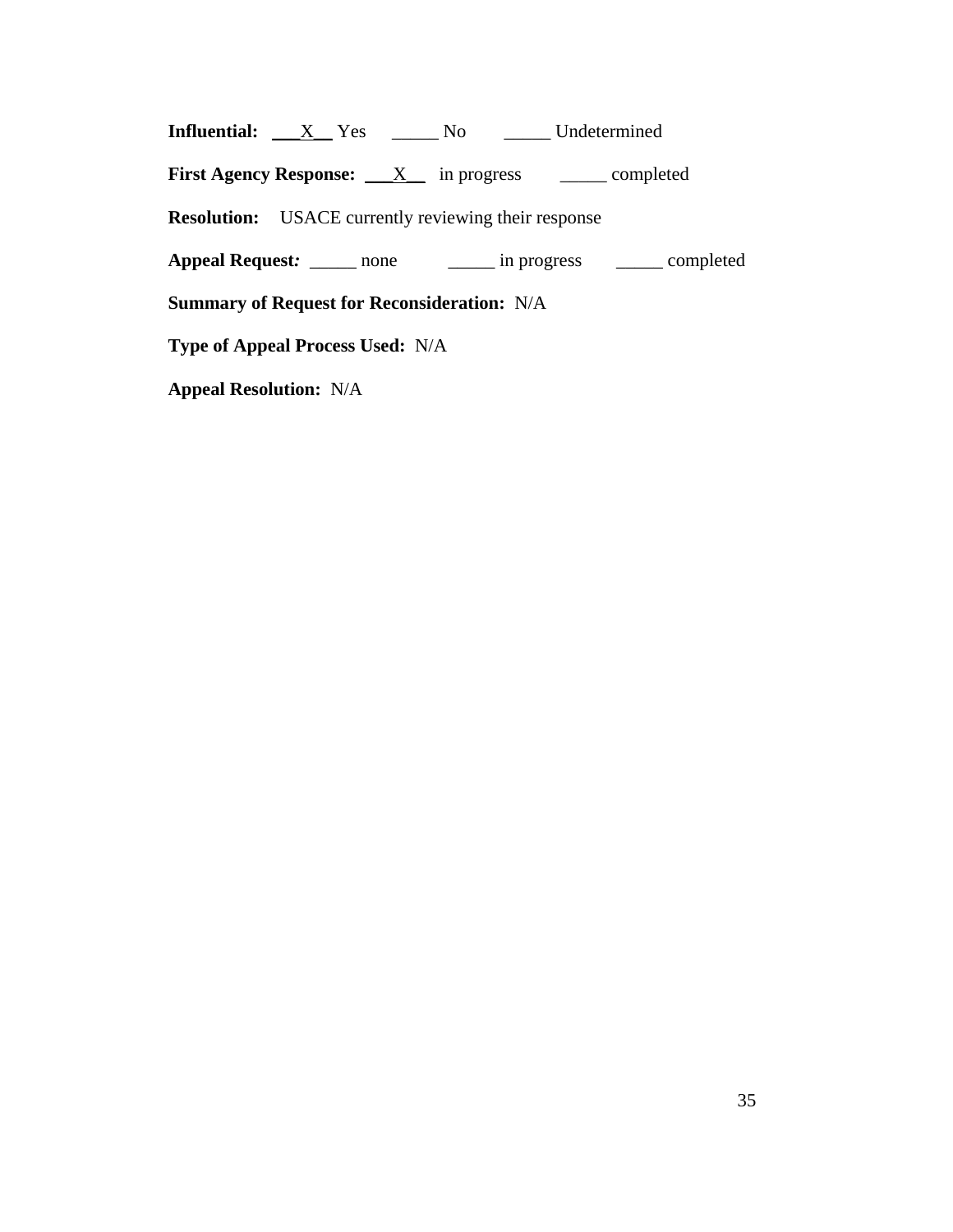**Influential:** ___X__ Yes _____ No _____ Undetermined

**First Agency Response:** ___X__ in progress _____ completed

**Resolution:** USACE currently reviewing their response

**Appeal Request*:*** _____ none _____ in progress _____ completed

**Summary of Request for Reconsideration:** N/A

**Type of Appeal Process Used:** N/A

**Appeal Resolution:** N/A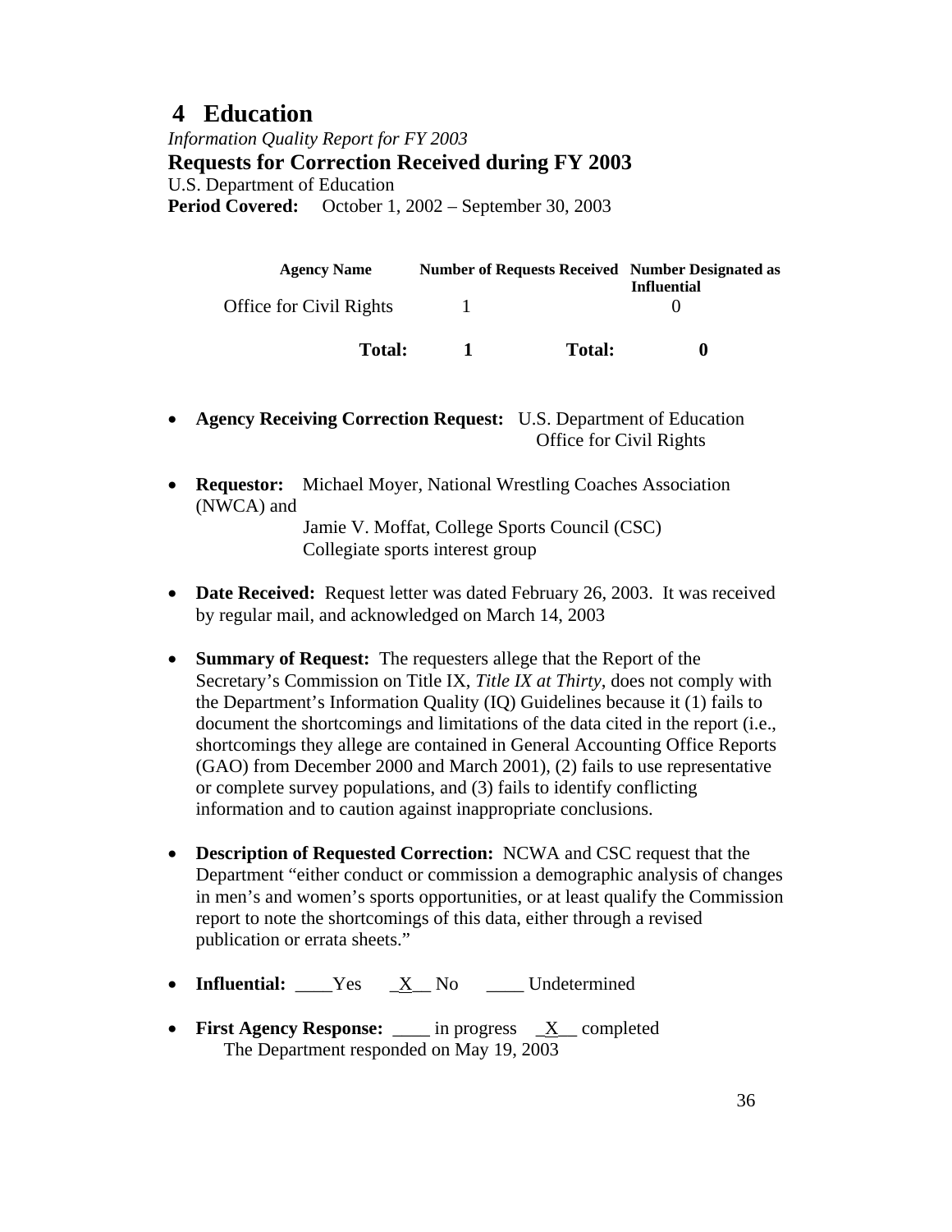# 4 Education

*Information Quality Report for FY 2003*

## Requests for Correction Received during FY 2003

U.S. Department of Education

**Period Covered:** October 1, 2002 – September 30, 2003

| Agency Name | Number of Requests Received | | Number Designated as Influential |
|---|---|---|---|
| Office for Civil Rights | 1 | | 0 |
| **Total:** | **1** | **Total:** | **0** |

- **Agency Receiving Correction Request:** U.S. Department of Education Office for Civil Rights

- **Requestor:** Michael Moyer, National Wrestling Coaches Association (NWCA) and Jamie V. Moffat, College Sports Council (CSC) Collegiate sports interest group

- **Date Received:** Request letter was dated February 26, 2003. It was received by regular mail, and acknowledged on March 14, 2003

- **Summary of Request:** The requesters allege that the Report of the Secretary's Commission on Title IX, *Title IX at Thirty*, does not comply with the Department's Information Quality (IQ) Guidelines because it (1) fails to document the shortcomings and limitations of the data cited in the report (i.e., shortcomings they allege are contained in General Accounting Office Reports (GAO) from December 2000 and March 2001), (2) fails to use representative or complete survey populations, and (3) fails to identify conflicting information and to caution against inappropriate conclusions.

- **Description of Requested Correction:** NCWA and CSC request that the Department "either conduct or commission a demographic analysis of changes in men's and women's sports opportunities, or at least qualify the Commission report to note the shortcomings of this data, either through a revised publication or errata sheets."

- **Influential:** ____Yes _X__ No ____ Undetermined

- **First Agency Response:** ____ in progress _X__ completed
  The Department responded on May 19, 2003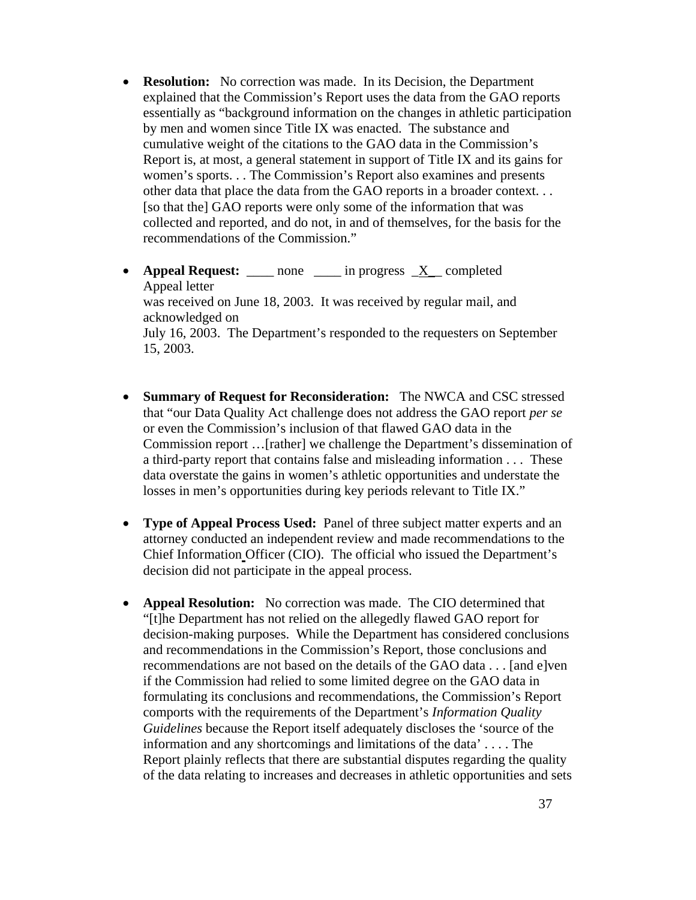- **Resolution:** No correction was made. In its Decision, the Department explained that the Commission's Report uses the data from the GAO reports essentially as "background information on the changes in athletic participation by men and women since Title IX was enacted. The substance and cumulative weight of the citations to the GAO data in the Commission's Report is, at most, a general statement in support of Title IX and its gains for women's sports. . . The Commission's Report also examines and presents other data that place the data from the GAO reports in a broader context. . . [so that the] GAO reports were only some of the information that was collected and reported, and do not, in and of themselves, for the basis for the recommendations of the Commission."

- **Appeal Request:** ____ none ____ in progress _X_ completed
  Appeal letter
  was received on June 18, 2003. It was received by regular mail, and acknowledged on
  July 16, 2003. The Department's responded to the requesters on September 15, 2003.

- **Summary of Request for Reconsideration:** The NWCA and CSC stressed that "our Data Quality Act challenge does not address the GAO report *per se* or even the Commission's inclusion of that flawed GAO data in the Commission report …[rather] we challenge the Department's dissemination of a third-party report that contains false and misleading information . . . These data overstate the gains in women's athletic opportunities and understate the losses in men's opportunities during key periods relevant to Title IX."

- **Type of Appeal Process Used:** Panel of three subject matter experts and an attorney conducted an independent review and made recommendations to the Chief Information Officer (CIO). The official who issued the Department's decision did not participate in the appeal process.

- **Appeal Resolution:** No correction was made. The CIO determined that "[t]he Department has not relied on the allegedly flawed GAO report for decision-making purposes. While the Department has considered conclusions and recommendations in the Commission's Report, those conclusions and recommendations are not based on the details of the GAO data . . . [and e]ven if the Commission had relied to some limited degree on the GAO data in formulating its conclusions and recommendations, the Commission's Report comports with the requirements of the Department's *Information Quality Guidelines* because the Report itself adequately discloses the 'source of the information and any shortcomings and limitations of the data' . . . . The Report plainly reflects that there are substantial disputes regarding the quality of the data relating to increases and decreases in athletic opportunities and sets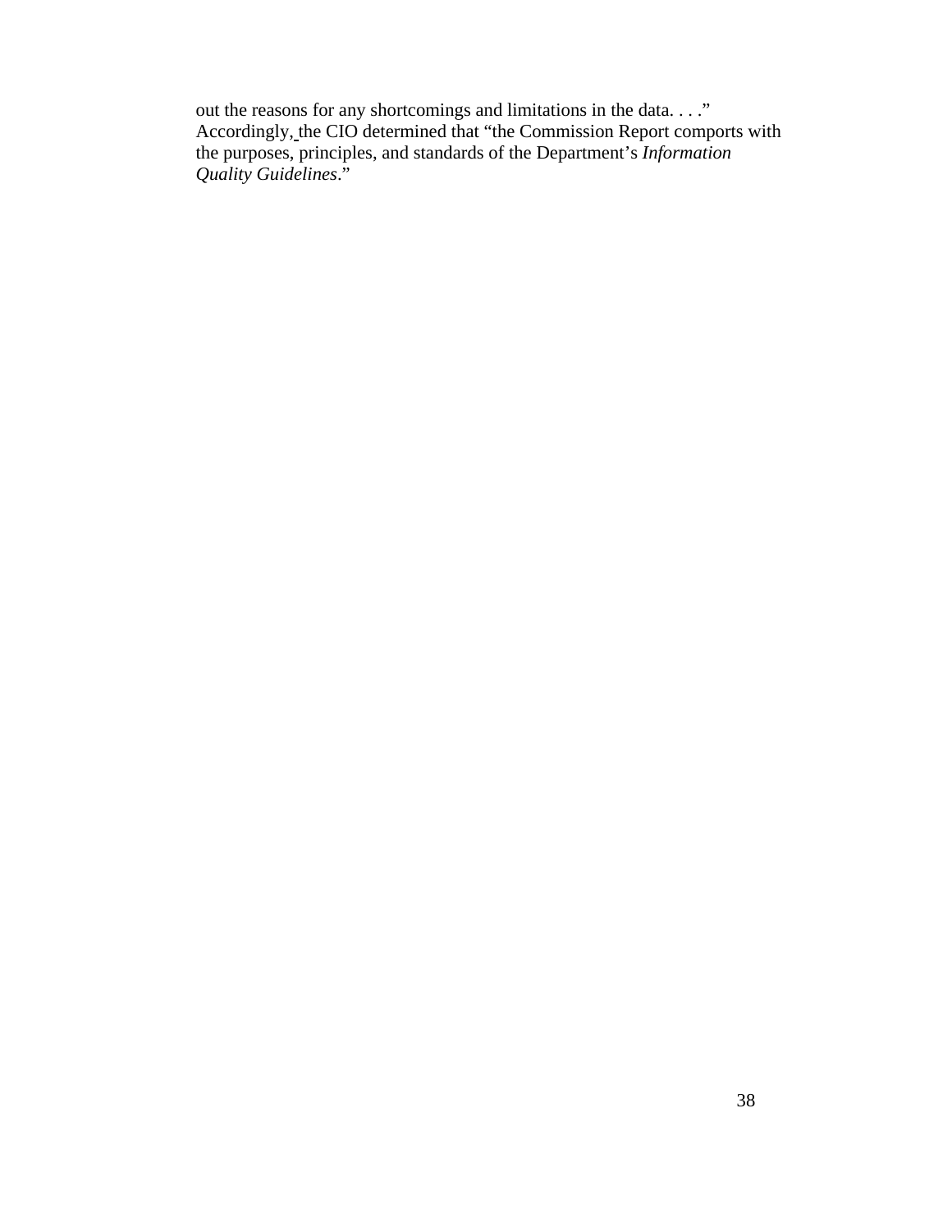out the reasons for any shortcomings and limitations in the data. . . ." Accordingly, the CIO determined that "the Commission Report comports with the purposes, principles, and standards of the Department's *Information Quality Guidelines*."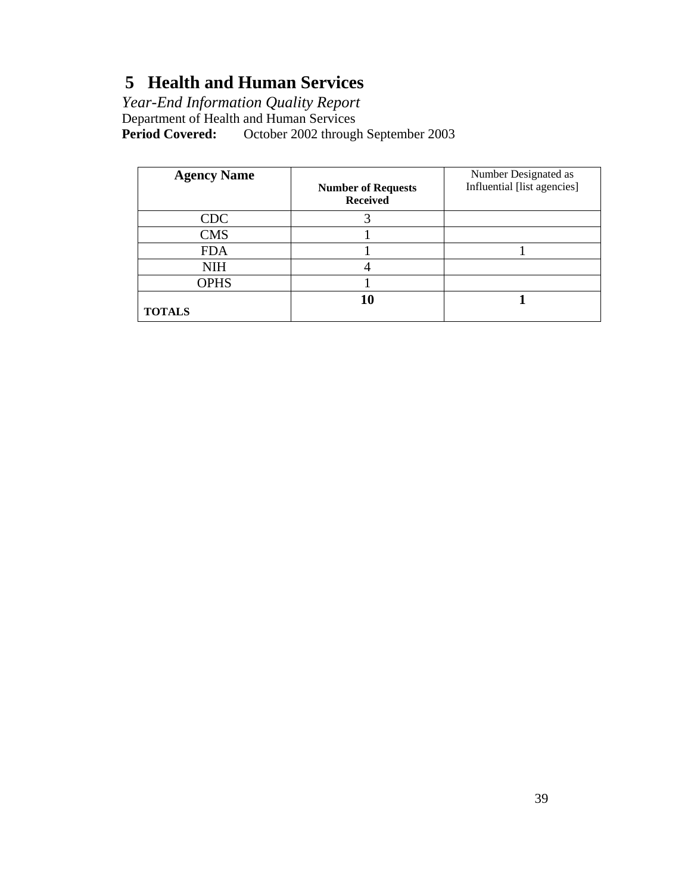# 5 Health and Human Services

*Year-End Information Quality Report*
Department of Health and Human Services
**Period Covered:** October 2002 through September 2003

| **Agency Name** | **Number of Requests Received** | Number Designated as Influential [list agencies] |
|---|---|---|
| CDC | 3 | |
| CMS | 1 | |
| FDA | 1 | 1 |
| NIH | 4 | |
| OPHS | 1 | |
| **TOTALS** | **10** | **1** |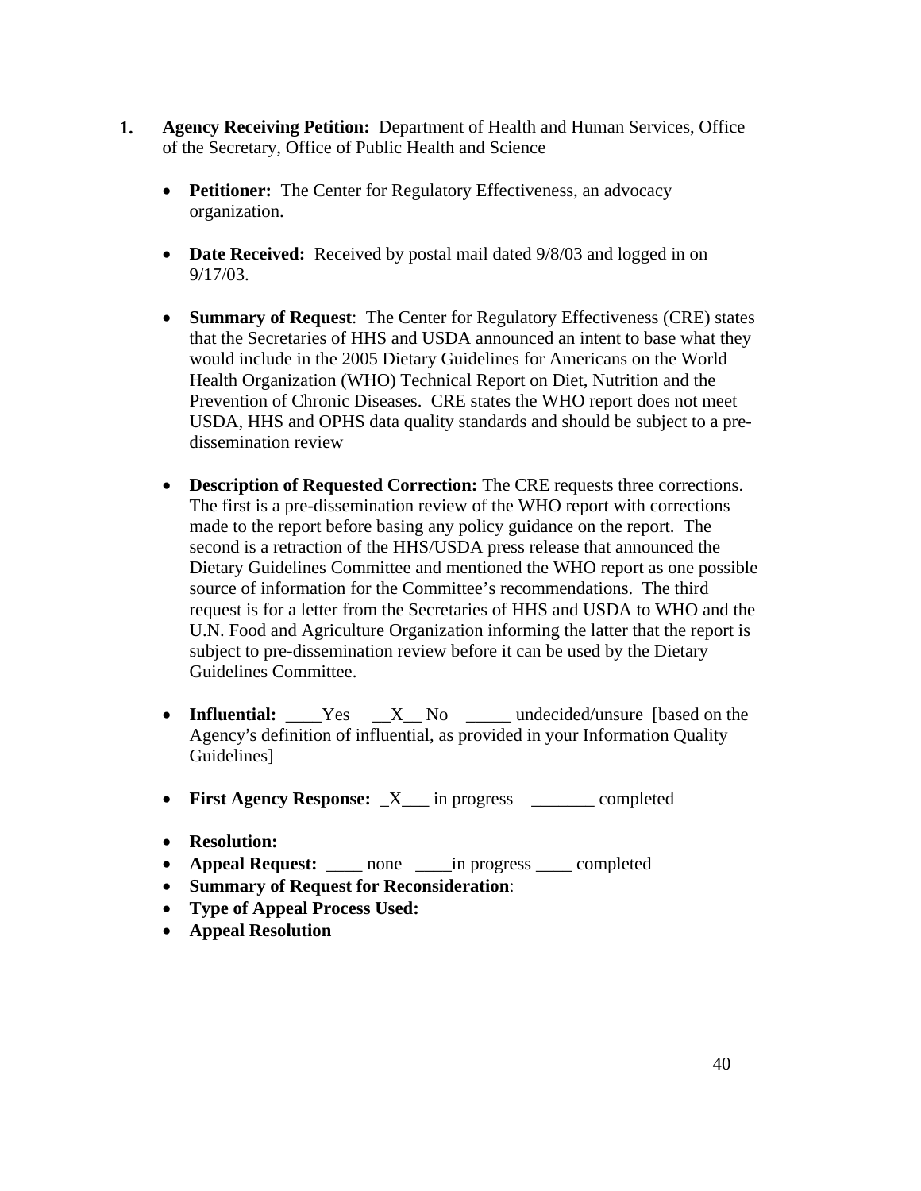1. **Agency Receiving Petition:** Department of Health and Human Services, Office of the Secretary, Office of Public Health and Science

   - **Petitioner:** The Center for Regulatory Effectiveness, an advocacy organization.

   - **Date Received:** Received by postal mail dated 9/8/03 and logged in on 9/17/03.

   - **Summary of Request**: The Center for Regulatory Effectiveness (CRE) states that the Secretaries of HHS and USDA announced an intent to base what they would include in the 2005 Dietary Guidelines for Americans on the World Health Organization (WHO) Technical Report on Diet, Nutrition and the Prevention of Chronic Diseases. CRE states the WHO report does not meet USDA, HHS and OPHS data quality standards and should be subject to a pre-dissemination review

   - **Description of Requested Correction:** The CRE requests three corrections. The first is a pre-dissemination review of the WHO report with corrections made to the report before basing any policy guidance on the report. The second is a retraction of the HHS/USDA press release that announced the Dietary Guidelines Committee and mentioned the WHO report as one possible source of information for the Committee's recommendations. The third request is for a letter from the Secretaries of HHS and USDA to WHO and the U.N. Food and Agriculture Organization informing the latter that the report is subject to pre-dissemination review before it can be used by the Dietary Guidelines Committee.

   - **Influential:** ____Yes __X__ No _____ undecided/unsure [based on the Agency's definition of influential, as provided in your Information Quality Guidelines]

   - **First Agency Response:** _X___ in progress _______ completed

   - **Resolution:**
   - **Appeal Request:** ____ none ____in progress ____ completed
   - **Summary of Request for Reconsideration**:
   - **Type of Appeal Process Used:**
   - **Appeal Resolution**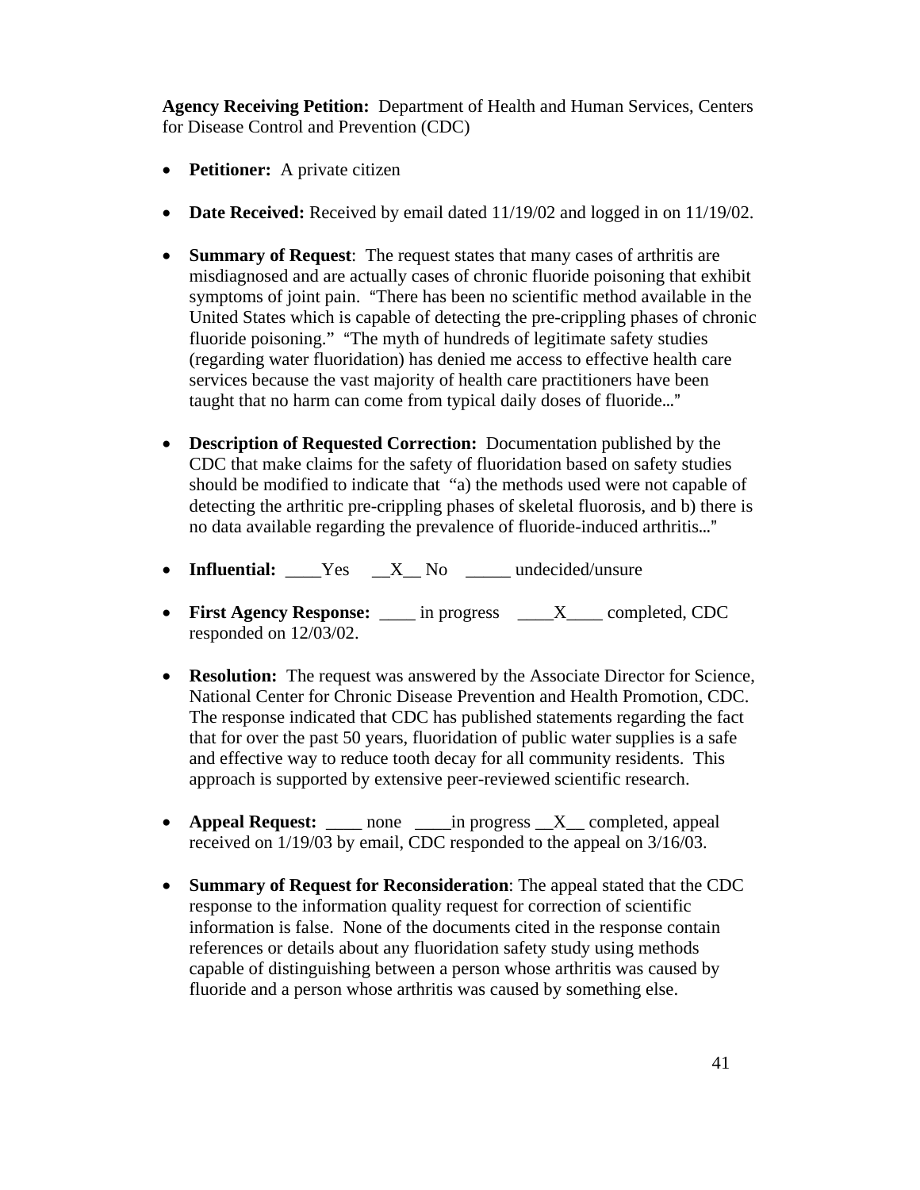**Agency Receiving Petition:** Department of Health and Human Services, Centers for Disease Control and Prevention (CDC)

- **Petitioner:** A private citizen
- **Date Received:** Received by email dated 11/19/02 and logged in on 11/19/02.
- **Summary of Request**: The request states that many cases of arthritis are misdiagnosed and are actually cases of chronic fluoride poisoning that exhibit symptoms of joint pain. "There has been no scientific method available in the United States which is capable of detecting the pre-crippling phases of chronic fluoride poisoning." "The myth of hundreds of legitimate safety studies (regarding water fluoridation) has denied me access to effective health care services because the vast majority of health care practitioners have been taught that no harm can come from typical daily doses of fluoride..."
- **Description of Requested Correction:** Documentation published by the CDC that make claims for the safety of fluoridation based on safety studies should be modified to indicate that "a) the methods used were not capable of detecting the arthritic pre-crippling phases of skeletal fluorosis, and b) there is no data available regarding the prevalence of fluoride-induced arthritis..."
- **Influential:** ____Yes __X__ No _____ undecided/unsure
- **First Agency Response:** ____ in progress ____X____ completed, CDC responded on 12/03/02.
- **Resolution:** The request was answered by the Associate Director for Science, National Center for Chronic Disease Prevention and Health Promotion, CDC. The response indicated that CDC has published statements regarding the fact that for over the past 50 years, fluoridation of public water supplies is a safe and effective way to reduce tooth decay for all community residents. This approach is supported by extensive peer-reviewed scientific research.
- **Appeal Request:** ____ none ____in progress __X__ completed, appeal received on 1/19/03 by email, CDC responded to the appeal on 3/16/03.
- **Summary of Request for Reconsideration**: The appeal stated that the CDC response to the information quality request for correction of scientific information is false. None of the documents cited in the response contain references or details about any fluoridation safety study using methods capable of distinguishing between a person whose arthritis was caused by fluoride and a person whose arthritis was caused by something else.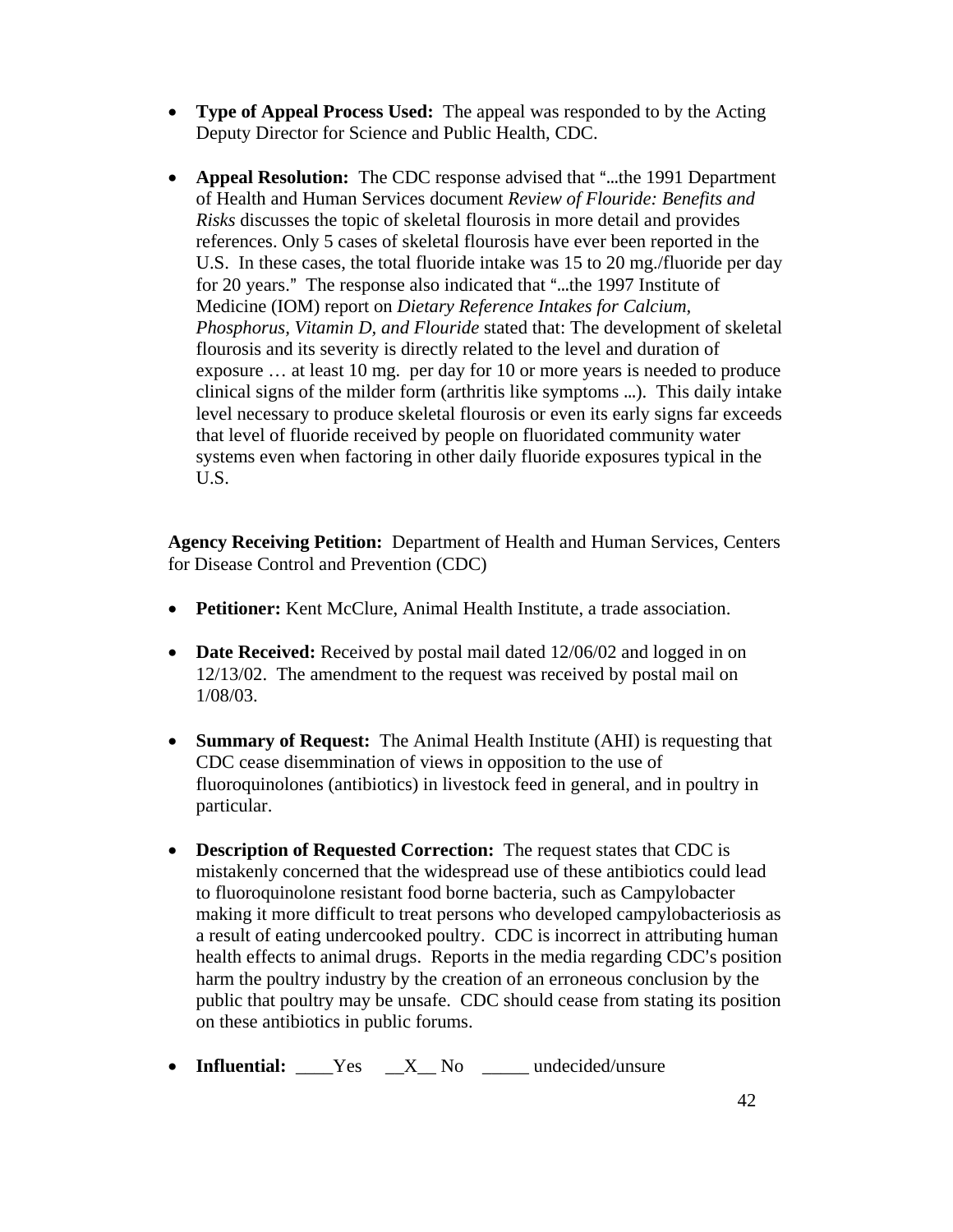- **Type of Appeal Process Used:** The appeal was responded to by the Acting Deputy Director for Science and Public Health, CDC.

- **Appeal Resolution:** The CDC response advised that "...the 1991 Department of Health and Human Services document *Review of Flouride: Benefits and Risks* discusses the topic of skeletal flourosis in more detail and provides references. Only 5 cases of skeletal flourosis have ever been reported in the U.S. In these cases, the total fluoride intake was 15 to 20 mg./fluoride per day for 20 years." The response also indicated that "...the 1997 Institute of Medicine (IOM) report on *Dietary Reference Intakes for Calcium, Phosphorus, Vitamin D, and Flouride* stated that: The development of skeletal flourosis and its severity is directly related to the level and duration of exposure … at least 10 mg. per day for 10 or more years is needed to produce clinical signs of the milder form (arthritis like symptoms ...). This daily intake level necessary to produce skeletal flourosis or even its early signs far exceeds that level of fluoride received by people on fluoridated community water systems even when factoring in other daily fluoride exposures typical in the U.S.

**Agency Receiving Petition:** Department of Health and Human Services, Centers for Disease Control and Prevention (CDC)

- **Petitioner:** Kent McClure, Animal Health Institute, a trade association.

- **Date Received:** Received by postal mail dated 12/06/02 and logged in on 12/13/02. The amendment to the request was received by postal mail on 1/08/03.

- **Summary of Request:** The Animal Health Institute (AHI) is requesting that CDC cease demmination of views in opposition to the use of fluoroquinolones (antibiotics) in livestock feed in general, and in poultry in particular.

- **Description of Requested Correction:** The request states that CDC is mistakenly concerned that the widespread use of these antibiotics could lead to fluoroquinolone resistant food borne bacteria, such as Campylobacter making it more difficult to treat persons who developed campylobacteriosis as a result of eating undercooked poultry. CDC is incorrect in attributing human health effects to animal drugs. Reports in the media regarding CDC's position harm the poultry industry by the creation of an erroneous conclusion by the public that poultry may be unsafe. CDC should cease from stating its position on these antibiotics in public forums.

- **Influential:** ____Yes __X__ No _____ undecided/unsure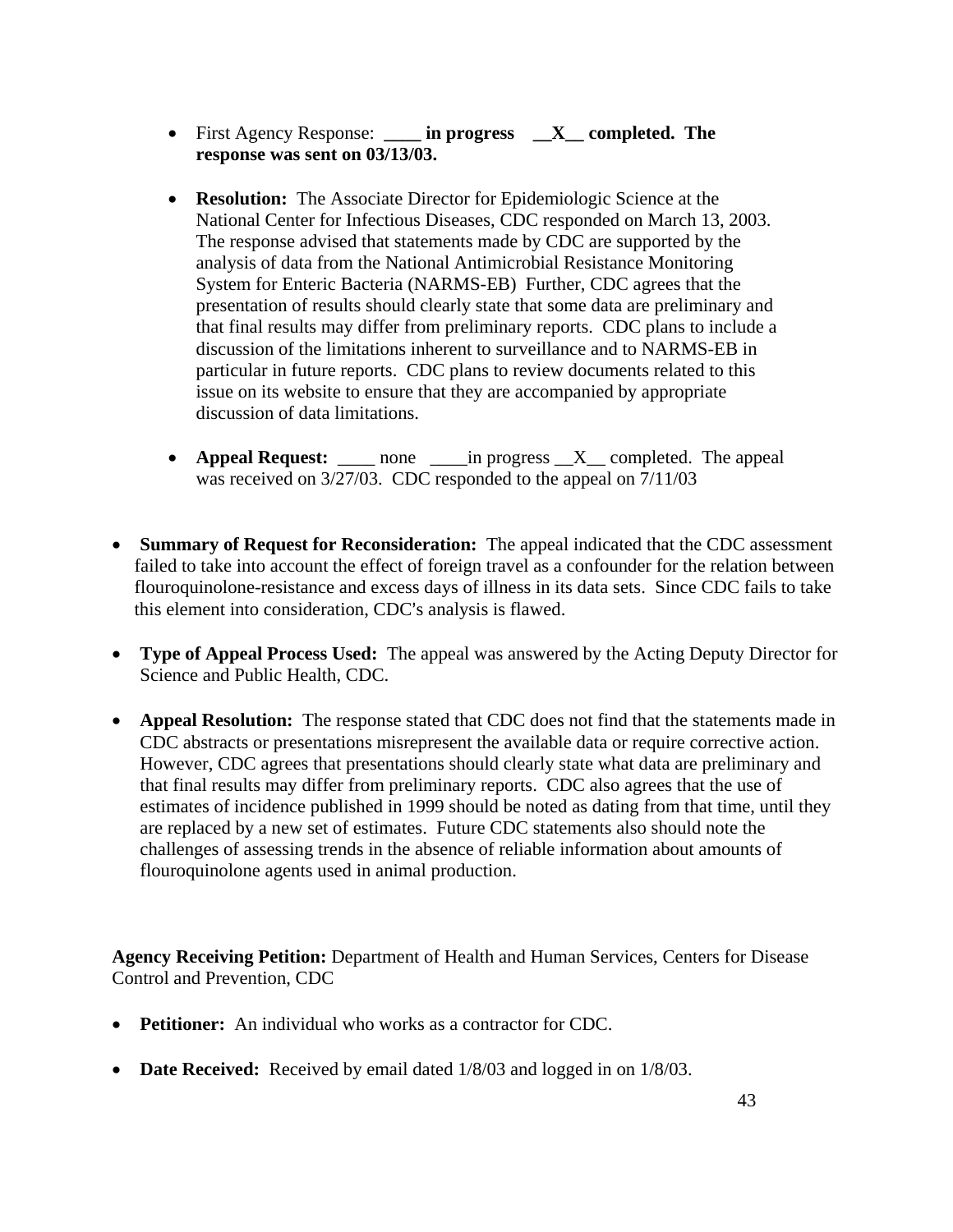- First Agency Response: **\_\_\_\_ in progress \_\_X\_\_ completed. The response was sent on 03/13/03.**

- **Resolution:** The Associate Director for Epidemiologic Science at the National Center for Infectious Diseases, CDC responded on March 13, 2003. The response advised that statements made by CDC are supported by the analysis of data from the National Antimicrobial Resistance Monitoring System for Enteric Bacteria (NARMS-EB) Further, CDC agrees that the presentation of results should clearly state that some data are preliminary and that final results may differ from preliminary reports. CDC plans to include a discussion of the limitations inherent to surveillance and to NARMS-EB in particular in future reports. CDC plans to review documents related to this issue on its website to ensure that they are accompanied by appropriate discussion of data limitations.

- **Appeal Request:** \_\_\_\_ none \_\_\_\_in progress \_\_X\_\_ completed. The appeal was received on 3/27/03. CDC responded to the appeal on 7/11/03

- **Summary of Request for Reconsideration:** The appeal indicated that the CDC assessment failed to take into account the effect of foreign travel as a confounder for the relation between flouroquinolone-resistance and excess days of illness in its data sets. Since CDC fails to take this element into consideration, CDC's analysis is flawed.

- **Type of Appeal Process Used:** The appeal was answered by the Acting Deputy Director for Science and Public Health, CDC.

- **Appeal Resolution:** The response stated that CDC does not find that the statements made in CDC abstracts or presentations misrepresent the available data or require corrective action. However, CDC agrees that presentations should clearly state what data are preliminary and that final results may differ from preliminary reports. CDC also agrees that the use of estimates of incidence published in 1999 should be noted as dating from that time, until they are replaced by a new set of estimates. Future CDC statements also should note the challenges of assessing trends in the absence of reliable information about amounts of flouroquinolone agents used in animal production.

**Agency Receiving Petition:** Department of Health and Human Services, Centers for Disease Control and Prevention, CDC

- **Petitioner:** An individual who works as a contractor for CDC.

- **Date Received:** Received by email dated 1/8/03 and logged in on 1/8/03.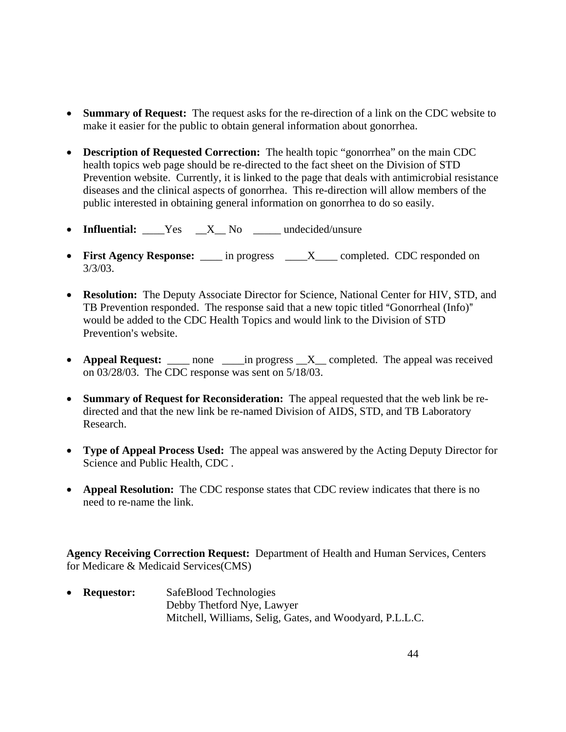- **Summary of Request:** The request asks for the re-direction of a link on the CDC website to make it easier for the public to obtain general information about gonorrhea.

- **Description of Requested Correction:** The health topic "gonorrhea" on the main CDC health topics web page should be re-directed to the fact sheet on the Division of STD Prevention website. Currently, it is linked to the page that deals with antimicrobial resistance diseases and the clinical aspects of gonorrhea. This re-direction will allow members of the public interested in obtaining general information on gonorrhea to do so easily.

- **Influential:** ____Yes __X__ No _____ undecided/unsure

- **First Agency Response:** ____ in progress ____X____ completed. CDC responded on 3/3/03.

- **Resolution:** The Deputy Associate Director for Science, National Center for HIV, STD, and TB Prevention responded. The response said that a new topic titled "Gonorrheal (Info)" would be added to the CDC Health Topics and would link to the Division of STD Prevention's website.

- **Appeal Request:** ____ none ____in progress __X__ completed. The appeal was received on 03/28/03. The CDC response was sent on 5/18/03.

- **Summary of Request for Reconsideration:** The appeal requested that the web link be re-directed and that the new link be re-named Division of AIDS, STD, and TB Laboratory Research.

- **Type of Appeal Process Used:** The appeal was answered by the Acting Deputy Director for Science and Public Health, CDC .

- **Appeal Resolution:** The CDC response states that CDC review indicates that there is no need to re-name the link.

**Agency Receiving Correction Request:** Department of Health and Human Services, Centers for Medicare & Medicaid Services(CMS)

- **Requestor:** SafeBlood Technologies
  Debby Thetford Nye, Lawyer
  Mitchell, Williams, Selig, Gates, and Woodyard, P.L.L.C.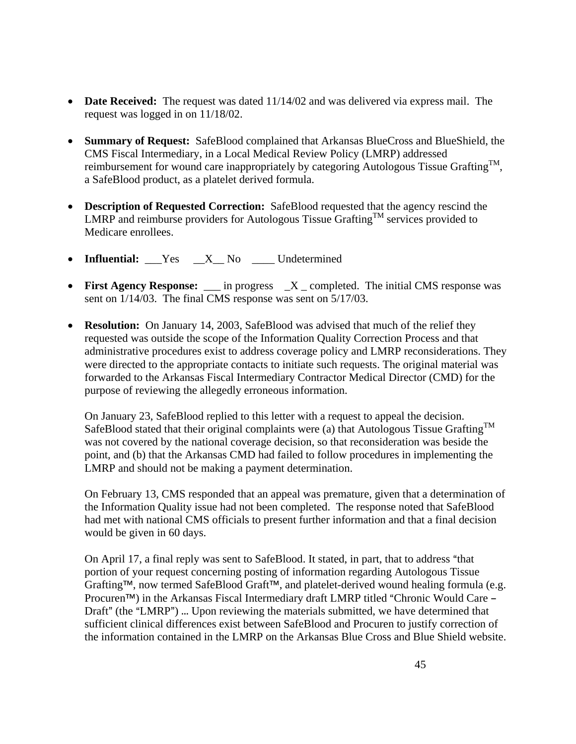- **Date Received:** The request was dated 11/14/02 and was delivered via express mail. The request was logged in on 11/18/02.

- **Summary of Request:** SafeBlood complained that Arkansas BlueCross and BlueShield, the CMS Fiscal Intermediary, in a Local Medical Review Policy (LMRP) addressed reimbursement for wound care inappropriately by categoring Autologous Tissue Grafting™, a SafeBlood product, as a platelet derived formula.

- **Description of Requested Correction:** SafeBlood requested that the agency rescind the LMRP and reimburse providers for Autologous Tissue Grafting™ services provided to Medicare enrollees.

- **Influential:** ___Yes __X__ No ____ Undetermined

- **First Agency Response:** ___ in progress _X _ completed. The initial CMS response was sent on 1/14/03. The final CMS response was sent on 5/17/03.

- **Resolution:** On January 14, 2003, SafeBlood was advised that much of the relief they requested was outside the scope of the Information Quality Correction Process and that administrative procedures exist to address coverage policy and LMRP reconsiderations. They were directed to the appropriate contacts to initiate such requests. The original material was forwarded to the Arkansas Fiscal Intermediary Contractor Medical Director (CMD) for the purpose of reviewing the allegedly erroneous information.

  On January 23, SafeBlood replied to this letter with a request to appeal the decision. SafeBlood stated that their original complaints were (a) that Autologous Tissue Grafting™ was not covered by the national coverage decision, so that reconsideration was beside the point, and (b) that the Arkansas CMD had failed to follow procedures in implementing the LMRP and should not be making a payment determination.

  On February 13, CMS responded that an appeal was premature, given that a determination of the Information Quality issue had not been completed. The response noted that SafeBlood had met with national CMS officials to present further information and that a final decision would be given in 60 days.

  On April 17, a final reply was sent to SafeBlood. It stated, in part, that to address "that portion of your request concerning posting of information regarding Autologous Tissue Grafting™, now termed SafeBlood Graft™, and platelet-derived wound healing formula (e.g. Procuren™) in the Arkansas Fiscal Intermediary draft LMRP titled "Chronic Would Care – Draft" (the "LMRP") … Upon reviewing the materials submitted, we have determined that sufficient clinical differences exist between SafeBlood and Procuren to justify correction of the information contained in the LMRP on the Arkansas Blue Cross and Blue Shield website.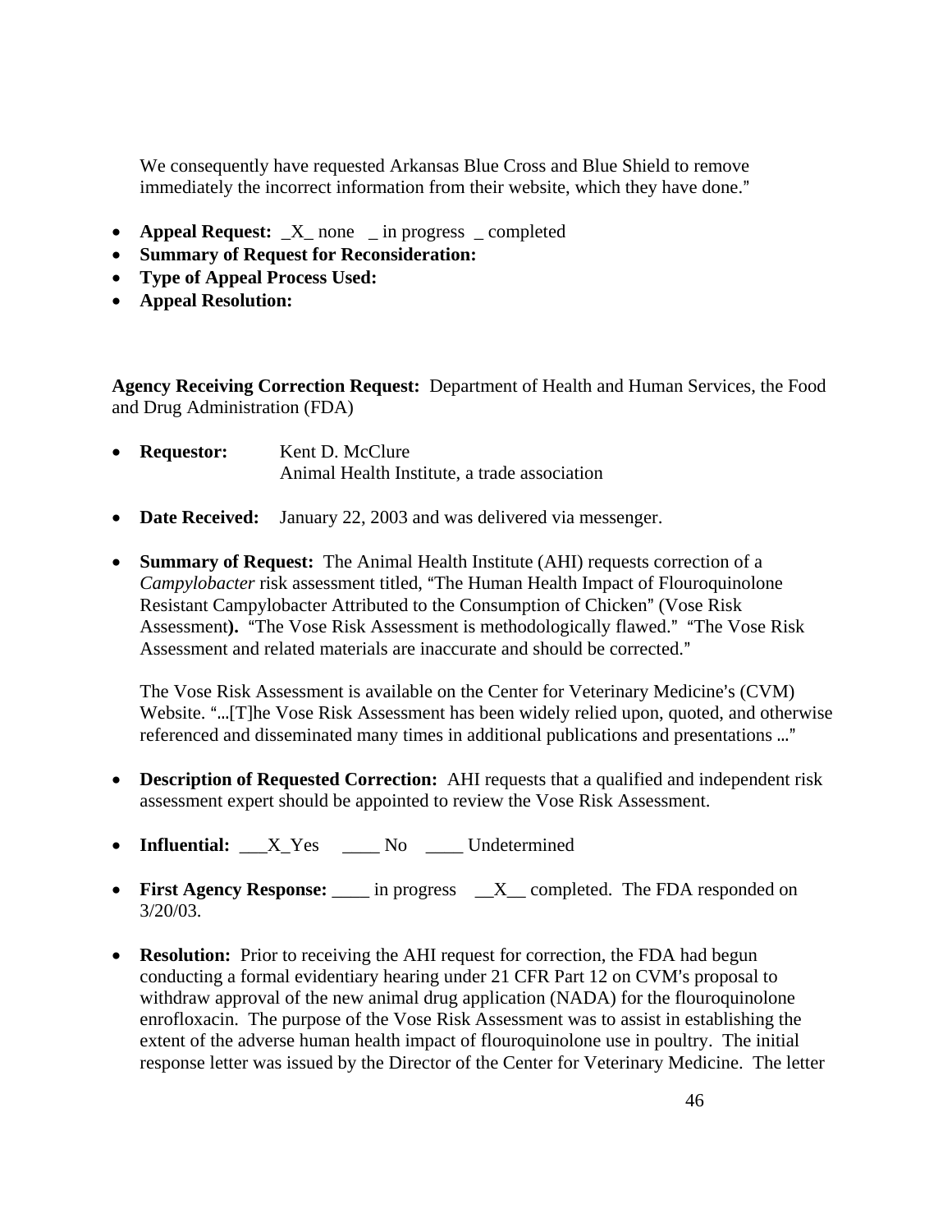We consequently have requested Arkansas Blue Cross and Blue Shield to remove immediately the incorrect information from their website, which they have done."

- **Appeal Request:** _X_ none _ in progress _ completed
- **Summary of Request for Reconsideration:**
- **Type of Appeal Process Used:**
- **Appeal Resolution:**

**Agency Receiving Correction Request:** Department of Health and Human Services, the Food and Drug Administration (FDA)

- **Requestor:** Kent D. McClure
  Animal Health Institute, a trade association

- **Date Received:** January 22, 2003 and was delivered via messenger.

- **Summary of Request:** The Animal Health Institute (AHI) requests correction of a *Campylobacter* risk assessment titled, "The Human Health Impact of Flouroquinolone Resistant Campylobacter Attributed to the Consumption of Chicken" (Vose Risk Assessment**).** "The Vose Risk Assessment is methodologically flawed." "The Vose Risk Assessment and related materials are inaccurate and should be corrected."

  The Vose Risk Assessment is available on the Center for Veterinary Medicine's (CVM) Website. "...[T]he Vose Risk Assessment has been widely relied upon, quoted, and otherwise referenced and disseminated many times in additional publications and presentations ..."

- **Description of Requested Correction:** AHI requests that a qualified and independent risk assessment expert should be appointed to review the Vose Risk Assessment.

- **Influential:** ___X_Yes ____ No ____ Undetermined

- **First Agency Response:** ____ in progress __X__ completed. The FDA responded on 3/20/03.

- **Resolution:** Prior to receiving the AHI request for correction, the FDA had begun conducting a formal evidentiary hearing under 21 CFR Part 12 on CVM's proposal to withdraw approval of the new animal drug application (NADA) for the flouroquinolone enrofloxacin. The purpose of the Vose Risk Assessment was to assist in establishing the extent of the adverse human health impact of flouroquinolone use in poultry. The initial response letter was issued by the Director of the Center for Veterinary Medicine. The letter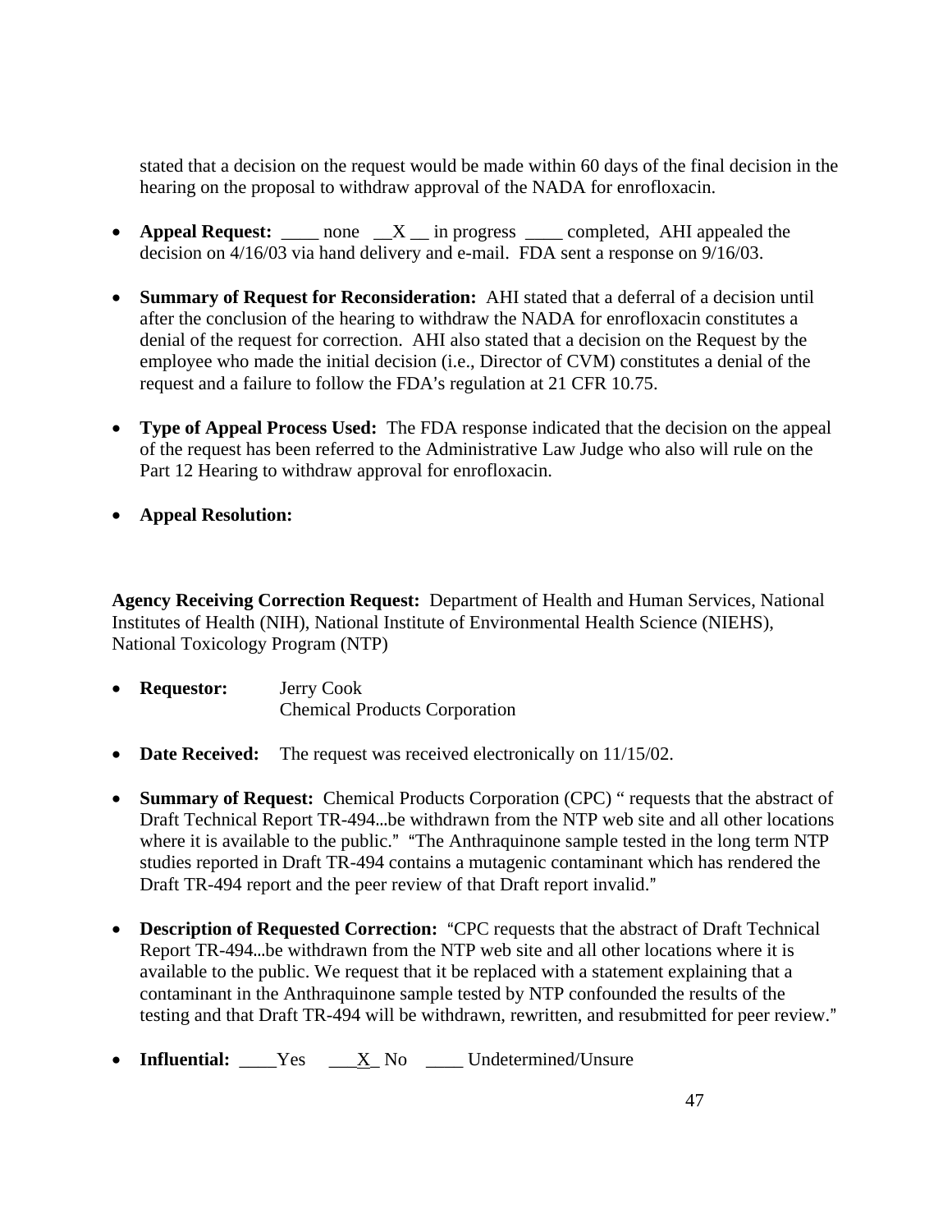stated that a decision on the request would be made within 60 days of the final decision in the hearing on the proposal to withdraw approval of the NADA for enrofloxacin.

- **Appeal Request:** ____ none __X __ in progress ____ completed, AHI appealed the decision on 4/16/03 via hand delivery and e-mail. FDA sent a response on 9/16/03.

- **Summary of Request for Reconsideration:** AHI stated that a deferral of a decision until after the conclusion of the hearing to withdraw the NADA for enrofloxacin constitutes a denial of the request for correction. AHI also stated that a decision on the Request by the employee who made the initial decision (i.e., Director of CVM) constitutes a denial of the request and a failure to follow the FDA's regulation at 21 CFR 10.75.

- **Type of Appeal Process Used:** The FDA response indicated that the decision on the appeal of the request has been referred to the Administrative Law Judge who also will rule on the Part 12 Hearing to withdraw approval for enrofloxacin.

- **Appeal Resolution:**

**Agency Receiving Correction Request:** Department of Health and Human Services, National Institutes of Health (NIH), National Institute of Environmental Health Science (NIEHS), National Toxicology Program (NTP)

- **Requestor:** Jerry Cook
  Chemical Products Corporation

- **Date Received:** The request was received electronically on 11/15/02.

- **Summary of Request:** Chemical Products Corporation (CPC) " requests that the abstract of Draft Technical Report TR-494...be withdrawn from the NTP web site and all other locations where it is available to the public." "The Anthraquinone sample tested in the long term NTP studies reported in Draft TR-494 contains a mutagenic contaminant which has rendered the Draft TR-494 report and the peer review of that Draft report invalid."

- **Description of Requested Correction:** "CPC requests that the abstract of Draft Technical Report TR-494...be withdrawn from the NTP web site and all other locations where it is available to the public. We request that it be replaced with a statement explaining that a contaminant in the Anthraquinone sample tested by NTP confounded the results of the testing and that Draft TR-494 will be withdrawn, rewritten, and resubmitted for peer review."

- **Influential:** ____Yes ___X_ No ____ Undetermined/Unsure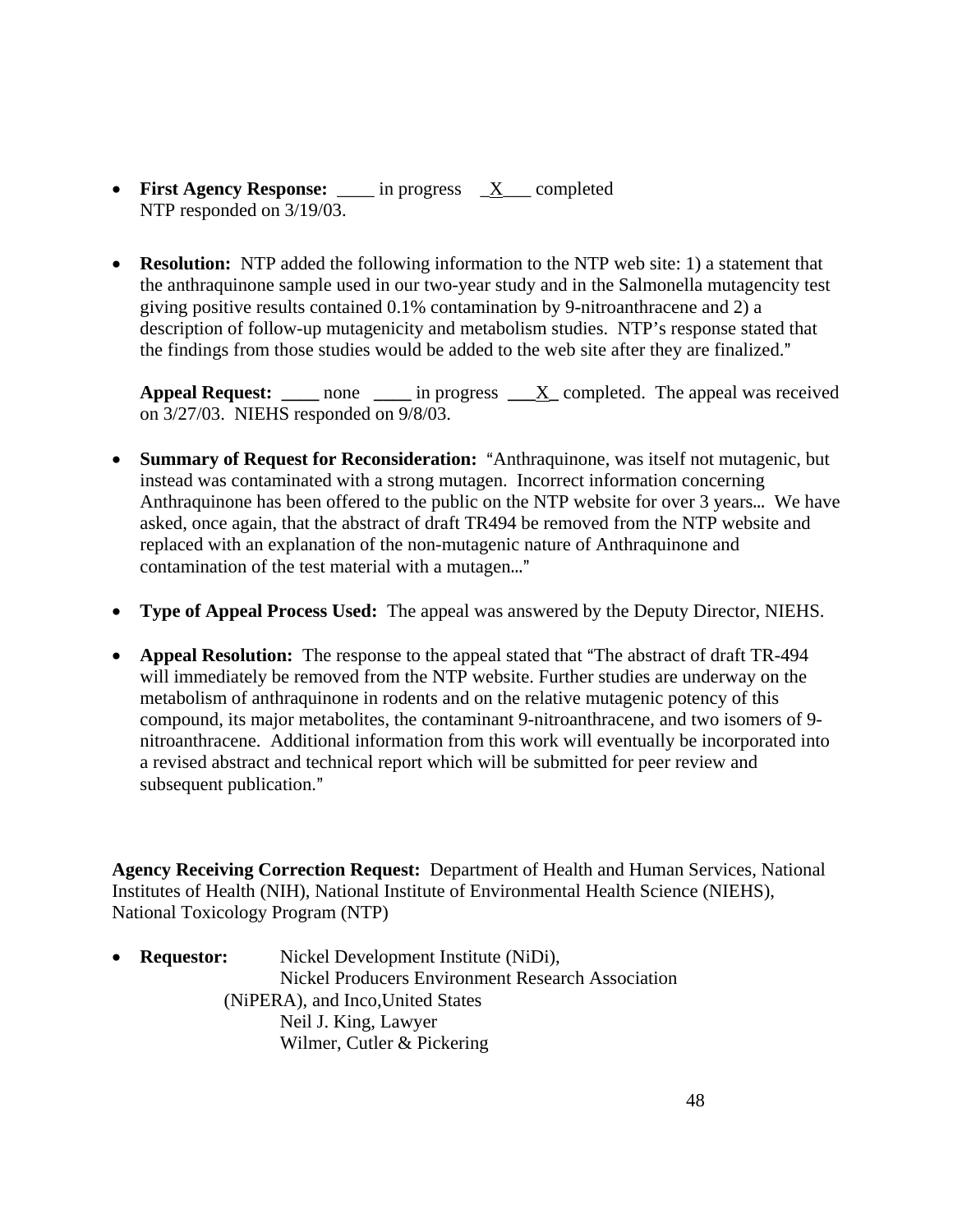- **First Agency Response:** ____ in progress _X___ completed
  NTP responded on 3/19/03.

- **Resolution:** NTP added the following information to the NTP web site: 1) a statement that the anthraquinone sample used in our two-year study and in the Salmonella mutagencity test giving positive results contained 0.1% contamination by 9-nitroanthracene and 2) a description of follow-up mutagenicity and metabolism studies. NTP's response stated that the findings from those studies would be added to the web site after they are finalized."

  **Appeal Request:** ____ none ____ in progress ___X_ completed. The appeal was received on 3/27/03. NIEHS responded on 9/8/03.

- **Summary of Request for Reconsideration:** "Anthraquinone, was itself not mutagenic, but instead was contaminated with a strong mutagen. Incorrect information concerning Anthraquinone has been offered to the public on the NTP website for over 3 years... We have asked, once again, that the abstract of draft TR494 be removed from the NTP website and replaced with an explanation of the non-mutagenic nature of Anthraquinone and contamination of the test material with a mutagen..."

- **Type of Appeal Process Used:** The appeal was answered by the Deputy Director, NIEHS.

- **Appeal Resolution:** The response to the appeal stated that "The abstract of draft TR-494 will immediately be removed from the NTP website. Further studies are underway on the metabolism of anthraquinone in rodents and on the relative mutagenic potency of this compound, its major metabolites, the contaminant 9-nitroanthracene, and two isomers of 9-nitroanthracene. Additional information from this work will eventually be incorporated into a revised abstract and technical report which will be submitted for peer review and subsequent publication."

**Agency Receiving Correction Request:** Department of Health and Human Services, National Institutes of Health (NIH), National Institute of Environmental Health Science (NIEHS), National Toxicology Program (NTP)

- **Requestor:** Nickel Development Institute (NiDi),
  Nickel Producers Environment Research Association (NiPERA), and Inco,United States
  Neil J. King, Lawyer
  Wilmer, Cutler & Pickering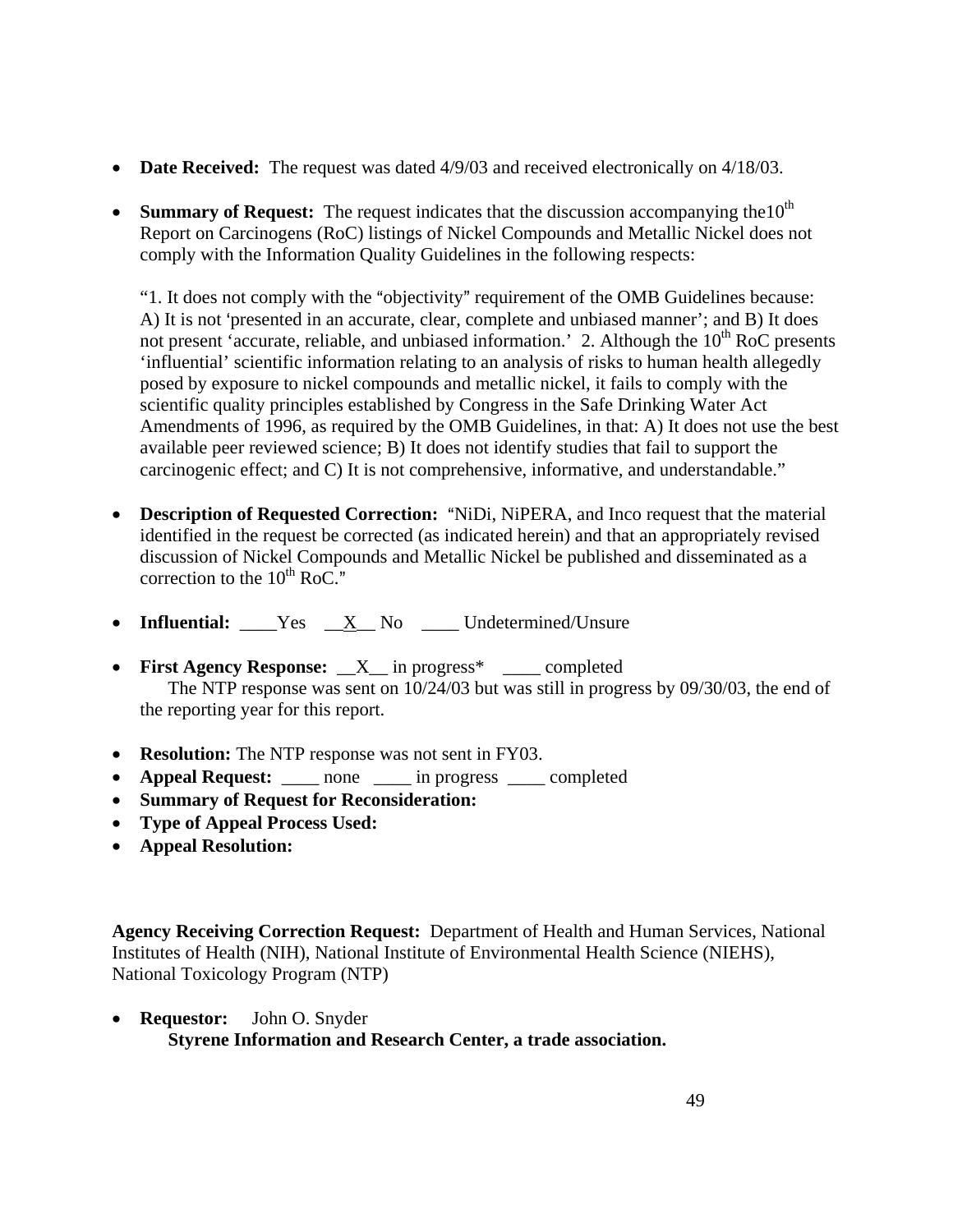- **Date Received:** The request was dated 4/9/03 and received electronically on 4/18/03.

- **Summary of Request:** The request indicates that the discussion accompanying the10[th] Report on Carcinogens (RoC) listings of Nickel Compounds and Metallic Nickel does not comply with the Information Quality Guidelines in the following respects:

  "1. It does not comply with the "objectivity" requirement of the OMB Guidelines because: A) It is not 'presented in an accurate, clear, complete and unbiased manner'; and B) It does not present 'accurate, reliable, and unbiased information.' 2. Although the 10[th] RoC presents 'influential' scientific information relating to an analysis of risks to human health allegedly posed by exposure to nickel compounds and metallic nickel, it fails to comply with the scientific quality principles established by Congress in the Safe Drinking Water Act Amendments of 1996, as required by the OMB Guidelines, in that: A) It does not use the best available peer reviewed science; B) It does not identify studies that fail to support the carcinogenic effect; and C) It is not comprehensive, informative, and understandable."

- **Description of Requested Correction:** "NiDi, NiPERA, and Inco request that the material identified in the request be corrected (as indicated herein) and that an appropriately revised discussion of Nickel Compounds and Metallic Nickel be published and disseminated as a correction to the 10[th] RoC."

- **Influential:** ____Yes __X__ No ____ Undetermined/Unsure

- **First Agency Response:** __X__ in progress* ____ completed
  The NTP response was sent on 10/24/03 but was still in progress by 09/30/03, the end of the reporting year for this report.

- **Resolution:** The NTP response was not sent in FY03.
- **Appeal Request:** ____ none ____ in progress ____ completed
- **Summary of Request for Reconsideration:**
- **Type of Appeal Process Used:**
- **Appeal Resolution:**

**Agency Receiving Correction Request:** Department of Health and Human Services, National Institutes of Health (NIH), National Institute of Environmental Health Science (NIEHS), National Toxicology Program (NTP)

- **Requestor:** John O. Snyder
  **Styrene Information and Research Center, a trade association.**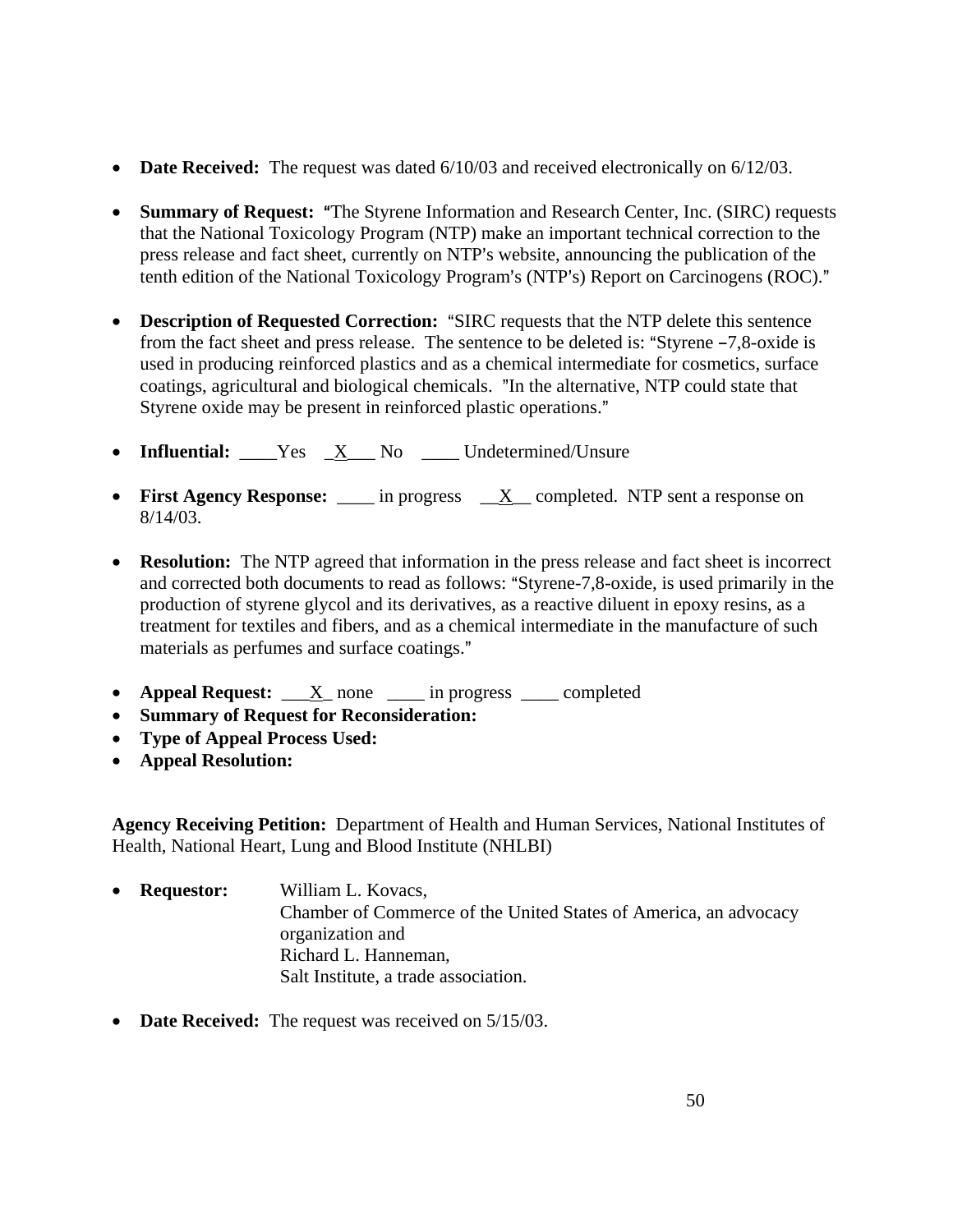- **Date Received:** The request was dated 6/10/03 and received electronically on 6/12/03.

- **Summary of Request:** "The Styrene Information and Research Center, Inc. (SIRC) requests that the National Toxicology Program (NTP) make an important technical correction to the press release and fact sheet, currently on NTP's website, announcing the publication of the tenth edition of the National Toxicology Program's (NTP's) Report on Carcinogens (ROC)."

- **Description of Requested Correction:** "SIRC requests that the NTP delete this sentence from the fact sheet and press release. The sentence to be deleted is: "Styrene –7,8-oxide is used in producing reinforced plastics and as a chemical intermediate for cosmetics, surface coatings, agricultural and biological chemicals. "In the alternative, NTP could state that Styrene oxide may be present in reinforced plastic operations."

- **Influential:** ____Yes _X___ No ____ Undetermined/Unsure

- **First Agency Response:** ____ in progress __X__ completed. NTP sent a response on 8/14/03.

- **Resolution:** The NTP agreed that information in the press release and fact sheet is incorrect and corrected both documents to read as follows: "Styrene-7,8-oxide, is used primarily in the production of styrene glycol and its derivatives, as a reactive diluent in epoxy resins, as a treatment for textiles and fibers, and as a chemical intermediate in the manufacture of such materials as perfumes and surface coatings."

- **Appeal Request:** ___X_ none ____ in progress ____ completed
- **Summary of Request for Reconsideration:**
- **Type of Appeal Process Used:**
- **Appeal Resolution:**

**Agency Receiving Petition:** Department of Health and Human Services, National Institutes of Health, National Heart, Lung and Blood Institute (NHLBI)

- **Requestor:** William L. Kovacs, Chamber of Commerce of the United States of America, an advocacy organization and Richard L. Hanneman, Salt Institute, a trade association.

- **Date Received:** The request was received on 5/15/03.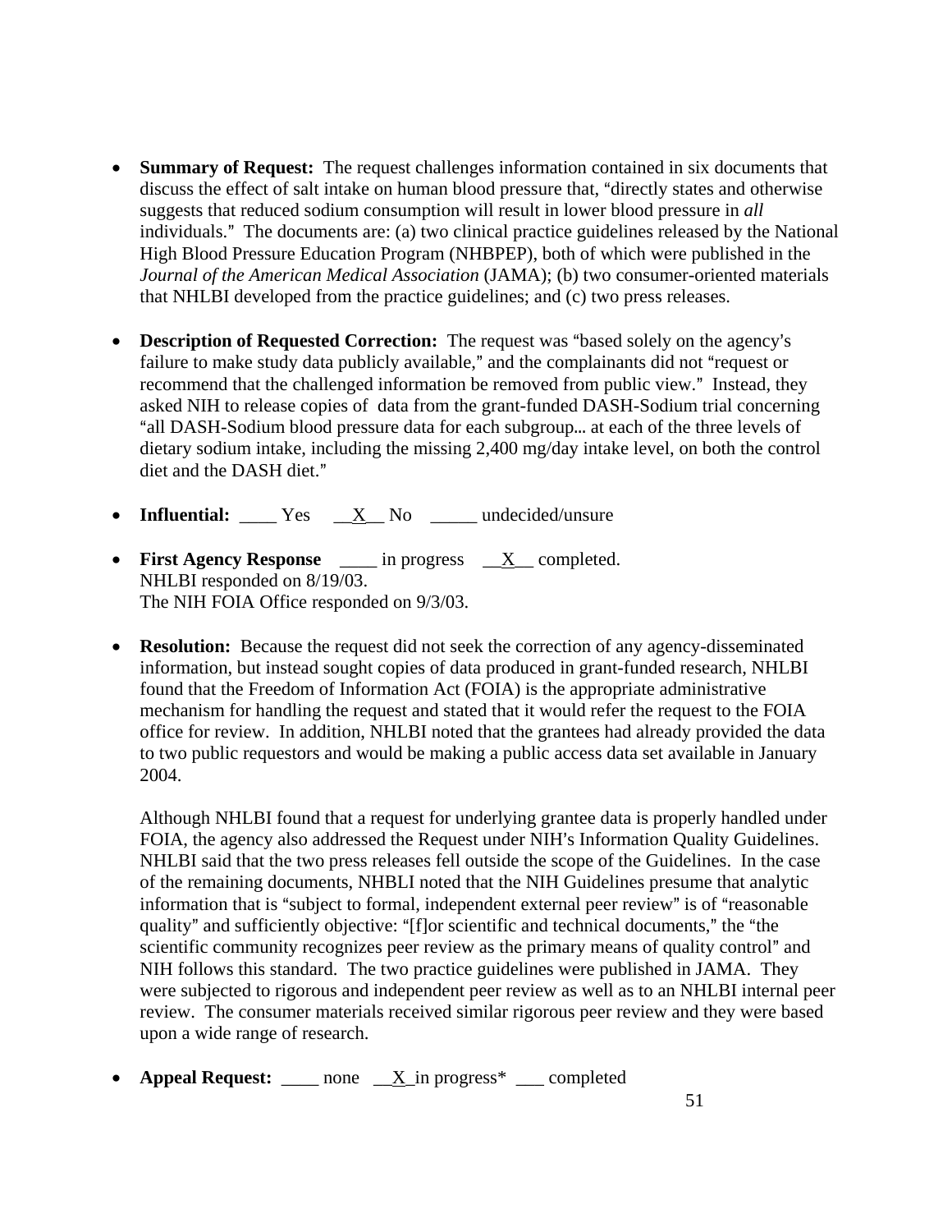- **Summary of Request:** The request challenges information contained in six documents that discuss the effect of salt intake on human blood pressure that, "directly states and otherwise suggests that reduced sodium consumption will result in lower blood pressure in *all* individuals." The documents are: (a) two clinical practice guidelines released by the National High Blood Pressure Education Program (NHBPEP), both of which were published in the *Journal of the American Medical Association* (JAMA); (b) two consumer-oriented materials that NHLBI developed from the practice guidelines; and (c) two press releases.

- **Description of Requested Correction:** The request was "based solely on the agency's failure to make study data publicly available," and the complainants did not "request or recommend that the challenged information be removed from public view." Instead, they asked NIH to release copies of data from the grant-funded DASH-Sodium trial concerning "all DASH-Sodium blood pressure data for each subgroup… at each of the three levels of dietary sodium intake, including the missing 2,400 mg/day intake level, on both the control diet and the DASH diet."

- **Influential:** ____ Yes __X__ No _____ undecided/unsure

- **First Agency Response** ____ in progress __X__ completed.
  NHLBI responded on 8/19/03.
  The NIH FOIA Office responded on 9/3/03.

- **Resolution:** Because the request did not seek the correction of any agency-disseminated information, but instead sought copies of data produced in grant-funded research, NHLBI found that the Freedom of Information Act (FOIA) is the appropriate administrative mechanism for handling the request and stated that it would refer the request to the FOIA office for review. In addition, NHLBI noted that the grantees had already provided the data to two public requestors and would be making a public access data set available in January 2004.

  Although NHLBI found that a request for underlying grantee data is properly handled under FOIA, the agency also addressed the Request under NIH's Information Quality Guidelines. NHLBI said that the two press releases fell outside the scope of the Guidelines. In the case of the remaining documents, NHBLI noted that the NIH Guidelines presume that analytic information that is "subject to formal, independent external peer review" is of "reasonable quality" and sufficiently objective: "[f]or scientific and technical documents," the "the scientific community recognizes peer review as the primary means of quality control" and NIH follows this standard. The two practice guidelines were published in JAMA. They were subjected to rigorous and independent peer review as well as to an NHLBI internal peer review. The consumer materials received similar rigorous peer review and they were based upon a wide range of research.

- **Appeal Request:** ____ none __X_ in progress* ___ completed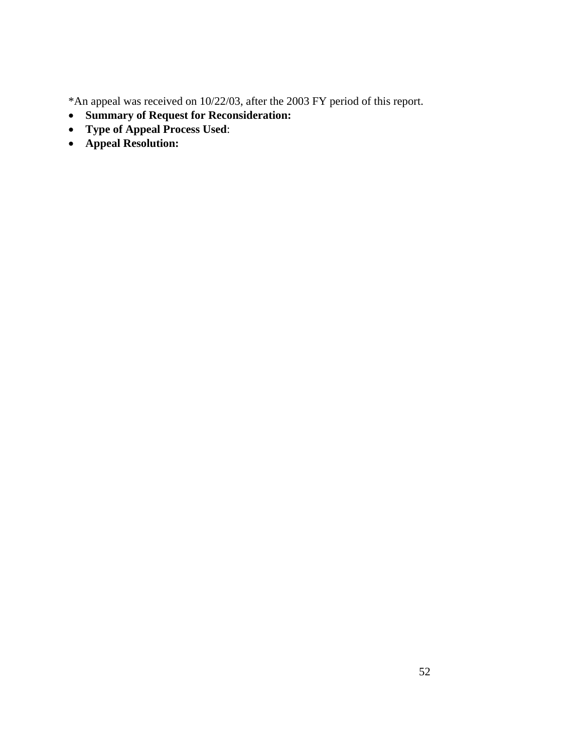*An appeal was received on 10/22/03, after the 2003 FY period of this report.

- **Summary of Request for Reconsideration:**
- **Type of Appeal Process Used**:
- **Appeal Resolution:**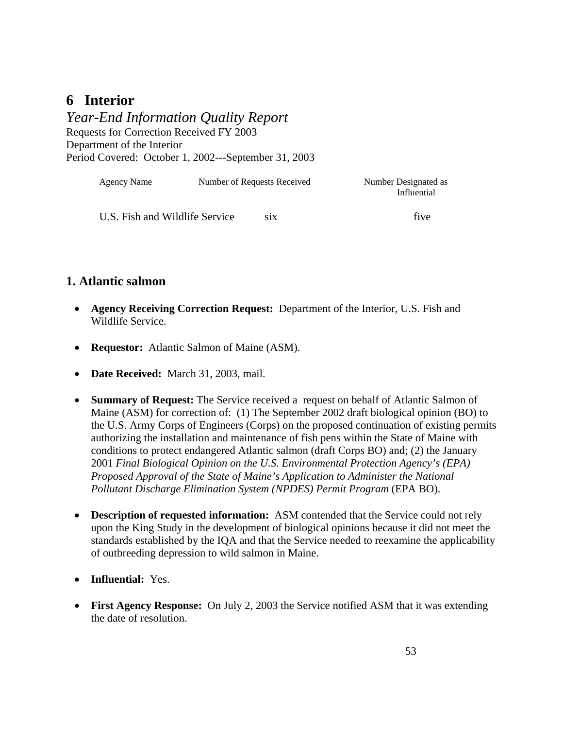# 6 Interior

*Year-End Information Quality Report*

Requests for Correction Received FY 2003
Department of the Interior
Period Covered: October 1, 2002---September 31, 2003

| Agency Name | Number of Requests Received | Number Designated as Influential |
|---|---|---|
| U.S. Fish and Wildlife Service | six | five |

## 1. Atlantic salmon

- **Agency Receiving Correction Request:** Department of the Interior, U.S. Fish and Wildlife Service.
- **Requestor:** Atlantic Salmon of Maine (ASM).
- **Date Received:** March 31, 2003, mail.
- **Summary of Request:** The Service received a request on behalf of Atlantic Salmon of Maine (ASM) for correction of: (1) The September 2002 draft biological opinion (BO) to the U.S. Army Corps of Engineers (Corps) on the proposed continuation of existing permits authorizing the installation and maintenance of fish pens within the State of Maine with conditions to protect endangered Atlantic salmon (draft Corps BO) and; (2) the January 2001 *Final Biological Opinion on the U.S. Environmental Protection Agency's (EPA) Proposed Approval of the State of Maine's Application to Administer the National Pollutant Discharge Elimination System (NPDES) Permit Program* (EPA BO).
- **Description of requested information:** ASM contended that the Service could not rely upon the King Study in the development of biological opinions because it did not meet the standards established by the IQA and that the Service needed to reexamine the applicability of outbreeding depression to wild salmon in Maine.
- **Influential:** Yes.
- **First Agency Response:** On July 2, 2003 the Service notified ASM that it was extending the date of resolution.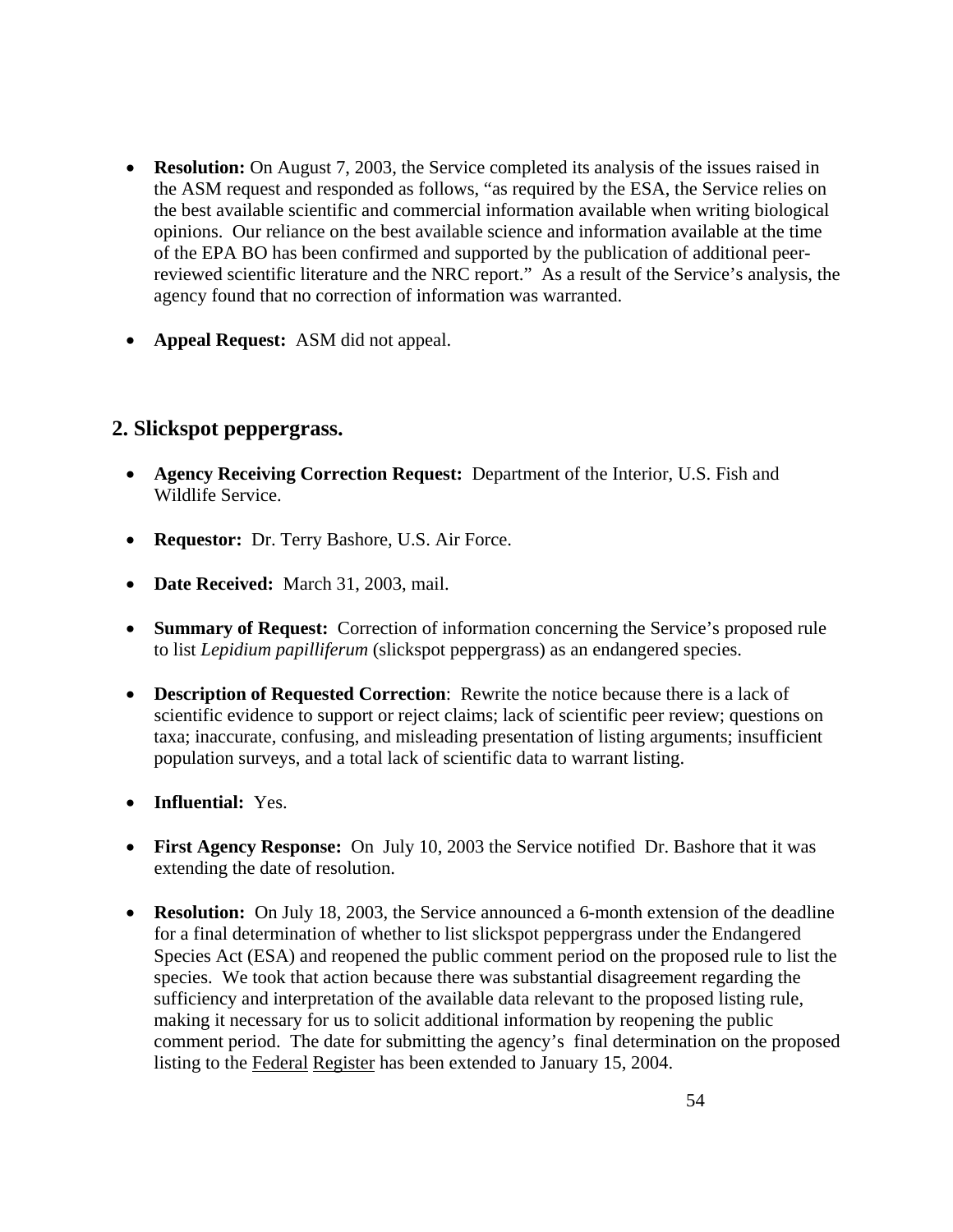- **Resolution:** On August 7, 2003, the Service completed its analysis of the issues raised in the ASM request and responded as follows, "as required by the ESA, the Service relies on the best available scientific and commercial information available when writing biological opinions. Our reliance on the best available science and information available at the time of the EPA BO has been confirmed and supported by the publication of additional peer-reviewed scientific literature and the NRC report." As a result of the Service's analysis, the agency found that no correction of information was warranted.

- **Appeal Request:** ASM did not appeal.

## 2. Slickspot peppergrass.

- **Agency Receiving Correction Request:** Department of the Interior, U.S. Fish and Wildlife Service.

- **Requestor:** Dr. Terry Bashore, U.S. Air Force.

- **Date Received:** March 31, 2003, mail.

- **Summary of Request:** Correction of information concerning the Service's proposed rule to list *Lepidium papilliferum* (slickspot peppergrass) as an endangered species.

- **Description of Requested Correction**: Rewrite the notice because there is a lack of scientific evidence to support or reject claims; lack of scientific peer review; questions on taxa; inaccurate, confusing, and misleading presentation of listing arguments; insufficient population surveys, and a total lack of scientific data to warrant listing.

- **Influential:** Yes.

- **First Agency Response:** On July 10, 2003 the Service notified Dr. Bashore that it was extending the date of resolution.

- **Resolution:** On July 18, 2003, the Service announced a 6-month extension of the deadline for a final determination of whether to list slickspot peppergrass under the Endangered Species Act (ESA) and reopened the public comment period on the proposed rule to list the species. We took that action because there was substantial disagreement regarding the sufficiency and interpretation of the available data relevant to the proposed listing rule, making it necessary for us to solicit additional information by reopening the public comment period. The date for submitting the agency's final determination on the proposed listing to the Federal Register has been extended to January 15, 2004.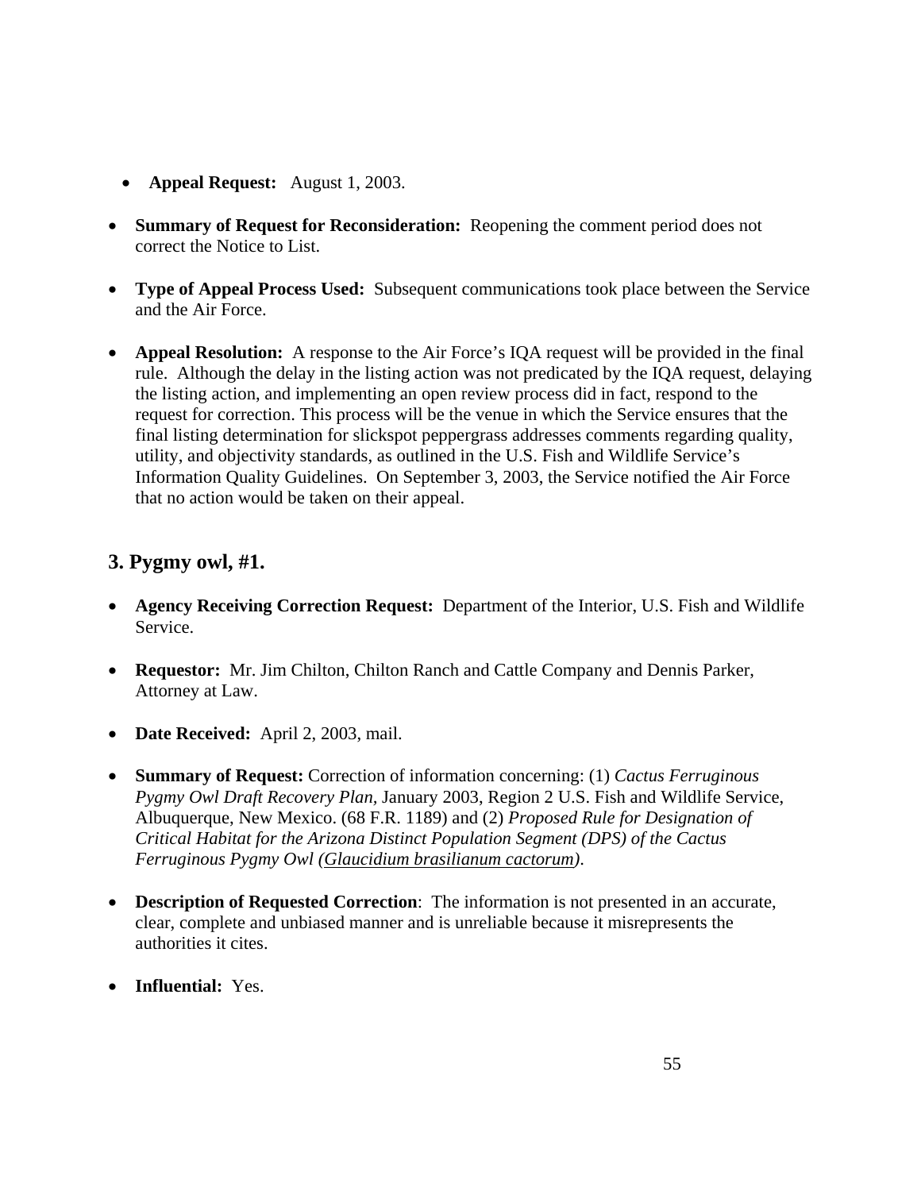- **Appeal Request:** August 1, 2003.

- **Summary of Request for Reconsideration:** Reopening the comment period does not correct the Notice to List.

- **Type of Appeal Process Used:** Subsequent communications took place between the Service and the Air Force.

- **Appeal Resolution:** A response to the Air Force's IQA request will be provided in the final rule. Although the delay in the listing action was not predicated by the IQA request, delaying the listing action, and implementing an open review process did in fact, respond to the request for correction. This process will be the venue in which the Service ensures that the final listing determination for slickspot peppergrass addresses comments regarding quality, utility, and objectivity standards, as outlined in the U.S. Fish and Wildlife Service's Information Quality Guidelines. On September 3, 2003, the Service notified the Air Force that no action would be taken on their appeal.

## 3. Pygmy owl, #1.

- **Agency Receiving Correction Request:** Department of the Interior, U.S. Fish and Wildlife Service.

- **Requestor:** Mr. Jim Chilton, Chilton Ranch and Cattle Company and Dennis Parker, Attorney at Law.

- **Date Received:** April 2, 2003, mail.

- **Summary of Request:** Correction of information concerning: (1) *Cactus Ferruginous Pygmy Owl Draft Recovery Plan*, January 2003, Region 2 U.S. Fish and Wildlife Service, Albuquerque, New Mexico. (68 F.R. 1189) and (2) *Proposed Rule for Designation of Critical Habitat for the Arizona Distinct Population Segment (DPS) of the Cactus Ferruginous Pygmy Owl (Glaucidium brasilianum cactorum)*.

- **Description of Requested Correction**: The information is not presented in an accurate, clear, complete and unbiased manner and is unreliable because it misrepresents the authorities it cites.

- **Influential:** Yes.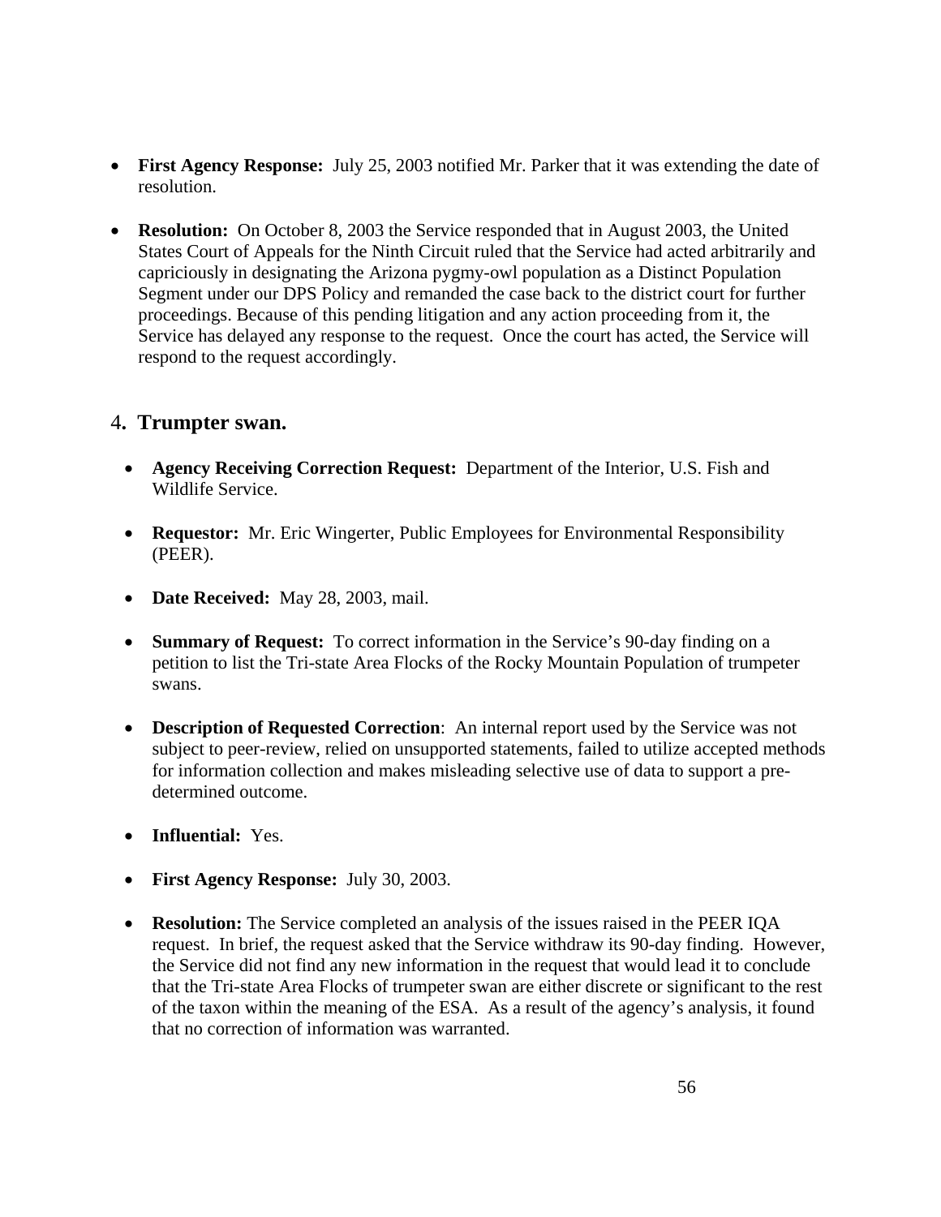- **First Agency Response:** July 25, 2003 notified Mr. Parker that it was extending the date of resolution.

- **Resolution:** On October 8, 2003 the Service responded that in August 2003, the United States Court of Appeals for the Ninth Circuit ruled that the Service had acted arbitrarily and capriciously in designating the Arizona pygmy-owl population as a Distinct Population Segment under our DPS Policy and remanded the case back to the district court for further proceedings. Because of this pending litigation and any action proceeding from it, the Service has delayed any response to the request. Once the court has acted, the Service will respond to the request accordingly.

## 4. Trumpter swan.

- **Agency Receiving Correction Request:** Department of the Interior, U.S. Fish and Wildlife Service.

- **Requestor:** Mr. Eric Wingerter, Public Employees for Environmental Responsibility (PEER).

- **Date Received:** May 28, 2003, mail.

- **Summary of Request:** To correct information in the Service's 90-day finding on a petition to list the Tri-state Area Flocks of the Rocky Mountain Population of trumpeter swans.

- **Description of Requested Correction**: An internal report used by the Service was not subject to peer-review, relied on unsupported statements, failed to utilize accepted methods for information collection and makes misleading selective use of data to support a pre-determined outcome.

- **Influential:** Yes.

- **First Agency Response:** July 30, 2003.

- **Resolution:** The Service completed an analysis of the issues raised in the PEER IQA request. In brief, the request asked that the Service withdraw its 90-day finding. However, the Service did not find any new information in the request that would lead it to conclude that the Tri-state Area Flocks of trumpeter swan are either discrete or significant to the rest of the taxon within the meaning of the ESA. As a result of the agency's analysis, it found that no correction of information was warranted.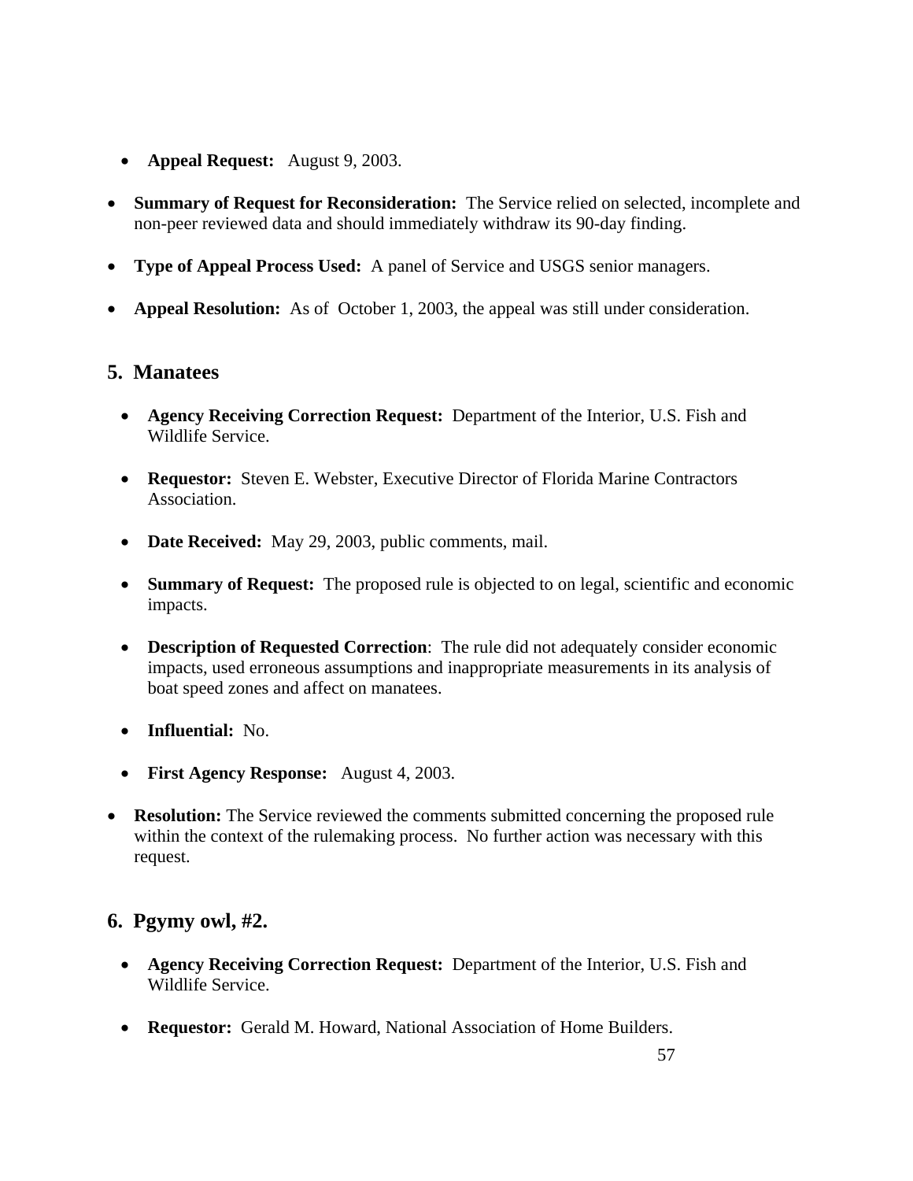- **Appeal Request:** August 9, 2003.

- **Summary of Request for Reconsideration:** The Service relied on selected, incomplete and non-peer reviewed data and should immediately withdraw its 90-day finding.

- **Type of Appeal Process Used:** A panel of Service and USGS senior managers.

- **Appeal Resolution:** As of October 1, 2003, the appeal was still under consideration.

## 5. Manatees

- **Agency Receiving Correction Request:** Department of the Interior, U.S. Fish and Wildlife Service.

- **Requestor:** Steven E. Webster, Executive Director of Florida Marine Contractors Association.

- **Date Received:** May 29, 2003, public comments, mail.

- **Summary of Request:** The proposed rule is objected to on legal, scientific and economic impacts.

- **Description of Requested Correction**: The rule did not adequately consider economic impacts, used erroneous assumptions and inappropriate measurements in its analysis of boat speed zones and affect on manatees.

- **Influential:** No.

- **First Agency Response:** August 4, 2003.

- **Resolution:** The Service reviewed the comments submitted concerning the proposed rule within the context of the rulemaking process. No further action was necessary with this request.

## 6. Pgymy owl, #2.

- **Agency Receiving Correction Request:** Department of the Interior, U.S. Fish and Wildlife Service.

- **Requestor:** Gerald M. Howard, National Association of Home Builders.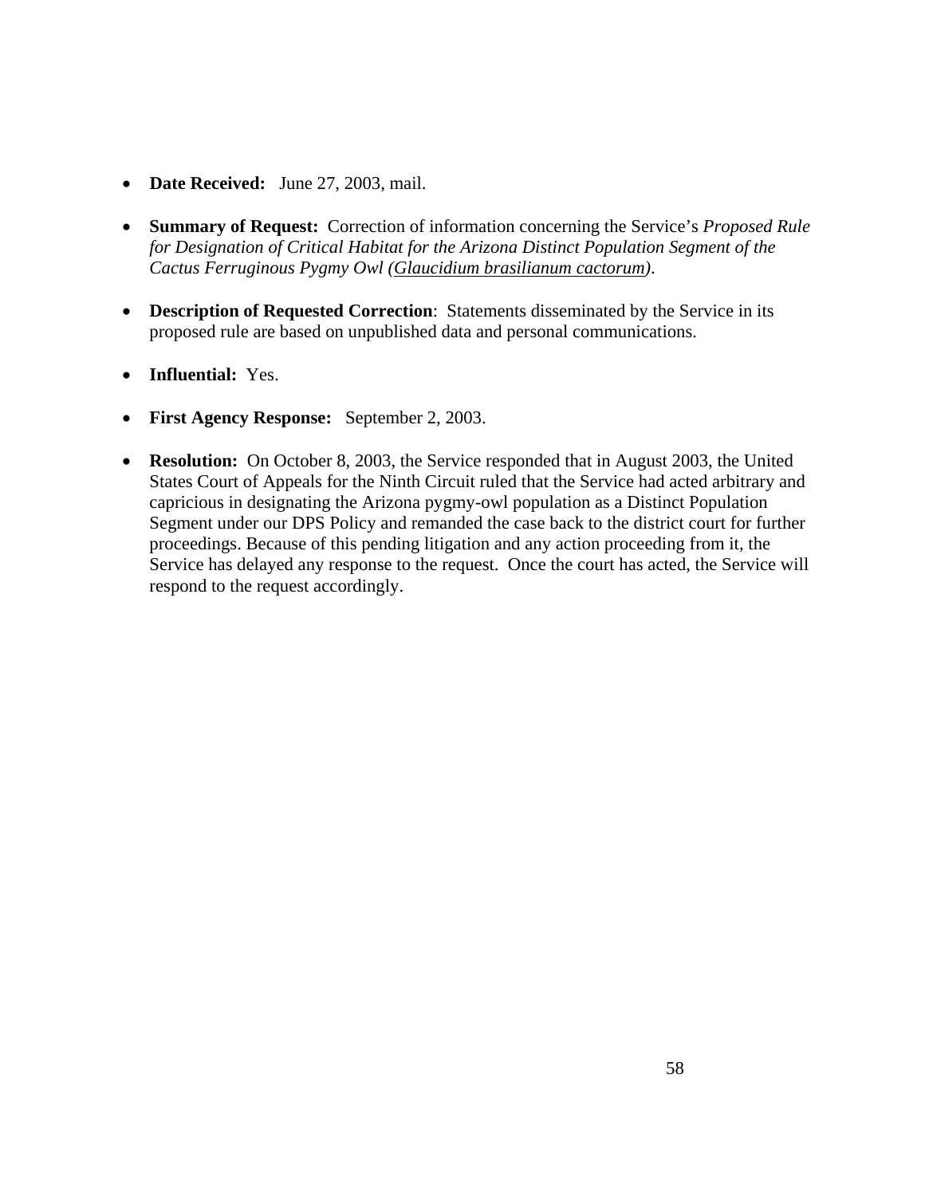- **Date Received:** June 27, 2003, mail.
- **Summary of Request:** Correction of information concerning the Service's *Proposed Rule for Designation of Critical Habitat for the Arizona Distinct Population Segment of the Cactus Ferruginous Pygmy Owl (Glaucidium brasilianum cactorum)*.
- **Description of Requested Correction**: Statements disseminated by the Service in its proposed rule are based on unpublished data and personal communications.
- **Influential:** Yes.
- **First Agency Response:** September 2, 2003.
- **Resolution:** On October 8, 2003, the Service responded that in August 2003, the United States Court of Appeals for the Ninth Circuit ruled that the Service had acted arbitrary and capricious in designating the Arizona pygmy-owl population as a Distinct Population Segment under our DPS Policy and remanded the case back to the district court for further proceedings. Because of this pending litigation and any action proceeding from it, the Service has delayed any response to the request. Once the court has acted, the Service will respond to the request accordingly.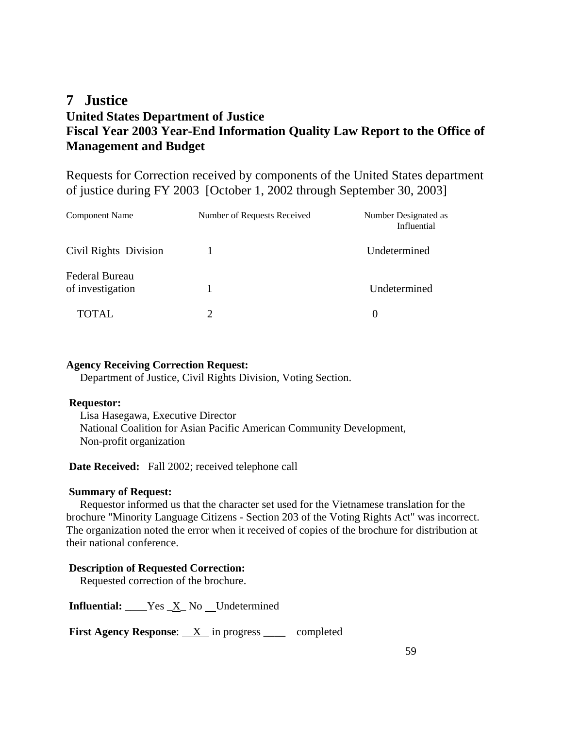# 7 Justice

## United States Department of Justice

## Fiscal Year 2003 Year-End Information Quality Law Report to the Office of Management and Budget

Requests for Correction received by components of the United States department of justice during FY 2003 [October 1, 2002 through September 30, 2003]

| Component Name | Number of Requests Received | Number Designated as Influential |
|---|---|---|
| Civil Rights Division | 1 | Undetermined |
| Federal Bureau of investigation | 1 | Undetermined |
| TOTAL | 2 | 0 |

**Agency Receiving Correction Request:**
Department of Justice, Civil Rights Division, Voting Section.

**Requestor:**
Lisa Hasegawa, Executive Director
National Coalition for Asian Pacific American Community Development,
Non-profit organization

**Date Received:** Fall 2002; received telephone call

**Summary of Request:**
Requestor informed us that the character set used for the Vietnamese translation for the brochure "Minority Language Citizens - Section 203 of the Voting Rights Act" was incorrect. The organization noted the error when it received of copies of the brochure for distribution at their national conference.

**Description of Requested Correction:**
Requested correction of the brochure.

**Influential:** ____Yes _X_ No __Undetermined

**First Agency Response**: __X__ in progress ____ completed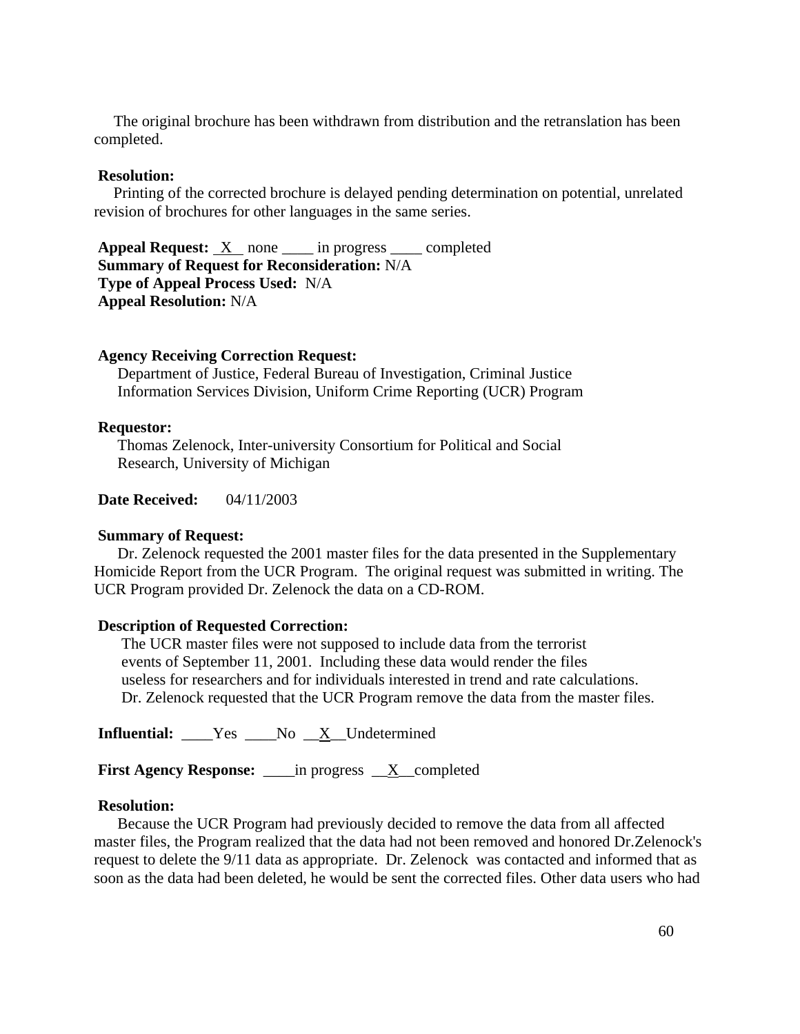The original brochure has been withdrawn from distribution and the retranslation has been completed.

**Resolution:**
Printing of the corrected brochure is delayed pending determination on potential, unrelated revision of brochures for other languages in the same series.

**Appeal Request:** \_X\_ none \_\_\_\_ in progress \_\_\_\_ completed
**Summary of Request for Reconsideration:** N/A
**Type of Appeal Process Used:** N/A
**Appeal Resolution:** N/A

**Agency Receiving Correction Request:**
Department of Justice, Federal Bureau of Investigation, Criminal Justice Information Services Division, Uniform Crime Reporting (UCR) Program

**Requestor:**
Thomas Zelenock, Inter-university Consortium for Political and Social Research, University of Michigan

**Date Received:** 04/11/2003

**Summary of Request:**
Dr. Zelenock requested the 2001 master files for the data presented in the Supplementary Homicide Report from the UCR Program. The original request was submitted in writing. The UCR Program provided Dr. Zelenock the data on a CD-ROM.

**Description of Requested Correction:**
The UCR master files were not supposed to include data from the terrorist events of September 11, 2001. Including these data would render the files useless for researchers and for individuals interested in trend and rate calculations. Dr. Zelenock requested that the UCR Program remove the data from the master files.

**Influential:** \_\_\_\_Yes \_\_\_\_No \_\_X\_\_Undetermined

**First Agency Response:** \_\_\_\_in progress \_\_X\_\_completed

**Resolution:**
Because the UCR Program had previously decided to remove the data from all affected master files, the Program realized that the data had not been removed and honored Dr.Zelenock's request to delete the 9/11 data as appropriate. Dr. Zelenock was contacted and informed that as soon as the data had been deleted, he would be sent the corrected files. Other data users who had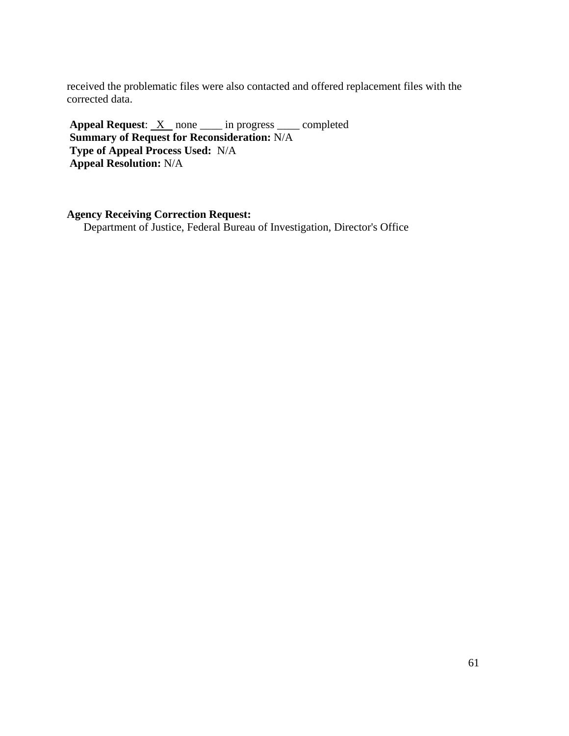received the problematic files were also contacted and offered replacement files with the corrected data.

**Appeal Request**: X none ____ in progress ____ completed
**Summary of Request for Reconsideration:** N/A
**Type of Appeal Process Used:** N/A
**Appeal Resolution:** N/A

**Agency Receiving Correction Request:**
Department of Justice, Federal Bureau of Investigation, Director's Office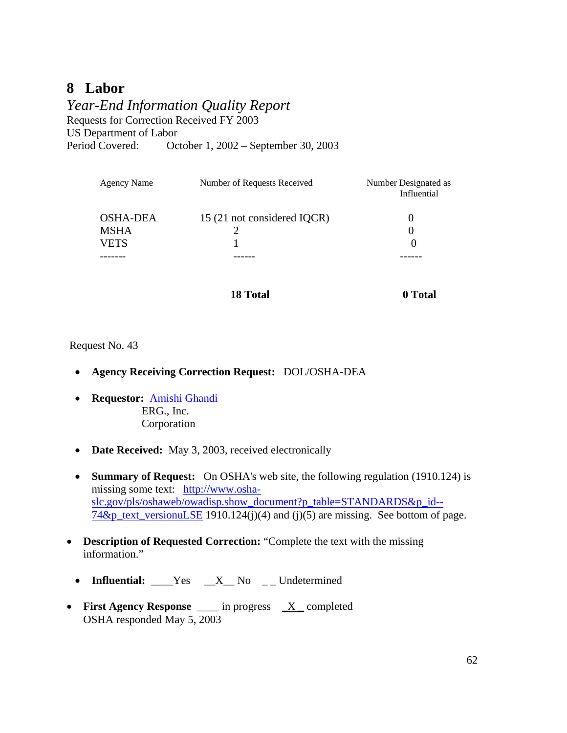# 8 Labor

*Year-End Information Quality Report*

Requests for Correction Received FY 2003
US Department of Labor
Period Covered: October 1, 2002 – September 30, 2003

| Agency Name | Number of Requests Received | Number Designated as Influential |
|---|---|---|
| OSHA-DEA | 15 (21 not considered IQCR) | 0 |
| MSHA | 2 | 0 |
| VETS | 1 | 0 |
| ------- | ------ | ------ |
| | **18 Total** | **0 Total** |

Request No. 43

- **Agency Receiving Correction Request:** DOL/OSHA-DEA
- **Requestor:** Amishi Ghandi
  ERG., Inc.
  Corporation
- **Date Received:** May 3, 2003, received electronically
- **Summary of Request:** On OSHA's web site, the following regulation (1910.124) is missing some text: http://www.osha-slc.gov/pls/oshaweb/owadisp.show_document?p_table=STANDARDS&p_id--74&p_text_versionuLSE 1910.124(j)(4) and (j)(5) are missing. See bottom of page.
- **Description of Requested Correction:** "Complete the text with the missing information."
- **Influential:** ____Yes __X__ No _ _ Undetermined
- **First Agency Response** ____ in progress _X_ completed
  OSHA responded May 5, 2003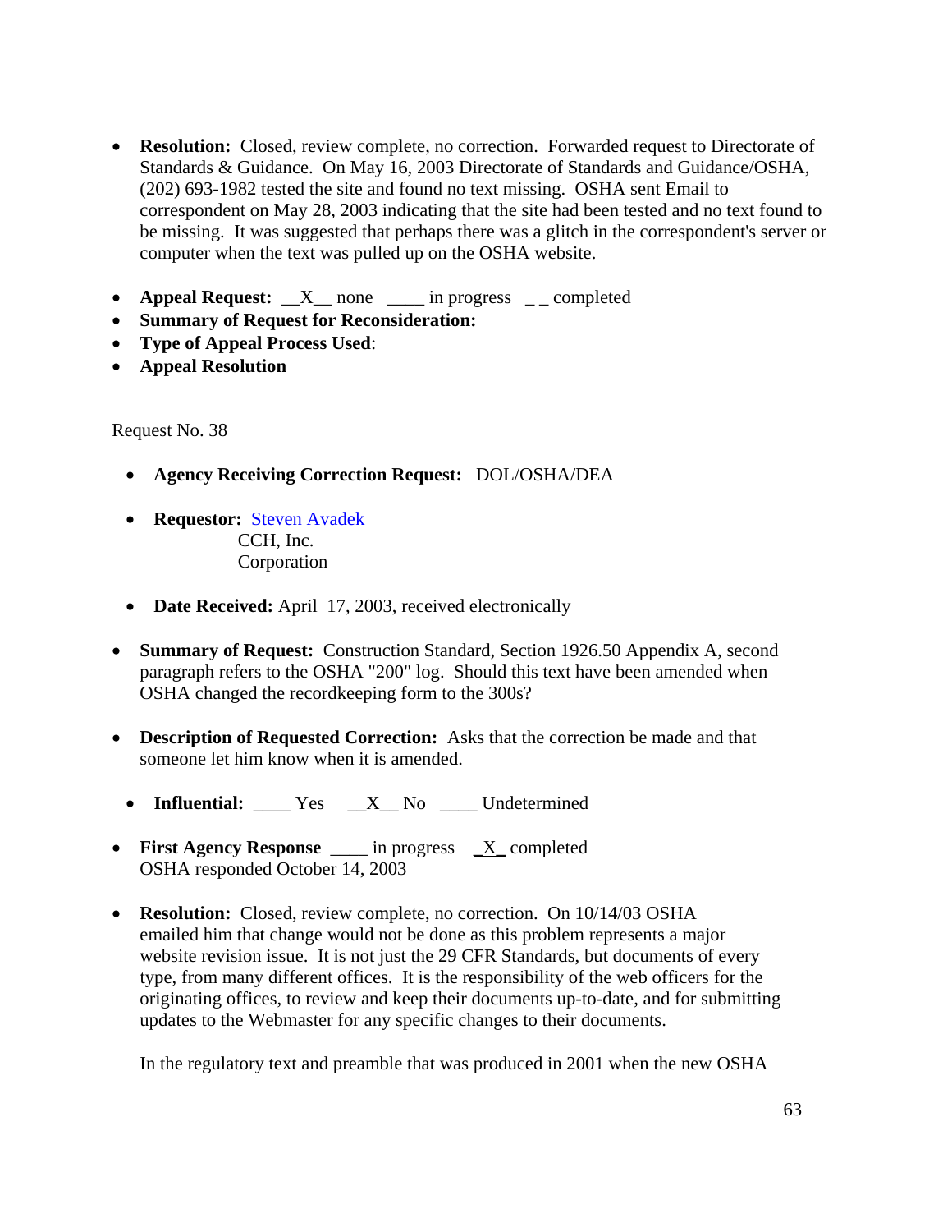- **Resolution:** Closed, review complete, no correction. Forwarded request to Directorate of Standards & Guidance. On May 16, 2003 Directorate of Standards and Guidance/OSHA, (202) 693-1982 tested the site and found no text missing. OSHA sent Email to correspondent on May 28, 2003 indicating that the site had been tested and no text found to be missing. It was suggested that perhaps there was a glitch in the correspondent's server or computer when the text was pulled up on the OSHA website.

- **Appeal Request:** __X__ none ____ in progress _ _ completed
- **Summary of Request for Reconsideration:**
- **Type of Appeal Process Used**:
- **Appeal Resolution**

Request No. 38

- **Agency Receiving Correction Request:** DOL/OSHA/DEA

- **Requestor:** Steven Avadek
  CCH, Inc.
  Corporation

- **Date Received:** April 17, 2003, received electronically

- **Summary of Request:** Construction Standard, Section 1926.50 Appendix A, second paragraph refers to the OSHA "200" log. Should this text have been amended when OSHA changed the recordkeeping form to the 300s?

- **Description of Requested Correction:** Asks that the correction be made and that someone let him know when it is amended.

- **Influential:** ____ Yes __X__ No ____ Undetermined

- **First Agency Response** ____ in progress _X_ completed
  OSHA responded October 14, 2003

- **Resolution:** Closed, review complete, no correction. On 10/14/03 OSHA emailed him that change would not be done as this problem represents a major website revision issue. It is not just the 29 CFR Standards, but documents of every type, from many different offices. It is the responsibility of the web officers for the originating offices, to review and keep their documents up-to-date, and for submitting updates to the Webmaster for any specific changes to their documents.

  In the regulatory text and preamble that was produced in 2001 when the new OSHA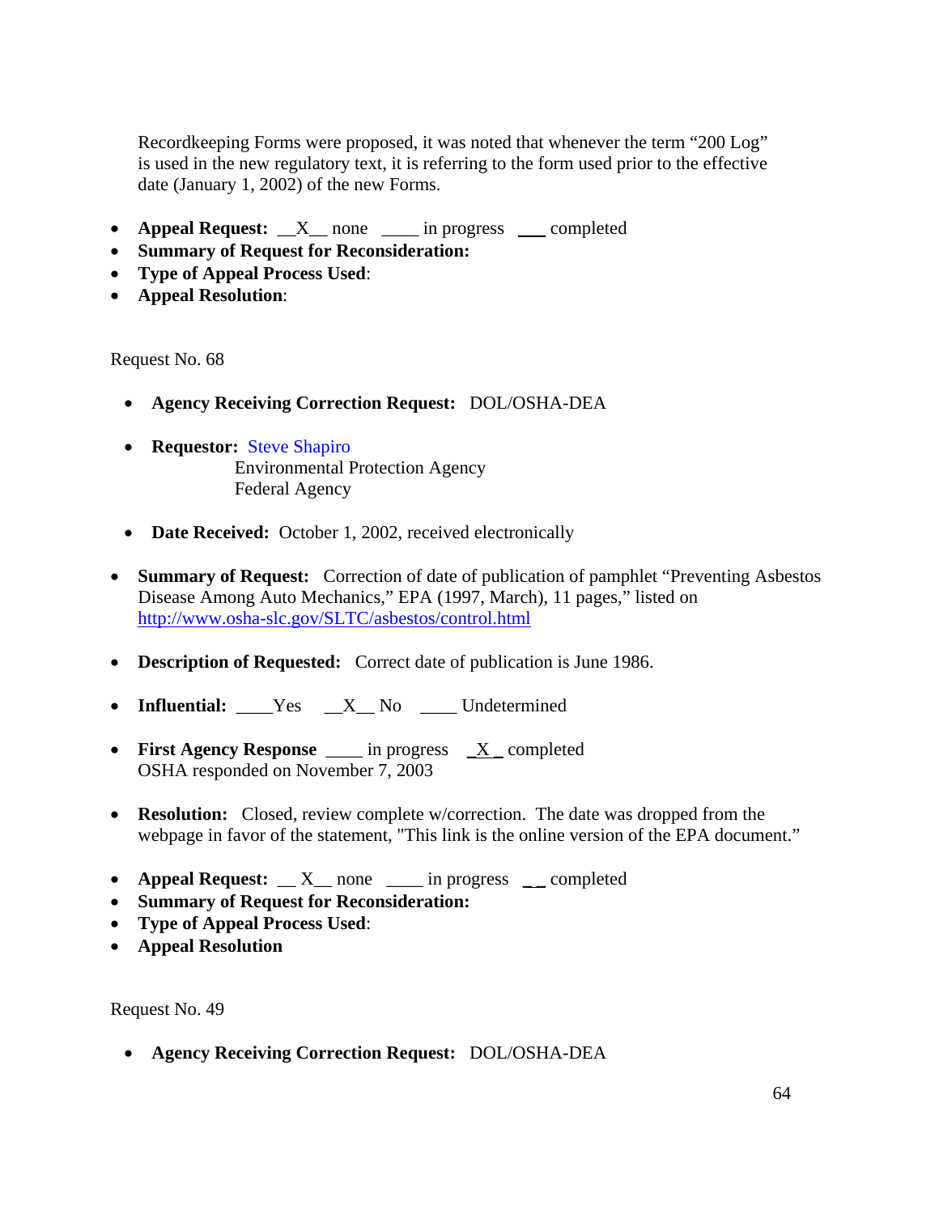Recordkeeping Forms were proposed, it was noted that whenever the term "200 Log" is used in the new regulatory text, it is referring to the form used prior to the effective date (January 1, 2002) of the new Forms.

- **Appeal Request:** __X__ none ____ in progress ___ completed
- **Summary of Request for Reconsideration:**
- **Type of Appeal Process Used**:
- **Appeal Resolution**:

Request No. 68

- **Agency Receiving Correction Request:** DOL/OSHA-DEA
- **Requestor:** Steve Shapiro
  Environmental Protection Agency
  Federal Agency
- **Date Received:** October 1, 2002, received electronically
- **Summary of Request:** Correction of date of publication of pamphlet "Preventing Asbestos Disease Among Auto Mechanics," EPA (1997, March), 11 pages," listed on http://www.osha-slc.gov/SLTC/asbestos/control.html
- **Description of Requested:** Correct date of publication is June 1986.
- **Influential:** ____Yes __X__ No ____ Undetermined
- **First Agency Response** ____ in progress _X_ completed
  OSHA responded on November 7, 2003
- **Resolution:** Closed, review complete w/correction. The date was dropped from the webpage in favor of the statement, "This link is the online version of the EPA document."
- **Appeal Request:** __ X__ none ____ in progress _ _ completed
- **Summary of Request for Reconsideration:**
- **Type of Appeal Process Used**:
- **Appeal Resolution**

Request No. 49

- **Agency Receiving Correction Request:** DOL/OSHA-DEA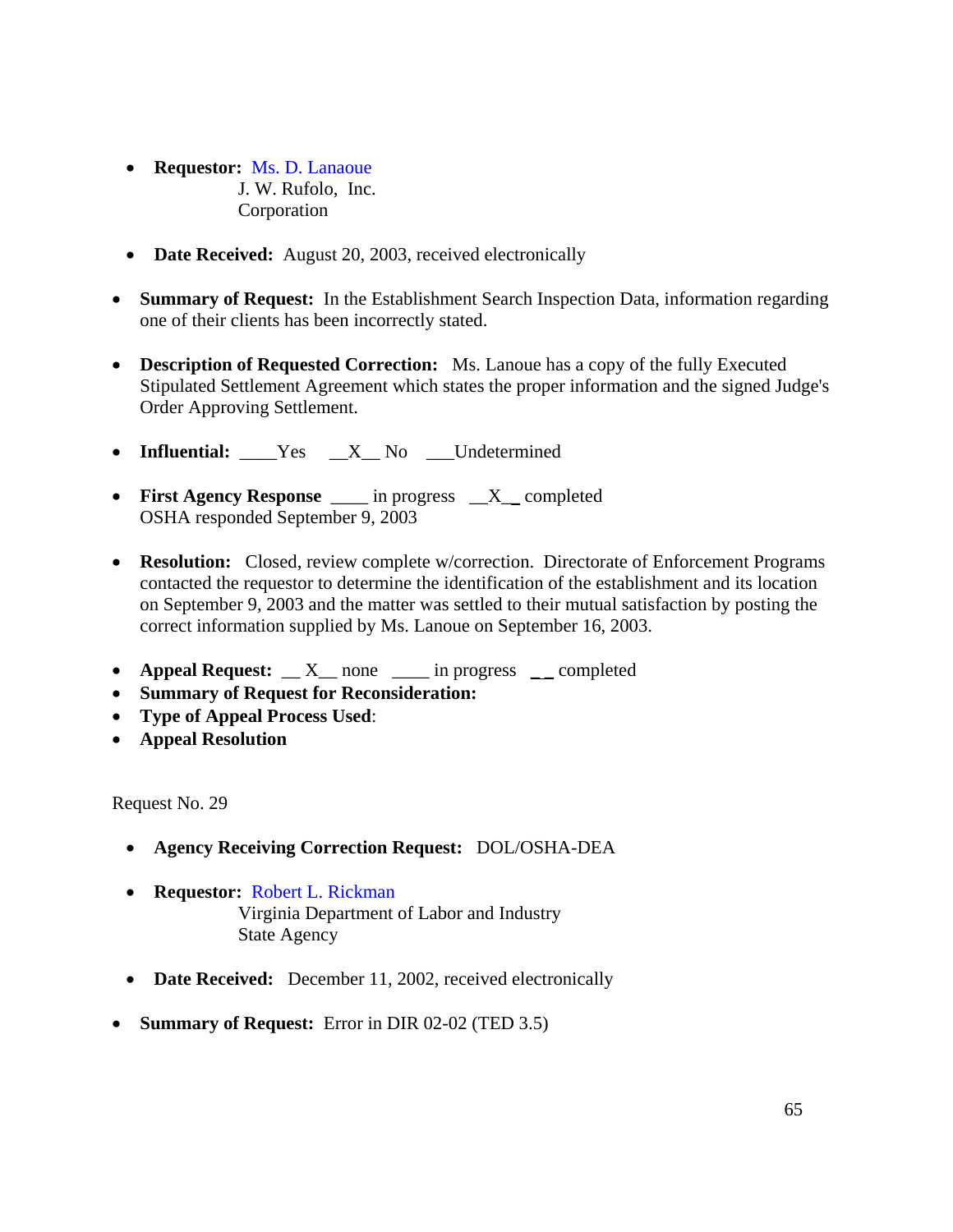- **Requestor:** Ms. D. Lanaoue
  J. W. Rufolo, Inc.
  Corporation

- **Date Received:** August 20, 2003, received electronically

- **Summary of Request:** In the Establishment Search Inspection Data, information regarding one of their clients has been incorrectly stated.

- **Description of Requested Correction:** Ms. Lanoue has a copy of the fully Executed Stipulated Settlement Agreement which states the proper information and the signed Judge's Order Approving Settlement.

- **Influential:** ____Yes __X__ No ___Undetermined

- **First Agency Response** ____ in progress __X__ completed
  OSHA responded September 9, 2003

- **Resolution:** Closed, review complete w/correction. Directorate of Enforcement Programs contacted the requestor to determine the identification of the establishment and its location on September 9, 2003 and the matter was settled to their mutual satisfaction by posting the correct information supplied by Ms. Lanoue on September 16, 2003.

- **Appeal Request:** __ X__ none ____ in progress __ completed
- **Summary of Request for Reconsideration:**
- **Type of Appeal Process Used**:
- **Appeal Resolution**

Request No. 29

- **Agency Receiving Correction Request:** DOL/OSHA-DEA

- **Requestor:** Robert L. Rickman
  Virginia Department of Labor and Industry
  State Agency

- **Date Received:** December 11, 2002, received electronically

- **Summary of Request:** Error in DIR 02-02 (TED 3.5)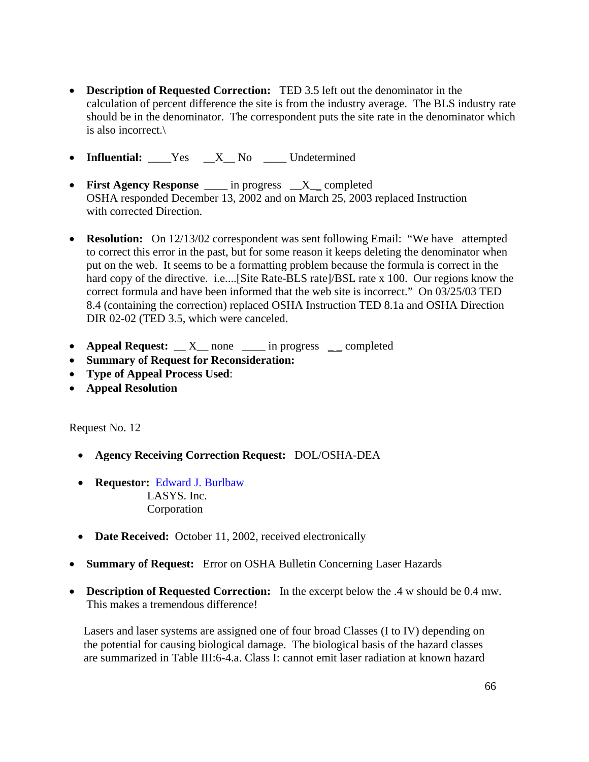- **Description of Requested Correction:** TED 3.5 left out the denominator in the calculation of percent difference the site is from the industry average. The BLS industry rate should be in the denominator. The correspondent puts the site rate in the denominator which is also incorrect.\

- **Influential:** ____Yes __X__ No ____ Undetermined

- **First Agency Response** ____ in progress __X__ completed
  OSHA responded December 13, 2002 and on March 25, 2003 replaced Instruction with corrected Direction.

- **Resolution:** On 12/13/02 correspondent was sent following Email: "We have attempted to correct this error in the past, but for some reason it keeps deleting the denominator when put on the web. It seems to be a formatting problem because the formula is correct in the hard copy of the directive. i.e....[Site Rate-BLS rate]/BSL rate x 100. Our regions know the correct formula and have been informed that the web site is incorrect." On 03/25/03 TED 8.4 (containing the correction) replaced OSHA Instruction TED 8.1a and OSHA Direction DIR 02-02 (TED 3.5, which were canceled.

- **Appeal Request:** __ X__ none ____ in progress __ completed
- **Summary of Request for Reconsideration:**
- **Type of Appeal Process Used**:
- **Appeal Resolution**

Request No. 12

- **Agency Receiving Correction Request:** DOL/OSHA-DEA

- **Requestor:** Edward J. Burlbaw
  LASYS. Inc.
  Corporation

- **Date Received:** October 11, 2002, received electronically

- **Summary of Request:** Error on OSHA Bulletin Concerning Laser Hazards

- **Description of Requested Correction:** In the excerpt below the .4 w should be 0.4 mw. This makes a tremendous difference!

  Lasers and laser systems are assigned one of four broad Classes (I to IV) depending on the potential for causing biological damage. The biological basis of the hazard classes are summarized in Table III:6-4.a. Class I: cannot emit laser radiation at known hazard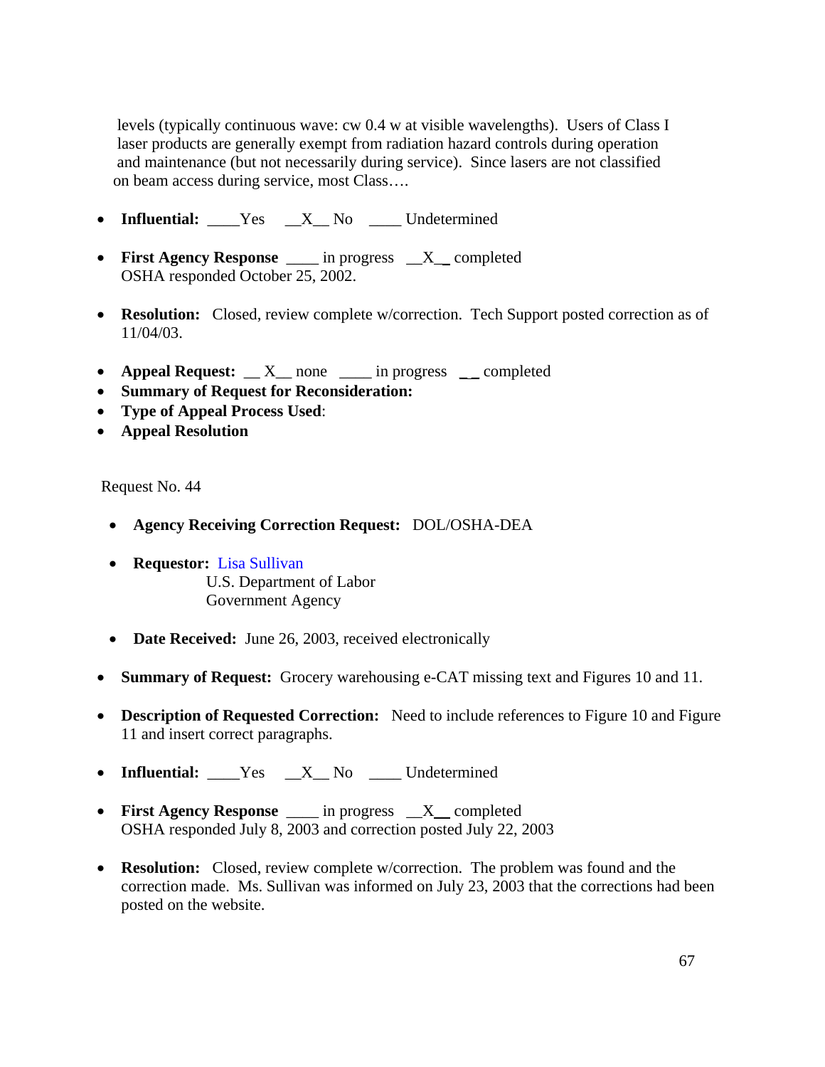levels (typically continuous wave: cw 0.4 w at visible wavelengths). Users of Class I laser products are generally exempt from radiation hazard controls during operation and maintenance (but not necessarily during service). Since lasers are not classified on beam access during service, most Class….

- **Influential:** ____Yes __X__ No ____ Undetermined

- **First Agency Response** ____ in progress __X__ completed
  OSHA responded October 25, 2002.

- **Resolution:** Closed, review complete w/correction. Tech Support posted correction as of 11/04/03.

- **Appeal Request:** __ X__ none ____ in progress __ completed
- **Summary of Request for Reconsideration:**
- **Type of Appeal Process Used**:
- **Appeal Resolution**

Request No. 44

- **Agency Receiving Correction Request:** DOL/OSHA-DEA

- **Requestor:** Lisa Sullivan
  U.S. Department of Labor
  Government Agency

- **Date Received:** June 26, 2003, received electronically

- **Summary of Request:** Grocery warehousing e-CAT missing text and Figures 10 and 11.

- **Description of Requested Correction:** Need to include references to Figure 10 and Figure 11 and insert correct paragraphs.

- **Influential:** ____Yes __X__ No ____ Undetermined

- **First Agency Response** ____ in progress __X__ completed
  OSHA responded July 8, 2003 and correction posted July 22, 2003

- **Resolution:** Closed, review complete w/correction. The problem was found and the correction made. Ms. Sullivan was informed on July 23, 2003 that the corrections had been posted on the website.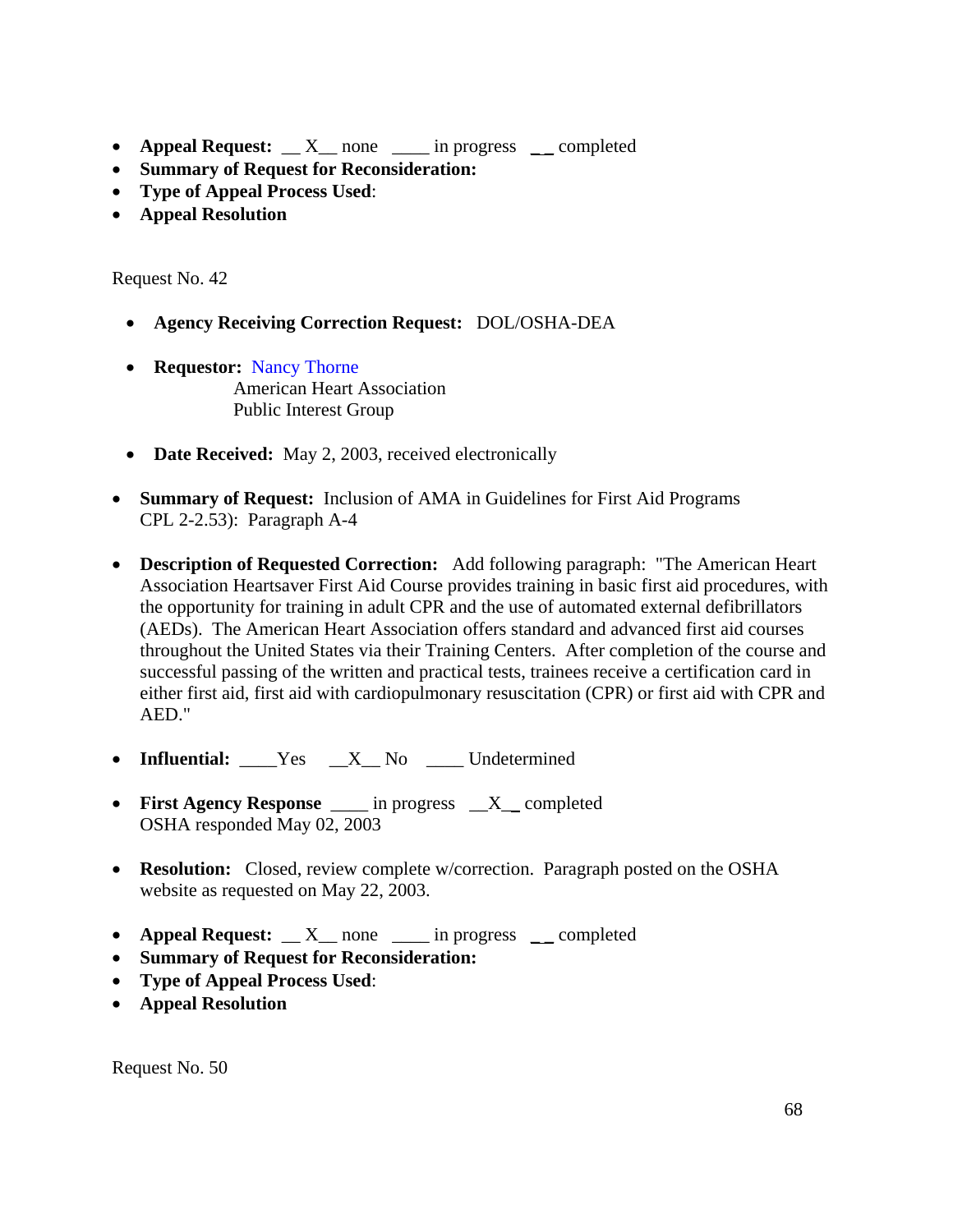- **Appeal Request:** \_\_ X\_\_ none \_\_\_\_ in progress \_\_ completed
- **Summary of Request for Reconsideration:**
- **Type of Appeal Process Used**:
- **Appeal Resolution**

Request No. 42

- **Agency Receiving Correction Request:** DOL/OSHA-DEA
- **Requestor:** Nancy Thorne
  American Heart Association
  Public Interest Group
- **Date Received:** May 2, 2003, received electronically

- **Summary of Request:** Inclusion of AMA in Guidelines for First Aid Programs CPL 2-2.53): Paragraph A-4
- **Description of Requested Correction:** Add following paragraph: "The American Heart Association Heartsaver First Aid Course provides training in basic first aid procedures, with the opportunity for training in adult CPR and the use of automated external defibrillators (AEDs). The American Heart Association offers standard and advanced first aid courses throughout the United States via their Training Centers. After completion of the course and successful passing of the written and practical tests, trainees receive a certification card in either first aid, first aid with cardiopulmonary resuscitation (CPR) or first aid with CPR and AED."
- **Influential:** \_\_\_\_Yes \_\_X\_\_ No \_\_\_\_ Undetermined
- **First Agency Response** \_\_\_\_ in progress \_\_X\_\_ completed
  OSHA responded May 02, 2003
- **Resolution:** Closed, review complete w/correction. Paragraph posted on the OSHA website as requested on May 22, 2003.
- **Appeal Request:** \_\_ X\_\_ none \_\_\_\_ in progress \_\_ completed
- **Summary of Request for Reconsideration:**
- **Type of Appeal Process Used**:
- **Appeal Resolution**

Request No. 50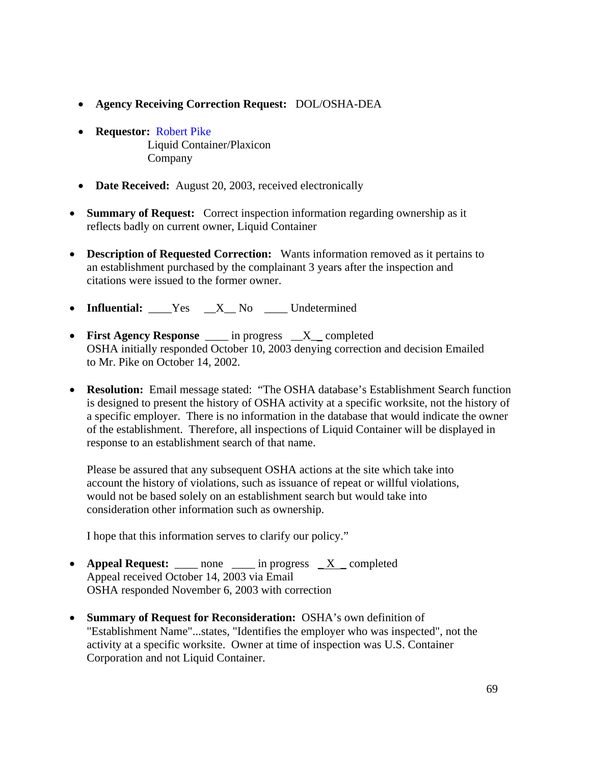- **Agency Receiving Correction Request:** DOL/OSHA-DEA

- **Requestor:** Robert Pike
  Liquid Container/Plaxicon
  Company

- **Date Received:** August 20, 2003, received electronically

- **Summary of Request:** Correct inspection information regarding ownership as it reflects badly on current owner, Liquid Container

- **Description of Requested Correction:** Wants information removed as it pertains to an establishment purchased by the complainant 3 years after the inspection and citations were issued to the former owner.

- **Influential:** ____Yes __X__ No ____ Undetermined

- **First Agency Response** ____ in progress __X__ completed
  OSHA initially responded October 10, 2003 denying correction and decision Emailed to Mr. Pike on October 14, 2002.

- **Resolution:** Email message stated: "The OSHA database's Establishment Search function is designed to present the history of OSHA activity at a specific worksite, not the history of a specific employer. There is no information in the database that would indicate the owner of the establishment. Therefore, all inspections of Liquid Container will be displayed in response to an establishment search of that name.

  Please be assured that any subsequent OSHA actions at the site which take into account the history of violations, such as issuance of repeat or willful violations, would not be based solely on an establishment search but would take into consideration other information such as ownership.

  I hope that this information serves to clarify our policy."

- **Appeal Request:** ____ none ____ in progress _X_ completed
  Appeal received October 14, 2003 via Email
  OSHA responded November 6, 2003 with correction

- **Summary of Request for Reconsideration:** OSHA's own definition of "Establishment Name"...states, "Identifies the employer who was inspected", not the activity at a specific worksite. Owner at time of inspection was U.S. Container Corporation and not Liquid Container.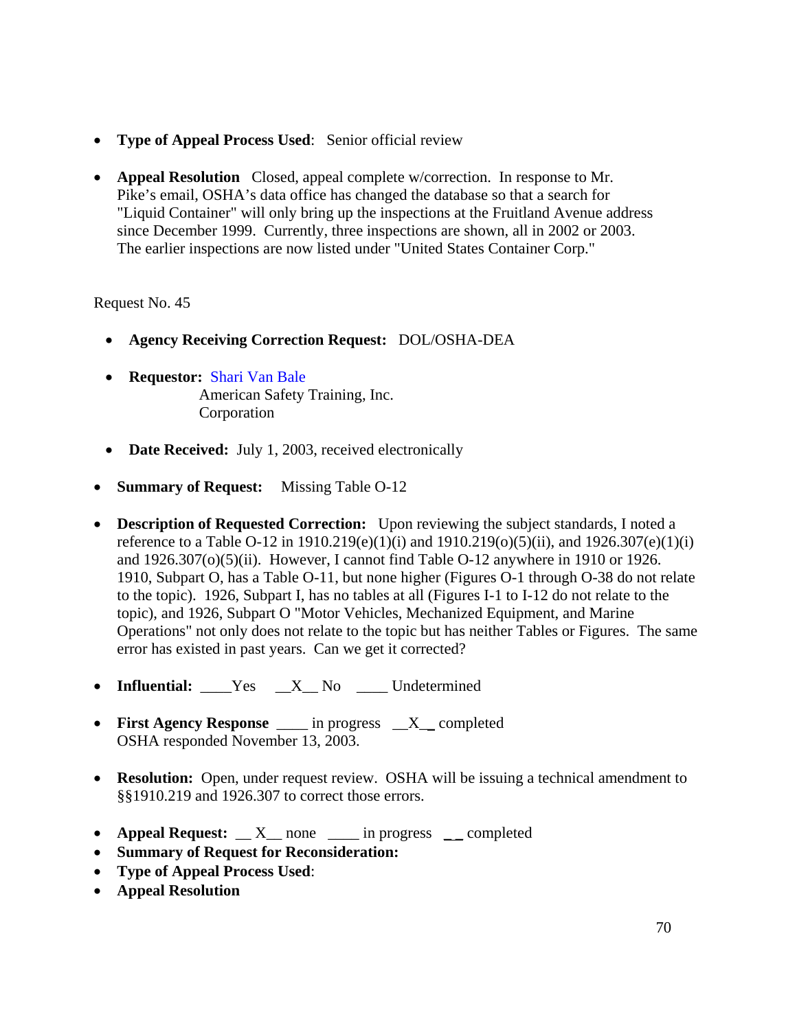- **Type of Appeal Process Used**: Senior official review

- **Appeal Resolution** Closed, appeal complete w/correction. In response to Mr. Pike's email, OSHA's data office has changed the database so that a search for "Liquid Container" will only bring up the inspections at the Fruitland Avenue address since December 1999. Currently, three inspections are shown, all in 2002 or 2003. The earlier inspections are now listed under "United States Container Corp."

Request No. 45

- **Agency Receiving Correction Request:** DOL/OSHA-DEA

- **Requestor:** Shari Van Bale
  American Safety Training, Inc.
  Corporation

- **Date Received:** July 1, 2003, received electronically

- **Summary of Request:** Missing Table O-12

- **Description of Requested Correction:** Upon reviewing the subject standards, I noted a reference to a Table O-12 in 1910.219(e)(1)(i) and 1910.219(o)(5)(ii), and 1926.307(e)(1)(i) and 1926.307(o)(5)(ii). However, I cannot find Table O-12 anywhere in 1910 or 1926. 1910, Subpart O, has a Table O-11, but none higher (Figures O-1 through O-38 do not relate to the topic). 1926, Subpart I, has no tables at all (Figures I-1 to I-12 do not relate to the topic), and 1926, Subpart O "Motor Vehicles, Mechanized Equipment, and Marine Operations" not only does not relate to the topic but has neither Tables or Figures. The same error has existed in past years. Can we get it corrected?

- **Influential:** ____Yes __X__ No ____ Undetermined

- **First Agency Response** ____ in progress __X__ completed
  OSHA responded November 13, 2003.

- **Resolution:** Open, under request review. OSHA will be issuing a technical amendment to §§1910.219 and 1926.307 to correct those errors.

- **Appeal Request:** __ X__ none ____ in progress __ completed
- **Summary of Request for Reconsideration:**
- **Type of Appeal Process Used**:
- **Appeal Resolution**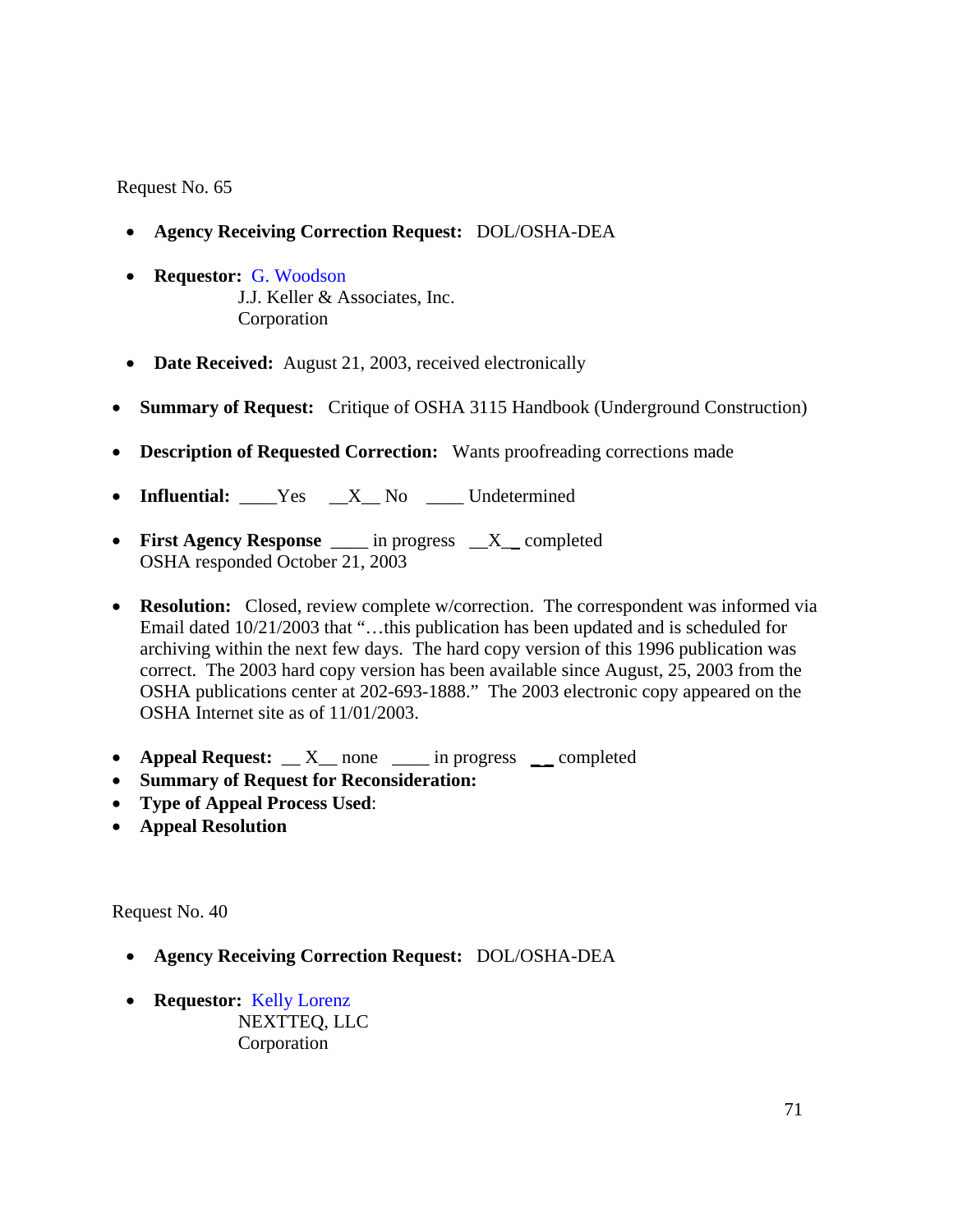Request No. 65

- **Agency Receiving Correction Request:** DOL/OSHA-DEA

- **Requestor:** G. Woodson
  J.J. Keller & Associates, Inc.
  Corporation

- **Date Received:** August 21, 2003, received electronically

- **Summary of Request:** Critique of OSHA 3115 Handbook (Underground Construction)

- **Description of Requested Correction:** Wants proofreading corrections made

- **Influential:** ____Yes __X__ No ____ Undetermined

- **First Agency Response** ____ in progress __X__ completed
  OSHA responded October 21, 2003

- **Resolution:** Closed, review complete w/correction. The correspondent was informed via Email dated 10/21/2003 that "…this publication has been updated and is scheduled for archiving within the next few days. The hard copy version of this 1996 publication was correct. The 2003 hard copy version has been available since August, 25, 2003 from the OSHA publications center at 202-693-1888." The 2003 electronic copy appeared on the OSHA Internet site as of 11/01/2003.

- **Appeal Request:** __ X__ none ____ in progress __ completed
- **Summary of Request for Reconsideration:**
- **Type of Appeal Process Used**:
- **Appeal Resolution**

Request No. 40

- **Agency Receiving Correction Request:** DOL/OSHA-DEA

- **Requestor:** Kelly Lorenz
  NEXTTEQ, LLC
  Corporation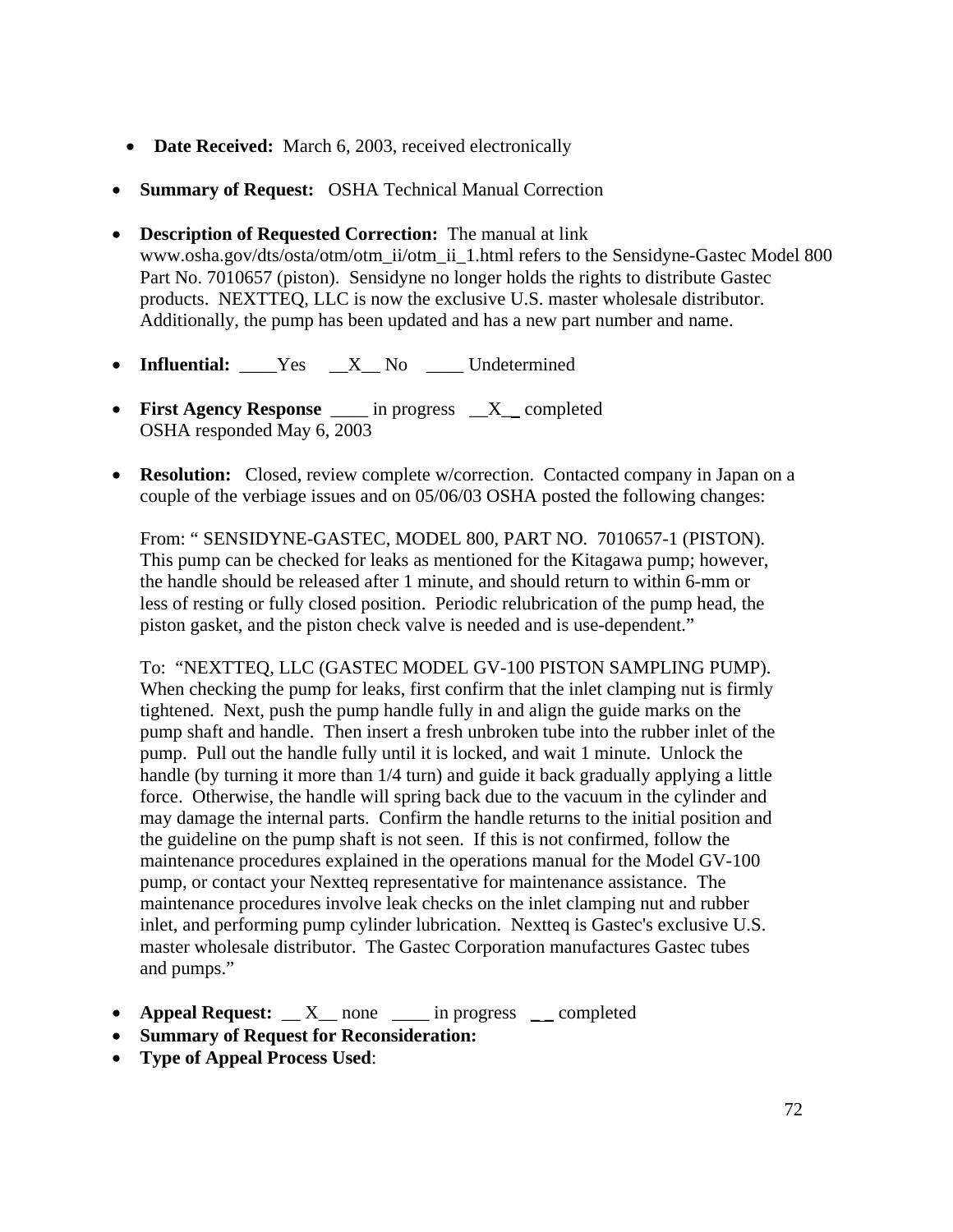- **Date Received:** March 6, 2003, received electronically

- **Summary of Request:** OSHA Technical Manual Correction

- **Description of Requested Correction:** The manual at link www.osha.gov/dts/osta/otm/otm_ii/otm_ii_1.html refers to the Sensidyne-Gastec Model 800 Part No. 7010657 (piston). Sensidyne no longer holds the rights to distribute Gastec products. NEXTTEQ, LLC is now the exclusive U.S. master wholesale distributor. Additionally, the pump has been updated and has a new part number and name.

- **Influential:** ____Yes __X__ No ____ Undetermined

- **First Agency Response** ____ in progress __X__ completed
  OSHA responded May 6, 2003

- **Resolution:** Closed, review complete w/correction. Contacted company in Japan on a couple of the verbiage issues and on 05/06/03 OSHA posted the following changes:

  From: " SENSIDYNE-GASTEC, MODEL 800, PART NO. 7010657-1 (PISTON). This pump can be checked for leaks as mentioned for the Kitagawa pump; however, the handle should be released after 1 minute, and should return to within 6-mm or less of resting or fully closed position. Periodic relubrication of the pump head, the piston gasket, and the piston check valve is needed and is use-dependent."

  To: "NEXTTEQ, LLC (GASTEC MODEL GV-100 PISTON SAMPLING PUMP). When checking the pump for leaks, first confirm that the inlet clamping nut is firmly tightened. Next, push the pump handle fully in and align the guide marks on the pump shaft and handle. Then insert a fresh unbroken tube into the rubber inlet of the pump. Pull out the handle fully until it is locked, and wait 1 minute. Unlock the handle (by turning it more than 1/4 turn) and guide it back gradually applying a little force. Otherwise, the handle will spring back due to the vacuum in the cylinder and may damage the internal parts. Confirm the handle returns to the initial position and the guideline on the pump shaft is not seen. If this is not confirmed, follow the maintenance procedures explained in the operations manual for the Model GV-100 pump, or contact your Nextteq representative for maintenance assistance. The maintenance procedures involve leak checks on the inlet clamping nut and rubber inlet, and performing pump cylinder lubrication. Nextteq is Gastec's exclusive U.S. master wholesale distributor. The Gastec Corporation manufactures Gastec tubes and pumps."

- **Appeal Request:** __ X__ none ____ in progress __ completed
- **Summary of Request for Reconsideration:**
- **Type of Appeal Process Used**: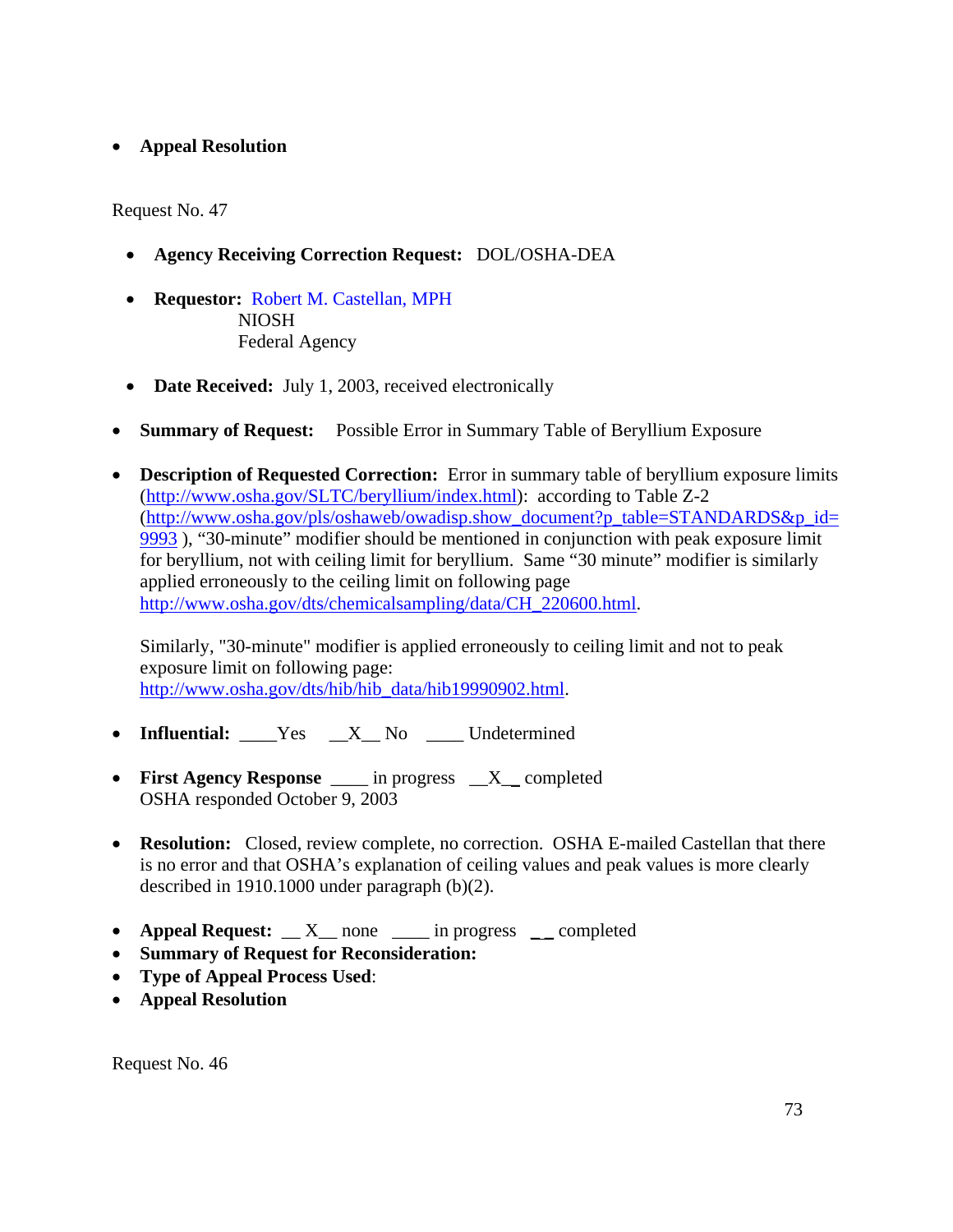- **Appeal Resolution**

Request No. 47

- **Agency Receiving Correction Request:** DOL/OSHA-DEA

- **Requestor:** Robert M. Castellan, MPH
  NIOSH
  Federal Agency

- **Date Received:** July 1, 2003, received electronically

- **Summary of Request:** Possible Error in Summary Table of Beryllium Exposure

- **Description of Requested Correction:** Error in summary table of beryllium exposure limits (http://www.osha.gov/SLTC/beryllium/index.html): according to Table Z-2 (http://www.osha.gov/pls/oshaweb/owadisp.show_document?p_table=STANDARDS&p_id=9993 ), "30-minute" modifier should be mentioned in conjunction with peak exposure limit for beryllium, not with ceiling limit for beryllium. Same "30 minute" modifier is similarly applied erroneously to the ceiling limit on following page http://www.osha.gov/dts/chemicalsampling/data/CH_220600.html.

  Similarly, "30-minute" modifier is applied erroneously to ceiling limit and not to peak exposure limit on following page: http://www.osha.gov/dts/hib/hib_data/hib19990902.html.

- **Influential:** ____Yes __X__ No ____ Undetermined

- **First Agency Response** ____ in progress __X__ completed
  OSHA responded October 9, 2003

- **Resolution:** Closed, review complete, no correction. OSHA E-mailed Castellan that there is no error and that OSHA's explanation of ceiling values and peak values is more clearly described in 1910.1000 under paragraph (b)(2).

- **Appeal Request:** __ X__ none ____ in progress __ completed
- **Summary of Request for Reconsideration:**
- **Type of Appeal Process Used**:
- **Appeal Resolution**

Request No. 46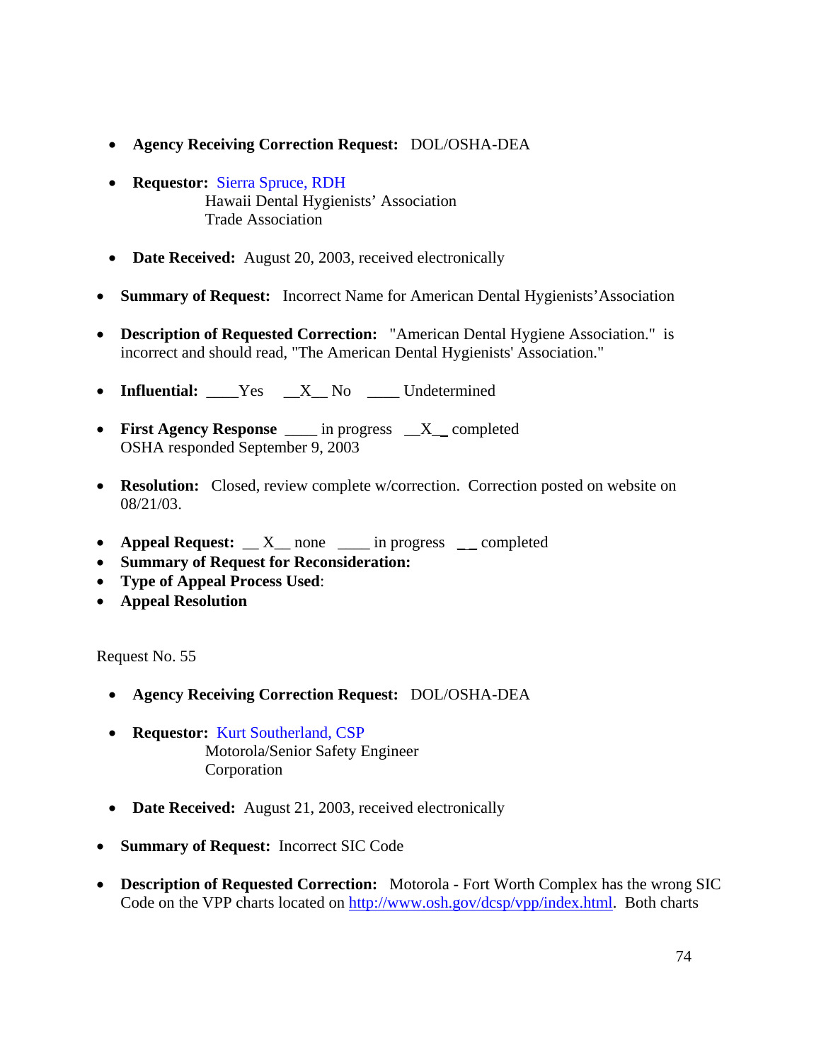- **Agency Receiving Correction Request:** DOL/OSHA-DEA

- **Requestor:** Sierra Spruce, RDH
  Hawaii Dental Hygienists' Association
  Trade Association

- **Date Received:** August 20, 2003, received electronically

- **Summary of Request:** Incorrect Name for American Dental Hygienists' Association

- **Description of Requested Correction:** "American Dental Hygiene Association." is incorrect and should read, "The American Dental Hygienists' Association."

- **Influential:** ____Yes __X__ No ____ Undetermined

- **First Agency Response** ____ in progress __X__ completed
  OSHA responded September 9, 2003

- **Resolution:** Closed, review complete w/correction. Correction posted on website on 08/21/03.

- **Appeal Request:** __X__ none ____ in progress __ completed
- **Summary of Request for Reconsideration:**
- **Type of Appeal Process Used**:
- **Appeal Resolution**

Request No. 55

- **Agency Receiving Correction Request:** DOL/OSHA-DEA

- **Requestor:** Kurt Southerland, CSP
  Motorola/Senior Safety Engineer
  Corporation

- **Date Received:** August 21, 2003, received electronically

- **Summary of Request:** Incorrect SIC Code

- **Description of Requested Correction:** Motorola - Fort Worth Complex has the wrong SIC Code on the VPP charts located on http://www.osh.gov/dcsp/vpp/index.html. Both charts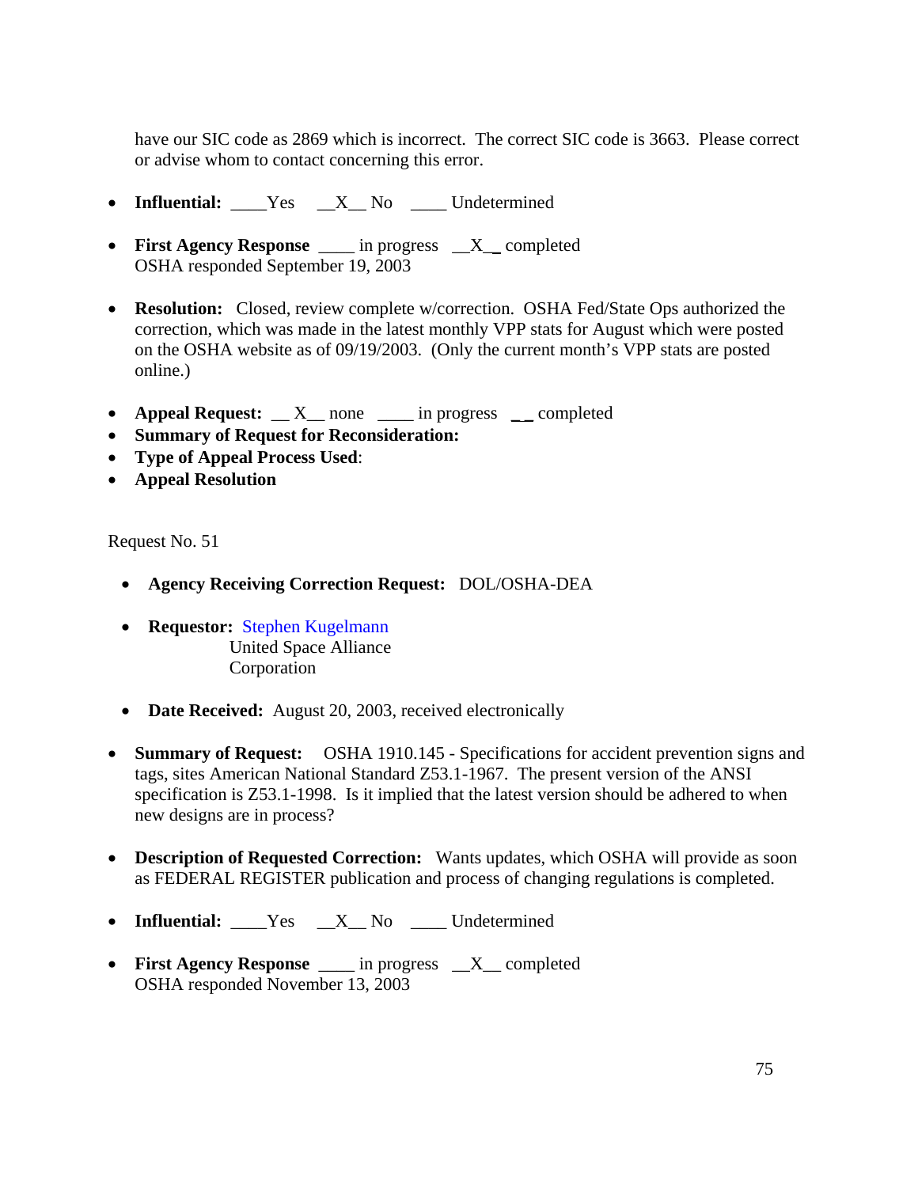have our SIC code as 2869 which is incorrect. The correct SIC code is 3663. Please correct or advise whom to contact concerning this error.

- **Influential:** ____Yes __X__ No ____ Undetermined
- **First Agency Response** ____ in progress __X__ completed
  OSHA responded September 19, 2003
- **Resolution:** Closed, review complete w/correction. OSHA Fed/State Ops authorized the correction, which was made in the latest monthly VPP stats for August which were posted on the OSHA website as of 09/19/2003. (Only the current month's VPP stats are posted online.)
- **Appeal Request:** __ X__ none ____ in progress __ completed
- **Summary of Request for Reconsideration:**
- **Type of Appeal Process Used**:
- **Appeal Resolution**

Request No. 51

- **Agency Receiving Correction Request:** DOL/OSHA-DEA
- **Requestor:** Stephen Kugelmann
  United Space Alliance
  Corporation
- **Date Received:** August 20, 2003, received electronically
- **Summary of Request:** OSHA 1910.145 - Specifications for accident prevention signs and tags, sites American National Standard Z53.1-1967. The present version of the ANSI specification is Z53.1-1998. Is it implied that the latest version should be adhered to when new designs are in process?
- **Description of Requested Correction:** Wants updates, which OSHA will provide as soon as FEDERAL REGISTER publication and process of changing regulations is completed.
- **Influential:** ____Yes __X__ No ____ Undetermined
- **First Agency Response** ____ in progress __X__ completed
  OSHA responded November 13, 2003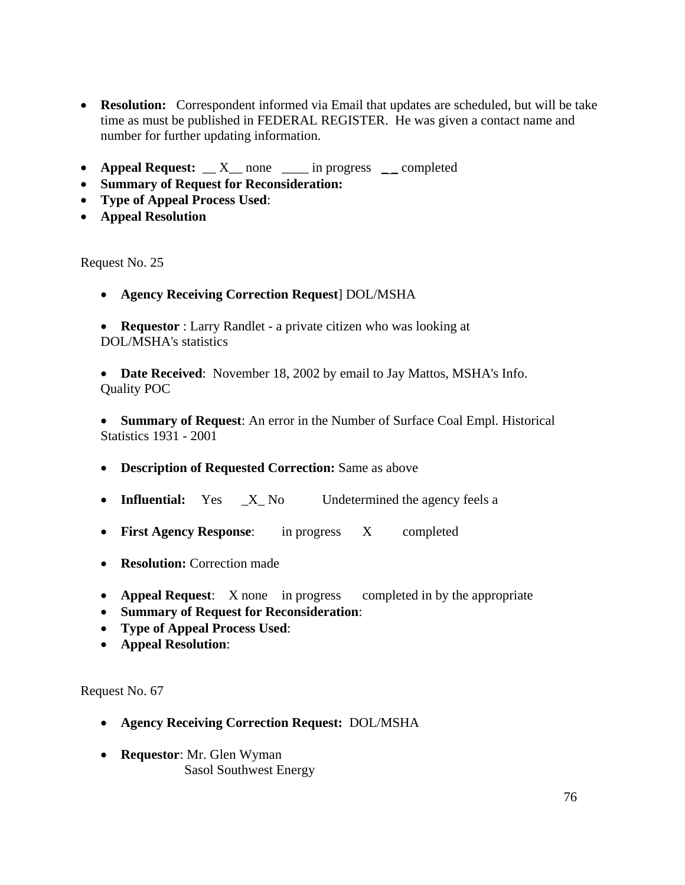- **Resolution:** Correspondent informed via Email that updates are scheduled, but will be take time as must be published in FEDERAL REGISTER. He was given a contact name and number for further updating information.

- **Appeal Request:** __ X__ none ____ in progress _ _ completed
- **Summary of Request for Reconsideration:**
- **Type of Appeal Process Used**:
- **Appeal Resolution**

Request No. 25

- **Agency Receiving Correction Request**] DOL/MSHA

- **Requestor** : Larry Randlet - a private citizen who was looking at DOL/MSHA's statistics

- **Date Received**: November 18, 2002 by email to Jay Mattos, MSHA's Info. Quality POC

- **Summary of Request**: An error in the Number of Surface Coal Empl. Historical Statistics 1931 - 2001

- **Description of Requested Correction:** Same as above

- **Influential:** Yes _X_ No Undetermined the agency feels a

- **First Agency Response**: in progress X completed

- **Resolution:** Correction made

- **Appeal Request**: X none in progress completed in by the appropriate
- **Summary of Request for Reconsideration**:
- **Type of Appeal Process Used**:
- **Appeal Resolution**:

Request No. 67

- **Agency Receiving Correction Request:** DOL/MSHA

- **Requestor**: Mr. Glen Wyman
  Sasol Southwest Energy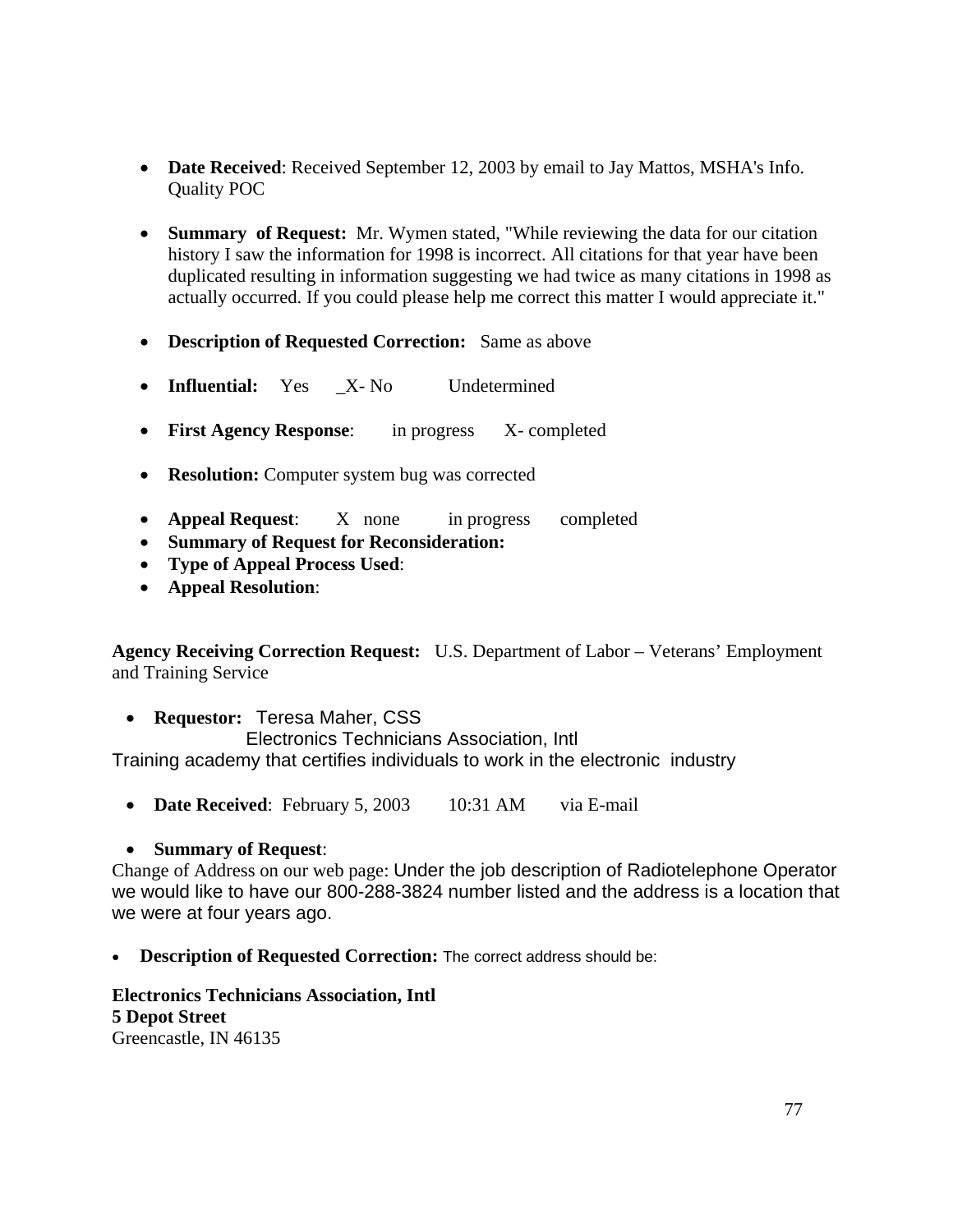- **Date Received**: Received September 12, 2003 by email to Jay Mattos, MSHA's Info. Quality POC

- **Summary of Request:** Mr. Wymen stated, "While reviewing the data for our citation history I saw the information for 1998 is incorrect. All citations for that year have been duplicated resulting in information suggesting we had twice as many citations in 1998 as actually occurred. If you could please help me correct this matter I would appreciate it."

- **Description of Requested Correction:** Same as above

- **Influential:** Yes _X- No Undetermined

- **First Agency Response**: in progress X- completed

- **Resolution:** Computer system bug was corrected

- **Appeal Request**: X none in progress completed
- **Summary of Request for Reconsideration:**
- **Type of Appeal Process Used**:
- **Appeal Resolution**:

**Agency Receiving Correction Request:** U.S. Department of Labor – Veterans' Employment and Training Service

- **Requestor:** Teresa Maher, CSS
  Electronics Technicians Association, Intl

Training academy that certifies individuals to work in the electronic industry

- **Date Received**: February 5, 2003 10:31 AM via E-mail

- **Summary of Request**:

Change of Address on our web page: Under the job description of Radiotelephone Operator we would like to have our 800-288-3824 number listed and the address is a location that we were at four years ago.

- **Description of Requested Correction:** The correct address should be:

**Electronics Technicians Association, Intl**
**5 Depot Street**
Greencastle, IN 46135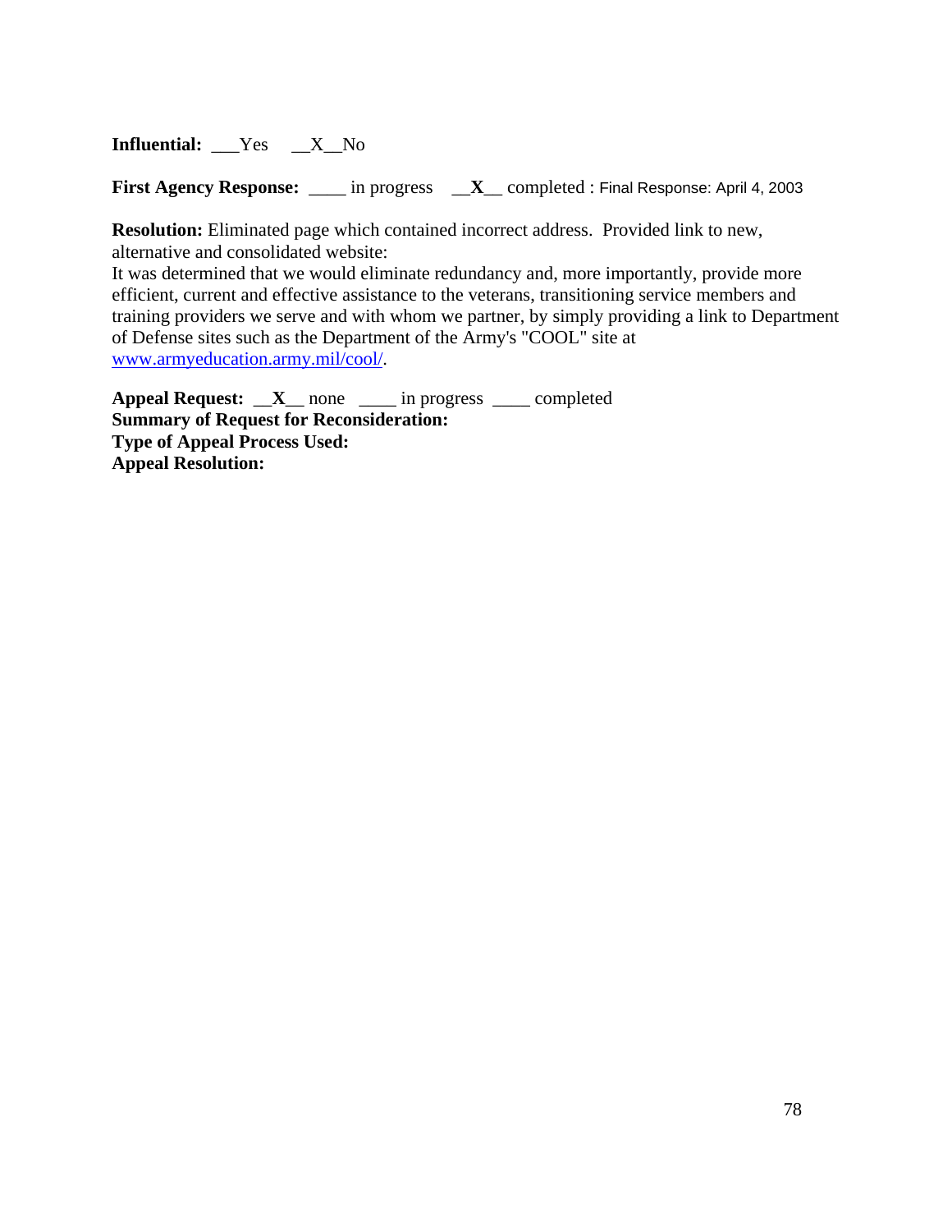**Influential:** ___Yes __X__No

**First Agency Response:** ____ in progress __**X**__ completed : Final Response: April 4, 2003

**Resolution:** Eliminated page which contained incorrect address. Provided link to new, alternative and consolidated website:
It was determined that we would eliminate redundancy and, more importantly, provide more efficient, current and effective assistance to the veterans, transitioning service members and training providers we serve and with whom we partner, by simply providing a link to Department of Defense sites such as the Department of the Army's "COOL" site at www.armyeducation.army.mil/cool/.

**Appeal Request:** __**X**__ none ____ in progress ____ completed
**Summary of Request for Reconsideration:**
**Type of Appeal Process Used:**
**Appeal Resolution:**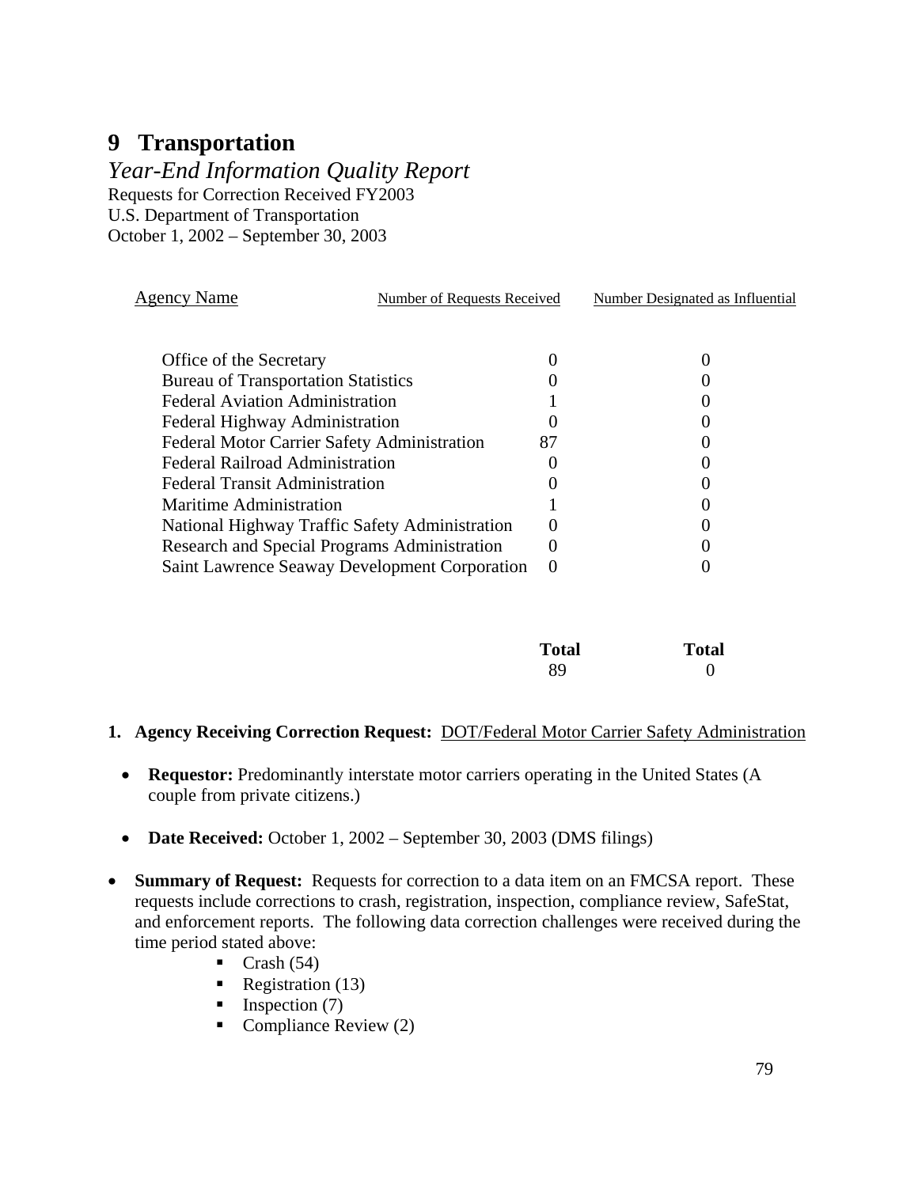# 9 Transportation

*Year-End Information Quality Report*

Requests for Correction Received FY2003
U.S. Department of Transportation
October 1, 2002 – September 30, 2003

| Agency Name | Number of Requests Received | Number Designated as Influential |
|---|---|---|
| Office of the Secretary | 0 | 0 |
| Bureau of Transportation Statistics | 0 | 0 |
| Federal Aviation Administration | 1 | 0 |
| Federal Highway Administration | 0 | 0 |
| Federal Motor Carrier Safety Administration | 87 | 0 |
| Federal Railroad Administration | 0 | 0 |
| Federal Transit Administration | 0 | 0 |
| Maritime Administration | 1 | 0 |
| National Highway Traffic Safety Administration | 0 | 0 |
| Research and Special Programs Administration | 0 | 0 |
| Saint Lawrence Seaway Development Corporation | 0 | 0 |
| | **Total** | **Total** |
| | 89 | 0 |

1. **Agency Receiving Correction Request:** DOT/Federal Motor Carrier Safety Administration

   - **Requestor:** Predominantly interstate motor carriers operating in the United States (A couple from private citizens.)
   - **Date Received:** October 1, 2002 – September 30, 2003 (DMS filings)

- **Summary of Request:** Requests for correction to a data item on an FMCSA report. These requests include corrections to crash, registration, inspection, compliance review, SafeStat, and enforcement reports. The following data correction challenges were received during the time period stated above:
  - Crash (54)
  - Registration (13)
  - Inspection (7)
  - Compliance Review (2)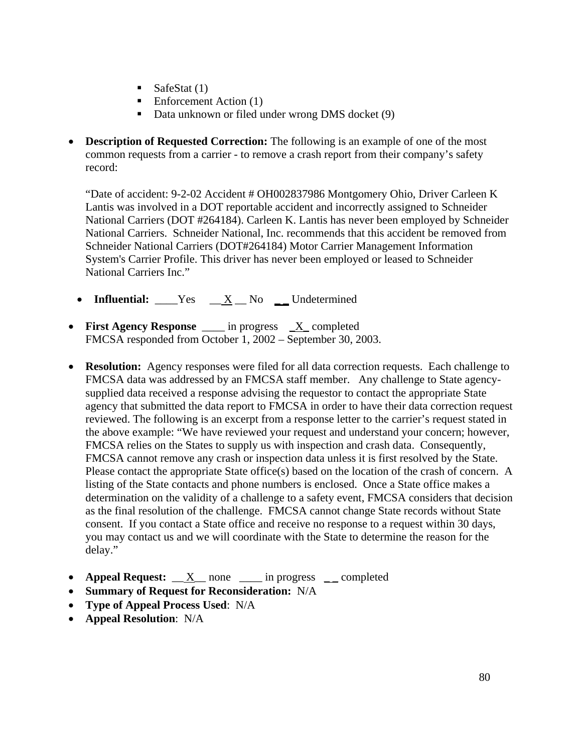- SafeStat (1)
    - Enforcement Action (1)
    - Data unknown or filed under wrong DMS docket (9)

- **Description of Requested Correction:** The following is an example of one of the most common requests from a carrier - to remove a crash report from their company's safety record:

  "Date of accident: 9-2-02 Accident # OH002837986 Montgomery Ohio, Driver Carleen K Lantis was involved in a DOT reportable accident and incorrectly assigned to Schneider National Carriers (DOT #264184). Carleen K. Lantis has never been employed by Schneider National Carriers. Schneider National, Inc. recommends that this accident be removed from Schneider National Carriers (DOT#264184) Motor Carrier Management Information System's Carrier Profile. This driver has never been employed or leased to Schneider National Carriers Inc."

- **Influential:** ____Yes __X__ No ___ Undetermined

- **First Agency Response** ____ in progress _X_ completed
  FMCSA responded from October 1, 2002 – September 30, 2003.

- **Resolution:** Agency responses were filed for all data correction requests. Each challenge to FMCSA data was addressed by an FMCSA staff member. Any challenge to State agency-supplied data received a response advising the requestor to contact the appropriate State agency that submitted the data report to FMCSA in order to have their data correction request reviewed. The following is an excerpt from a response letter to the carrier's request stated in the above example: "We have reviewed your request and understand your concern; however, FMCSA relies on the States to supply us with inspection and crash data. Consequently, FMCSA cannot remove any crash or inspection data unless it is first resolved by the State. Please contact the appropriate State office(s) based on the location of the crash of concern. A listing of the State contacts and phone numbers is enclosed. Once a State office makes a determination on the validity of a challenge to a safety event, FMCSA considers that decision as the final resolution of the challenge. FMCSA cannot change State records without State consent. If you contact a State office and receive no response to a request within 30 days, you may contact us and we will coordinate with the State to determine the reason for the delay."

- **Appeal Request:** __X__ none ____ in progress ___ completed
- **Summary of Request for Reconsideration:** N/A
- **Type of Appeal Process Used**: N/A
- **Appeal Resolution**: N/A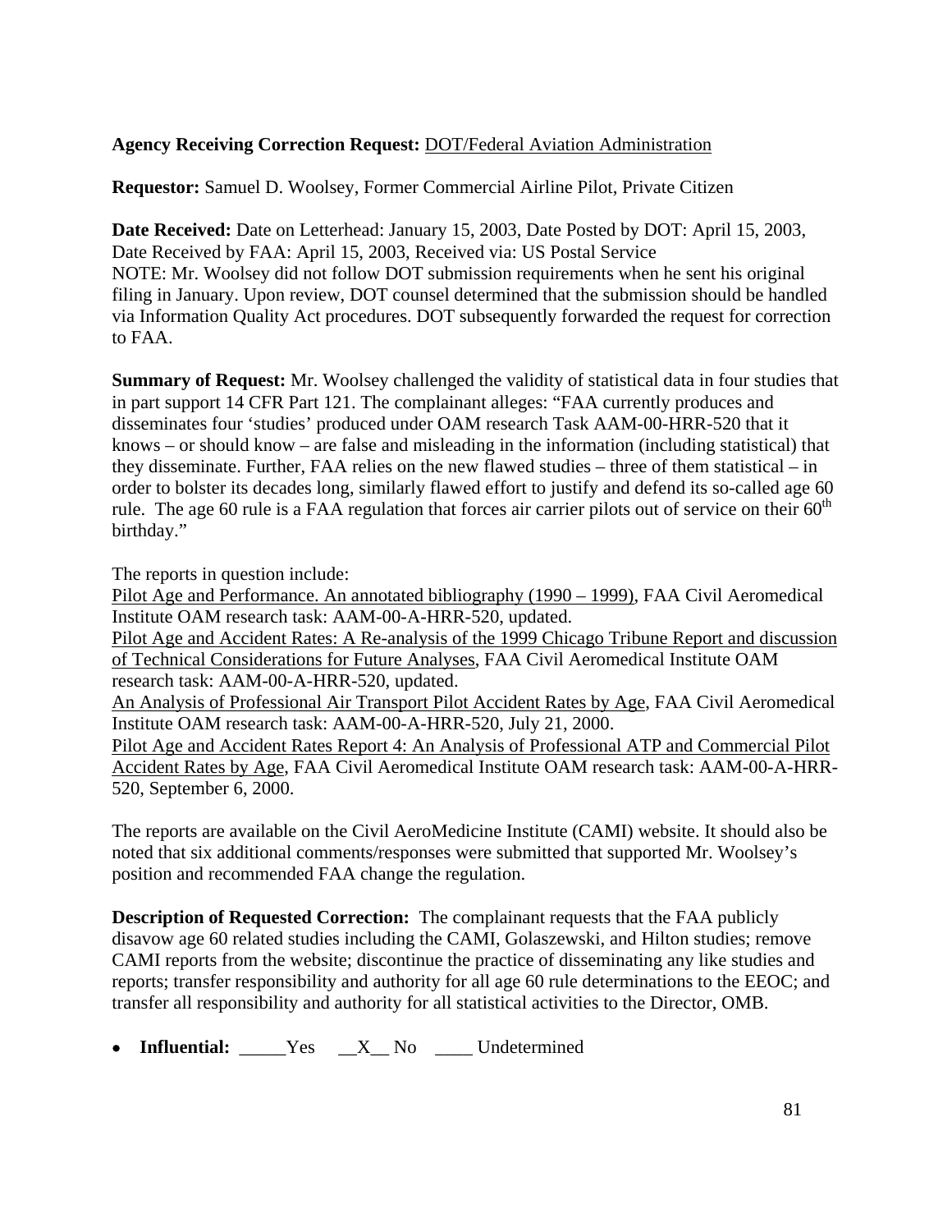**Agency Receiving Correction Request:** DOT/Federal Aviation Administration

**Requestor:** Samuel D. Woolsey, Former Commercial Airline Pilot, Private Citizen

**Date Received:** Date on Letterhead: January 15, 2003, Date Posted by DOT: April 15, 2003, Date Received by FAA: April 15, 2003, Received via: US Postal Service
NOTE: Mr. Woolsey did not follow DOT submission requirements when he sent his original filing in January. Upon review, DOT counsel determined that the submission should be handled via Information Quality Act procedures. DOT subsequently forwarded the request for correction to FAA.

**Summary of Request:** Mr. Woolsey challenged the validity of statistical data in four studies that in part support 14 CFR Part 121. The complainant alleges: "FAA currently produces and disseminates four 'studies' produced under OAM research Task AAM-00-HRR-520 that it knows – or should know – are false and misleading in the information (including statistical) that they disseminate. Further, FAA relies on the new flawed studies – three of them statistical – in order to bolster its decades long, similarly flawed effort to justify and defend its so-called age 60 rule. The age 60 rule is a FAA regulation that forces air carrier pilots out of service on their 60th birthday."

The reports in question include:
Pilot Age and Performance. An annotated bibliography (1990 – 1999), FAA Civil Aeromedical Institute OAM research task: AAM-00-A-HRR-520, updated.
Pilot Age and Accident Rates: A Re-analysis of the 1999 Chicago Tribune Report and discussion of Technical Considerations for Future Analyses, FAA Civil Aeromedical Institute OAM research task: AAM-00-A-HRR-520, updated.
An Analysis of Professional Air Transport Pilot Accident Rates by Age, FAA Civil Aeromedical Institute OAM research task: AAM-00-A-HRR-520, July 21, 2000.
Pilot Age and Accident Rates Report 4: An Analysis of Professional ATP and Commercial Pilot Accident Rates by Age, FAA Civil Aeromedical Institute OAM research task: AAM-00-A-HRR-520, September 6, 2000.

The reports are available on the Civil AeroMedicine Institute (CAMI) website. It should also be noted that six additional comments/responses were submitted that supported Mr. Woolsey's position and recommended FAA change the regulation.

**Description of Requested Correction:** The complainant requests that the FAA publicly disavow age 60 related studies including the CAMI, Golaszewski, and Hilton studies; remove CAMI reports from the website; discontinue the practice of disseminating any like studies and reports; transfer responsibility and authority for all age 60 rule determinations to the EEOC; and transfer all responsibility and authority for all statistical activities to the Director, OMB.

- **Influential:** _____Yes __X__ No ____ Undetermined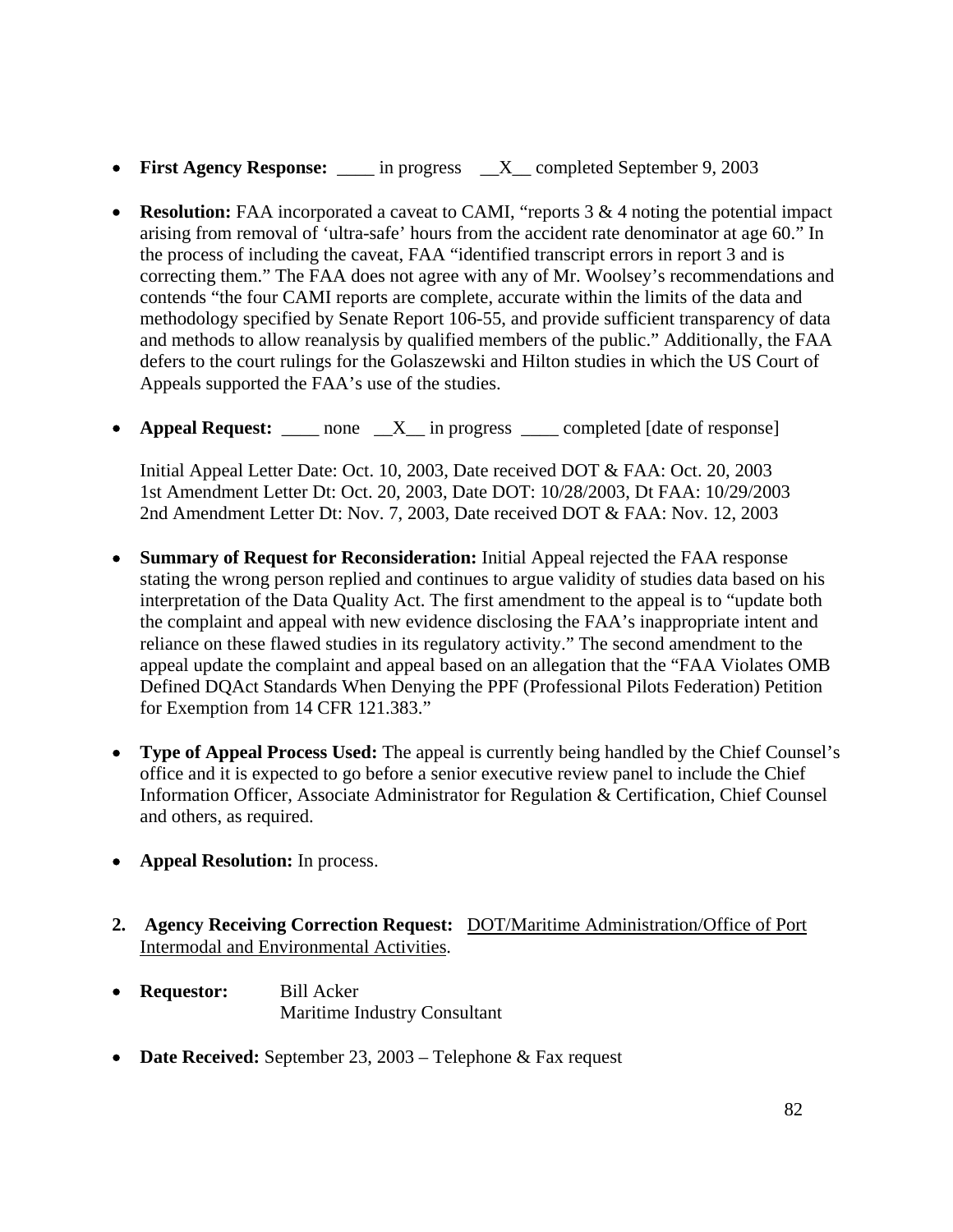- **First Agency Response:** ____ in progress __X__ completed September 9, 2003

- **Resolution:** FAA incorporated a caveat to CAMI, "reports 3 & 4 noting the potential impact arising from removal of 'ultra-safe' hours from the accident rate denominator at age 60." In the process of including the caveat, FAA "identified transcript errors in report 3 and is correcting them." The FAA does not agree with any of Mr. Woolsey's recommendations and contends "the four CAMI reports are complete, accurate within the limits of the data and methodology specified by Senate Report 106-55, and provide sufficient transparency of data and methods to allow reanalysis by qualified members of the public." Additionally, the FAA defers to the court rulings for the Golaszewski and Hilton studies in which the US Court of Appeals supported the FAA's use of the studies.

- **Appeal Request:** ____ none __X__ in progress ____ completed [date of response]

  Initial Appeal Letter Date: Oct. 10, 2003, Date received DOT & FAA: Oct. 20, 2003
  1st Amendment Letter Dt: Oct. 20, 2003, Date DOT: 10/28/2003, Dt FAA: 10/29/2003
  2nd Amendment Letter Dt: Nov. 7, 2003, Date received DOT & FAA: Nov. 12, 2003

- **Summary of Request for Reconsideration:** Initial Appeal rejected the FAA response stating the wrong person replied and continues to argue validity of studies data based on his interpretation of the Data Quality Act. The first amendment to the appeal is to "update both the complaint and appeal with new evidence disclosing the FAA's inappropriate intent and reliance on these flawed studies in its regulatory activity." The second amendment to the appeal update the complaint and appeal based on an allegation that the "FAA Violates OMB Defined DQAct Standards When Denying the PPF (Professional Pilots Federation) Petition for Exemption from 14 CFR 121.383."

- **Type of Appeal Process Used:** The appeal is currently being handled by the Chief Counsel's office and it is expected to go before a senior executive review panel to include the Chief Information Officer, Associate Administrator for Regulation & Certification, Chief Counsel and others, as required.

- **Appeal Resolution:** In process.

**2. Agency Receiving Correction Request:** DOT/Maritime Administration/Office of Port Intermodal and Environmental Activities.

- **Requestor:** Bill Acker
  Maritime Industry Consultant

- **Date Received:** September 23, 2003 – Telephone & Fax request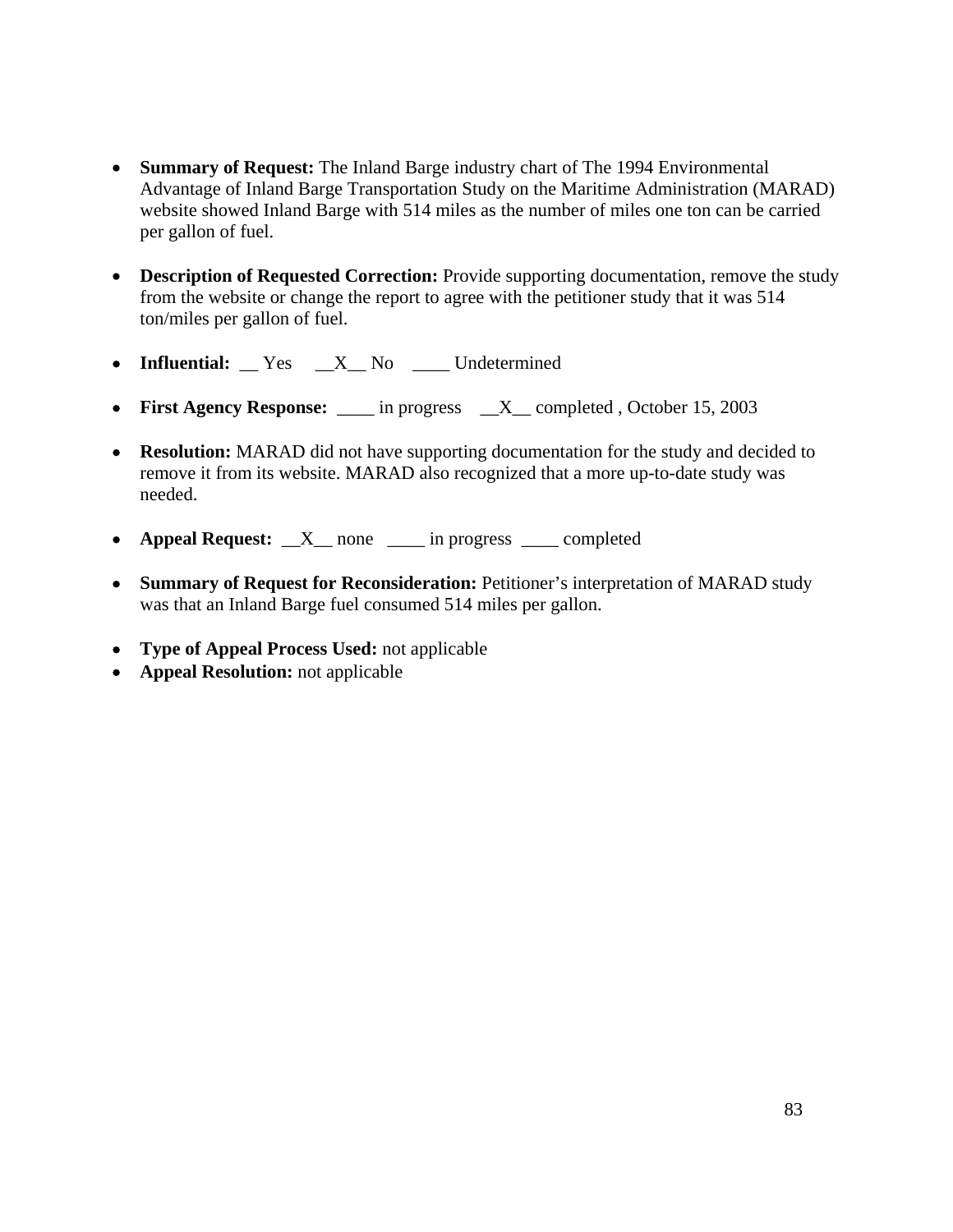- **Summary of Request:** The Inland Barge industry chart of The 1994 Environmental Advantage of Inland Barge Transportation Study on the Maritime Administration (MARAD) website showed Inland Barge with 514 miles as the number of miles one ton can be carried per gallon of fuel.

- **Description of Requested Correction:** Provide supporting documentation, remove the study from the website or change the report to agree with the petitioner study that it was 514 ton/miles per gallon of fuel.

- **Influential:** __ Yes __X__ No ____ Undetermined

- **First Agency Response:** ____ in progress __X__ completed , October 15, 2003

- **Resolution:** MARAD did not have supporting documentation for the study and decided to remove it from its website. MARAD also recognized that a more up-to-date study was needed.

- **Appeal Request:** __X__ none ____ in progress ____ completed

- **Summary of Request for Reconsideration:** Petitioner's interpretation of MARAD study was that an Inland Barge fuel consumed 514 miles per gallon.

- **Type of Appeal Process Used:** not applicable
- **Appeal Resolution:** not applicable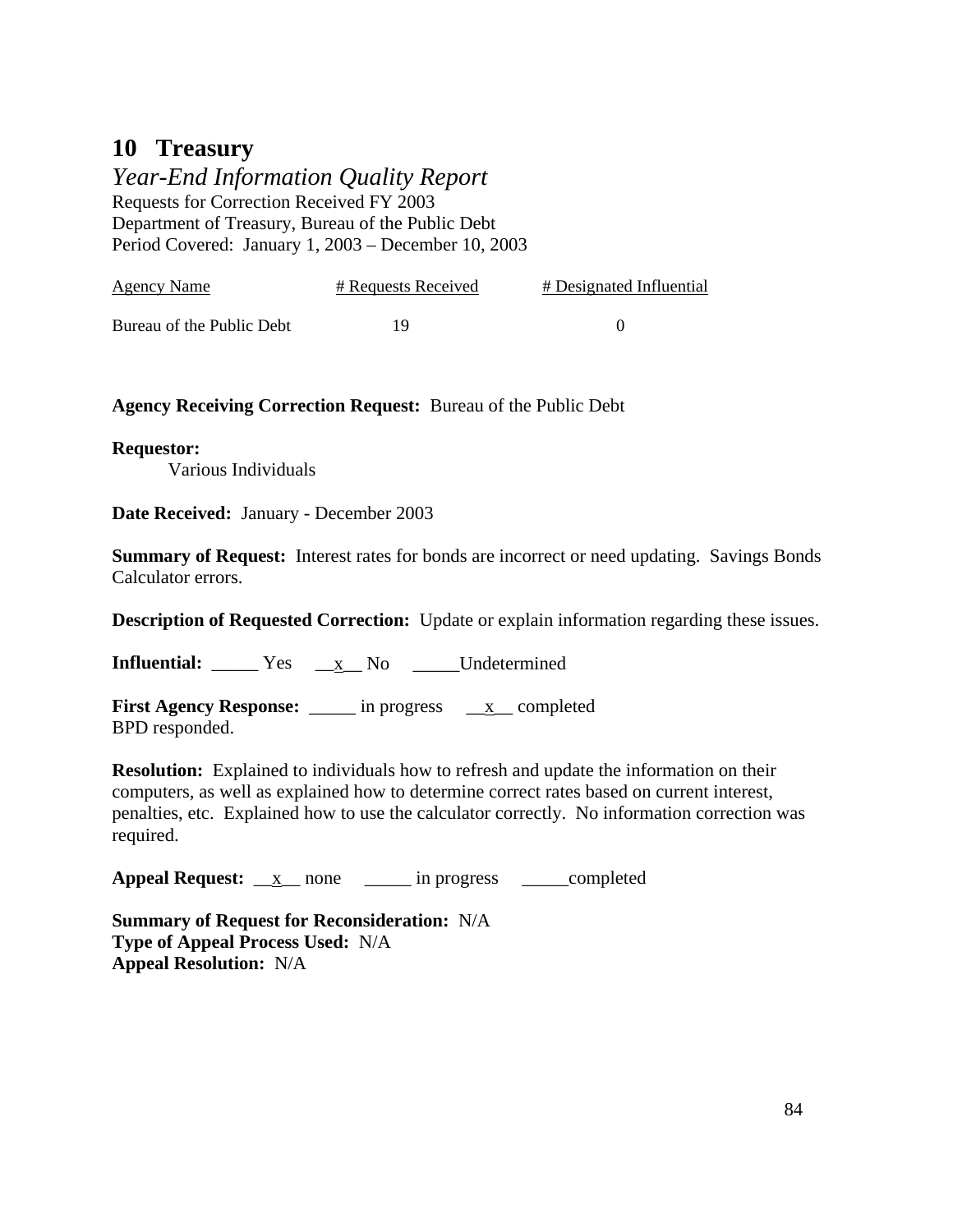# 10 Treasury

*Year-End Information Quality Report*

Requests for Correction Received FY 2003
Department of Treasury, Bureau of the Public Debt
Period Covered: January 1, 2003 – December 10, 2003

| Agency Name | # Requests Received | # Designated Influential |
|---|---|---|
| Bureau of the Public Debt | 19 | 0 |

**Agency Receiving Correction Request:** Bureau of the Public Debt

**Requestor:**
Various Individuals

**Date Received:** January - December 2003

**Summary of Request:** Interest rates for bonds are incorrect or need updating. Savings Bonds Calculator errors.

**Description of Requested Correction:** Update or explain information regarding these issues.

**Influential:** _____ Yes __x__ No _____Undetermined

**First Agency Response:** _____ in progress __x__ completed
BPD responded.

**Resolution:** Explained to individuals how to refresh and update the information on their computers, as well as explained how to determine correct rates based on current interest, penalties, etc. Explained how to use the calculator correctly. No information correction was required.

**Appeal Request:** __x__ none _____ in progress _____completed

**Summary of Request for Reconsideration:** N/A
**Type of Appeal Process Used:** N/A
**Appeal Resolution:** N/A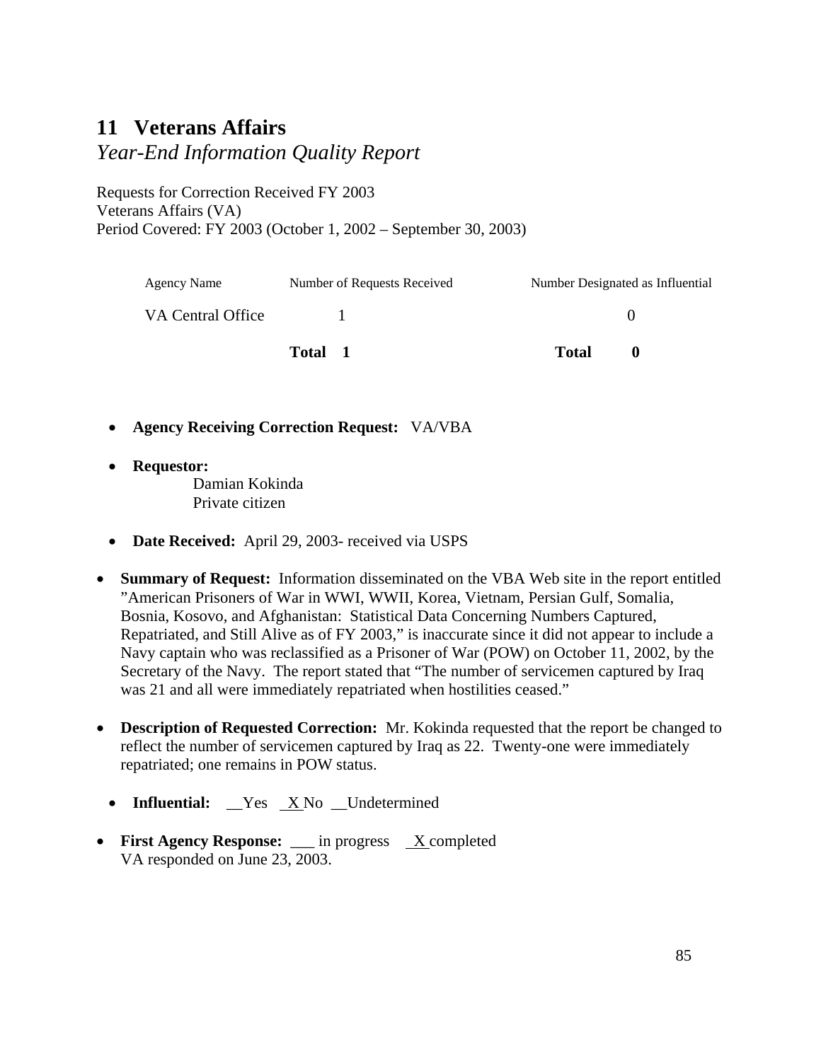# 11 Veterans Affairs

*Year-End Information Quality Report*

Requests for Correction Received FY 2003
Veterans Affairs (VA)
Period Covered: FY 2003 (October 1, 2002 – September 30, 2003)

| Agency Name | Number of Requests Received | Number Designated as Influential |
|---|---|---|
| VA Central Office | 1 | 0 |
| | **Total 1** | **Total 0** |

- **Agency Receiving Correction Request:** VA/VBA
- **Requestor:**
  Damian Kokinda
  Private citizen
- **Date Received:** April 29, 2003- received via USPS
- **Summary of Request:** Information disseminated on the VBA Web site in the report entitled "American Prisoners of War in WWI, WWII, Korea, Vietnam, Persian Gulf, Somalia, Bosnia, Kosovo, and Afghanistan: Statistical Data Concerning Numbers Captured, Repatriated, and Still Alive as of FY 2003," is inaccurate since it did not appear to include a Navy captain who was reclassified as a Prisoner of War (POW) on October 11, 2002, by the Secretary of the Navy. The report stated that "The number of servicemen captured by Iraq was 21 and all were immediately repatriated when hostilities ceased."
- **Description of Requested Correction:** Mr. Kokinda requested that the report be changed to reflect the number of servicemen captured by Iraq as 22. Twenty-one were immediately repatriated; one remains in POW status.
- **Influential:** __Yes _X_No __Undetermined
- **First Agency Response:** ___ in progress _X_completed
  VA responded on June 23, 2003.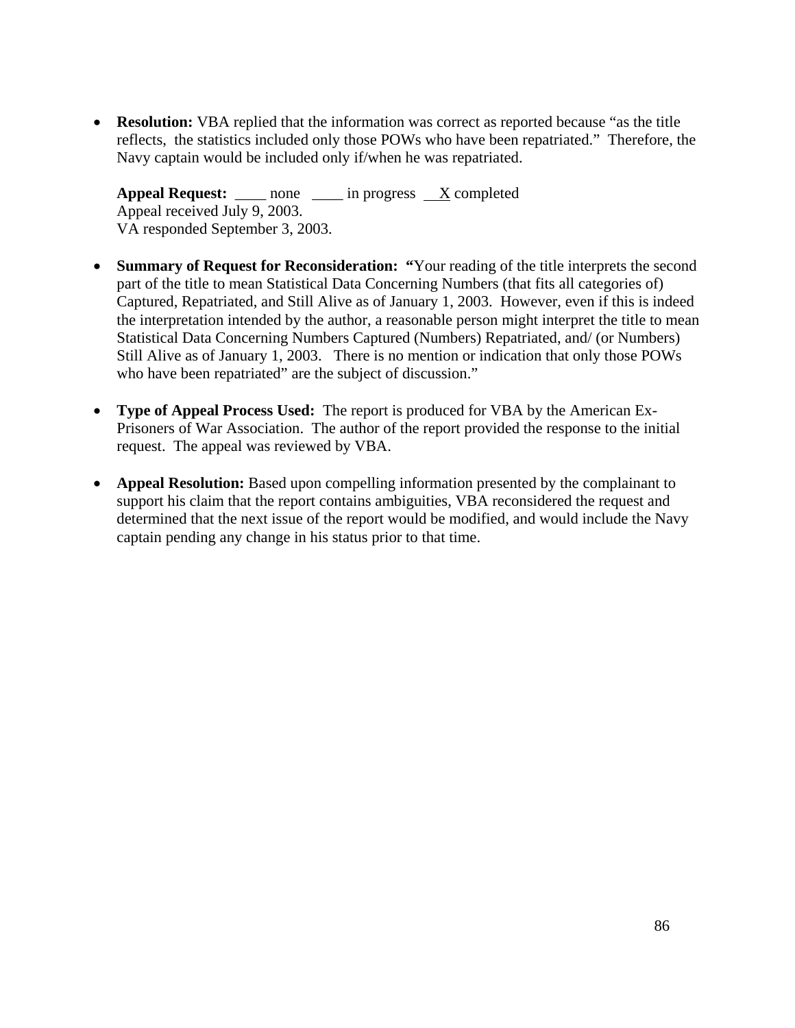- **Resolution:** VBA replied that the information was correct as reported because "as the title reflects, the statistics included only those POWs who have been repatriated." Therefore, the Navy captain would be included only if/when he was repatriated.

  **Appeal Request:** ____ none ____ in progress __X completed
  Appeal received July 9, 2003.
  VA responded September 3, 2003.

- **Summary of Request for Reconsideration: "**Your reading of the title interprets the second part of the title to mean Statistical Data Concerning Numbers (that fits all categories of) Captured, Repatriated, and Still Alive as of January 1, 2003. However, even if this is indeed the interpretation intended by the author, a reasonable person might interpret the title to mean Statistical Data Concerning Numbers Captured (Numbers) Repatriated, and/ (or Numbers) Still Alive as of January 1, 2003. There is no mention or indication that only those POWs who have been repatriated" are the subject of discussion."

- **Type of Appeal Process Used:** The report is produced for VBA by the American Ex-Prisoners of War Association. The author of the report provided the response to the initial request. The appeal was reviewed by VBA.

- **Appeal Resolution:** Based upon compelling information presented by the complainant to support his claim that the report contains ambiguities, VBA reconsidered the request and determined that the next issue of the report would be modified, and would include the Navy captain pending any change in his status prior to that time.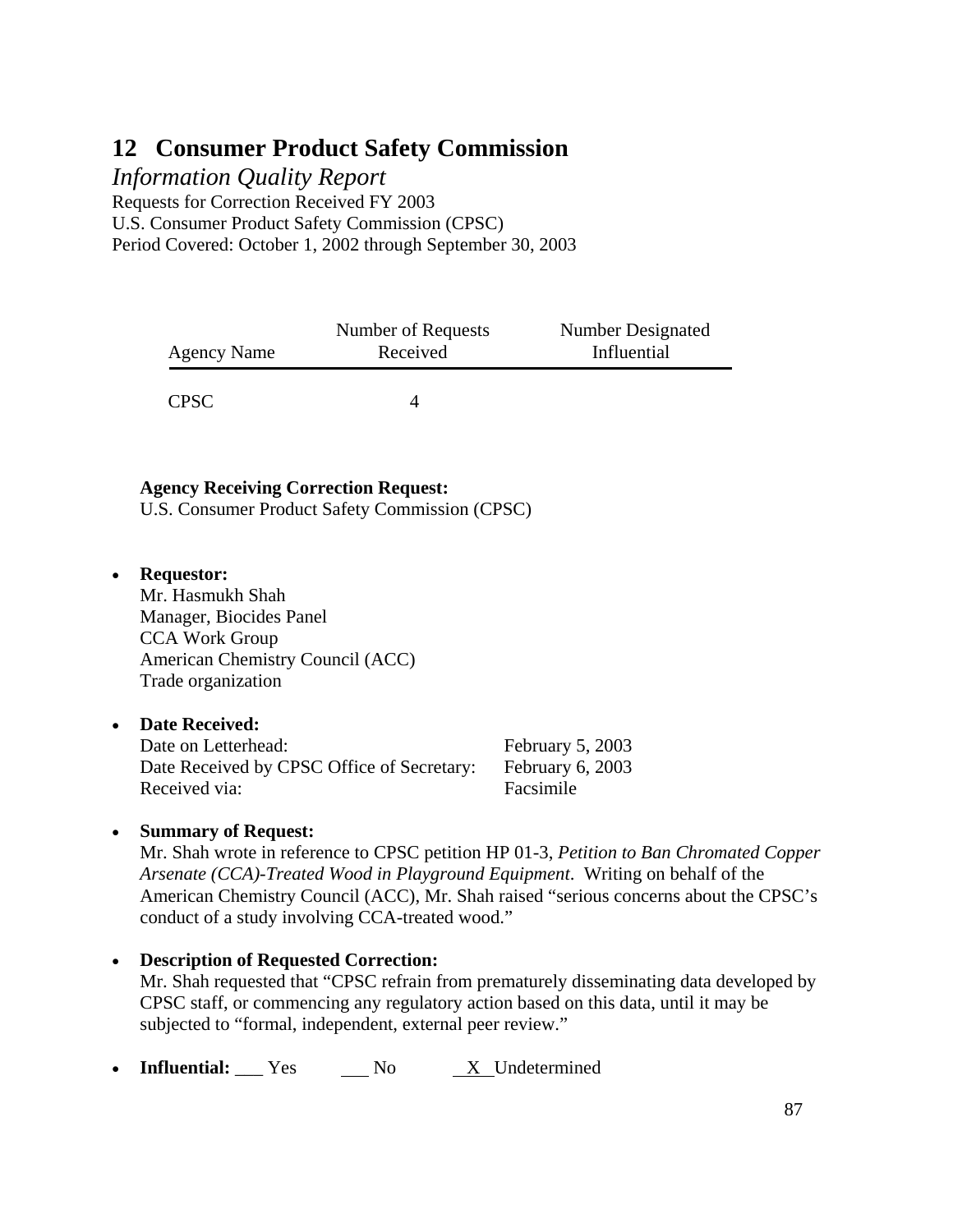# 12 Consumer Product Safety Commission

*Information Quality Report*

Requests for Correction Received FY 2003
U.S. Consumer Product Safety Commission (CPSC)
Period Covered: October 1, 2002 through September 30, 2003

| Agency Name | Number of Requests Received | Number Designated Influential |
|---|---|---|
| CPSC | 4 | |

**Agency Receiving Correction Request:**
U.S. Consumer Product Safety Commission (CPSC)

- **Requestor:**
  Mr. Hasmukh Shah
  Manager, Biocides Panel
  CCA Work Group
  American Chemistry Council (ACC)
  Trade organization

- **Date Received:**
  Date on Letterhead: February 5, 2003
  Date Received by CPSC Office of Secretary: February 6, 2003
  Received via: Facsimile

- **Summary of Request:**
  Mr. Shah wrote in reference to CPSC petition HP 01-3, *Petition to Ban Chromated Copper Arsenate (CCA)-Treated Wood in Playground Equipment*. Writing on behalf of the American Chemistry Council (ACC), Mr. Shah raised "serious concerns about the CPSC's conduct of a study involving CCA-treated wood."

- **Description of Requested Correction:**
  Mr. Shah requested that "CPSC refrain from prematurely disseminating data developed by CPSC staff, or commencing any regulatory action based on this data, until it may be subjected to "formal, independent, external peer review."

- **Influential:** ___ Yes ___ No _X_ Undetermined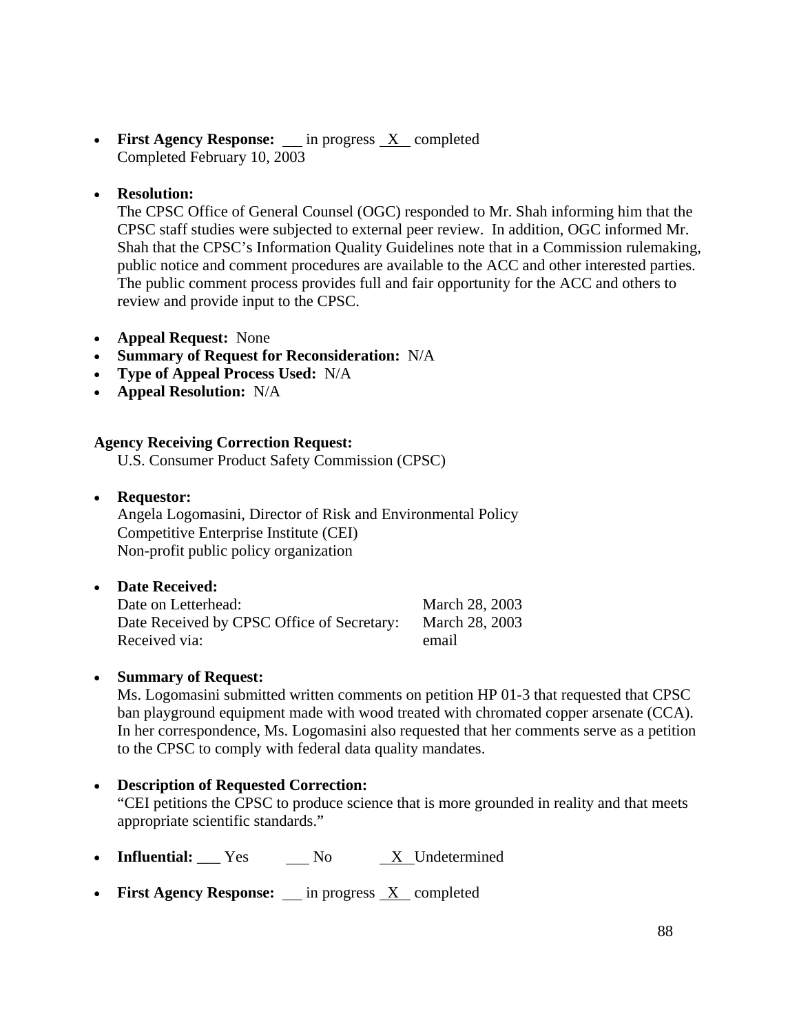- **First Agency Response:** ___ in progress _X_ completed
  Completed February 10, 2003

- **Resolution:**
  The CPSC Office of General Counsel (OGC) responded to Mr. Shah informing him that the CPSC staff studies were subjected to external peer review. In addition, OGC informed Mr. Shah that the CPSC's Information Quality Guidelines note that in a Commission rulemaking, public notice and comment procedures are available to the ACC and other interested parties. The public comment process provides full and fair opportunity for the ACC and others to review and provide input to the CPSC.

- **Appeal Request:** None
- **Summary of Request for Reconsideration:** N/A
- **Type of Appeal Process Used:** N/A
- **Appeal Resolution:** N/A

**Agency Receiving Correction Request:**
U.S. Consumer Product Safety Commission (CPSC)

- **Requestor:**
  Angela Logomasini, Director of Risk and Environmental Policy
  Competitive Enterprise Institute (CEI)
  Non-profit public policy organization

- **Date Received:**
  Date on Letterhead: March 28, 2003
  Date Received by CPSC Office of Secretary: March 28, 2003
  Received via: email

- **Summary of Request:**
  Ms. Logomasini submitted written comments on petition HP 01-3 that requested that CPSC ban playground equipment made with wood treated with chromated copper arsenate (CCA). In her correspondence, Ms. Logomasini also requested that her comments serve as a petition to the CPSC to comply with federal data quality mandates.

- **Description of Requested Correction:**
  "CEI petitions the CPSC to produce science that is more grounded in reality and that meets appropriate scientific standards."

- **Influential:** ___ Yes ___ No _X_ Undetermined

- **First Agency Response:** ___ in progress _X_ completed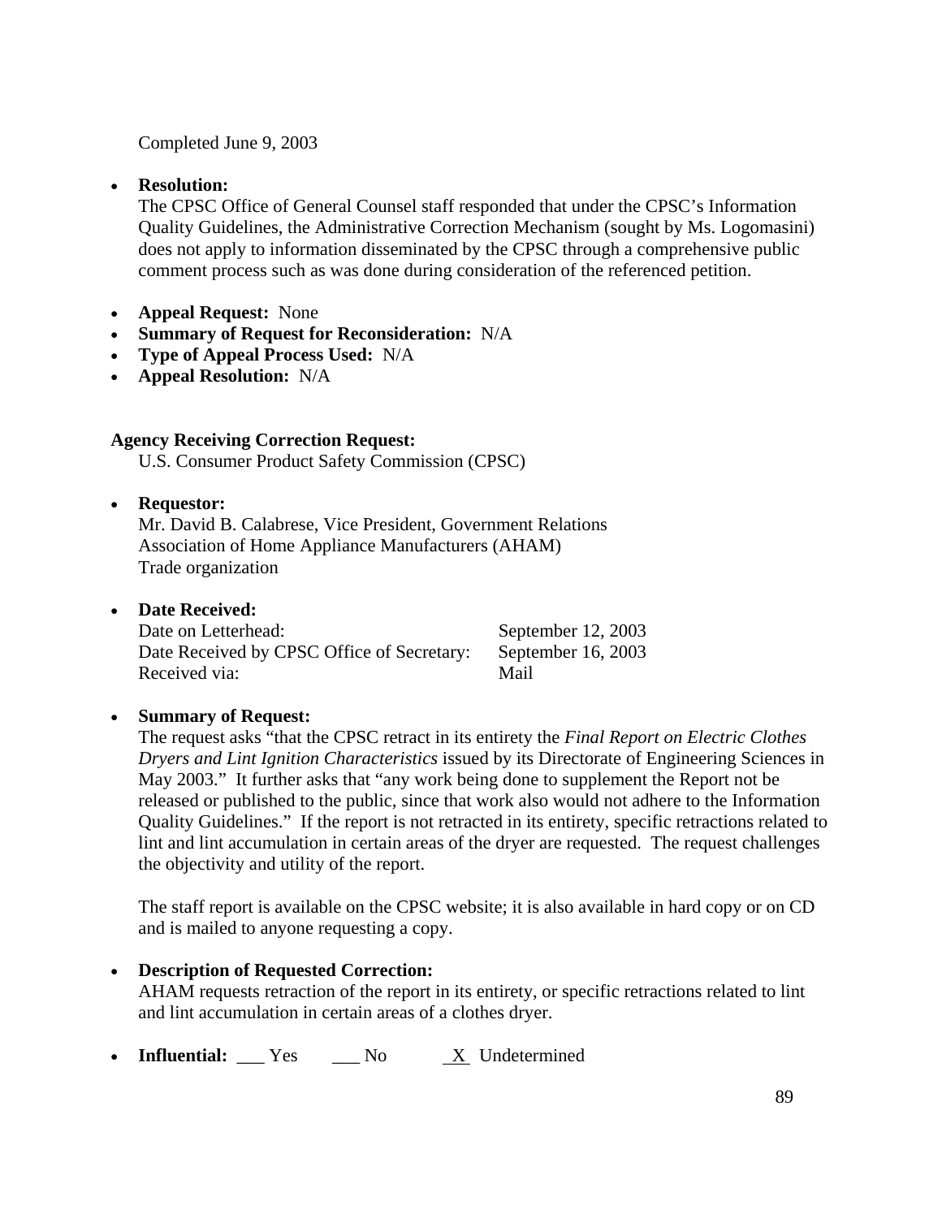Completed June 9, 2003

- **Resolution:**
  The CPSC Office of General Counsel staff responded that under the CPSC's Information Quality Guidelines, the Administrative Correction Mechanism (sought by Ms. Logomasini) does not apply to information disseminated by the CPSC through a comprehensive public comment process such as was done during consideration of the referenced petition.

- **Appeal Request:** None
- **Summary of Request for Reconsideration:** N/A
- **Type of Appeal Process Used:** N/A
- **Appeal Resolution:** N/A

**Agency Receiving Correction Request:**
U.S. Consumer Product Safety Commission (CPSC)

- **Requestor:**
  Mr. David B. Calabrese, Vice President, Government Relations
  Association of Home Appliance Manufacturers (AHAM)
  Trade organization

- **Date Received:**

| | |
|---|---|
| Date on Letterhead: | September 12, 2003 |
| Date Received by CPSC Office of Secretary: | September 16, 2003 |
| Received via: | Mail |

- **Summary of Request:**
  The request asks "that the CPSC retract in its entirety the *Final Report on Electric Clothes Dryers and Lint Ignition Characteristics* issued by its Directorate of Engineering Sciences in May 2003." It further asks that "any work being done to supplement the Report not be released or published to the public, since that work also would not adhere to the Information Quality Guidelines." If the report is not retracted in its entirety, specific retractions related to lint and lint accumulation in certain areas of the dryer are requested. The request challenges the objectivity and utility of the report.

  The staff report is available on the CPSC website; it is also available in hard copy or on CD and is mailed to anyone requesting a copy.

- **Description of Requested Correction:**
  AHAM requests retraction of the report in its entirety, or specific retractions related to lint and lint accumulation in certain areas of a clothes dryer.

- **Influential:** ___ Yes ___ No _X_ Undetermined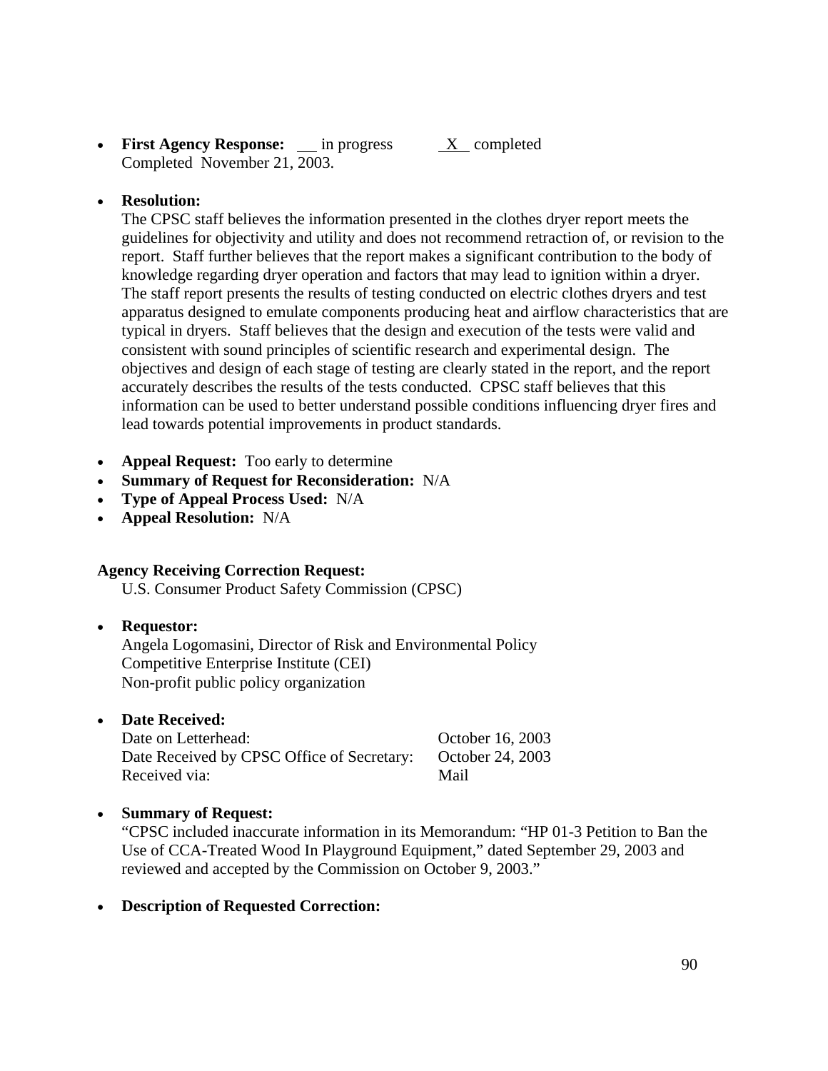- **First Agency Response:** __ in progress &nbsp;&nbsp;&nbsp;&nbsp; _X_ completed
  Completed November 21, 2003.

- **Resolution:**
  The CPSC staff believes the information presented in the clothes dryer report meets the guidelines for objectivity and utility and does not recommend retraction of, or revision to the report. Staff further believes that the report makes a significant contribution to the body of knowledge regarding dryer operation and factors that may lead to ignition within a dryer. The staff report presents the results of testing conducted on electric clothes dryers and test apparatus designed to emulate components producing heat and airflow characteristics that are typical in dryers. Staff believes that the design and execution of the tests were valid and consistent with sound principles of scientific research and experimental design. The objectives and design of each stage of testing are clearly stated in the report, and the report accurately describes the results of the tests conducted. CPSC staff believes that this information can be used to better understand possible conditions influencing dryer fires and lead towards potential improvements in product standards.

- **Appeal Request:** Too early to determine
- **Summary of Request for Reconsideration:** N/A
- **Type of Appeal Process Used:** N/A
- **Appeal Resolution:** N/A

**Agency Receiving Correction Request:**
U.S. Consumer Product Safety Commission (CPSC)

- **Requestor:**
  Angela Logomasini, Director of Risk and Environmental Policy
  Competitive Enterprise Institute (CEI)
  Non-profit public policy organization

- **Date Received:**

| | |
|---|---|
| Date on Letterhead: | October 16, 2003 |
| Date Received by CPSC Office of Secretary: | October 24, 2003 |
| Received via: | Mail |

- **Summary of Request:**
  "CPSC included inaccurate information in its Memorandum: "HP 01-3 Petition to Ban the Use of CCA-Treated Wood In Playground Equipment," dated September 29, 2003 and reviewed and accepted by the Commission on October 9, 2003."

- **Description of Requested Correction:**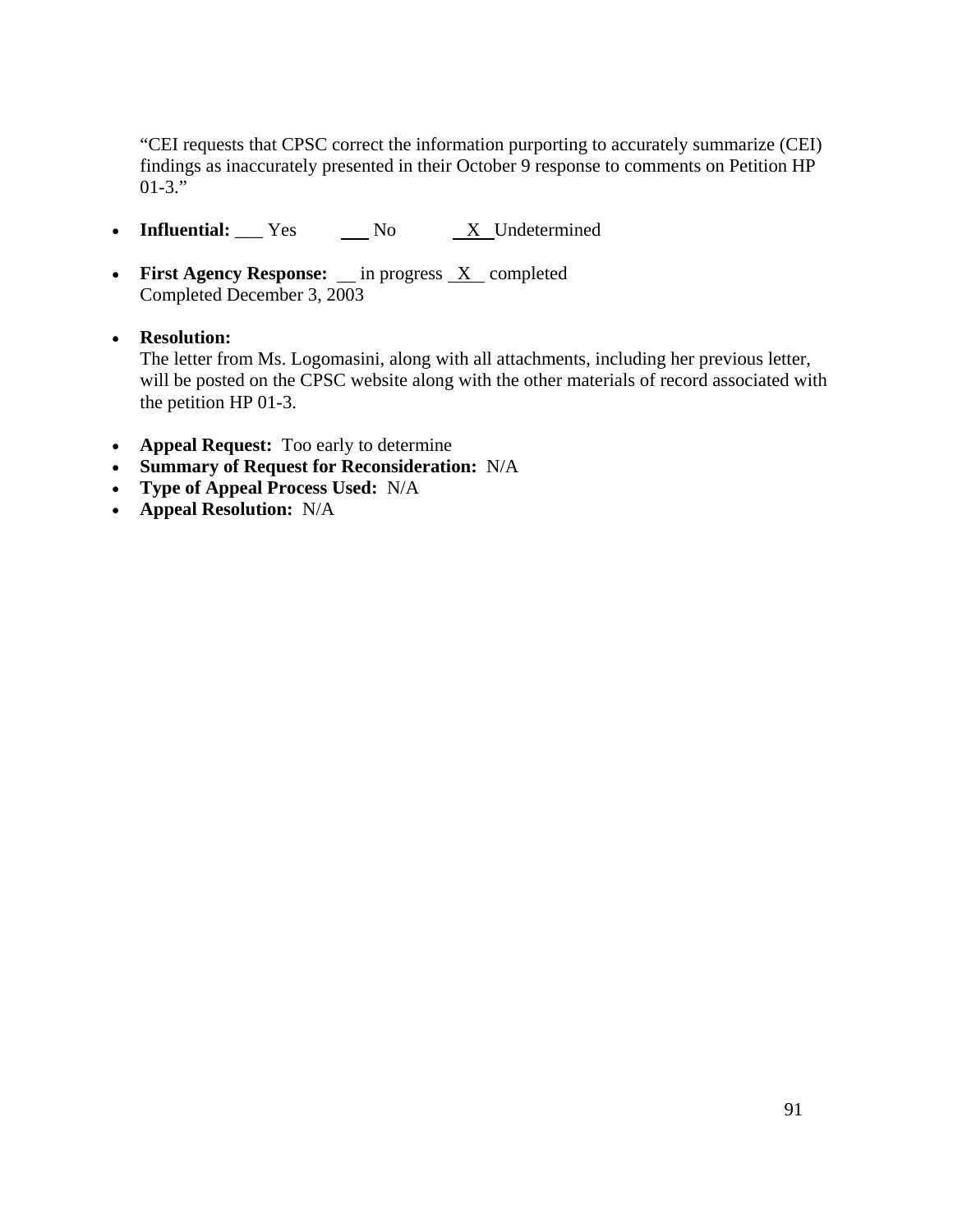"CEI requests that CPSC correct the information purporting to accurately summarize (CEI) findings as inaccurately presented in their October 9 response to comments on Petition HP 01-3."

- **Influential:** ___ Yes ___ No _X_ Undetermined
- **First Agency Response:** __ in progress _X_ completed
  Completed December 3, 2003
- **Resolution:**
  The letter from Ms. Logomasini, along with all attachments, including her previous letter, will be posted on the CPSC website along with the other materials of record associated with the petition HP 01-3.
- **Appeal Request:** Too early to determine
- **Summary of Request for Reconsideration:** N/A
- **Type of Appeal Process Used:** N/A
- **Appeal Resolution:** N/A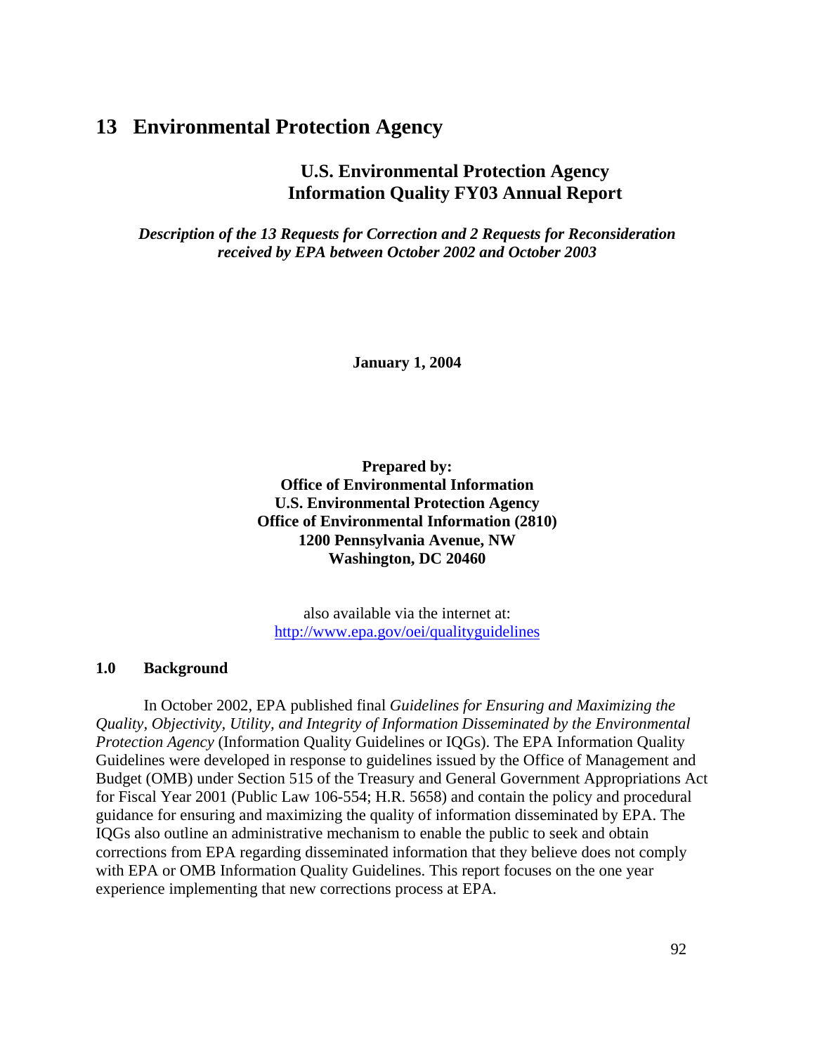# 13 Environmental Protection Agency

## U.S. Environmental Protection Agency
## Information Quality FY03 Annual Report

***Description of the 13 Requests for Correction and 2 Requests for Reconsideration received by EPA between October 2002 and October 2003***

**January 1, 2004**

**Prepared by:**
**Office of Environmental Information**
**U.S. Environmental Protection Agency**
**Office of Environmental Information (2810)**
**1200 Pennsylvania Avenue, NW**
**Washington, DC 20460**

also available via the internet at:
http://www.epa.gov/oei/qualityguidelines

### 1.0 Background

In October 2002, EPA published final *Guidelines for Ensuring and Maximizing the Quality, Objectivity, Utility, and Integrity of Information Disseminated by the Environmental Protection Agency* (Information Quality Guidelines or IQGs). The EPA Information Quality Guidelines were developed in response to guidelines issued by the Office of Management and Budget (OMB) under Section 515 of the Treasury and General Government Appropriations Act for Fiscal Year 2001 (Public Law 106-554; H.R. 5658) and contain the policy and procedural guidance for ensuring and maximizing the quality of information disseminated by EPA. The IQGs also outline an administrative mechanism to enable the public to seek and obtain corrections from EPA regarding disseminated information that they believe does not comply with EPA or OMB Information Quality Guidelines. This report focuses on the one year experience implementing that new corrections process at EPA.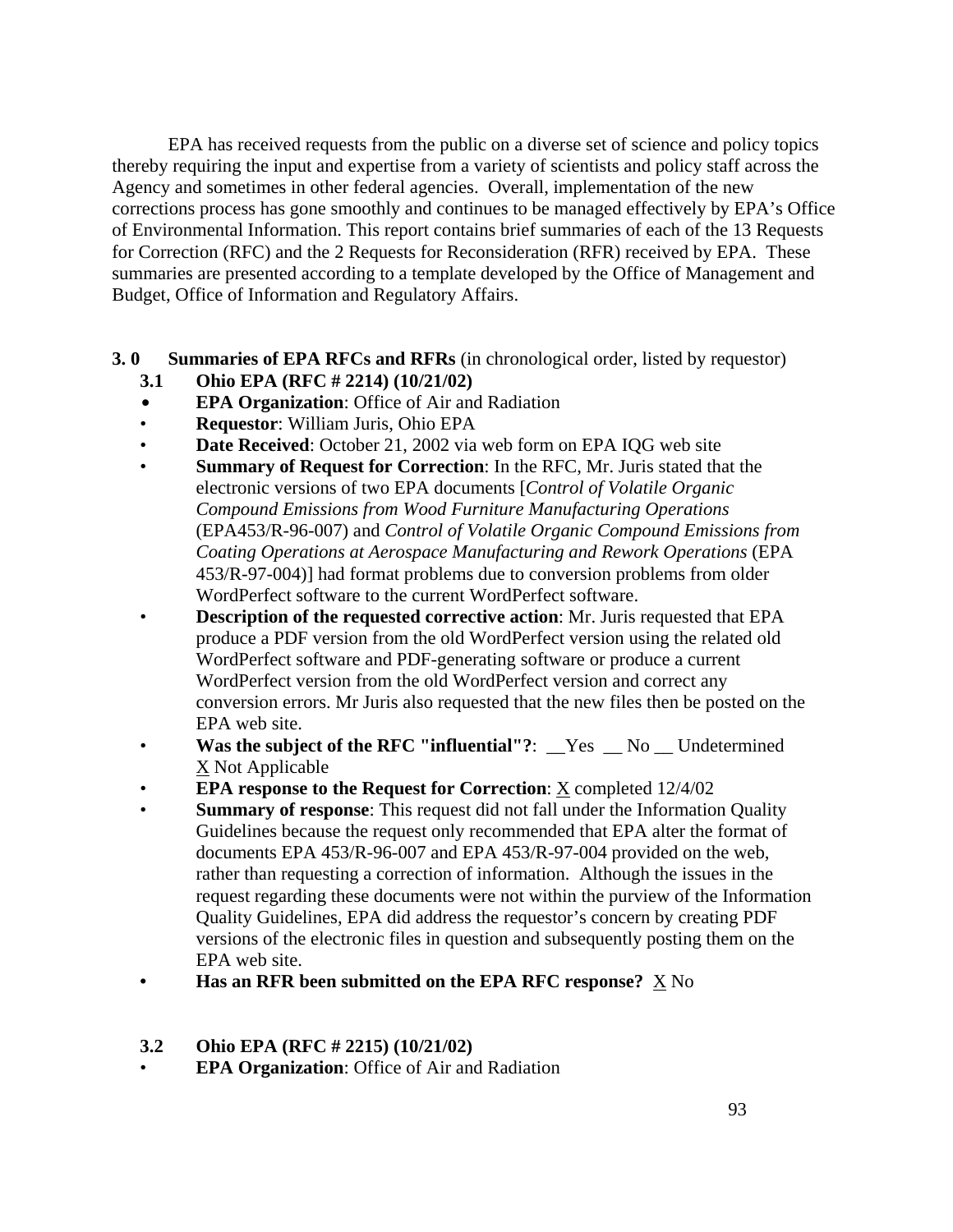EPA has received requests from the public on a diverse set of science and policy topics thereby requiring the input and expertise from a variety of scientists and policy staff across the Agency and sometimes in other federal agencies. Overall, implementation of the new corrections process has gone smoothly and continues to be managed effectively by EPA's Office of Environmental Information. This report contains brief summaries of each of the 13 Requests for Correction (RFC) and the 2 Requests for Reconsideration (RFR) received by EPA. These summaries are presented according to a template developed by the Office of Management and Budget, Office of Information and Regulatory Affairs.

## 3. 0 Summaries of EPA RFCs and RFRs (in chronological order, listed by requestor)

### 3.1 Ohio EPA (RFC # 2214) (10/21/02)

- **EPA Organization**: Office of Air and Radiation
- **Requestor**: William Juris, Ohio EPA
- **Date Received**: October 21, 2002 via web form on EPA IQG web site
- **Summary of Request for Correction**: In the RFC, Mr. Juris stated that the electronic versions of two EPA documents [*Control of Volatile Organic Compound Emissions from Wood Furniture Manufacturing Operations* (EPA453/R-96-007) and *Control of Volatile Organic Compound Emissions from Coating Operations at Aerospace Manufacturing and Rework Operations* (EPA 453/R-97-004)] had format problems due to conversion problems from older WordPerfect software to the current WordPerfect software.
- **Description of the requested corrective action**: Mr. Juris requested that EPA produce a PDF version from the old WordPerfect version using the related old WordPerfect software and PDF-generating software or produce a current WordPerfect version from the old WordPerfect version and correct any conversion errors. Mr Juris also requested that the new files then be posted on the EPA web site.
- **Was the subject of the RFC "influential"?**: __Yes __ No __ Undetermined X Not Applicable
- **EPA response to the Request for Correction**: X completed 12/4/02
- **Summary of response**: This request did not fall under the Information Quality Guidelines because the request only recommended that EPA alter the format of documents EPA 453/R-96-007 and EPA 453/R-97-004 provided on the web, rather than requesting a correction of information. Although the issues in the request regarding these documents were not within the purview of the Information Quality Guidelines, EPA did address the requestor's concern by creating PDF versions of the electronic files in question and subsequently posting them on the EPA web site.
- **Has an RFR been submitted on the EPA RFC response?** X No

### 3.2 Ohio EPA (RFC # 2215) (10/21/02)

- **EPA Organization**: Office of Air and Radiation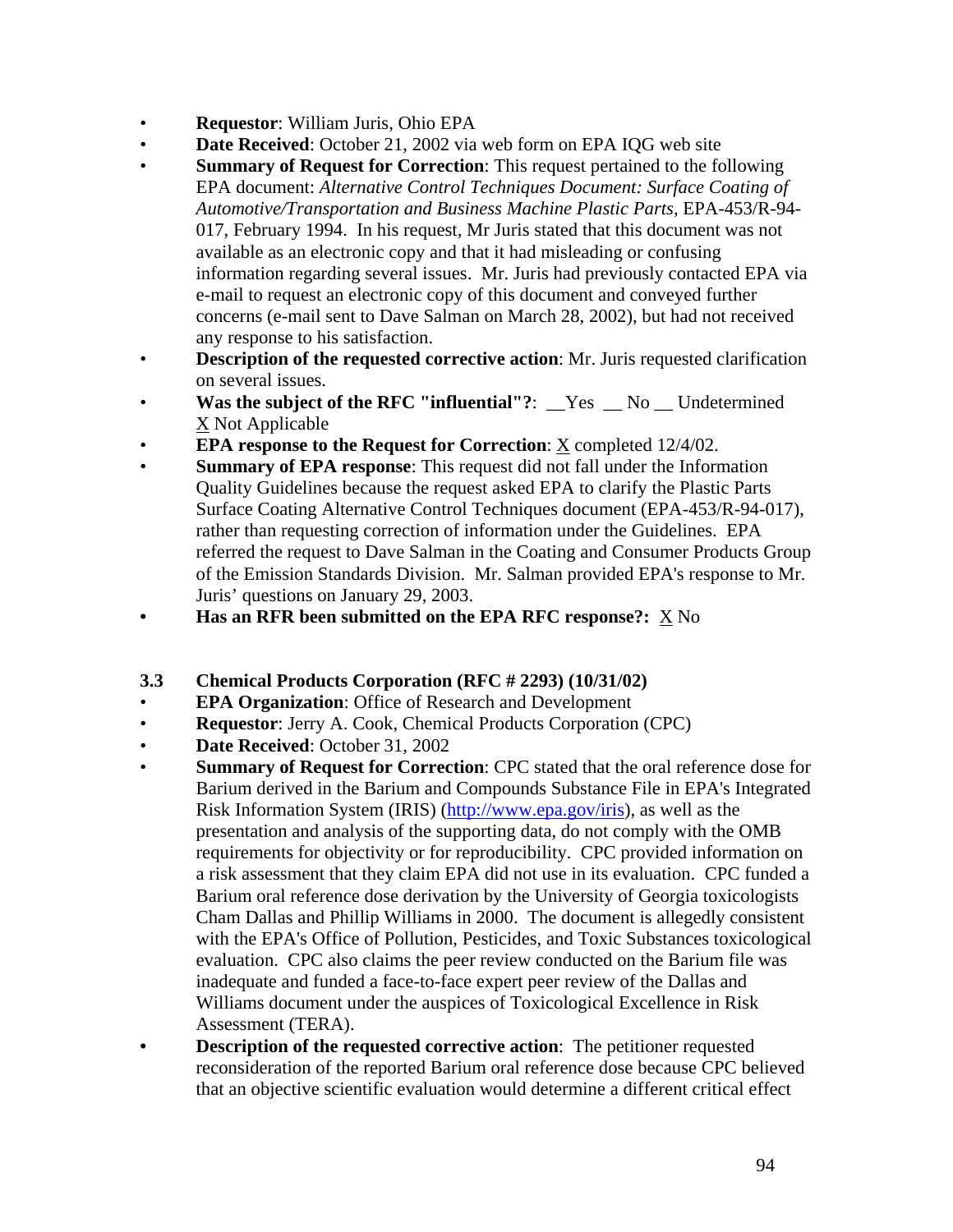- **Requestor**: William Juris, Ohio EPA
- **Date Received**: October 21, 2002 via web form on EPA IQG web site
- **Summary of Request for Correction**: This request pertained to the following EPA document: *Alternative Control Techniques Document: Surface Coating of Automotive/Transportation and Business Machine Plastic Parts*, EPA-453/R-94-017, February 1994. In his request, Mr Juris stated that this document was not available as an electronic copy and that it had misleading or confusing information regarding several issues. Mr. Juris had previously contacted EPA via e-mail to request an electronic copy of this document and conveyed further concerns (e-mail sent to Dave Salman on March 28, 2002), but had not received any response to his satisfaction.
- **Description of the requested corrective action**: Mr. Juris requested clarification on several issues.
- **Was the subject of the RFC "influential"?**: __Yes __ No __ Undetermined X Not Applicable
- **EPA response to the Request for Correction**: X completed 12/4/02.
- **Summary of EPA response**: This request did not fall under the Information Quality Guidelines because the request asked EPA to clarify the Plastic Parts Surface Coating Alternative Control Techniques document (EPA-453/R-94-017), rather than requesting correction of information under the Guidelines. EPA referred the request to Dave Salman in the Coating and Consumer Products Group of the Emission Standards Division. Mr. Salman provided EPA's response to Mr. Juris' questions on January 29, 2003.
- **Has an RFR been submitted on the EPA RFC response?:** X No

### 3.3 Chemical Products Corporation (RFC # 2293) (10/31/02)

- **EPA Organization**: Office of Research and Development
- **Requestor**: Jerry A. Cook, Chemical Products Corporation (CPC)
- **Date Received**: October 31, 2002
- **Summary of Request for Correction**: CPC stated that the oral reference dose for Barium derived in the Barium and Compounds Substance File in EPA's Integrated Risk Information System (IRIS) (http://www.epa.gov/iris), as well as the presentation and analysis of the supporting data, do not comply with the OMB requirements for objectivity or for reproducibility. CPC provided information on a risk assessment that they claim EPA did not use in its evaluation. CPC funded a Barium oral reference dose derivation by the University of Georgia toxicologists Cham Dallas and Phillip Williams in 2000. The document is allegedly consistent with the EPA's Office of Pollution, Pesticides, and Toxic Substances toxicological evaluation. CPC also claims the peer review conducted on the Barium file was inadequate and funded a face-to-face expert peer review of the Dallas and Williams document under the auspices of Toxicological Excellence in Risk Assessment (TERA).
- **Description of the requested corrective action**: The petitioner requested reconsideration of the reported Barium oral reference dose because CPC believed that an objective scientific evaluation would determine a different critical effect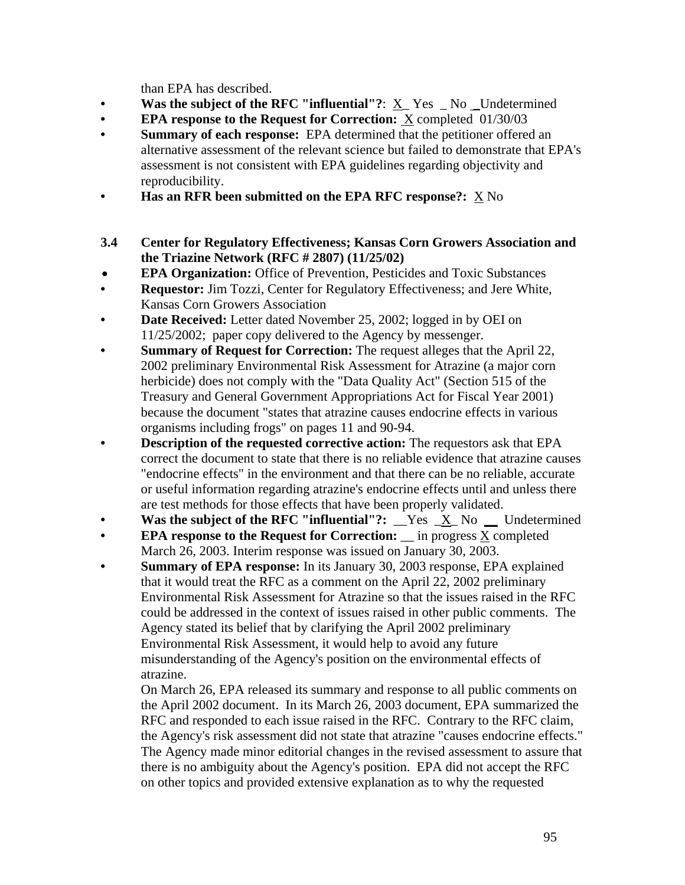than EPA has described.

- **Was the subject of the RFC "influential"?**: X_ Yes _ No _Undetermined
- **EPA response to the Request for Correction:** X completed 01/30/03
- **Summary of each response:** EPA determined that the petitioner offered an alternative assessment of the relevant science but failed to demonstrate that EPA's assessment is not consistent with EPA guidelines regarding objectivity and reproducibility.
- **Has an RFR been submitted on the EPA RFC response?:** X No

**3.4 Center for Regulatory Effectiveness; Kansas Corn Growers Association and the Triazine Network (RFC # 2807) (11/25/02)**

- **EPA Organization:** Office of Prevention, Pesticides and Toxic Substances
- **Requestor:** Jim Tozzi, Center for Regulatory Effectiveness; and Jere White, Kansas Corn Growers Association
- **Date Received:** Letter dated November 25, 2002; logged in by OEI on 11/25/2002; paper copy delivered to the Agency by messenger.
- **Summary of Request for Correction:** The request alleges that the April 22, 2002 preliminary Environmental Risk Assessment for Atrazine (a major corn herbicide) does not comply with the "Data Quality Act" (Section 515 of the Treasury and General Government Appropriations Act for Fiscal Year 2001) because the document "states that atrazine causes endocrine effects in various organisms including frogs" on pages 11 and 90-94.
- **Description of the requested corrective action:** The requestors ask that EPA correct the document to state that there is no reliable evidence that atrazine causes "endocrine effects" in the environment and that there can be no reliable, accurate or useful information regarding atrazine's endocrine effects until and unless there are test methods for those effects that have been properly validated.
- **Was the subject of the RFC "influential"?:** __Yes _X_ No __ Undetermined
- **EPA response to the Request for Correction:** __ in progress X completed March 26, 2003. Interim response was issued on January 30, 2003.
- **Summary of EPA response:** In its January 30, 2003 response, EPA explained that it would treat the RFC as a comment on the April 22, 2002 preliminary Environmental Risk Assessment for Atrazine so that the issues raised in the RFC could be addressed in the context of issues raised in other public comments. The Agency stated its belief that by clarifying the April 2002 preliminary Environmental Risk Assessment, it would help to avoid any future misunderstanding of the Agency's position on the environmental effects of atrazine.

  On March 26, EPA released its summary and response to all public comments on the April 2002 document. In its March 26, 2003 document, EPA summarized the RFC and responded to each issue raised in the RFC. Contrary to the RFC claim, the Agency's risk assessment did not state that atrazine "causes endocrine effects." The Agency made minor editorial changes in the revised assessment to assure that there is no ambiguity about the Agency's position. EPA did not accept the RFC on other topics and provided extensive explanation as to why the requested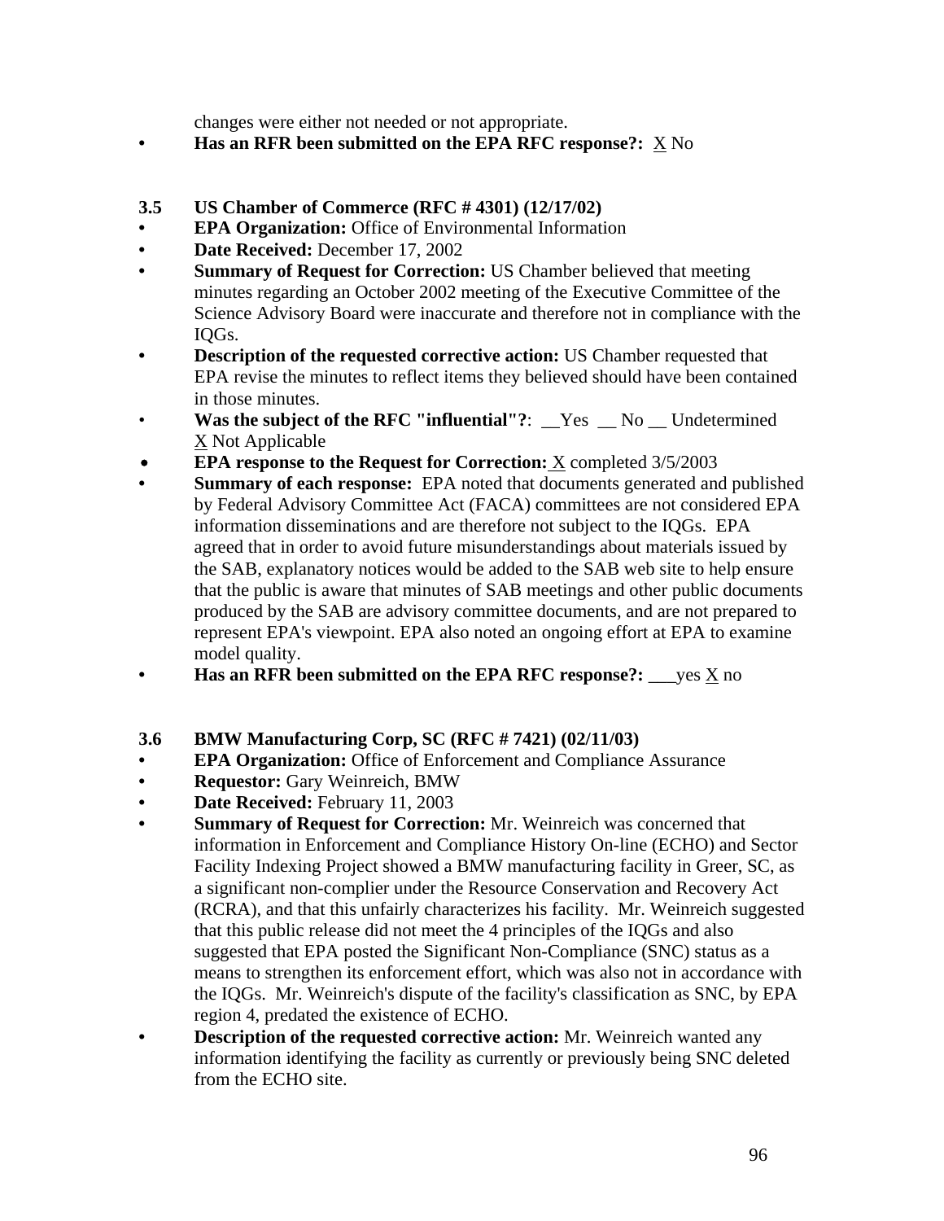changes were either not needed or not appropriate.

- **Has an RFR been submitted on the EPA RFC response?:** X No

### 3.5 US Chamber of Commerce (RFC # 4301) (12/17/02)

- **EPA Organization:** Office of Environmental Information
- **Date Received:** December 17, 2002
- **Summary of Request for Correction:** US Chamber believed that meeting minutes regarding an October 2002 meeting of the Executive Committee of the Science Advisory Board were inaccurate and therefore not in compliance with the IQGs.
- **Description of the requested corrective action:** US Chamber requested that EPA revise the minutes to reflect items they believed should have been contained in those minutes.
- **Was the subject of the RFC "influential"?**: __Yes __ No __ Undetermined X Not Applicable
- **EPA response to the Request for Correction:** X completed 3/5/2003
- **Summary of each response:** EPA noted that documents generated and published by Federal Advisory Committee Act (FACA) committees are not considered EPA information disseminations and are therefore not subject to the IQGs. EPA agreed that in order to avoid future misunderstandings about materials issued by the SAB, explanatory notices would be added to the SAB web site to help ensure that the public is aware that minutes of SAB meetings and other public documents produced by the SAB are advisory committee documents, and are not prepared to represent EPA's viewpoint. EPA also noted an ongoing effort at EPA to examine model quality.
- **Has an RFR been submitted on the EPA RFC response?:** ___yes X no

### 3.6 BMW Manufacturing Corp, SC (RFC # 7421) (02/11/03)

- **EPA Organization:** Office of Enforcement and Compliance Assurance
- **Requestor:** Gary Weinreich, BMW
- **Date Received:** February 11, 2003
- **Summary of Request for Correction:** Mr. Weinreich was concerned that information in Enforcement and Compliance History On-line (ECHO) and Sector Facility Indexing Project showed a BMW manufacturing facility in Greer, SC, as a significant non-complier under the Resource Conservation and Recovery Act (RCRA), and that this unfairly characterizes his facility. Mr. Weinreich suggested that this public release did not meet the 4 principles of the IQGs and also suggested that EPA posted the Significant Non-Compliance (SNC) status as a means to strengthen its enforcement effort, which was also not in accordance with the IQGs. Mr. Weinreich's dispute of the facility's classification as SNC, by EPA region 4, predated the existence of ECHO.
- **Description of the requested corrective action:** Mr. Weinreich wanted any information identifying the facility as currently or previously being SNC deleted from the ECHO site.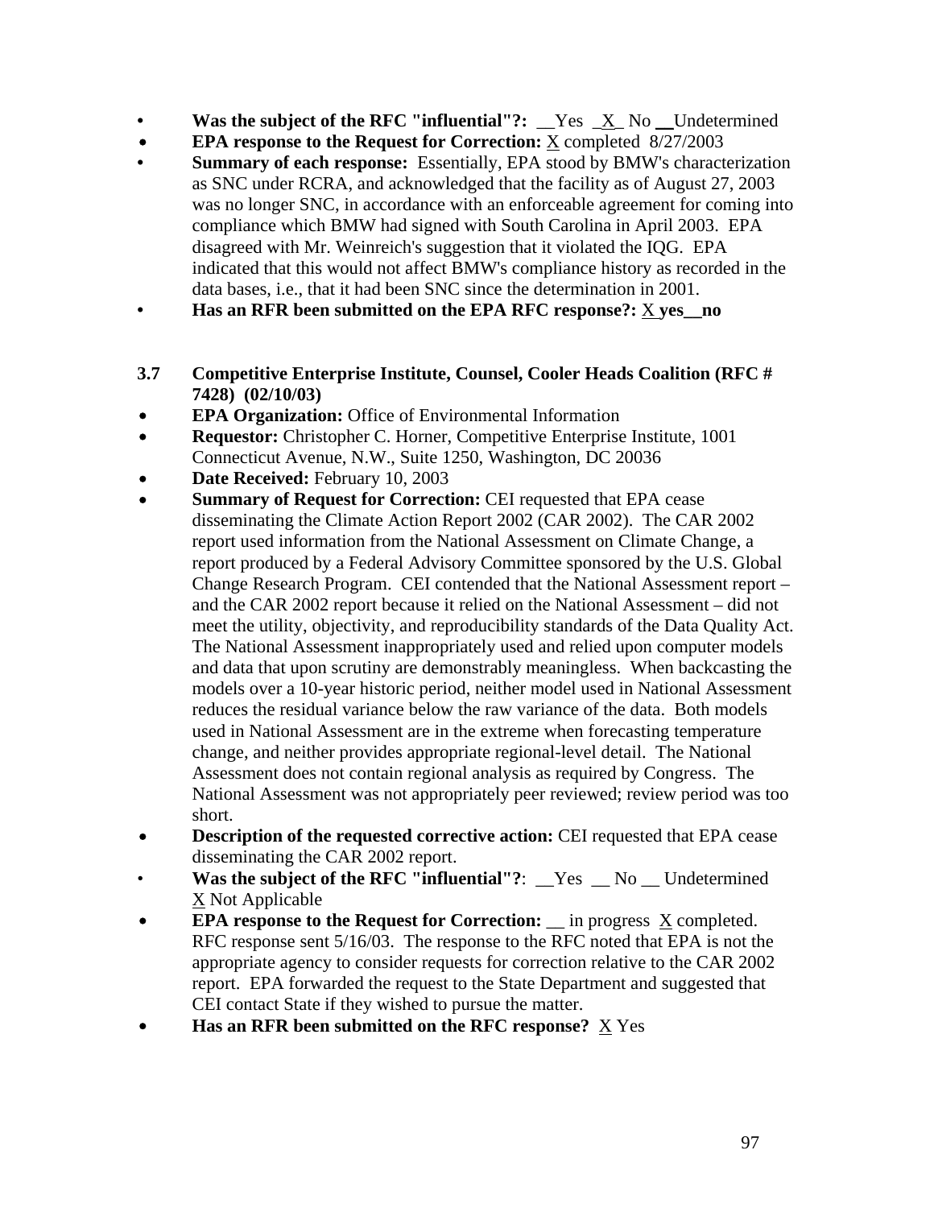- **Was the subject of the RFC "influential"?:** __Yes _X_ No __Undetermined
- **EPA response to the Request for Correction:** X completed 8/27/2003
- **Summary of each response:** Essentially, EPA stood by BMW's characterization as SNC under RCRA, and acknowledged that the facility as of August 27, 2003 was no longer SNC, in accordance with an enforceable agreement for coming into compliance which BMW had signed with South Carolina in April 2003. EPA disagreed with Mr. Weinreich's suggestion that it violated the IQG. EPA indicated that this would not affect BMW's compliance history as recorded in the data bases, i.e., that it had been SNC since the determination in 2001.
- **Has an RFR been submitted on the EPA RFC response?:** X **yes__no**

### 3.7 Competitive Enterprise Institute, Counsel, Cooler Heads Coalition (RFC # 7428) (02/10/03)

- **EPA Organization:** Office of Environmental Information
- **Requestor:** Christopher C. Horner, Competitive Enterprise Institute, 1001 Connecticut Avenue, N.W., Suite 1250, Washington, DC 20036
- **Date Received:** February 10, 2003
- **Summary of Request for Correction:** CEI requested that EPA cease disseminating the Climate Action Report 2002 (CAR 2002). The CAR 2002 report used information from the National Assessment on Climate Change, a report produced by a Federal Advisory Committee sponsored by the U.S. Global Change Research Program. CEI contended that the National Assessment report – and the CAR 2002 report because it relied on the National Assessment – did not meet the utility, objectivity, and reproducibility standards of the Data Quality Act. The National Assessment inappropriately used and relied upon computer models and data that upon scrutiny are demonstrably meaningless. When backcasting the models over a 10-year historic period, neither model used in National Assessment reduces the residual variance below the raw variance of the data. Both models used in National Assessment are in the extreme when forecasting temperature change, and neither provides appropriate regional-level detail. The National Assessment does not contain regional analysis as required by Congress. The National Assessment was not appropriately peer reviewed; review period was too short.
- **Description of the requested corrective action:** CEI requested that EPA cease disseminating the CAR 2002 report.
- **Was the subject of the RFC "influential"?**: __Yes __ No __ Undetermined X Not Applicable
- **EPA response to the Request for Correction:** __ in progress X completed. RFC response sent 5/16/03. The response to the RFC noted that EPA is not the appropriate agency to consider requests for correction relative to the CAR 2002 report. EPA forwarded the request to the State Department and suggested that CEI contact State if they wished to pursue the matter.
- **Has an RFR been submitted on the RFC response?** X Yes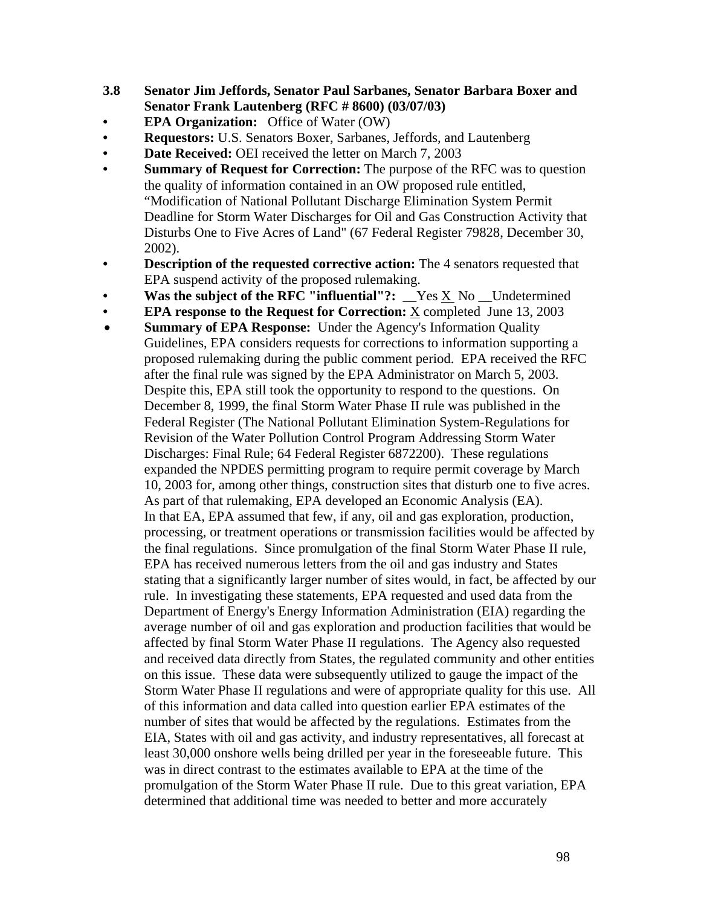### 3.8 Senator Jim Jeffords, Senator Paul Sarbanes, Senator Barbara Boxer and Senator Frank Lautenberg (RFC # 8600) (03/07/03)

- **EPA Organization:** Office of Water (OW)
- **Requestors:** U.S. Senators Boxer, Sarbanes, Jeffords, and Lautenberg
- **Date Received:** OEI received the letter on March 7, 2003
- **Summary of Request for Correction:** The purpose of the RFC was to question the quality of information contained in an OW proposed rule entitled, "Modification of National Pollutant Discharge Elimination System Permit Deadline for Storm Water Discharges for Oil and Gas Construction Activity that Disturbs One to Five Acres of Land" (67 Federal Register 79828, December 30, 2002).
- **Description of the requested corrective action:** The 4 senators requested that EPA suspend activity of the proposed rulemaking.
- **Was the subject of the RFC "influential"?:** __Yes X No __Undetermined
- **EPA response to the Request for Correction:** X completed June 13, 2003
- **Summary of EPA Response:** Under the Agency's Information Quality Guidelines, EPA considers requests for corrections to information supporting a proposed rulemaking during the public comment period. EPA received the RFC after the final rule was signed by the EPA Administrator on March 5, 2003. Despite this, EPA still took the opportunity to respond to the questions. On December 8, 1999, the final Storm Water Phase II rule was published in the Federal Register (The National Pollutant Elimination System-Regulations for Revision of the Water Pollution Control Program Addressing Storm Water Discharges: Final Rule; 64 Federal Register 6872200). These regulations expanded the NPDES permitting program to require permit coverage by March 10, 2003 for, among other things, construction sites that disturb one to five acres. As part of that rulemaking, EPA developed an Economic Analysis (EA). In that EA, EPA assumed that few, if any, oil and gas exploration, production, processing, or treatment operations or transmission facilities would be affected by the final regulations. Since promulgation of the final Storm Water Phase II rule, EPA has received numerous letters from the oil and gas industry and States stating that a significantly larger number of sites would, in fact, be affected by our rule. In investigating these statements, EPA requested and used data from the Department of Energy's Energy Information Administration (EIA) regarding the average number of oil and gas exploration and production facilities that would be affected by final Storm Water Phase II regulations. The Agency also requested and received data directly from States, the regulated community and other entities on this issue. These data were subsequently utilized to gauge the impact of the Storm Water Phase II regulations and were of appropriate quality for this use. All of this information and data called into question earlier EPA estimates of the number of sites that would be affected by the regulations. Estimates from the EIA, States with oil and gas activity, and industry representatives, all forecast at least 30,000 onshore wells being drilled per year in the foreseeable future. This was in direct contrast to the estimates available to EPA at the time of the promulgation of the Storm Water Phase II rule. Due to this great variation, EPA determined that additional time was needed to better and more accurately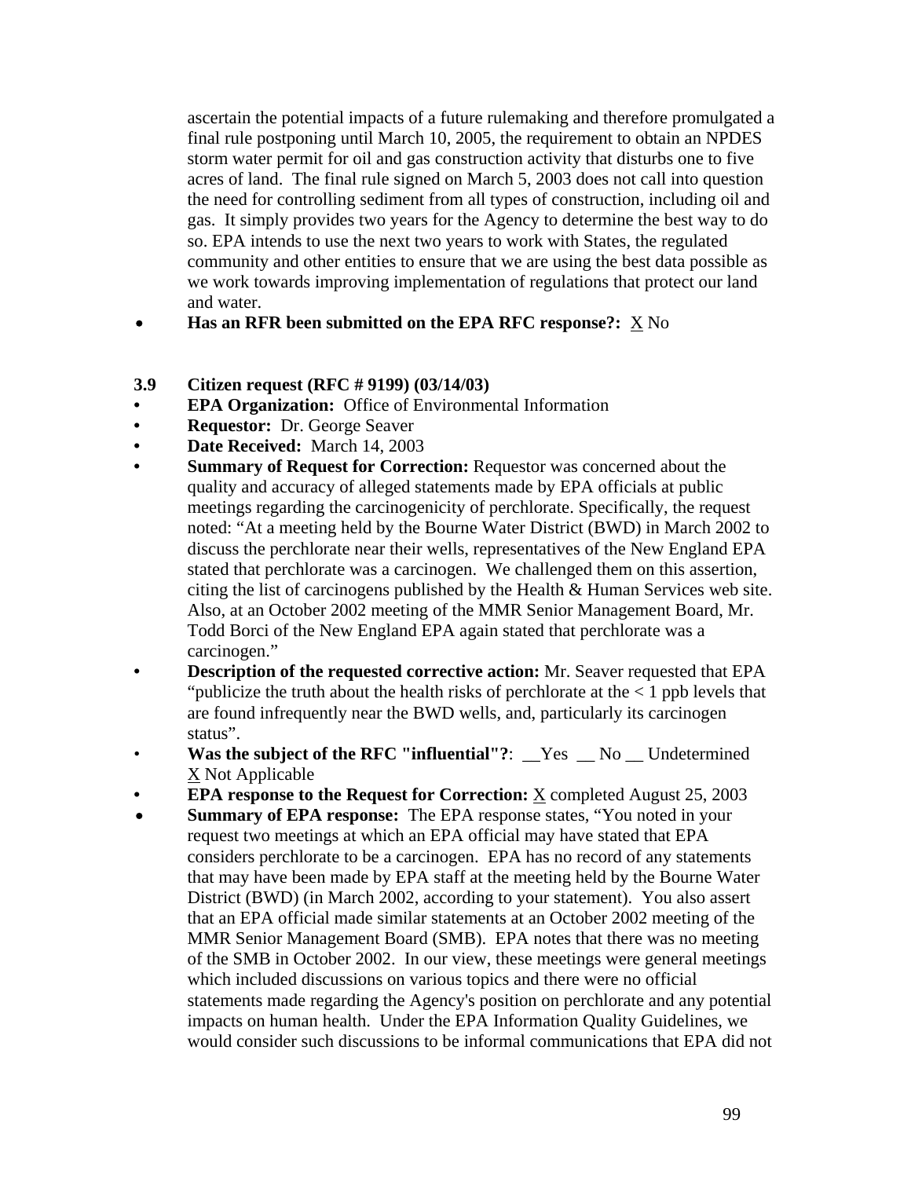ascertain the potential impacts of a future rulemaking and therefore promulgated a final rule postponing until March 10, 2005, the requirement to obtain an NPDES storm water permit for oil and gas construction activity that disturbs one to five acres of land. The final rule signed on March 5, 2003 does not call into question the need for controlling sediment from all types of construction, including oil and gas. It simply provides two years for the Agency to determine the best way to do so. EPA intends to use the next two years to work with States, the regulated community and other entities to ensure that we are using the best data possible as we work towards improving implementation of regulations that protect our land and water.

- **Has an RFR been submitted on the EPA RFC response?:** X No

### 3.9 Citizen request (RFC # 9199) (03/14/03)

- **EPA Organization:** Office of Environmental Information
- **Requestor:** Dr. George Seaver
- **Date Received:** March 14, 2003
- **Summary of Request for Correction:** Requestor was concerned about the quality and accuracy of alleged statements made by EPA officials at public meetings regarding the carcinogenicity of perchlorate. Specifically, the request noted: "At a meeting held by the Bourne Water District (BWD) in March 2002 to discuss the perchlorate near their wells, representatives of the New England EPA stated that perchlorate was a carcinogen. We challenged them on this assertion, citing the list of carcinogens published by the Health & Human Services web site. Also, at an October 2002 meeting of the MMR Senior Management Board, Mr. Todd Borci of the New England EPA again stated that perchlorate was a carcinogen."
- **Description of the requested corrective action:** Mr. Seaver requested that EPA "publicize the truth about the health risks of perchlorate at the < 1 ppb levels that are found infrequently near the BWD wells, and, particularly its carcinogen status".
- **Was the subject of the RFC "influential"?**: __Yes __ No __ Undetermined X Not Applicable
- **EPA response to the Request for Correction:** X completed August 25, 2003
- **Summary of EPA response:** The EPA response states, "You noted in your request two meetings at which an EPA official may have stated that EPA considers perchlorate to be a carcinogen. EPA has no record of any statements that may have been made by EPA staff at the meeting held by the Bourne Water District (BWD) (in March 2002, according to your statement). You also assert that an EPA official made similar statements at an October 2002 meeting of the MMR Senior Management Board (SMB). EPA notes that there was no meeting of the SMB in October 2002. In our view, these meetings were general meetings which included discussions on various topics and there were no official statements made regarding the Agency's position on perchlorate and any potential impacts on human health. Under the EPA Information Quality Guidelines, we would consider such discussions to be informal communications that EPA did not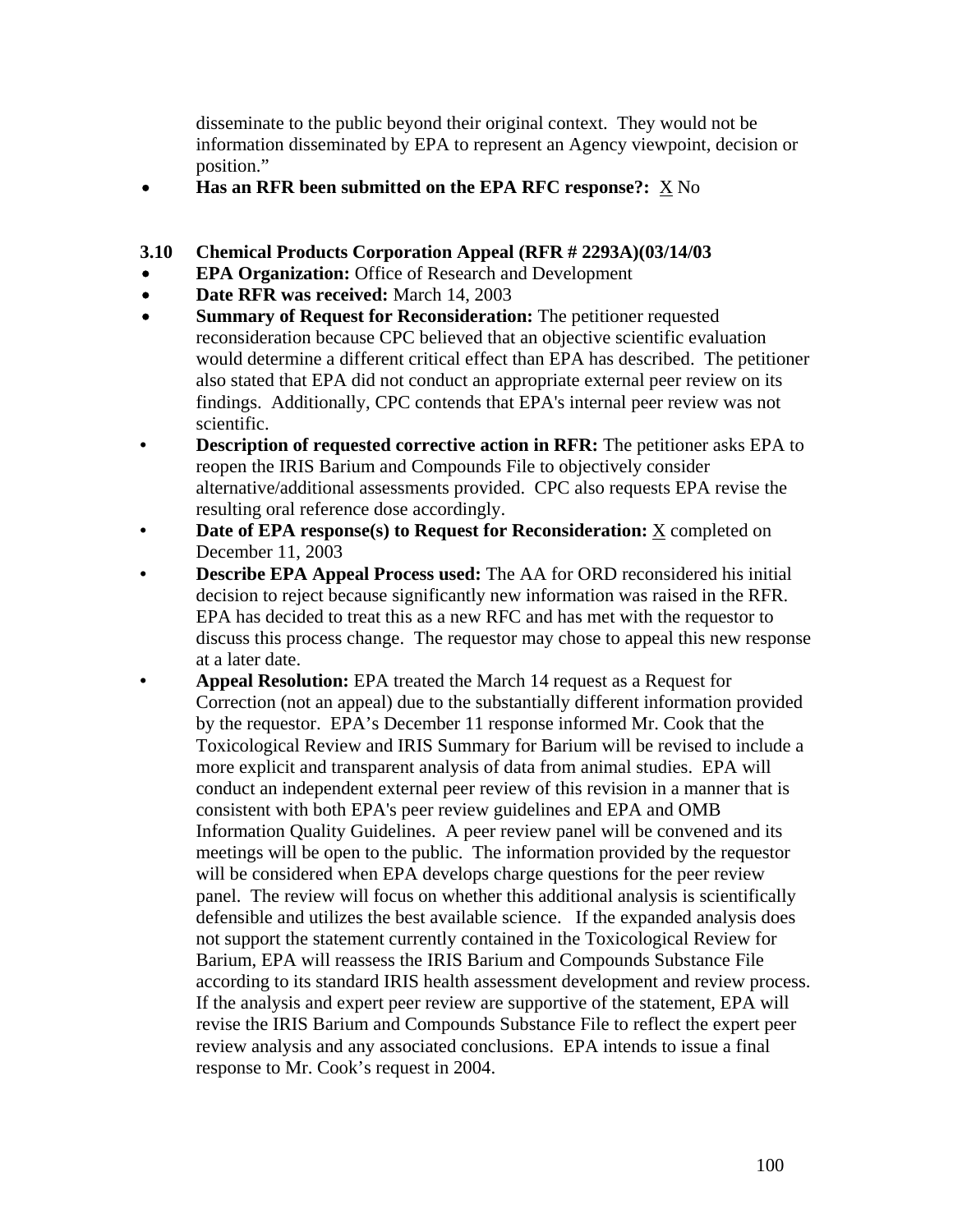disseminate to the public beyond their original context. They would not be information disseminated by EPA to represent an Agency viewpoint, decision or position."

- **Has an RFR been submitted on the EPA RFC response?:** X No

### 3.10 Chemical Products Corporation Appeal (RFR # 2293A)(03/14/03

- **EPA Organization:** Office of Research and Development
- **Date RFR was received:** March 14, 2003
- **Summary of Request for Reconsideration:** The petitioner requested reconsideration because CPC believed that an objective scientific evaluation would determine a different critical effect than EPA has described. The petitioner also stated that EPA did not conduct an appropriate external peer review on its findings. Additionally, CPC contends that EPA's internal peer review was not scientific.
- **Description of requested corrective action in RFR:** The petitioner asks EPA to reopen the IRIS Barium and Compounds File to objectively consider alternative/additional assessments provided. CPC also requests EPA revise the resulting oral reference dose accordingly.
- **Date of EPA response(s) to Request for Reconsideration:** X completed on December 11, 2003
- **Describe EPA Appeal Process used:** The AA for ORD reconsidered his initial decision to reject because significantly new information was raised in the RFR. EPA has decided to treat this as a new RFC and has met with the requestor to discuss this process change. The requestor may chose to appeal this new response at a later date.
- **Appeal Resolution:** EPA treated the March 14 request as a Request for Correction (not an appeal) due to the substantially different information provided by the requestor. EPA's December 11 response informed Mr. Cook that the Toxicological Review and IRIS Summary for Barium will be revised to include a more explicit and transparent analysis of data from animal studies. EPA will conduct an independent external peer review of this revision in a manner that is consistent with both EPA's peer review guidelines and EPA and OMB Information Quality Guidelines. A peer review panel will be convened and its meetings will be open to the public. The information provided by the requestor will be considered when EPA develops charge questions for the peer review panel. The review will focus on whether this additional analysis is scientifically defensible and utilizes the best available science. If the expanded analysis does not support the statement currently contained in the Toxicological Review for Barium, EPA will reassess the IRIS Barium and Compounds Substance File according to its standard IRIS health assessment development and review process. If the analysis and expert peer review are supportive of the statement, EPA will revise the IRIS Barium and Compounds Substance File to reflect the expert peer review analysis and any associated conclusions. EPA intends to issue a final response to Mr. Cook's request in 2004.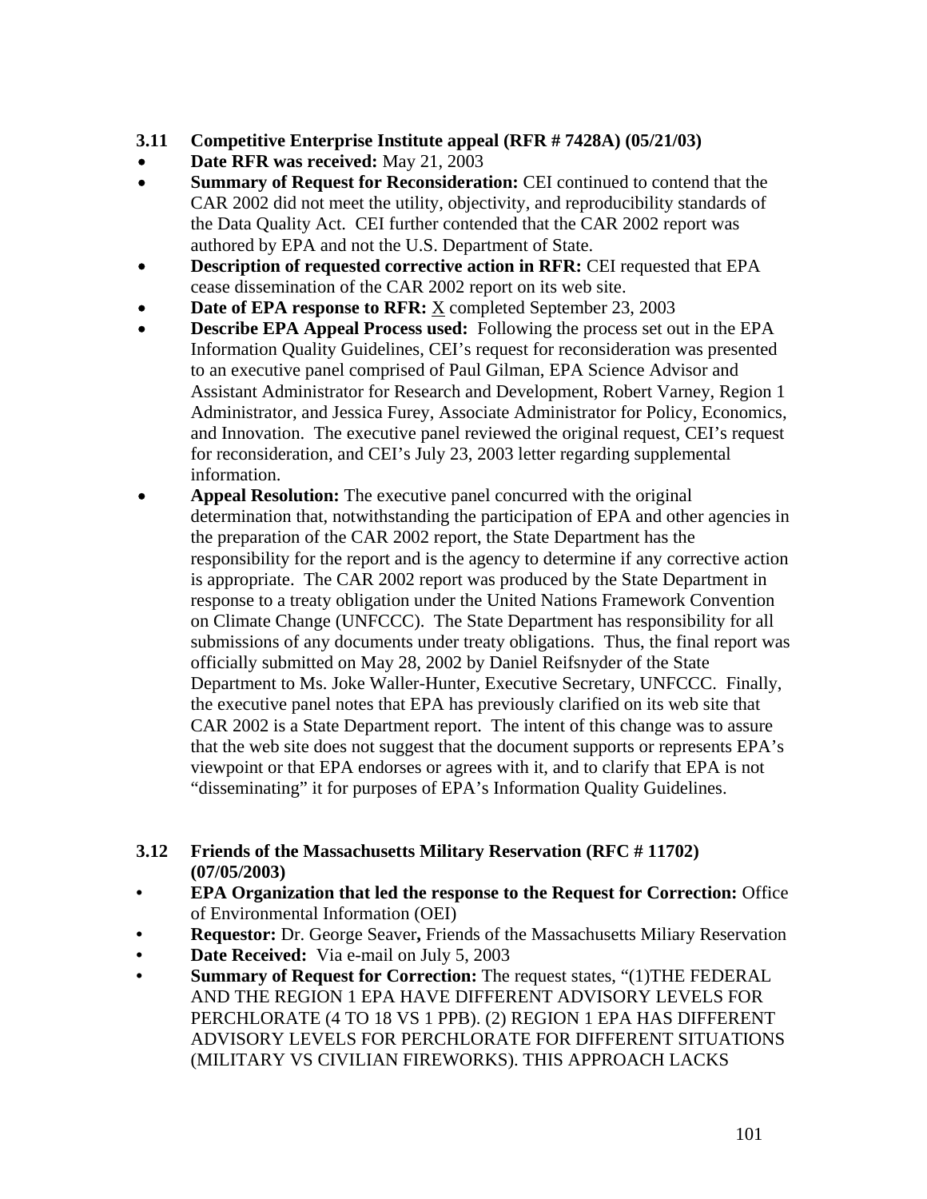### 3.11 Competitive Enterprise Institute appeal (RFR # 7428A) (05/21/03)

- **Date RFR was received:** May 21, 2003
- **Summary of Request for Reconsideration:** CEI continued to contend that the CAR 2002 did not meet the utility, objectivity, and reproducibility standards of the Data Quality Act. CEI further contended that the CAR 2002 report was authored by EPA and not the U.S. Department of State.
- **Description of requested corrective action in RFR:** CEI requested that EPA cease dissemination of the CAR 2002 report on its web site.
- **Date of EPA response to RFR:** X completed September 23, 2003
- **Describe EPA Appeal Process used:** Following the process set out in the EPA Information Quality Guidelines, CEI's request for reconsideration was presented to an executive panel comprised of Paul Gilman, EPA Science Advisor and Assistant Administrator for Research and Development, Robert Varney, Region 1 Administrator, and Jessica Furey, Associate Administrator for Policy, Economics, and Innovation. The executive panel reviewed the original request, CEI's request for reconsideration, and CEI's July 23, 2003 letter regarding supplemental information.
- **Appeal Resolution:** The executive panel concurred with the original determination that, notwithstanding the participation of EPA and other agencies in the preparation of the CAR 2002 report, the State Department has the responsibility for the report and is the agency to determine if any corrective action is appropriate. The CAR 2002 report was produced by the State Department in response to a treaty obligation under the United Nations Framework Convention on Climate Change (UNFCCC). The State Department has responsibility for all submissions of any documents under treaty obligations. Thus, the final report was officially submitted on May 28, 2002 by Daniel Reifsnyder of the State Department to Ms. Joke Waller-Hunter, Executive Secretary, UNFCCC. Finally, the executive panel notes that EPA has previously clarified on its web site that CAR 2002 is a State Department report. The intent of this change was to assure that the web site does not suggest that the document supports or represents EPA's viewpoint or that EPA endorses or agrees with it, and to clarify that EPA is not "disseminating" it for purposes of EPA's Information Quality Guidelines.

### 3.12 Friends of the Massachusetts Military Reservation (RFC # 11702) (07/05/2003)

- **EPA Organization that led the response to the Request for Correction:** Office of Environmental Information (OEI)
- **Requestor:** Dr. George Seaver**,** Friends of the Massachusetts Miliary Reservation
- **Date Received:** Via e-mail on July 5, 2003
- **Summary of Request for Correction:** The request states, "(1)THE FEDERAL AND THE REGION 1 EPA HAVE DIFFERENT ADVISORY LEVELS FOR PERCHLORATE (4 TO 18 VS 1 PPB). (2) REGION 1 EPA HAS DIFFERENT ADVISORY LEVELS FOR PERCHLORATE FOR DIFFERENT SITUATIONS (MILITARY VS CIVILIAN FIREWORKS). THIS APPROACH LACKS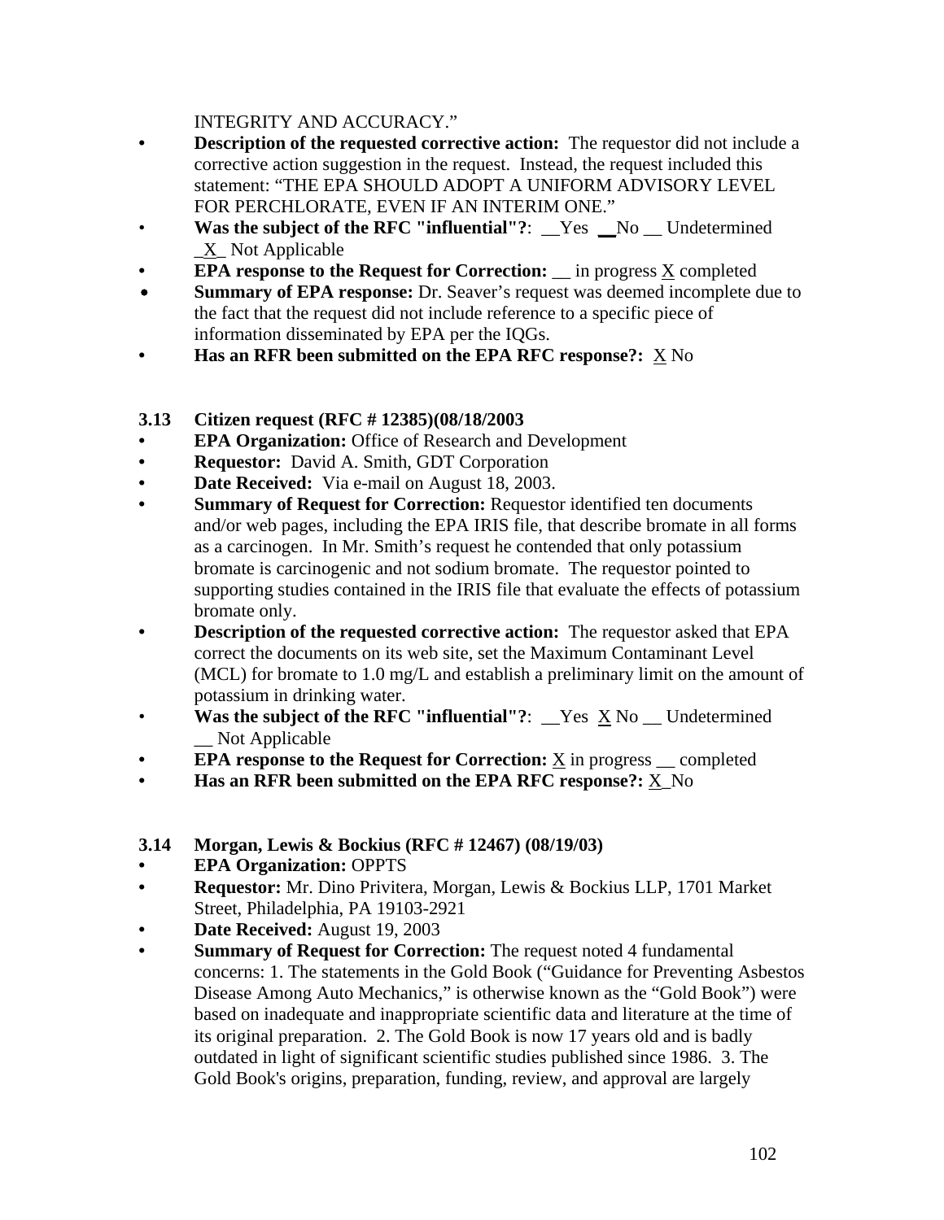INTEGRITY AND ACCURACY."

- **Description of the requested corrective action:** The requestor did not include a corrective action suggestion in the request. Instead, the request included this statement: "THE EPA SHOULD ADOPT A UNIFORM ADVISORY LEVEL FOR PERCHLORATE, EVEN IF AN INTERIM ONE."
- **Was the subject of the RFC "influential"?**: __Yes __No __ Undetermined _X_ Not Applicable
- **EPA response to the Request for Correction:** __ in progress X completed
- **Summary of EPA response:** Dr. Seaver's request was deemed incomplete due to the fact that the request did not include reference to a specific piece of information disseminated by EPA per the IQGs.
- **Has an RFR been submitted on the EPA RFC response?:** X No

### 3.13 Citizen request (RFC # 12385)(08/18/2003

- **EPA Organization:** Office of Research and Development
- **Requestor:** David A. Smith, GDT Corporation
- **Date Received:** Via e-mail on August 18, 2003.
- **Summary of Request for Correction:** Requestor identified ten documents and/or web pages, including the EPA IRIS file, that describe bromate in all forms as a carcinogen. In Mr. Smith's request he contended that only potassium bromate is carcinogenic and not sodium bromate. The requestor pointed to supporting studies contained in the IRIS file that evaluate the effects of potassium bromate only.
- **Description of the requested corrective action:** The requestor asked that EPA correct the documents on its web site, set the Maximum Contaminant Level (MCL) for bromate to 1.0 mg/L and establish a preliminary limit on the amount of potassium in drinking water.
- **Was the subject of the RFC "influential"?**: __Yes X No __ Undetermined __ Not Applicable
- **EPA response to the Request for Correction:** X in progress __ completed
- **Has an RFR been submitted on the EPA RFC response?:** X No

### 3.14 Morgan, Lewis & Bockius (RFC # 12467) (08/19/03)

- **EPA Organization:** OPPTS
- **Requestor:** Mr. Dino Privitera, Morgan, Lewis & Bockius LLP, 1701 Market Street, Philadelphia, PA 19103-2921
- **Date Received:** August 19, 2003
- **Summary of Request for Correction:** The request noted 4 fundamental concerns: 1. The statements in the Gold Book ("Guidance for Preventing Asbestos Disease Among Auto Mechanics," is otherwise known as the "Gold Book") were based on inadequate and inappropriate scientific data and literature at the time of its original preparation. 2. The Gold Book is now 17 years old and is badly outdated in light of significant scientific studies published since 1986. 3. The Gold Book's origins, preparation, funding, review, and approval are largely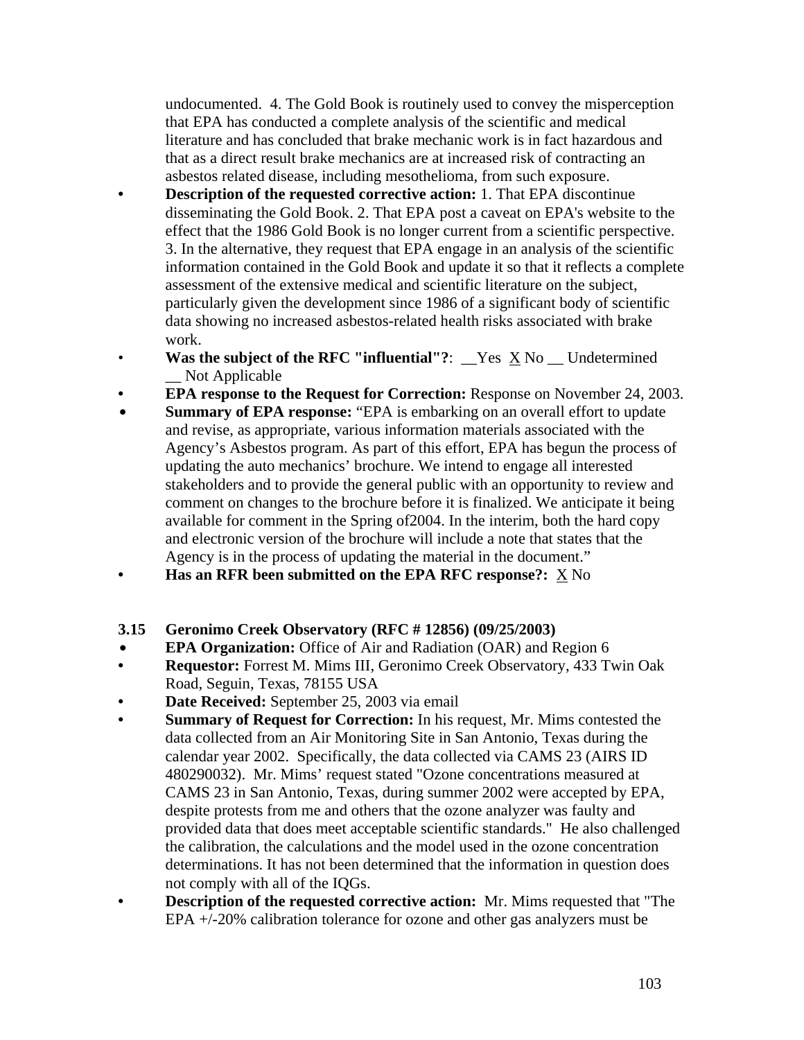undocumented. 4. The Gold Book is routinely used to convey the misperception that EPA has conducted a complete analysis of the scientific and medical literature and has concluded that brake mechanic work is in fact hazardous and that as a direct result brake mechanics are at increased risk of contracting an asbestos related disease, including mesothelioma, from such exposure.

- **Description of the requested corrective action:** 1. That EPA discontinue disseminating the Gold Book. 2. That EPA post a caveat on EPA's website to the effect that the 1986 Gold Book is no longer current from a scientific perspective. 3. In the alternative, they request that EPA engage in an analysis of the scientific information contained in the Gold Book and update it so that it reflects a complete assessment of the extensive medical and scientific literature on the subject, particularly given the development since 1986 of a significant body of scientific data showing no increased asbestos-related health risks associated with brake work.
- **Was the subject of the RFC "influential"?**: __Yes X No __ Undetermined __ Not Applicable
- **EPA response to the Request for Correction:** Response on November 24, 2003.
- **Summary of EPA response:** "EPA is embarking on an overall effort to update and revise, as appropriate, various information materials associated with the Agency's Asbestos program. As part of this effort, EPA has begun the process of updating the auto mechanics' brochure. We intend to engage all interested stakeholders and to provide the general public with an opportunity to review and comment on changes to the brochure before it is finalized. We anticipate it being available for comment in the Spring of2004. In the interim, both the hard copy and electronic version of the brochure will include a note that states that the Agency is in the process of updating the material in the document."
- **Has an RFR been submitted on the EPA RFC response?:** X No

### 3.15 Geronimo Creek Observatory (RFC # 12856) (09/25/2003)

- **EPA Organization:** Office of Air and Radiation (OAR) and Region 6
- **Requestor:** Forrest M. Mims III, Geronimo Creek Observatory, 433 Twin Oak Road, Seguin, Texas, 78155 USA
- **Date Received:** September 25, 2003 via email
- **Summary of Request for Correction:** In his request, Mr. Mims contested the data collected from an Air Monitoring Site in San Antonio, Texas during the calendar year 2002. Specifically, the data collected via CAMS 23 (AIRS ID 480290032). Mr. Mims' request stated "Ozone concentrations measured at CAMS 23 in San Antonio, Texas, during summer 2002 were accepted by EPA, despite protests from me and others that the ozone analyzer was faulty and provided data that does meet acceptable scientific standards." He also challenged the calibration, the calculations and the model used in the ozone concentration determinations. It has not been determined that the information in question does not comply with all of the IQGs.
- **Description of the requested corrective action:** Mr. Mims requested that "The EPA +/-20% calibration tolerance for ozone and other gas analyzers must be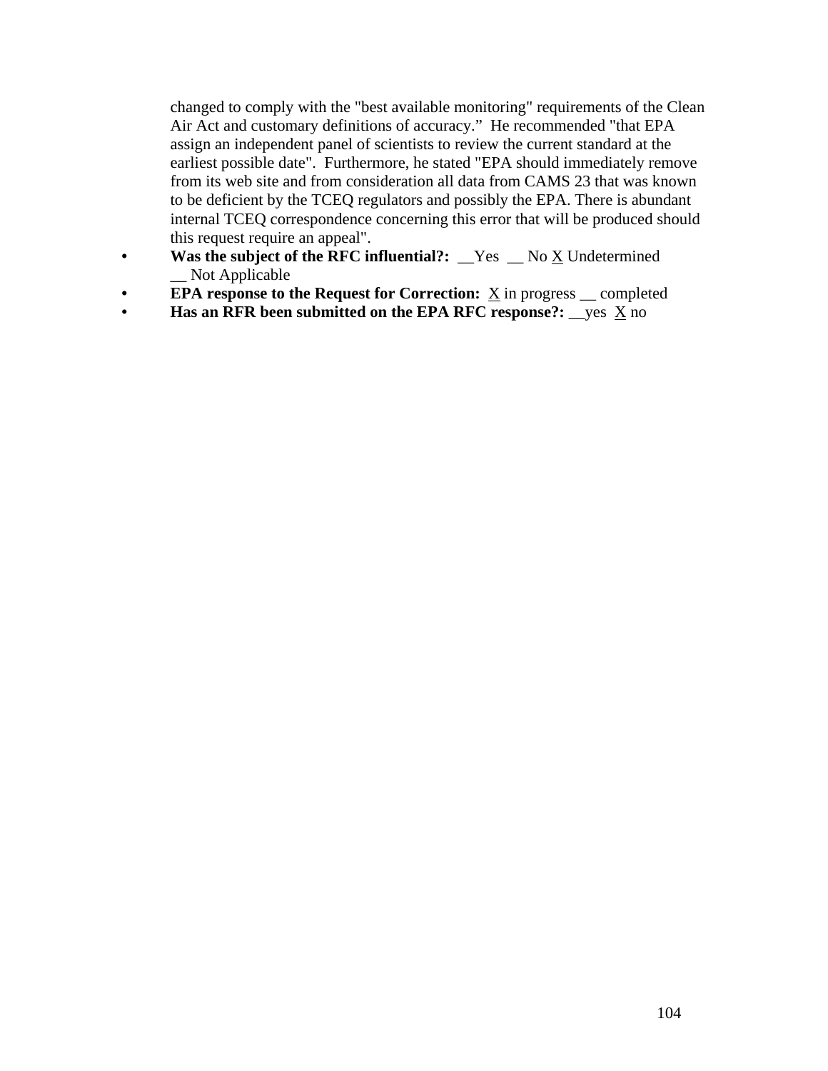changed to comply with the "best available monitoring" requirements of the Clean Air Act and customary definitions of accuracy." He recommended "that EPA assign an independent panel of scientists to review the current standard at the earliest possible date". Furthermore, he stated "EPA should immediately remove from its web site and from consideration all data from CAMS 23 that was known to be deficient by the TCEQ regulators and possibly the EPA. There is abundant internal TCEQ correspondence concerning this error that will be produced should this request require an appeal".

- **Was the subject of the RFC influential?:** __Yes __ No X Undetermined __ Not Applicable
- **EPA response to the Request for Correction:** X in progress __ completed
- **Has an RFR been submitted on the EPA RFC response?:** __yes X no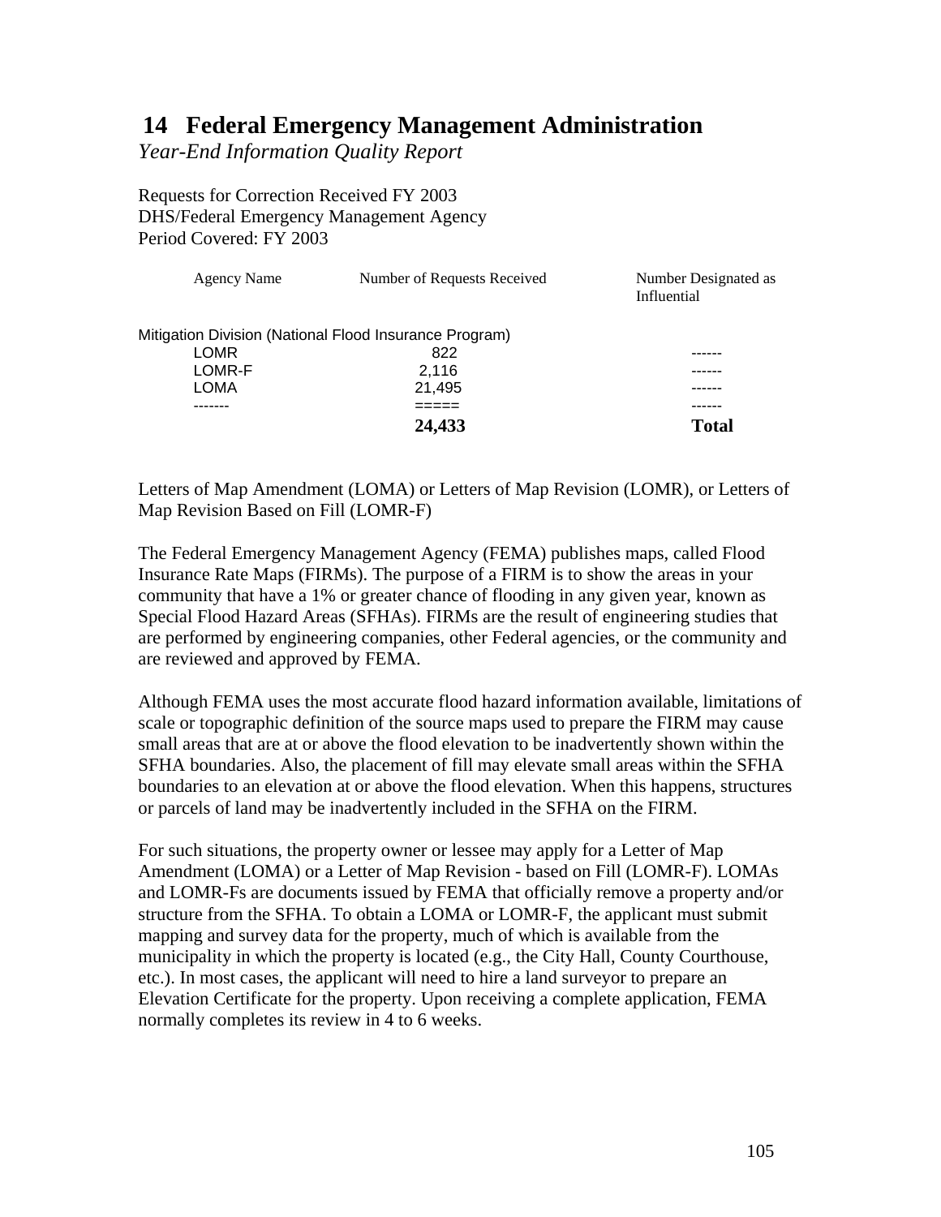# 14 Federal Emergency Management Administration

*Year-End Information Quality Report*

Requests for Correction Received FY 2003
DHS/Federal Emergency Management Agency
Period Covered: FY 2003

| Agency Name | Number of Requests Received | Number Designated as Influential |
|---|---|---|
| Mitigation Division (National Flood Insurance Program) | | |
| LOMR | 822 | ------ |
| LOMR-F | 2,116 | ------ |
| LOMA | 21,495 | ------ |
| ------- | ===== | ------ |
| | **24,433** | **Total** |

Letters of Map Amendment (LOMA) or Letters of Map Revision (LOMR), or Letters of Map Revision Based on Fill (LOMR-F)

The Federal Emergency Management Agency (FEMA) publishes maps, called Flood Insurance Rate Maps (FIRMs). The purpose of a FIRM is to show the areas in your community that have a 1% or greater chance of flooding in any given year, known as Special Flood Hazard Areas (SFHAs). FIRMs are the result of engineering studies that are performed by engineering companies, other Federal agencies, or the community and are reviewed and approved by FEMA.

Although FEMA uses the most accurate flood hazard information available, limitations of scale or topographic definition of the source maps used to prepare the FIRM may cause small areas that are at or above the flood elevation to be inadvertently shown within the SFHA boundaries. Also, the placement of fill may elevate small areas within the SFHA boundaries to an elevation at or above the flood elevation. When this happens, structures or parcels of land may be inadvertently included in the SFHA on the FIRM.

For such situations, the property owner or lessee may apply for a Letter of Map Amendment (LOMA) or a Letter of Map Revision - based on Fill (LOMR-F). LOMAs and LOMR-Fs are documents issued by FEMA that officially remove a property and/or structure from the SFHA. To obtain a LOMA or LOMR-F, the applicant must submit mapping and survey data for the property, much of which is available from the municipality in which the property is located (e.g., the City Hall, County Courthouse, etc.). In most cases, the applicant will need to hire a land surveyor to prepare an Elevation Certificate for the property. Upon receiving a complete application, FEMA normally completes its review in 4 to 6 weeks.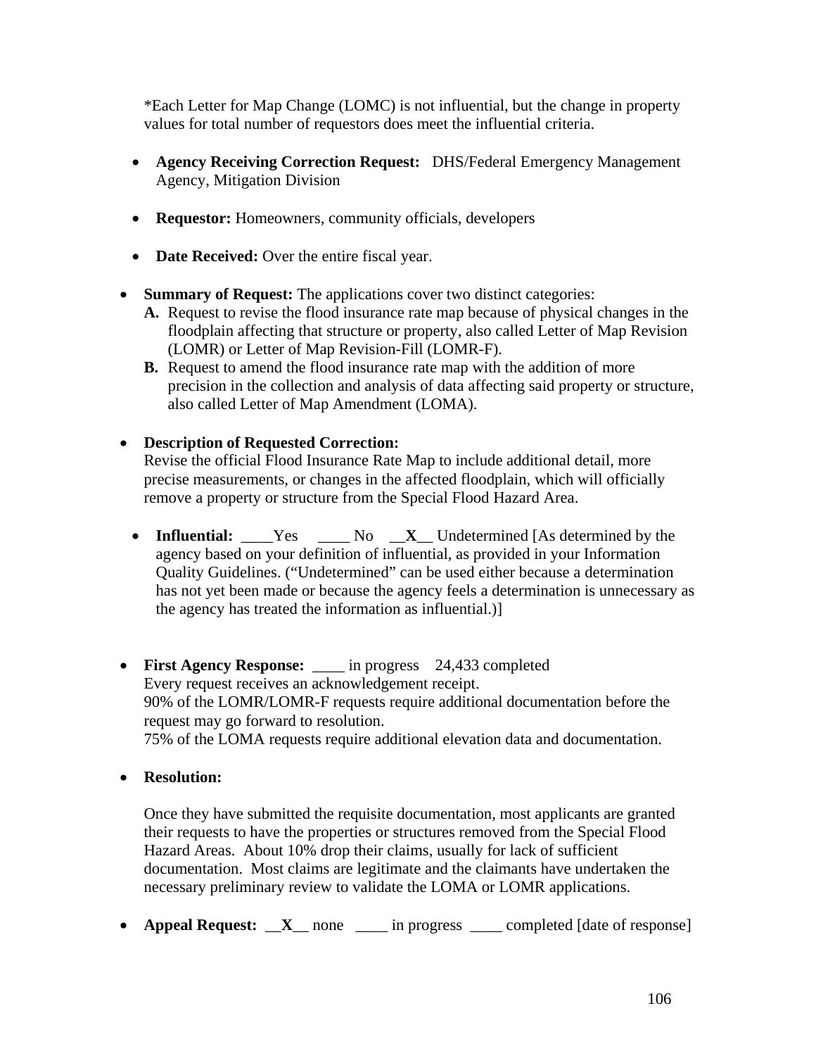*Each Letter for Map Change (LOMC) is not influential, but the change in property values for total number of requestors does meet the influential criteria.

- **Agency Receiving Correction Request:** DHS/Federal Emergency Management Agency, Mitigation Division

- **Requestor:** Homeowners, community officials, developers

- **Date Received:** Over the entire fiscal year.

- **Summary of Request:** The applications cover two distinct categories:
  **A.** Request to revise the flood insurance rate map because of physical changes in the floodplain affecting that structure or property, also called Letter of Map Revision (LOMR) or Letter of Map Revision-Fill (LOMR-F).
  **B.** Request to amend the flood insurance rate map with the addition of more precision in the collection and analysis of data affecting said property or structure, also called Letter of Map Amendment (LOMA).

- **Description of Requested Correction:**
  Revise the official Flood Insurance Rate Map to include additional detail, more precise measurements, or changes in the affected floodplain, which will officially remove a property or structure from the Special Flood Hazard Area.

  - **Influential:** ____Yes ____ No __**X**__ Undetermined [As determined by the agency based on your definition of influential, as provided in your Information Quality Guidelines. ("Undetermined" can be used either because a determination has not yet been made or because the agency feels a determination is unnecessary as the agency has treated the information as influential.)]

- **First Agency Response:** ____ in progress 24,433 completed
  Every request receives an acknowledgement receipt.
  90% of the LOMR/LOMR-F requests require additional documentation before the request may go forward to resolution.
  75% of the LOMA requests require additional elevation data and documentation.

- **Resolution:**

  Once they have submitted the requisite documentation, most applicants are granted their requests to have the properties or structures removed from the Special Flood Hazard Areas. About 10% drop their claims, usually for lack of sufficient documentation. Most claims are legitimate and the claimants have undertaken the necessary preliminary review to validate the LOMA or LOMR applications.

- **Appeal Request:** __**X**__ none ____ in progress ____ completed [date of response]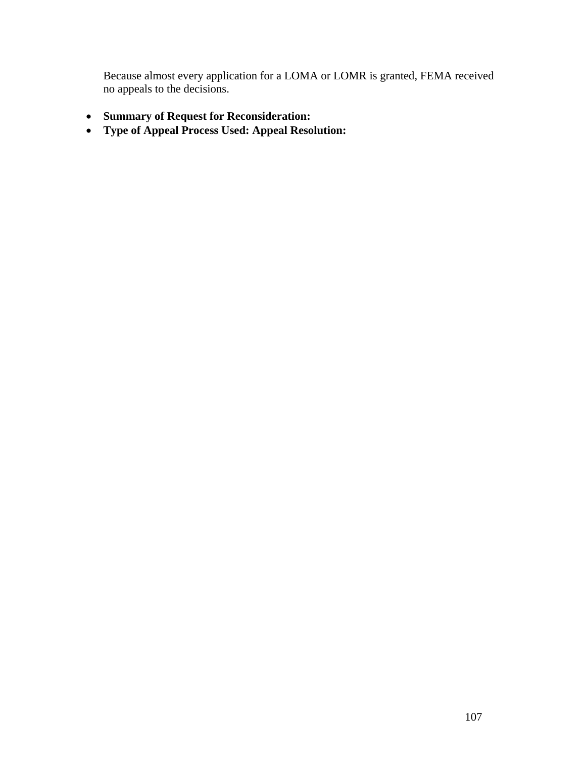Because almost every application for a LOMA or LOMR is granted, FEMA received no appeals to the decisions.

- **Summary of Request for Reconsideration:**
- **Type of Appeal Process Used: Appeal Resolution:**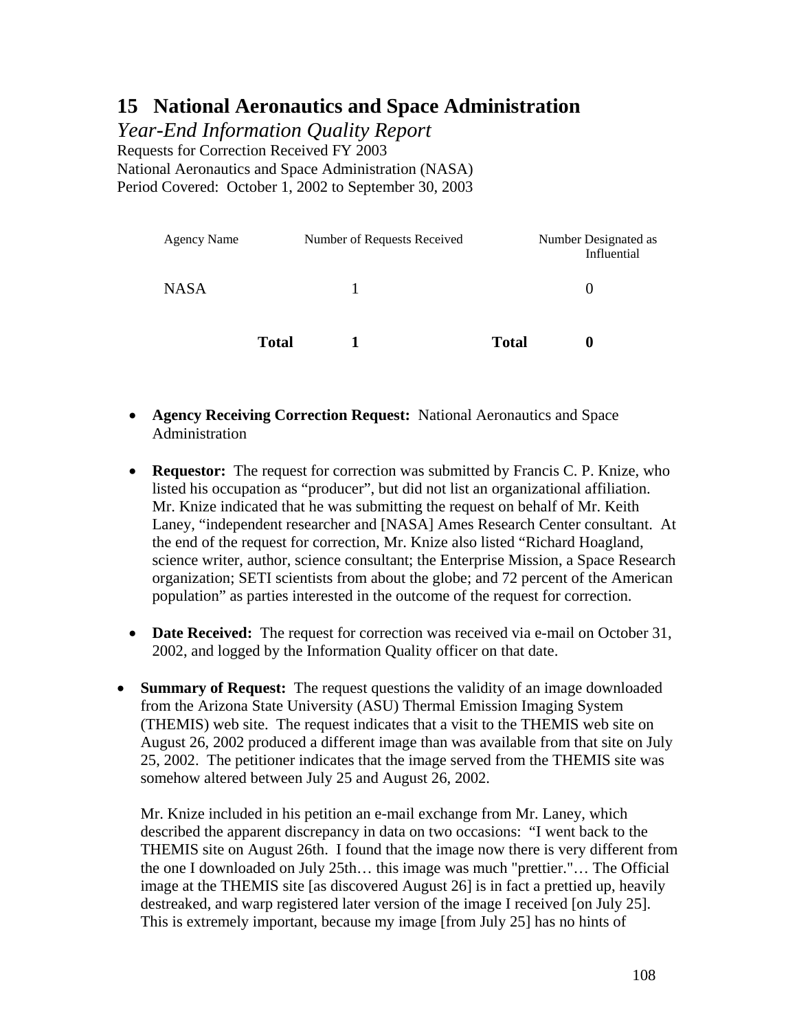# 15 National Aeronautics and Space Administration

*Year-End Information Quality Report*

Requests for Correction Received FY 2003
National Aeronautics and Space Administration (NASA)
Period Covered: October 1, 2002 to September 30, 2003

| Agency Name | Number of Requests Received | | Number Designated as Influential |
|---|---|---|---|
| NASA | 1 | | 0 |
| **Total** | **1** | **Total** | **0** |

- **Agency Receiving Correction Request:** National Aeronautics and Space Administration

- **Requestor:** The request for correction was submitted by Francis C. P. Knize, who listed his occupation as "producer", but did not list an organizational affiliation. Mr. Knize indicated that he was submitting the request on behalf of Mr. Keith Laney, "independent researcher and [NASA] Ames Research Center consultant. At the end of the request for correction, Mr. Knize also listed "Richard Hoagland, science writer, author, science consultant; the Enterprise Mission, a Space Research organization; SETI scientists from about the globe; and 72 percent of the American population" as parties interested in the outcome of the request for correction.

- **Date Received:** The request for correction was received via e-mail on October 31, 2002, and logged by the Information Quality officer on that date.

- **Summary of Request:** The request questions the validity of an image downloaded from the Arizona State University (ASU) Thermal Emission Imaging System (THEMIS) web site. The request indicates that a visit to the THEMIS web site on August 26, 2002 produced a different image than was available from that site on July 25, 2002. The petitioner indicates that the image served from the THEMIS site was somehow altered between July 25 and August 26, 2002.

  Mr. Knize included in his petition an e-mail exchange from Mr. Laney, which described the apparent discrepancy in data on two occasions: "I went back to the THEMIS site on August 26th. I found that the image now there is very different from the one I downloaded on July 25th… this image was much "prettier."… The Official image at the THEMIS site [as discovered August 26] is in fact a prettied up, heavily destreaked, and warp registered later version of the image I received [on July 25]. This is extremely important, because my image [from July 25] has no hints of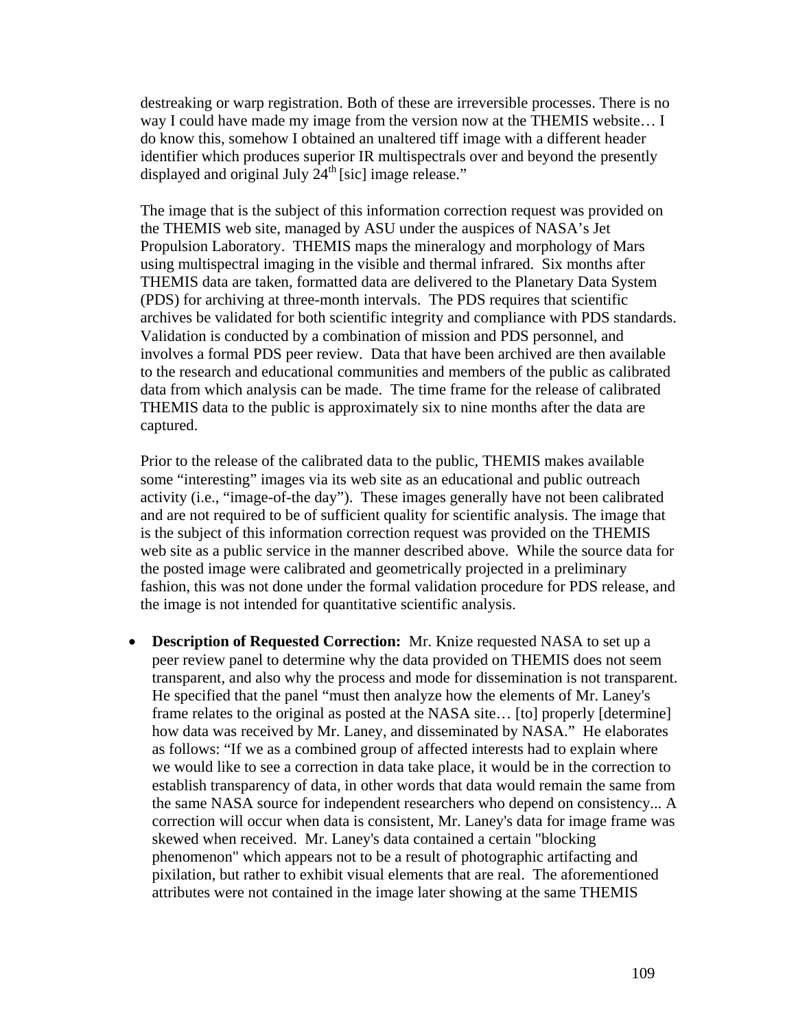destreaking or warp registration. Both of these are irreversible processes. There is no way I could have made my image from the version now at the THEMIS website… I do know this, somehow I obtained an unaltered tiff image with a different header identifier which produces superior IR multispectrals over and beyond the presently displayed and original July 24th [sic] image release."

The image that is the subject of this information correction request was provided on the THEMIS web site, managed by ASU under the auspices of NASA's Jet Propulsion Laboratory. THEMIS maps the mineralogy and morphology of Mars using multispectral imaging in the visible and thermal infrared. Six months after THEMIS data are taken, formatted data are delivered to the Planetary Data System (PDS) for archiving at three-month intervals. The PDS requires that scientific archives be validated for both scientific integrity and compliance with PDS standards. Validation is conducted by a combination of mission and PDS personnel, and involves a formal PDS peer review. Data that have been archived are then available to the research and educational communities and members of the public as calibrated data from which analysis can be made. The time frame for the release of calibrated THEMIS data to the public is approximately six to nine months after the data are captured.

Prior to the release of the calibrated data to the public, THEMIS makes available some "interesting" images via its web site as an educational and public outreach activity (i.e., "image-of-the day"). These images generally have not been calibrated and are not required to be of sufficient quality for scientific analysis. The image that is the subject of this information correction request was provided on the THEMIS web site as a public service in the manner described above. While the source data for the posted image were calibrated and geometrically projected in a preliminary fashion, this was not done under the formal validation procedure for PDS release, and the image is not intended for quantitative scientific analysis.

- **Description of Requested Correction:** Mr. Knize requested NASA to set up a peer review panel to determine why the data provided on THEMIS does not seem transparent, and also why the process and mode for dissemination is not transparent. He specified that the panel "must then analyze how the elements of Mr. Laney's frame relates to the original as posted at the NASA site… [to] properly [determine] how data was received by Mr. Laney, and disseminated by NASA." He elaborates as follows: "If we as a combined group of affected interests had to explain where we would like to see a correction in data take place, it would be in the correction to establish transparency of data, in other words that data would remain the same from the same NASA source for independent researchers who depend on consistency... A correction will occur when data is consistent, Mr. Laney's data for image frame was skewed when received. Mr. Laney's data contained a certain "blocking phenomenon" which appears not to be a result of photographic artifacting and pixilation, but rather to exhibit visual elements that are real. The aforementioned attributes were not contained in the image later showing at the same THEMIS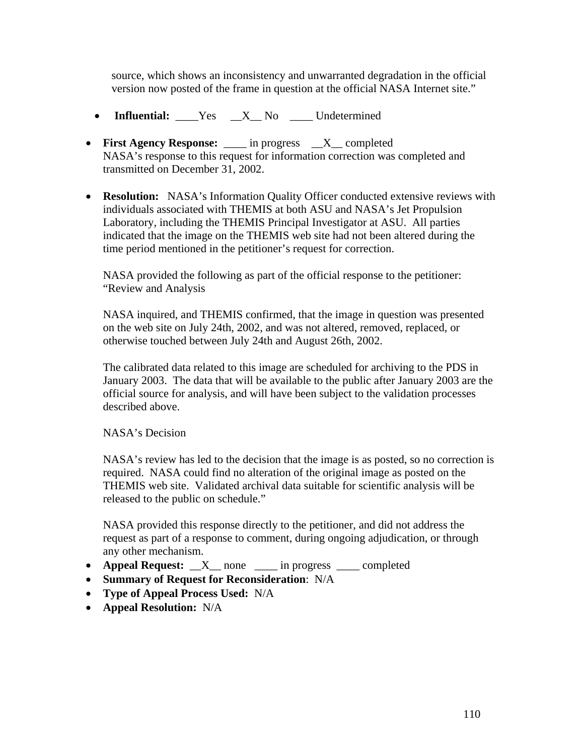source, which shows an inconsistency and unwarranted degradation in the official version now posted of the frame in question at the official NASA Internet site."

- **Influential:** ____Yes __X__ No ____ Undetermined

- **First Agency Response:** ____ in progress __X__ completed
  NASA's response to this request for information correction was completed and transmitted on December 31, 2002.

- **Resolution:** NASA's Information Quality Officer conducted extensive reviews with individuals associated with THEMIS at both ASU and NASA's Jet Propulsion Laboratory, including the THEMIS Principal Investigator at ASU. All parties indicated that the image on the THEMIS web site had not been altered during the time period mentioned in the petitioner's request for correction.

  NASA provided the following as part of the official response to the petitioner:
  "Review and Analysis

  NASA inquired, and THEMIS confirmed, that the image in question was presented on the web site on July 24th, 2002, and was not altered, removed, replaced, or otherwise touched between July 24th and August 26th, 2002.

  The calibrated data related to this image are scheduled for archiving to the PDS in January 2003. The data that will be available to the public after January 2003 are the official source for analysis, and will have been subject to the validation processes described above.

  NASA's Decision

  NASA's review has led to the decision that the image is as posted, so no correction is required. NASA could find no alteration of the original image as posted on the THEMIS web site. Validated archival data suitable for scientific analysis will be released to the public on schedule."

  NASA provided this response directly to the petitioner, and did not address the request as part of a response to comment, during ongoing adjudication, or through any other mechanism.
- **Appeal Request:** __X__ none ____ in progress ____ completed
- **Summary of Request for Reconsideration**: N/A
- **Type of Appeal Process Used:** N/A
- **Appeal Resolution:** N/A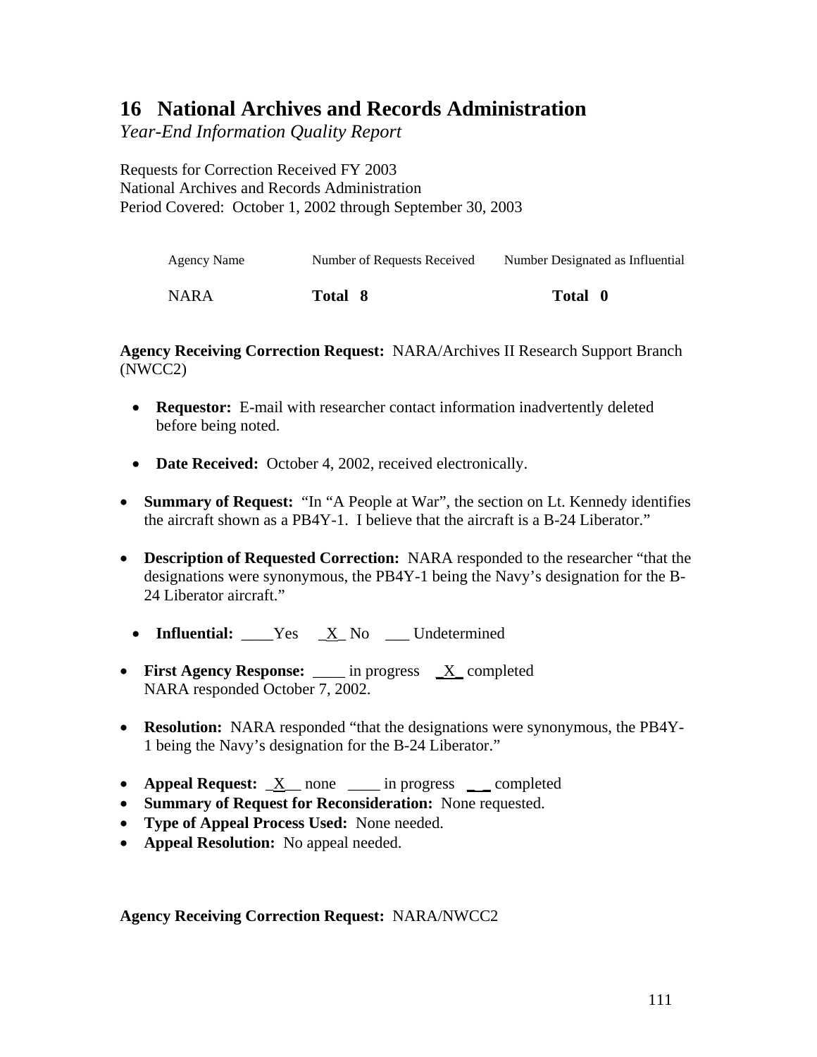# 16 National Archives and Records Administration

*Year-End Information Quality Report*

Requests for Correction Received FY 2003
National Archives and Records Administration
Period Covered: October 1, 2002 through September 30, 2003

| Agency Name | Number of Requests Received | Number Designated as Influential |
|---|---|---|
| NARA | **Total 8** | **Total 0** |

**Agency Receiving Correction Request:** NARA/Archives II Research Support Branch (NWCC2)

- **Requestor:** E-mail with researcher contact information inadvertently deleted before being noted.
- **Date Received:** October 4, 2002, received electronically.
- **Summary of Request:** "In "A People at War", the section on Lt. Kennedy identifies the aircraft shown as a PB4Y-1. I believe that the aircraft is a B-24 Liberator."
- **Description of Requested Correction:** NARA responded to the researcher "that the designations were synonymous, the PB4Y-1 being the Navy's designation for the B-24 Liberator aircraft."
- **Influential:** ____Yes _X_ No ___ Undetermined
- **First Agency Response:** ____ in progress _X_ completed
  NARA responded October 7, 2002.
- **Resolution:** NARA responded "that the designations were synonymous, the PB4Y-1 being the Navy's designation for the B-24 Liberator."
- **Appeal Request:** _X__ none ____ in progress ___ completed
- **Summary of Request for Reconsideration:** None requested.
- **Type of Appeal Process Used:** None needed.
- **Appeal Resolution:** No appeal needed.

**Agency Receiving Correction Request:** NARA/NWCC2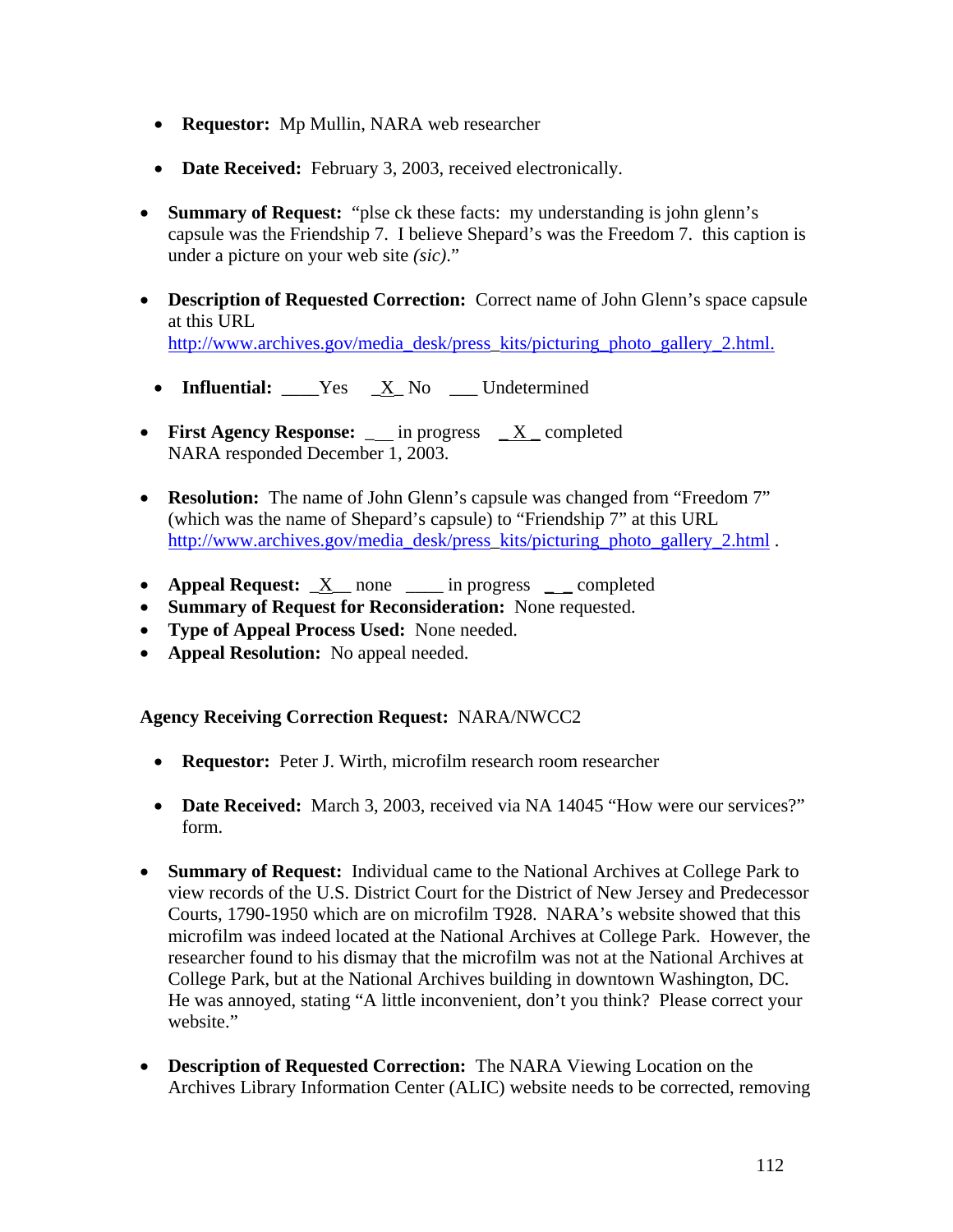- **Requestor:** Mp Mullin, NARA web researcher

- **Date Received:** February 3, 2003, received electronically.

- **Summary of Request:** "plse ck these facts: my understanding is john glenn's capsule was the Friendship 7. I believe Shepard's was the Freedom 7. this caption is under a picture on your web site *(sic)*."

- **Description of Requested Correction:** Correct name of John Glenn's space capsule at this URL http://www.archives.gov/media_desk/press_kits/picturing_photo_gallery_2.html.

- **Influential:** ____Yes _X_ No ___ Undetermined

- **First Agency Response:** ___ in progress _X_ completed
  NARA responded December 1, 2003.

- **Resolution:** The name of John Glenn's capsule was changed from "Freedom 7" (which was the name of Shepard's capsule) to "Friendship 7" at this URL http://www.archives.gov/media_desk/press_kits/picturing_photo_gallery_2.html .

- **Appeal Request:** _X__ none ____ in progress __ completed
- **Summary of Request for Reconsideration:** None requested.
- **Type of Appeal Process Used:** None needed.
- **Appeal Resolution:** No appeal needed.

**Agency Receiving Correction Request:** NARA/NWCC2

- **Requestor:** Peter J. Wirth, microfilm research room researcher

- **Date Received:** March 3, 2003, received via NA 14045 "How were our services?" form.

- **Summary of Request:** Individual came to the National Archives at College Park to view records of the U.S. District Court for the District of New Jersey and Predecessor Courts, 1790-1950 which are on microfilm T928. NARA's website showed that this microfilm was indeed located at the National Archives at College Park. However, the researcher found to his dismay that the microfilm was not at the National Archives at College Park, but at the National Archives building in downtown Washington, DC. He was annoyed, stating "A little inconvenient, don't you think? Please correct your website."

- **Description of Requested Correction:** The NARA Viewing Location on the Archives Library Information Center (ALIC) website needs to be corrected, removing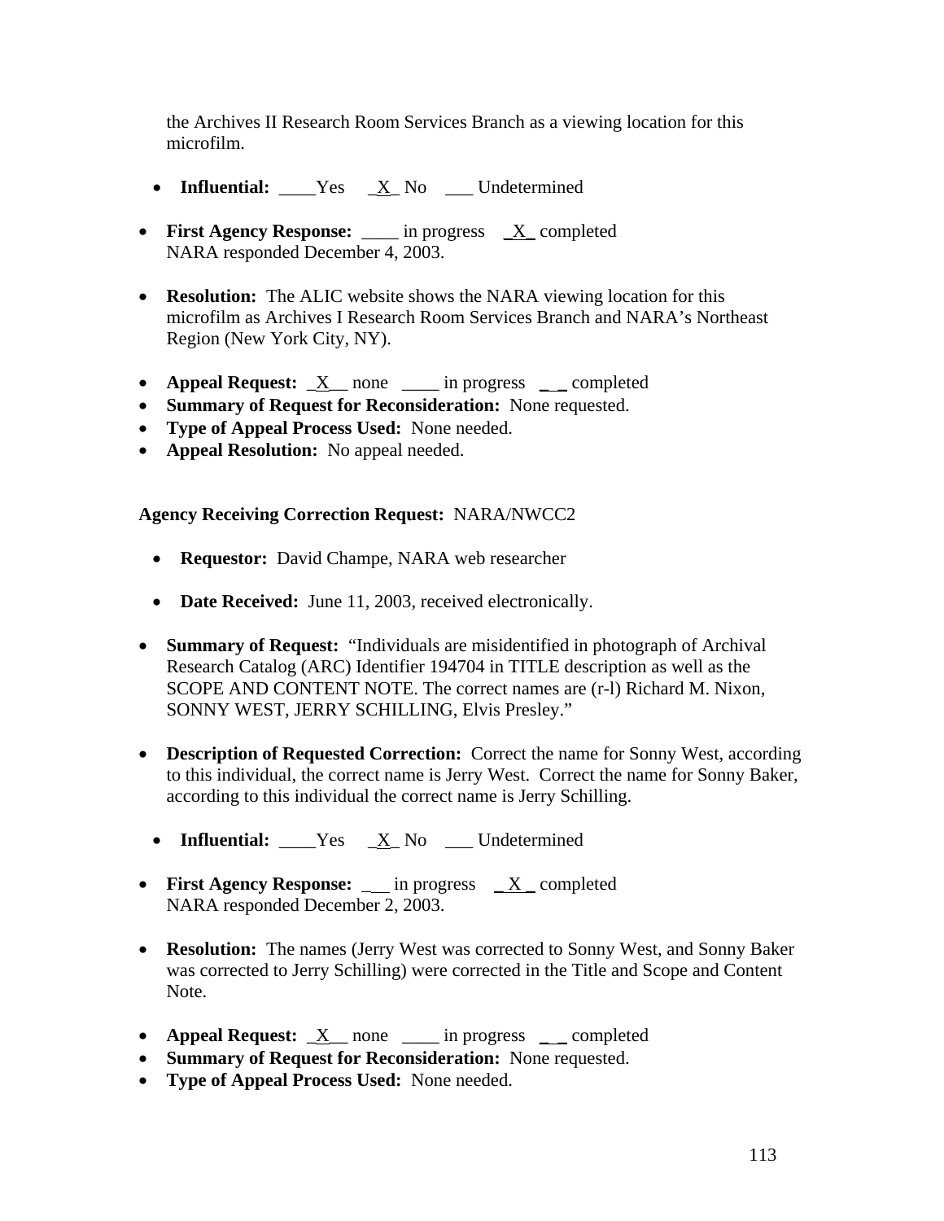the Archives II Research Room Services Branch as a viewing location for this microfilm.

- **Influential:** ____Yes _X_ No ___ Undetermined

- **First Agency Response:** ____ in progress _X_ completed
  NARA responded December 4, 2003.

- **Resolution:** The ALIC website shows the NARA viewing location for this microfilm as Archives I Research Room Services Branch and NARA's Northeast Region (New York City, NY).

- **Appeal Request:** _X__ none ____ in progress _ _ completed
- **Summary of Request for Reconsideration:** None requested.
- **Type of Appeal Process Used:** None needed.
- **Appeal Resolution:** No appeal needed.

**Agency Receiving Correction Request:** NARA/NWCC2

- **Requestor:** David Champe, NARA web researcher

- **Date Received:** June 11, 2003, received electronically.

- **Summary of Request:** "Individuals are misidentified in photograph of Archival Research Catalog (ARC) Identifier 194704 in TITLE description as well as the SCOPE AND CONTENT NOTE. The correct names are (r-l) Richard M. Nixon, SONNY WEST, JERRY SCHILLING, Elvis Presley."

- **Description of Requested Correction:** Correct the name for Sonny West, according to this individual, the correct name is Jerry West. Correct the name for Sonny Baker, according to this individual the correct name is Jerry Schilling.

- **Influential:** ____Yes _X_ No ___ Undetermined

- **First Agency Response:** ___ in progress _X_ completed
  NARA responded December 2, 2003.

- **Resolution:** The names (Jerry West was corrected to Sonny West, and Sonny Baker was corrected to Jerry Schilling) were corrected in the Title and Scope and Content Note.

- **Appeal Request:** _X__ none ____ in progress _ _ completed
- **Summary of Request for Reconsideration:** None requested.
- **Type of Appeal Process Used:** None needed.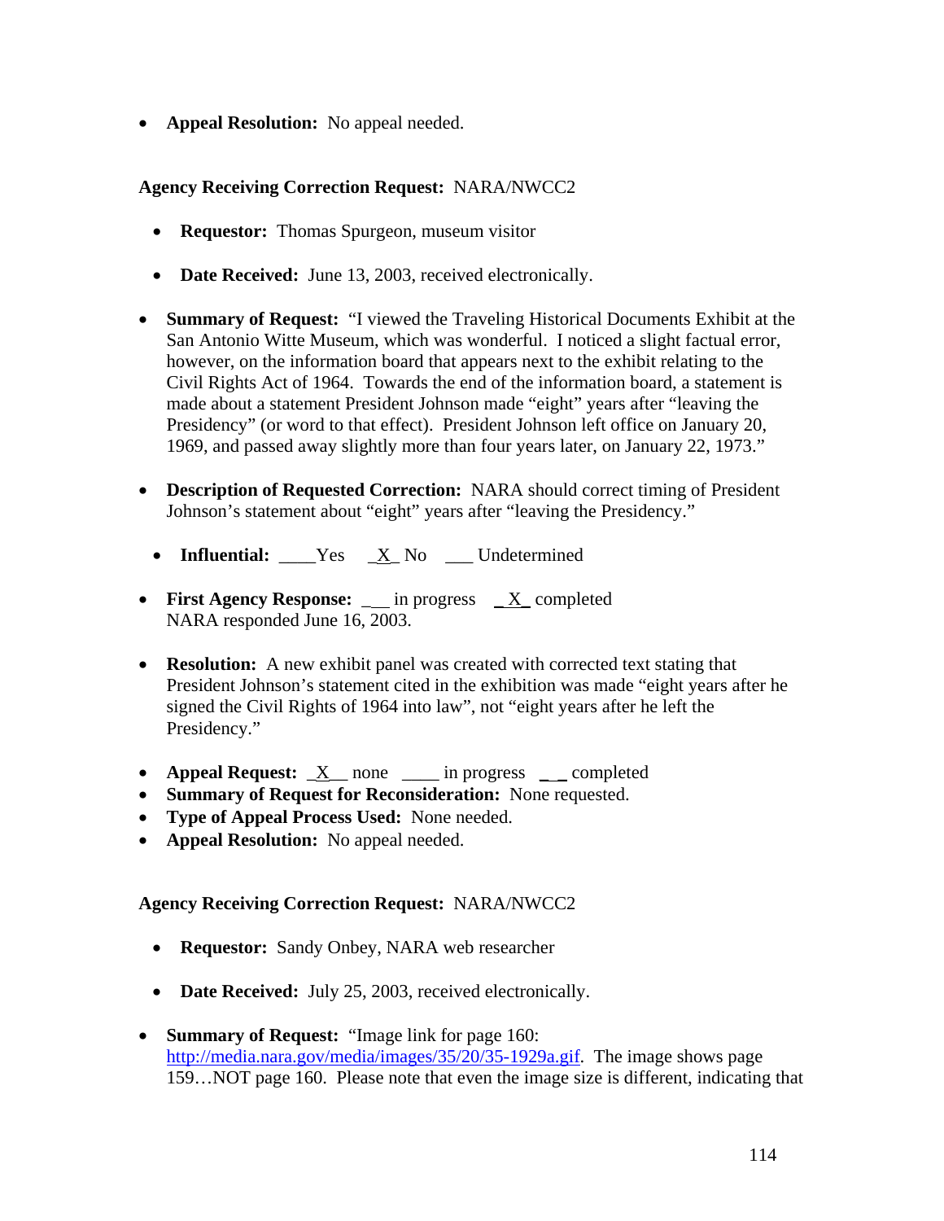- **Appeal Resolution:** No appeal needed.

**Agency Receiving Correction Request:** NARA/NWCC2

- **Requestor:** Thomas Spurgeon, museum visitor
- **Date Received:** June 13, 2003, received electronically.
- **Summary of Request:** "I viewed the Traveling Historical Documents Exhibit at the San Antonio Witte Museum, which was wonderful. I noticed a slight factual error, however, on the information board that appears next to the exhibit relating to the Civil Rights Act of 1964. Towards the end of the information board, a statement is made about a statement President Johnson made "eight" years after "leaving the Presidency" (or word to that effect). President Johnson left office on January 20, 1969, and passed away slightly more than four years later, on January 22, 1973."
- **Description of Requested Correction:** NARA should correct timing of President Johnson's statement about "eight" years after "leaving the Presidency."
- **Influential:** ____Yes _X_ No ___ Undetermined
- **First Agency Response:** ___ in progress _X_ completed
  NARA responded June 16, 2003.
- **Resolution:** A new exhibit panel was created with corrected text stating that President Johnson's statement cited in the exhibition was made "eight years after he signed the Civil Rights of 1964 into law", not "eight years after he left the Presidency."
- **Appeal Request:** _X__ none ____ in progress _ _ completed
- **Summary of Request for Reconsideration:** None requested.
- **Type of Appeal Process Used:** None needed.
- **Appeal Resolution:** No appeal needed.

**Agency Receiving Correction Request:** NARA/NWCC2

- **Requestor:** Sandy Onbey, NARA web researcher
- **Date Received:** July 25, 2003, received electronically.
- **Summary of Request:** "Image link for page 160: http://media.nara.gov/media/images/35/20/35-1929a.gif. The image shows page 159…NOT page 160. Please note that even the image size is different, indicating that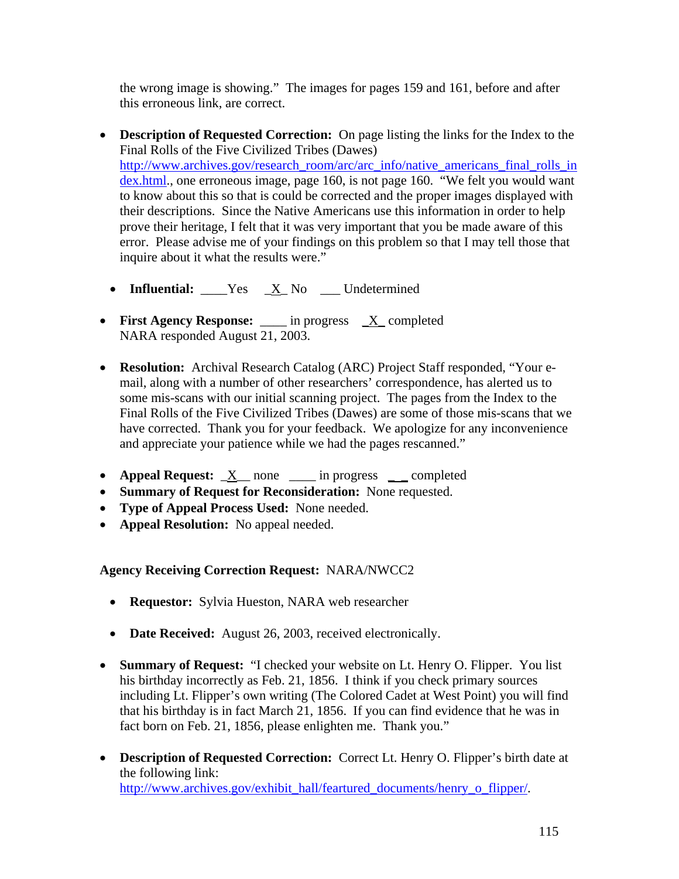the wrong image is showing." The images for pages 159 and 161, before and after this erroneous link, are correct.

- **Description of Requested Correction:** On page listing the links for the Index to the Final Rolls of the Five Civilized Tribes (Dawes) http://www.archives.gov/research_room/arc/arc_info/native_americans_final_rolls_index.html., one erroneous image, page 160, is not page 160. "We felt you would want to know about this so that is could be corrected and the proper images displayed with their descriptions. Since the Native Americans use this information in order to help prove their heritage, I felt that it was very important that you be made aware of this error. Please advise me of your findings on this problem so that I may tell those that inquire about it what the results were."

  - **Influential:** ____Yes _X_ No ___ Undetermined

- **First Agency Response:** ____ in progress _X_ completed
  NARA responded August 21, 2003.

- **Resolution:** Archival Research Catalog (ARC) Project Staff responded, "Your e-mail, along with a number of other researchers' correspondence, has alerted us to some mis-scans with our initial scanning project. The pages from the Index to the Final Rolls of the Five Civilized Tribes (Dawes) are some of those mis-scans that we have corrected. Thank you for your feedback. We apologize for any inconvenience and appreciate your patience while we had the pages rescanned."

- **Appeal Request:** _X__ none ____ in progress ___ completed
- **Summary of Request for Reconsideration:** None requested.
- **Type of Appeal Process Used:** None needed.
- **Appeal Resolution:** No appeal needed.

**Agency Receiving Correction Request:** NARA/NWCC2

  - **Requestor:** Sylvia Hueston, NARA web researcher

  - **Date Received:** August 26, 2003, received electronically.

- **Summary of Request:** "I checked your website on Lt. Henry O. Flipper. You list his birthday incorrectly as Feb. 21, 1856. I think if you check primary sources including Lt. Flipper's own writing (The Colored Cadet at West Point) you will find that his birthday is in fact March 21, 1856. If you can find evidence that he was in fact born on Feb. 21, 1856, please enlighten me. Thank you."

- **Description of Requested Correction:** Correct Lt. Henry O. Flipper's birth date at the following link:
  http://www.archives.gov/exhibit_hall/feartured_documents/henry_o_flipper/.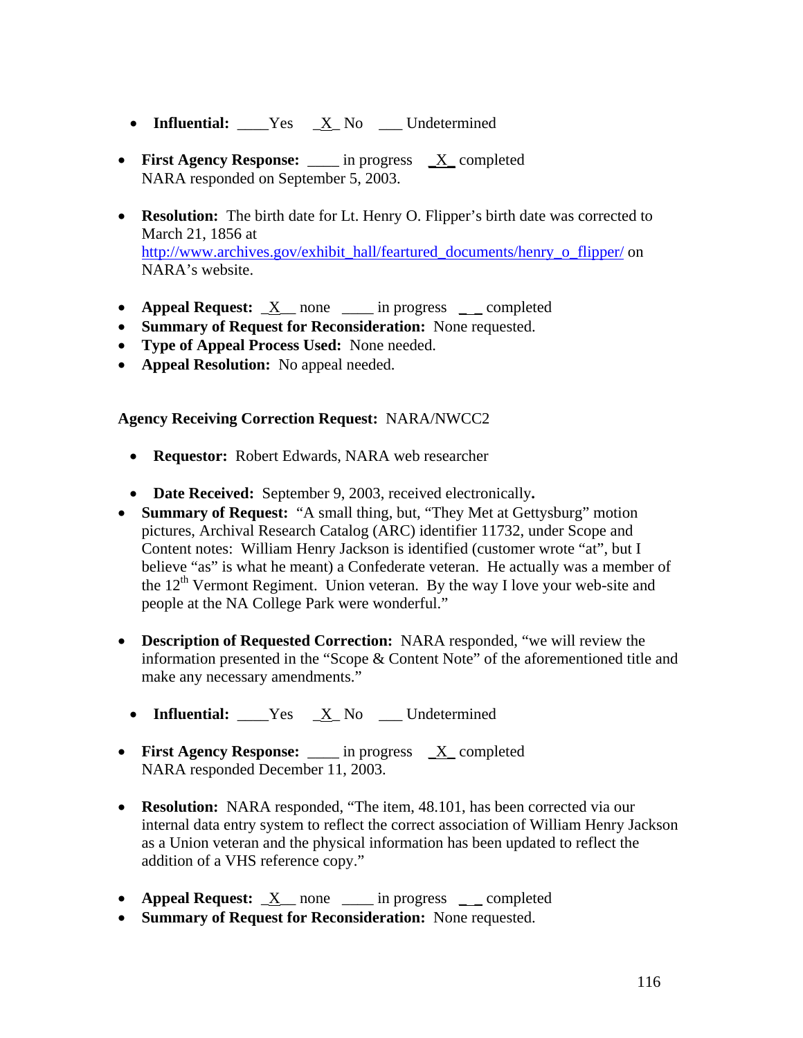- **Influential:** ____Yes _X_ No ___ Undetermined

- **First Agency Response:** ____ in progress _X_ completed
  NARA responded on September 5, 2003.

- **Resolution:** The birth date for Lt. Henry O. Flipper's birth date was corrected to March 21, 1856 at http://www.archives.gov/exhibit_hall/feartured_documents/henry_o_flipper/ on NARA's website.

- **Appeal Request:** _X__ none ____ in progress _ _ completed
- **Summary of Request for Reconsideration:** None requested.
- **Type of Appeal Process Used:** None needed.
- **Appeal Resolution:** No appeal needed.

**Agency Receiving Correction Request:** NARA/NWCC2

- **Requestor:** Robert Edwards, NARA web researcher

- **Date Received:** September 9, 2003, received electronically**.**
- **Summary of Request:** "A small thing, but, "They Met at Gettysburg" motion pictures, Archival Research Catalog (ARC) identifier 11732, under Scope and Content notes: William Henry Jackson is identified (customer wrote "at", but I believe "as" is what he meant) a Confederate veteran. He actually was a member of the 12th Vermont Regiment. Union veteran. By the way I love your web-site and people at the NA College Park were wonderful."

- **Description of Requested Correction:** NARA responded, "we will review the information presented in the "Scope & Content Note" of the aforementioned title and make any necessary amendments."

- **Influential:** ____Yes _X_ No ___ Undetermined

- **First Agency Response:** ____ in progress _X_ completed
  NARA responded December 11, 2003.

- **Resolution:** NARA responded, "The item, 48.101, has been corrected via our internal data entry system to reflect the correct association of William Henry Jackson as a Union veteran and the physical information has been updated to reflect the addition of a VHS reference copy."

- **Appeal Request:** _X__ none ____ in progress _ _ completed
- **Summary of Request for Reconsideration:** None requested.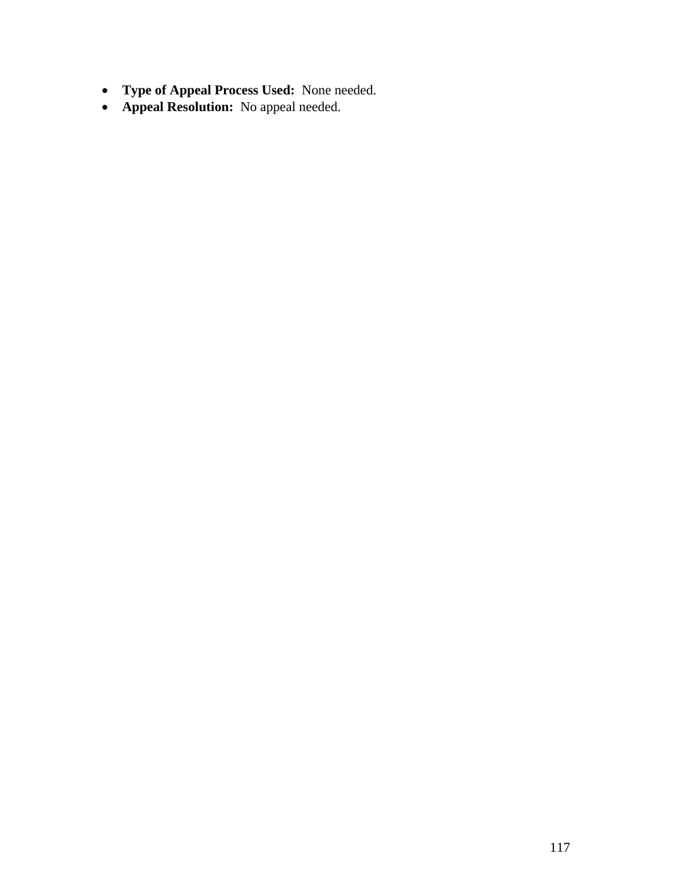- **Type of Appeal Process Used:** None needed.
- **Appeal Resolution:** No appeal needed.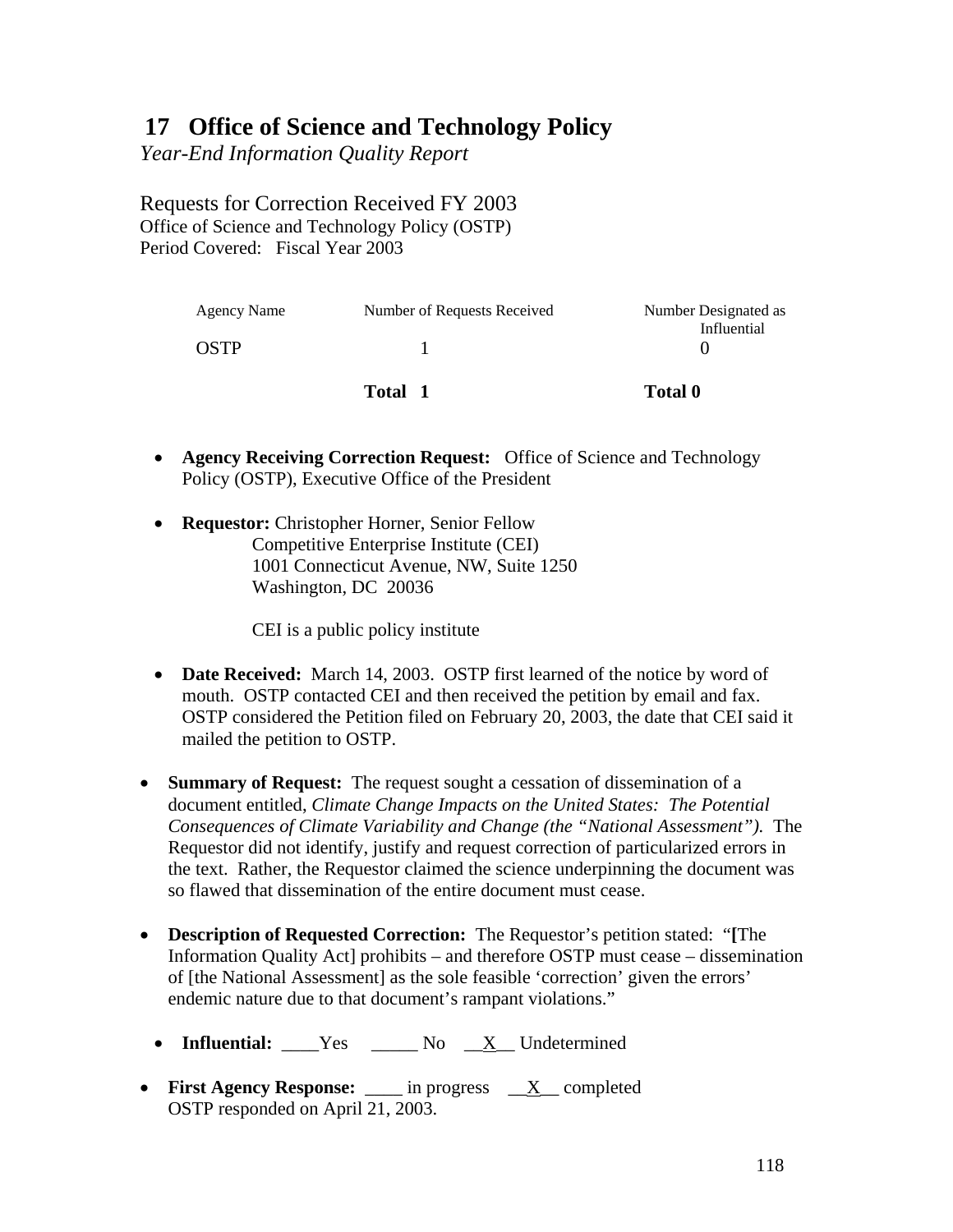# 17 Office of Science and Technology Policy

*Year-End Information Quality Report*

Requests for Correction Received FY 2003
Office of Science and Technology Policy (OSTP)
Period Covered: Fiscal Year 2003

| Agency Name | Number of Requests Received | Number Designated as Influential |
|---|---|---|
| OSTP | 1 | 0 |
| | **Total 1** | **Total 0** |

- **Agency Receiving Correction Request:** Office of Science and Technology Policy (OSTP), Executive Office of the President

- **Requestor:** Christopher Horner, Senior Fellow
  Competitive Enterprise Institute (CEI)
  1001 Connecticut Avenue, NW, Suite 1250
  Washington, DC 20036

  CEI is a public policy institute

- **Date Received:** March 14, 2003. OSTP first learned of the notice by word of mouth. OSTP contacted CEI and then received the petition by email and fax. OSTP considered the Petition filed on February 20, 2003, the date that CEI said it mailed the petition to OSTP.

- **Summary of Request:** The request sought a cessation of dissemination of a document entitled, *Climate Change Impacts on the United States: The Potential Consequences of Climate Variability and Change (the "National Assessment").* The Requestor did not identify, justify and request correction of particularized errors in the text. Rather, the Requestor claimed the science underpinning the document was so flawed that dissemination of the entire document must cease.

- **Description of Requested Correction:** The Requestor's petition stated: "**[**The Information Quality Act] prohibits – and therefore OSTP must cease – dissemination of [the National Assessment] as the sole feasible 'correction' given the errors' endemic nature due to that document's rampant violations."

- **Influential:** ____Yes _____ No __X__ Undetermined

- **First Agency Response:** ____ in progress __X__ completed
  OSTP responded on April 21, 2003.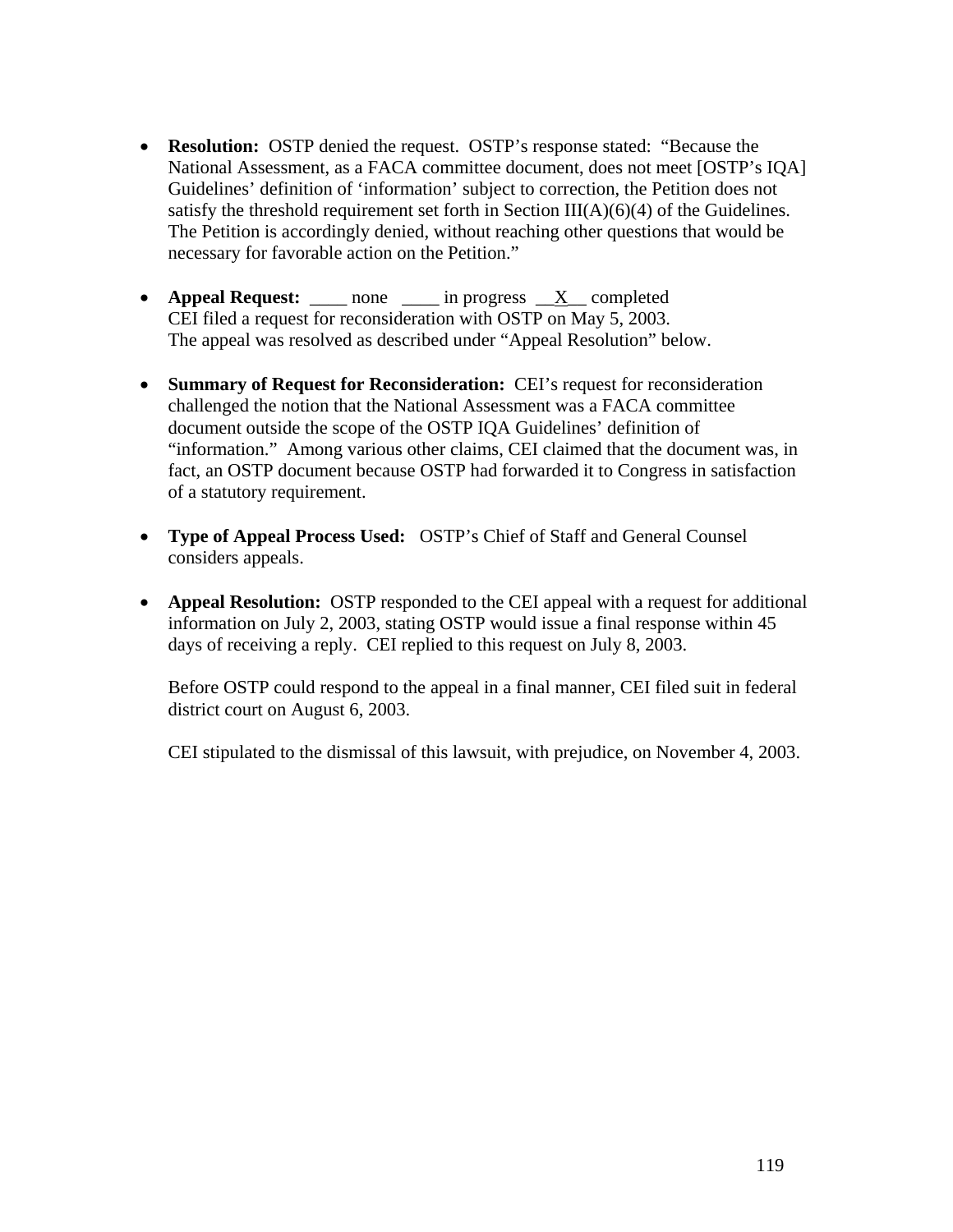- **Resolution:** OSTP denied the request. OSTP's response stated: "Because the National Assessment, as a FACA committee document, does not meet [OSTP's IQA] Guidelines' definition of 'information' subject to correction, the Petition does not satisfy the threshold requirement set forth in Section III(A)(6)(4) of the Guidelines. The Petition is accordingly denied, without reaching other questions that would be necessary for favorable action on the Petition."

- **Appeal Request:** ____ none ____ in progress __X__ completed
  CEI filed a request for reconsideration with OSTP on May 5, 2003.
  The appeal was resolved as described under "Appeal Resolution" below.

- **Summary of Request for Reconsideration:** CEI's request for reconsideration challenged the notion that the National Assessment was a FACA committee document outside the scope of the OSTP IQA Guidelines' definition of "information." Among various other claims, CEI claimed that the document was, in fact, an OSTP document because OSTP had forwarded it to Congress in satisfaction of a statutory requirement.

- **Type of Appeal Process Used:** OSTP's Chief of Staff and General Counsel considers appeals.

- **Appeal Resolution:** OSTP responded to the CEI appeal with a request for additional information on July 2, 2003, stating OSTP would issue a final response within 45 days of receiving a reply. CEI replied to this request on July 8, 2003.

  Before OSTP could respond to the appeal in a final manner, CEI filed suit in federal district court on August 6, 2003.

  CEI stipulated to the dismissal of this lawsuit, with prejudice, on November 4, 2003.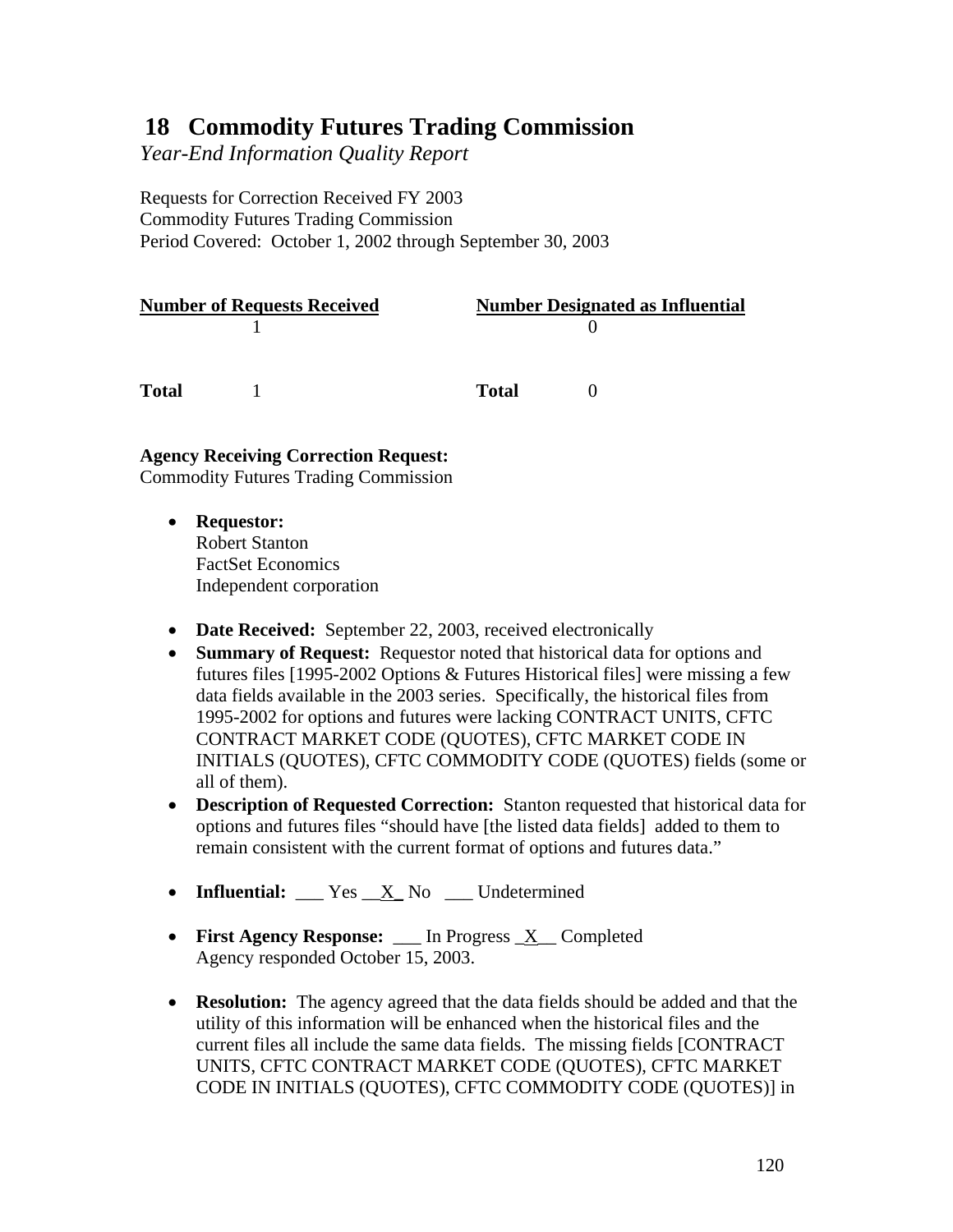# 18 Commodity Futures Trading Commission

*Year-End Information Quality Report*

Requests for Correction Received FY 2003
Commodity Futures Trading Commission
Period Covered: October 1, 2002 through September 30, 2003

| | **Number of Requests Received** | | **Number Designated as Influential** |
|---|---|---|---|
| | 1 | | 0 |
| **Total** | 1 | **Total** | 0 |

**Agency Receiving Correction Request:**
Commodity Futures Trading Commission

- **Requestor:**
  Robert Stanton
  FactSet Economics
  Independent corporation

- **Date Received:** September 22, 2003, received electronically
- **Summary of Request:** Requestor noted that historical data for options and futures files [1995-2002 Options & Futures Historical files] were missing a few data fields available in the 2003 series. Specifically, the historical files from 1995-2002 for options and futures were lacking CONTRACT UNITS, CFTC CONTRACT MARKET CODE (QUOTES), CFTC MARKET CODE IN INITIALS (QUOTES), CFTC COMMODITY CODE (QUOTES) fields (some or all of them).
- **Description of Requested Correction:** Stanton requested that historical data for options and futures files "should have [the listed data fields] added to them to remain consistent with the current format of options and futures data."

- **Influential:** ___ Yes __X_ No ___ Undetermined

- **First Agency Response:** ___ In Progress _X__ Completed
  Agency responded October 15, 2003.

- **Resolution:** The agency agreed that the data fields should be added and that the utility of this information will be enhanced when the historical files and the current files all include the same data fields. The missing fields [CONTRACT UNITS, CFTC CONTRACT MARKET CODE (QUOTES), CFTC MARKET CODE IN INITIALS (QUOTES), CFTC COMMODITY CODE (QUOTES)] in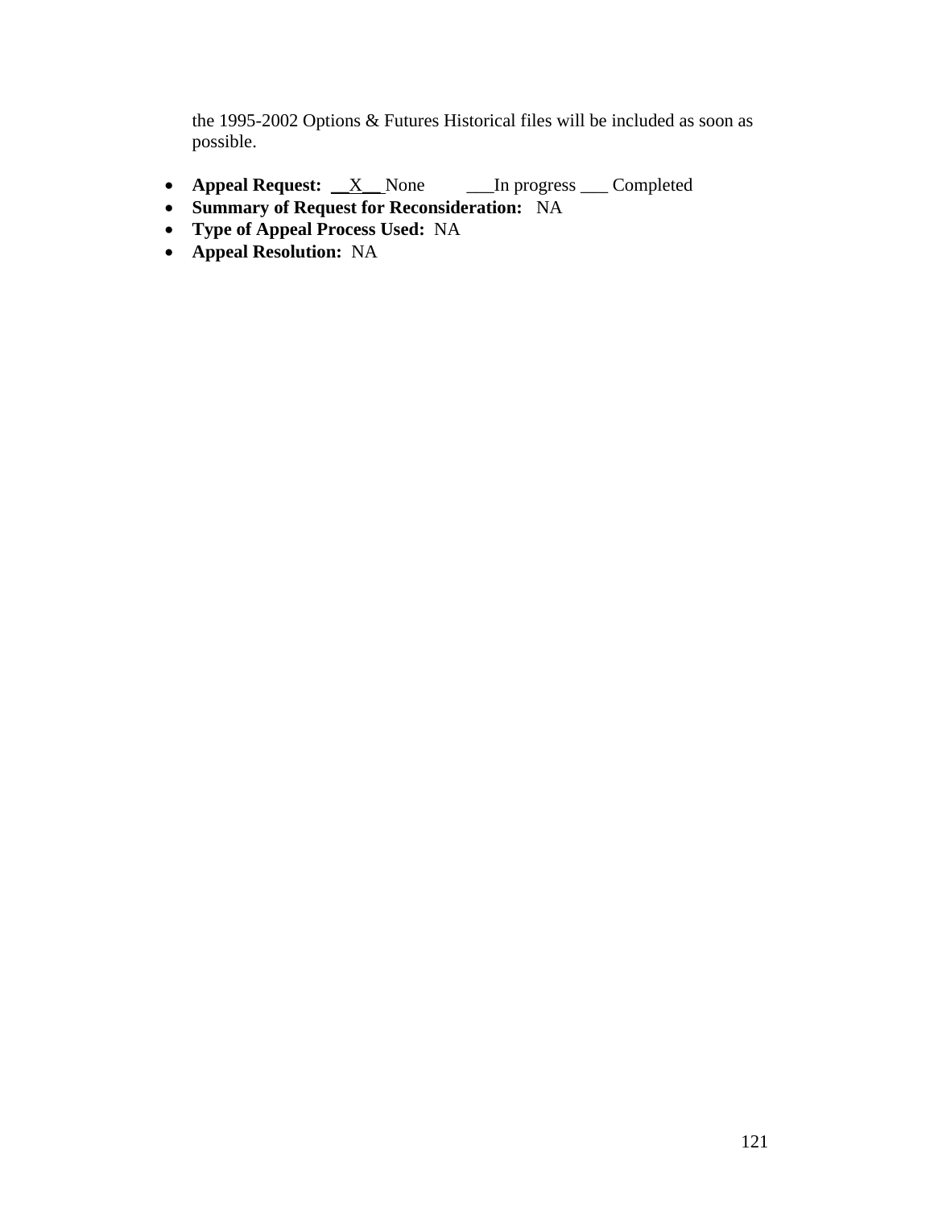the 1995-2002 Options & Futures Historical files will be included as soon as possible.

- **Appeal Request:** __X__ None ___In progress ___ Completed
- **Summary of Request for Reconsideration:** NA
- **Type of Appeal Process Used:** NA
- **Appeal Resolution:** NA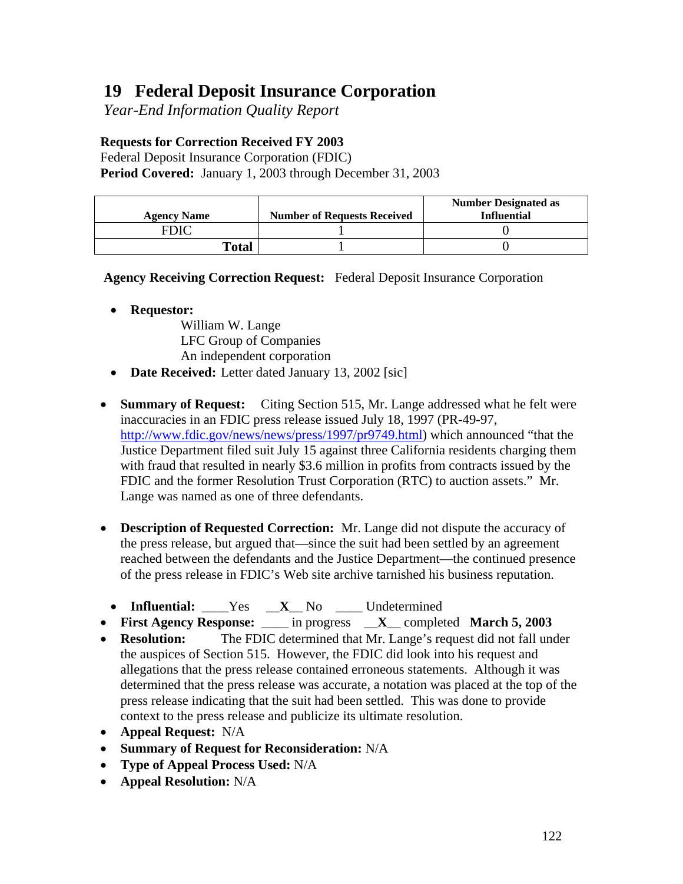# 19 Federal Deposit Insurance Corporation

*Year-End Information Quality Report*

**Requests for Correction Received FY 2003**

Federal Deposit Insurance Corporation (FDIC)

**Period Covered:** January 1, 2003 through December 31, 2003

| Agency Name | Number of Requests Received | Number Designated as Influential |
|---|---|---|
| FDIC | 1 | 0 |
| **Total** | 1 | 0 |

**Agency Receiving Correction Request:** Federal Deposit Insurance Corporation

- **Requestor:**
  William W. Lange
  LFC Group of Companies
  An independent corporation
- **Date Received:** Letter dated January 13, 2002 [sic]

- **Summary of Request:** Citing Section 515, Mr. Lange addressed what he felt were inaccuracies in an FDIC press release issued July 18, 1997 (PR-49-97, http://www.fdic.gov/news/news/press/1997/pr9749.html) which announced "that the Justice Department filed suit July 15 against three California residents charging them with fraud that resulted in nearly $3.6 million in profits from contracts issued by the FDIC and the former Resolution Trust Corporation (RTC) to auction assets." Mr. Lange was named as one of three defendants.

- **Description of Requested Correction:** Mr. Lange did not dispute the accuracy of the press release, but argued that—since the suit had been settled by an agreement reached between the defendants and the Justice Department—the continued presence of the press release in FDIC's Web site archive tarnished his business reputation.

- **Influential:** ____Yes __**X**__ No ____ Undetermined
- **First Agency Response:** ____ in progress __**X**__ completed **March 5, 2003**
- **Resolution:** The FDIC determined that Mr. Lange's request did not fall under the auspices of Section 515. However, the FDIC did look into his request and allegations that the press release contained erroneous statements. Although it was determined that the press release was accurate, a notation was placed at the top of the press release indicating that the suit had been settled. This was done to provide context to the press release and publicize its ultimate resolution.
- **Appeal Request:** N/A
- **Summary of Request for Reconsideration:** N/A
- **Type of Appeal Process Used:** N/A
- **Appeal Resolution:** N/A